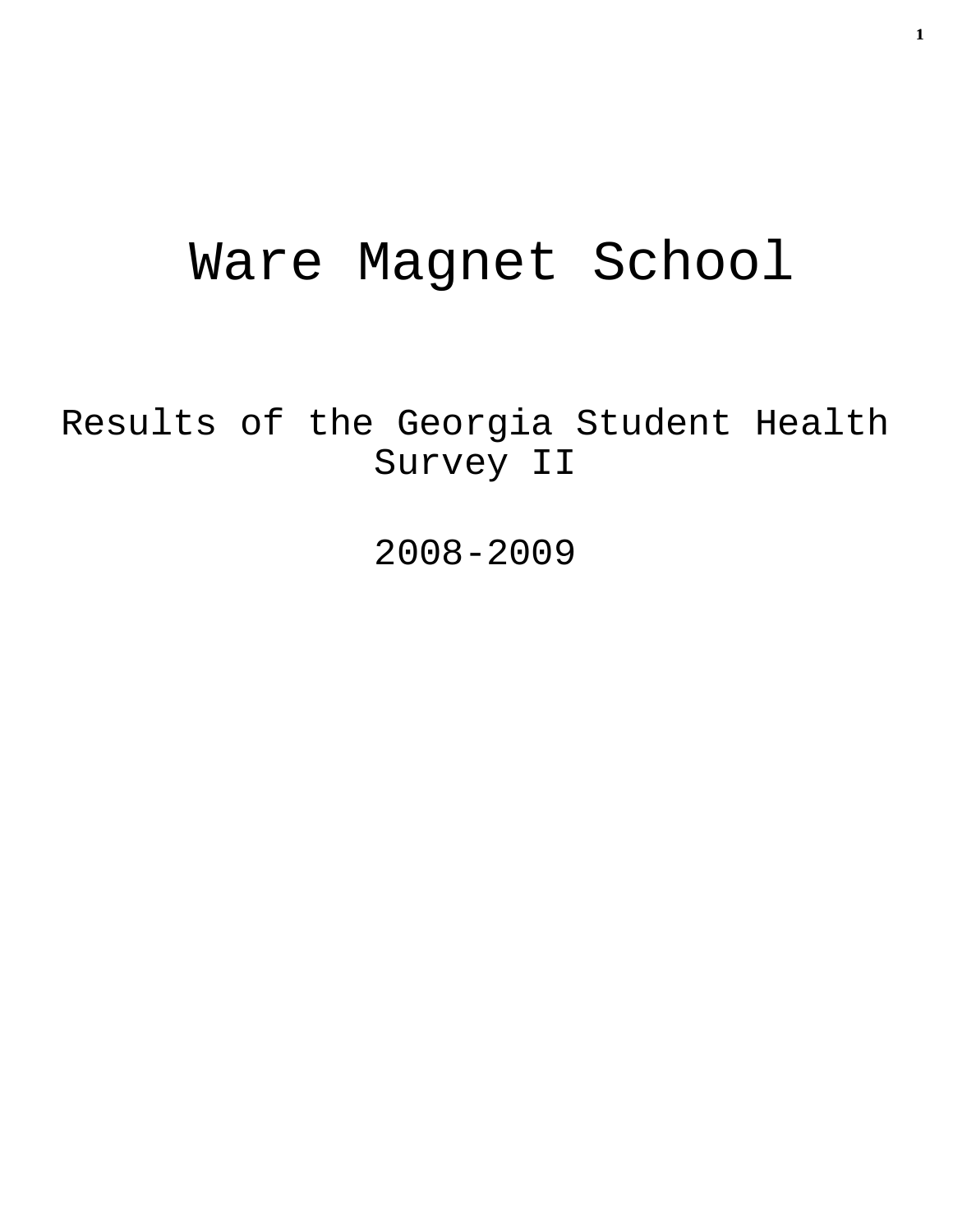# Ware Magnet School

## Results of the Georgia Student Health Survey II

## 2008-2009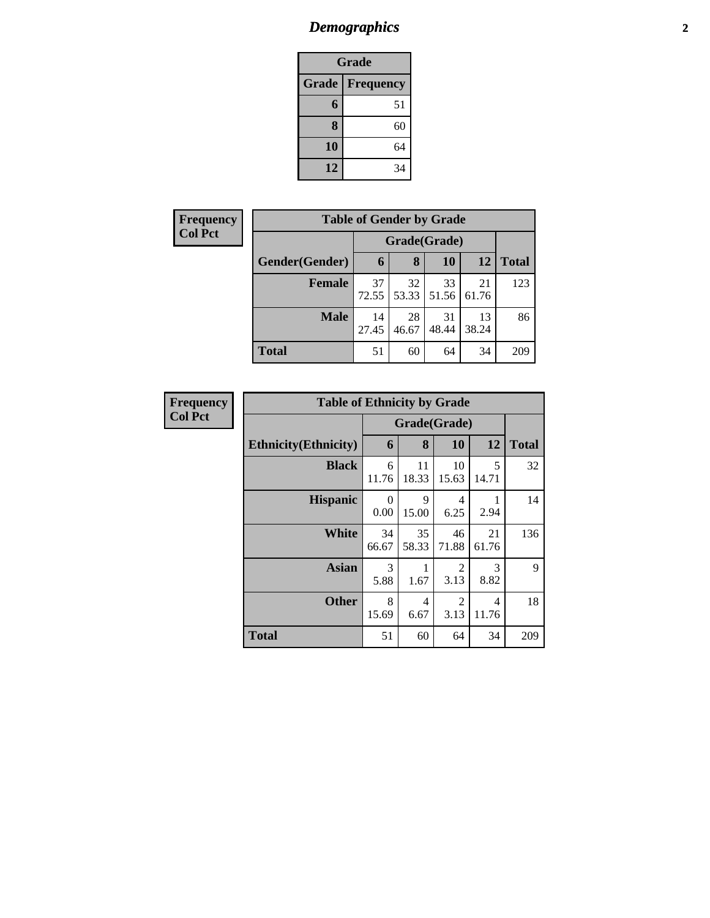# Demographics

| Grade | |
|---|---|
| **Grade** | **Frequency** |
| **6** | 51 |
| **8** | 60 |
| **10** | 64 |
| **12** | 34 |

**Frequency**
**Col Pct**

| Table of Gender by Grade | | | | | |
|---|---|---|---|---|---|
| | Grade(Grade) | | | | |
| **Gender(Gender)** | **6** | **8** | **10** | **12** | **Total** |
| **Female** | 37<br>72.55 | 32<br>53.33 | 33<br>51.56 | 21<br>61.76 | 123 |
| **Male** | 14<br>27.45 | 28<br>46.67 | 31<br>48.44 | 13<br>38.24 | 86 |
| **Total** | 51 | 60 | 64 | 34 | 209 |

**Frequency**
**Col Pct**

| Table of Ethnicity by Grade | | | | | |
|---|---|---|---|---|---|
| | Grade(Grade) | | | | |
| **Ethnicity(Ethnicity)** | **6** | **8** | **10** | **12** | **Total** |
| **Black** | 6<br>11.76 | 11<br>18.33 | 10<br>15.63 | 5<br>14.71 | 32 |
| **Hispanic** | 0<br>0.00 | 9<br>15.00 | 4<br>6.25 | 1<br>2.94 | 14 |
| **White** | 34<br>66.67 | 35<br>58.33 | 46<br>71.88 | 21<br>61.76 | 136 |
| **Asian** | 3<br>5.88 | 1<br>1.67 | 2<br>3.13 | 3<br>8.82 | 9 |
| **Other** | 8<br>15.69 | 4<br>6.67 | 2<br>3.13 | 4<br>11.76 | 18 |
| **Total** | 51 | 60 | 64 | 34 | 209 |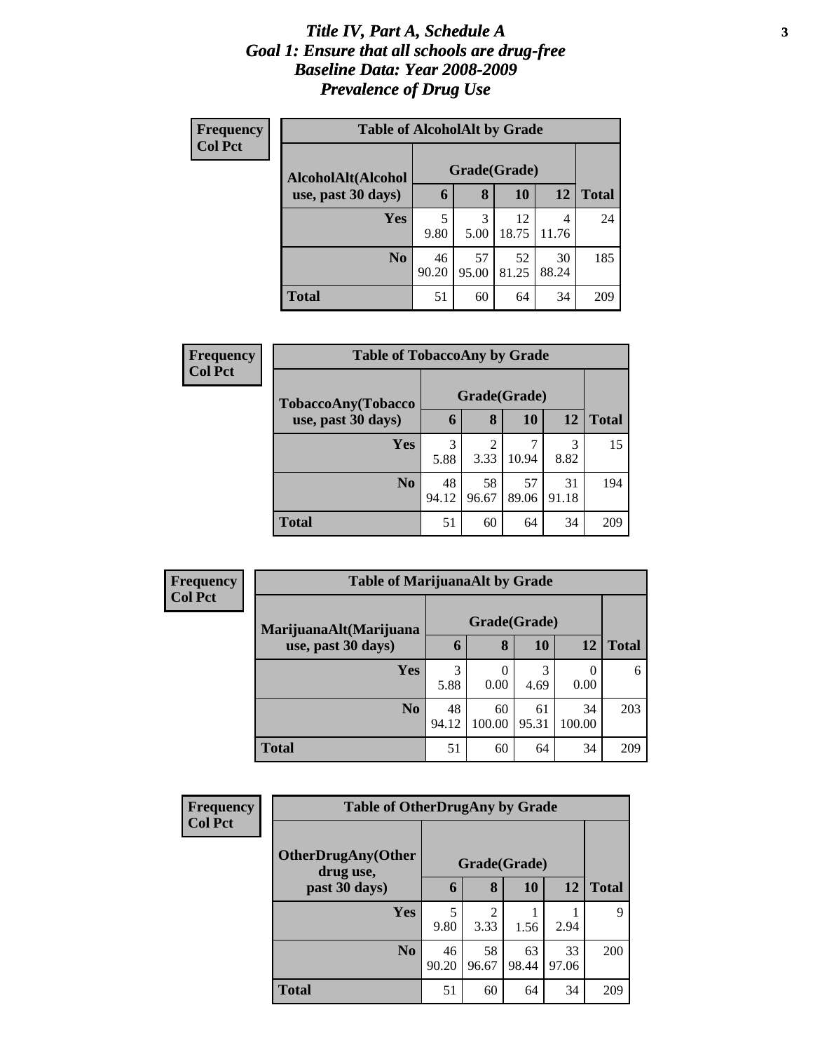# *Title IV, Part A, Schedule A*
# *Goal 1: Ensure that all schools are drug-free*
# *Baseline Data: Year 2008-2009*
# *Prevalence of Drug Use*

**Frequency**
**Col Pct**

**Table of AlcoholAlt by Grade**

| AlcoholAlt(Alcohol use, past 30 days) | Grade(Grade) | | | | Total |
|---|---|---|---|---|---|
| | 6 | 8 | 10 | 12 | |
| Yes | 5<br>9.80 | 3<br>5.00 | 12<br>18.75 | 4<br>11.76 | 24 |
| No | 46<br>90.20 | 57<br>95.00 | 52<br>81.25 | 30<br>88.24 | 185 |
| Total | 51 | 60 | 64 | 34 | 209 |

**Frequency**
**Col Pct**

**Table of TobaccoAny by Grade**

| TobaccoAny(Tobacco use, past 30 days) | Grade(Grade) | | | | Total |
|---|---|---|---|---|---|
| | 6 | 8 | 10 | 12 | |
| Yes | 3<br>5.88 | 2<br>3.33 | 7<br>10.94 | 3<br>8.82 | 15 |
| No | 48<br>94.12 | 58<br>96.67 | 57<br>89.06 | 31<br>91.18 | 194 |
| Total | 51 | 60 | 64 | 34 | 209 |

**Frequency**
**Col Pct**

**Table of MarijuanaAlt by Grade**

| MarijuanaAlt(Marijuana use, past 30 days) | Grade(Grade) | | | | Total |
|---|---|---|---|---|---|
| | 6 | 8 | 10 | 12 | |
| Yes | 3<br>5.88 | 0<br>0.00 | 3<br>4.69 | 0<br>0.00 | 6 |
| No | 48<br>94.12 | 60<br>100.00 | 61<br>95.31 | 34<br>100.00 | 203 |
| Total | 51 | 60 | 64 | 34 | 209 |

**Frequency**
**Col Pct**

**Table of OtherDrugAny by Grade**

| OtherDrugAny(Other drug use, past 30 days) | Grade(Grade) | | | | Total |
|---|---|---|---|---|---|
| | 6 | 8 | 10 | 12 | |
| Yes | 5<br>9.80 | 2<br>3.33 | 1<br>1.56 | 1<br>2.94 | 9 |
| No | 46<br>90.20 | 58<br>96.67 | 63<br>98.44 | 33<br>97.06 | 200 |
| Total | 51 | 60 | 64 | 34 | 209 |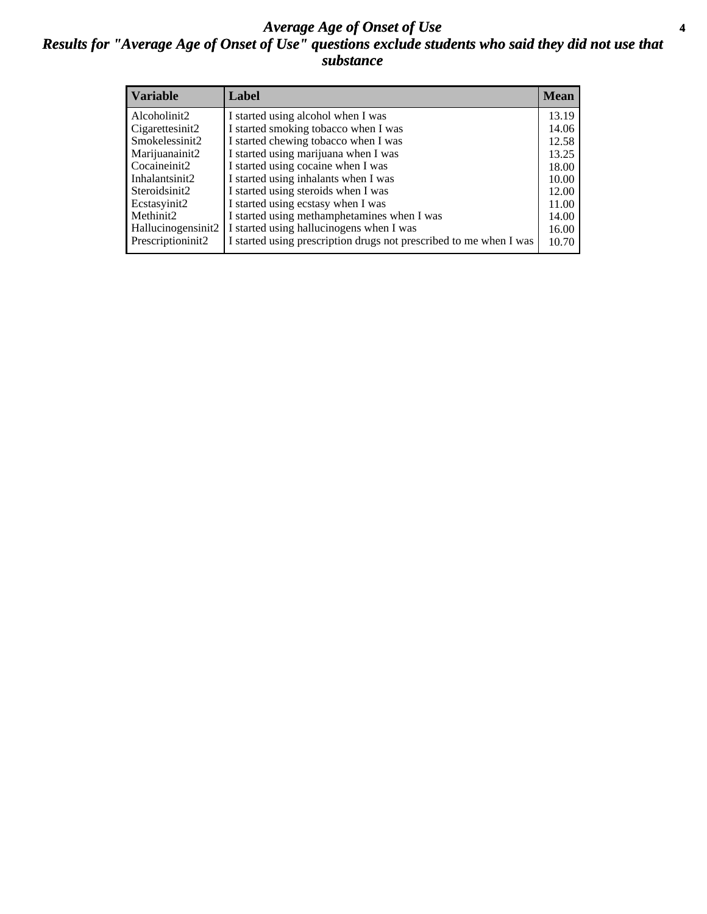# *Average Age of Onset of Use*

## *Results for "Average Age of Onset of Use" questions exclude students who said they did not use that substance*

| Variable | Label | Mean |
|---|---|---|
| Alcoholinit2 | I started using alcohol when I was | 13.19 |
| Cigarettesinit2 | I started smoking tobacco when I was | 14.06 |
| Smokelessinit2 | I started chewing tobacco when I was | 12.58 |
| Marijuanainit2 | I started using marijuana when I was | 13.25 |
| Cocaineinit2 | I started using cocaine when I was | 18.00 |
| Inhalantsinit2 | I started using inhalants when I was | 10.00 |
| Steroidsinit2 | I started using steroids when I was | 12.00 |
| Ecstasyinit2 | I started using ecstasy when I was | 11.00 |
| Methinit2 | I started using methamphetamines when I was | 14.00 |
| Hallucinogensinit2 | I started using hallucinogens when I was | 16.00 |
| Prescriptioninit2 | I started using prescription drugs not prescribed to me when I was | 10.70 |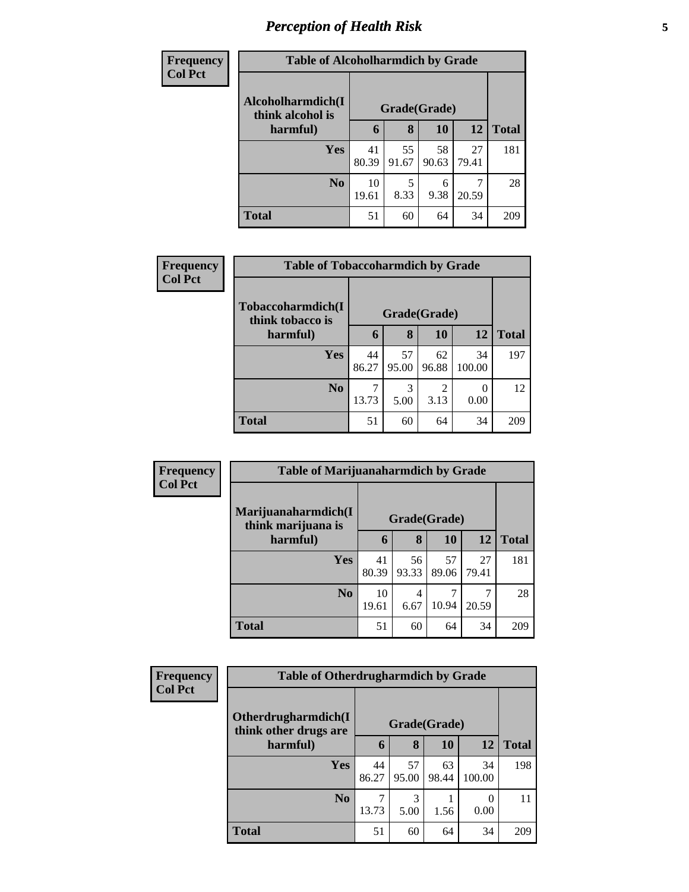# *Perception of Health Risk*

| Frequency<br>Col Pct |
|---|

| Table of Alcoholharmdich by Grade | | | | | |
|---|---|---|---|---|---|
| Alcoholharmdich(I think alcohol is harmful) | Grade(Grade) | | | | |
| | 6 | 8 | 10 | 12 | Total |
| Yes | 41<br>80.39 | 55<br>91.67 | 58<br>90.63 | 27<br>79.41 | 181 |
| No | 10<br>19.61 | 5<br>8.33 | 6<br>9.38 | 7<br>20.59 | 28 |
| Total | 51 | 60 | 64 | 34 | 209 |

| Frequency<br>Col Pct |
|---|

| Table of Tobaccoharmdich by Grade | | | | | |
|---|---|---|---|---|---|
| Tobaccoharmdich(I think tobacco is harmful) | Grade(Grade) | | | | |
| | 6 | 8 | 10 | 12 | Total |
| Yes | 44<br>86.27 | 57<br>95.00 | 62<br>96.88 | 34<br>100.00 | 197 |
| No | 7<br>13.73 | 3<br>5.00 | 2<br>3.13 | 0<br>0.00 | 12 |
| Total | 51 | 60 | 64 | 34 | 209 |

| Frequency<br>Col Pct |
|---|

| Table of Marijuanaharmdich by Grade | | | | | |
|---|---|---|---|---|---|
| Marijuanaharmdich(I think marijuana is harmful) | Grade(Grade) | | | | |
| | 6 | 8 | 10 | 12 | Total |
| Yes | 41<br>80.39 | 56<br>93.33 | 57<br>89.06 | 27<br>79.41 | 181 |
| No | 10<br>19.61 | 4<br>6.67 | 7<br>10.94 | 7<br>20.59 | 28 |
| Total | 51 | 60 | 64 | 34 | 209 |

| Frequency<br>Col Pct |
|---|

| Table of Otherdrugharmdich by Grade | | | | | |
|---|---|---|---|---|---|
| Otherdrugharmdich(I think other drugs are harmful) | Grade(Grade) | | | | |
| | 6 | 8 | 10 | 12 | Total |
| Yes | 44<br>86.27 | 57<br>95.00 | 63<br>98.44 | 34<br>100.00 | 198 |
| No | 7<br>13.73 | 3<br>5.00 | 1<br>1.56 | 0<br>0.00 | 11 |
| Total | 51 | 60 | 64 | 34 | 209 |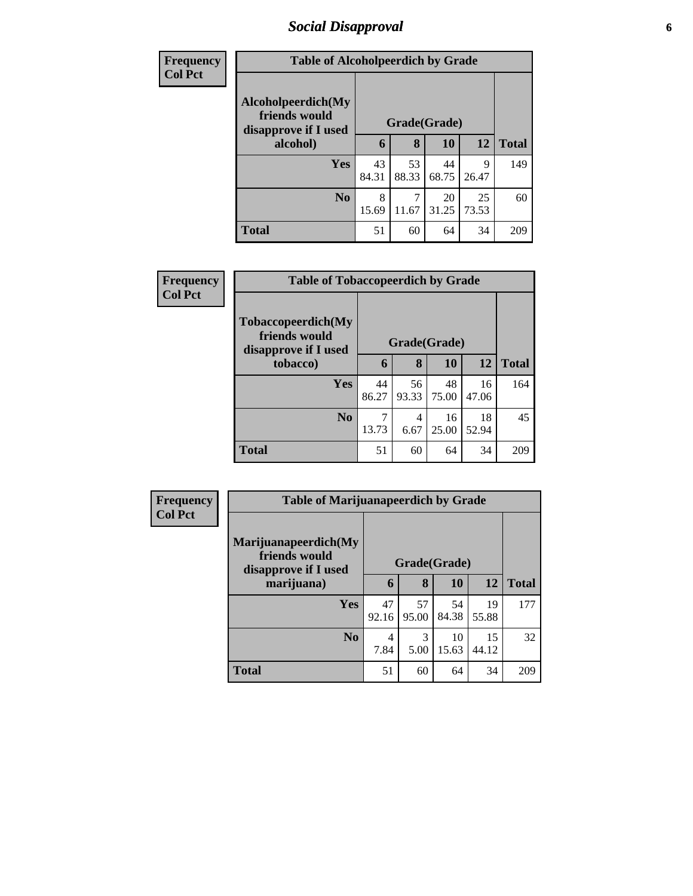# Social Disapproval

| Frequency<br>Col Pct | Table of Alcoholpeerdich by Grade | | | | |
|---|---|---|---|---|---|
| Alcoholpeerdich(My friends would disapprove if I used alcohol) | Grade(Grade) | | | | |
| | 6 | 8 | 10 | 12 | Total |
| Yes | 43<br>84.31 | 53<br>88.33 | 44<br>68.75 | 9<br>26.47 | 149 |
| No | 8<br>15.69 | 7<br>11.67 | 20<br>31.25 | 25<br>73.53 | 60 |
| Total | 51 | 60 | 64 | 34 | 209 |

| Frequency<br>Col Pct | Table of Tobaccopeerdich by Grade | | | | |
|---|---|---|---|---|---|
| Tobaccopeerdich(My friends would disapprove if I used tobacco) | Grade(Grade) | | | | |
| | 6 | 8 | 10 | 12 | Total |
| Yes | 44<br>86.27 | 56<br>93.33 | 48<br>75.00 | 16<br>47.06 | 164 |
| No | 7<br>13.73 | 4<br>6.67 | 16<br>25.00 | 18<br>52.94 | 45 |
| Total | 51 | 60 | 64 | 34 | 209 |

| Frequency<br>Col Pct | Table of Marijuanapeerdich by Grade | | | | |
|---|---|---|---|---|---|
| Marijuanapeerdich(My friends would disapprove if I used marijuana) | Grade(Grade) | | | | |
| | 6 | 8 | 10 | 12 | Total |
| Yes | 47<br>92.16 | 57<br>95.00 | 54<br>84.38 | 19<br>55.88 | 177 |
| No | 4<br>7.84 | 3<br>5.00 | 10<br>15.63 | 15<br>44.12 | 32 |
| Total | 51 | 60 | 64 | 34 | 209 |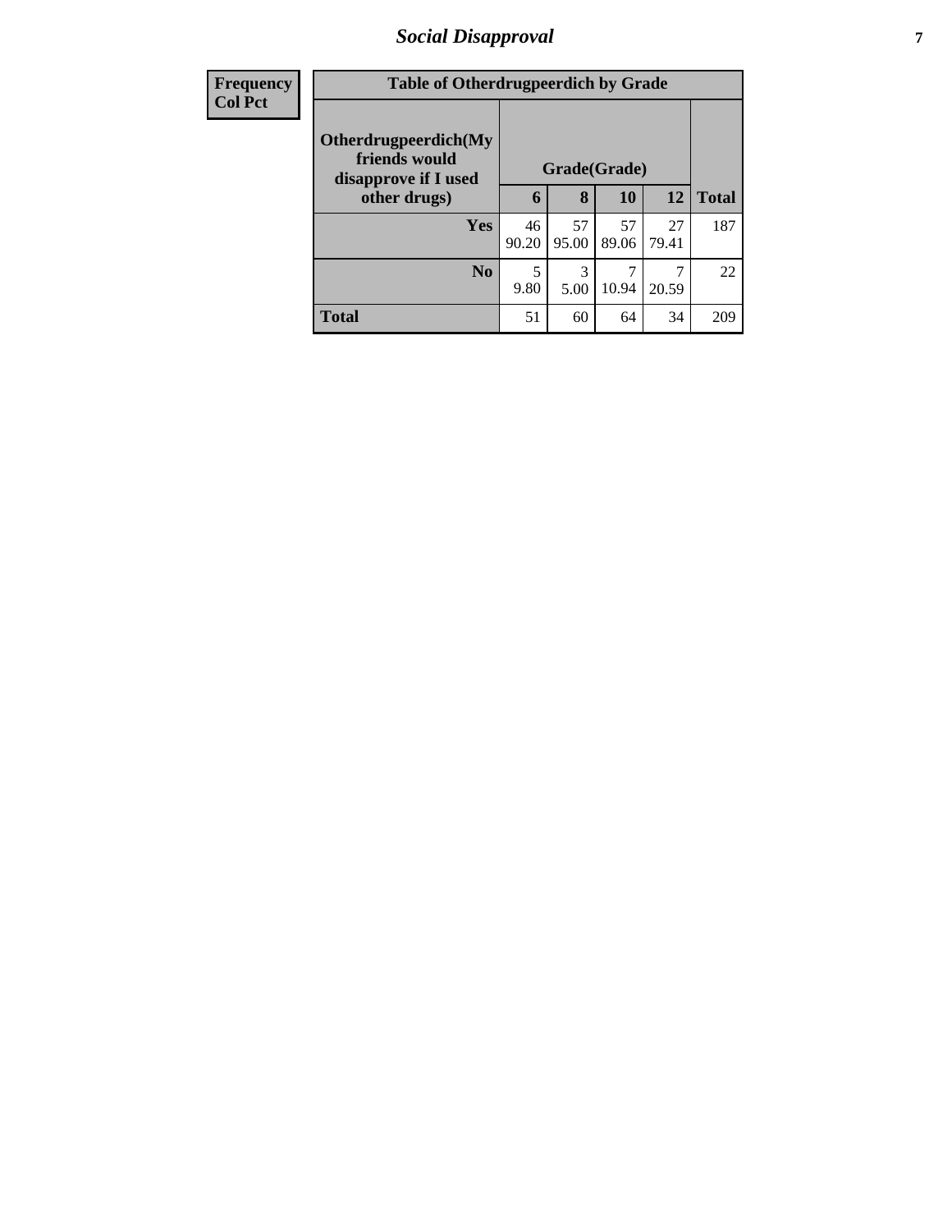| Frequency<br>Col Pct | Table of Otherdrugpeerdich by Grade | | | | |
|---|---|---|---|---|---|
| **Otherdrugpeerdich(My friends would disapprove if I used other drugs)** | **Grade(Grade)** | | | | |
| | **6** | **8** | **10** | **12** | **Total** |
| **Yes** | 46<br>90.20 | 57<br>95.00 | 57<br>89.06 | 27<br>79.41 | 187 |
| **No** | 5<br>9.80 | 3<br>5.00 | 7<br>10.94 | 7<br>20.59 | 22 |
| **Total** | 51 | 60 | 64 | 34 | 209 |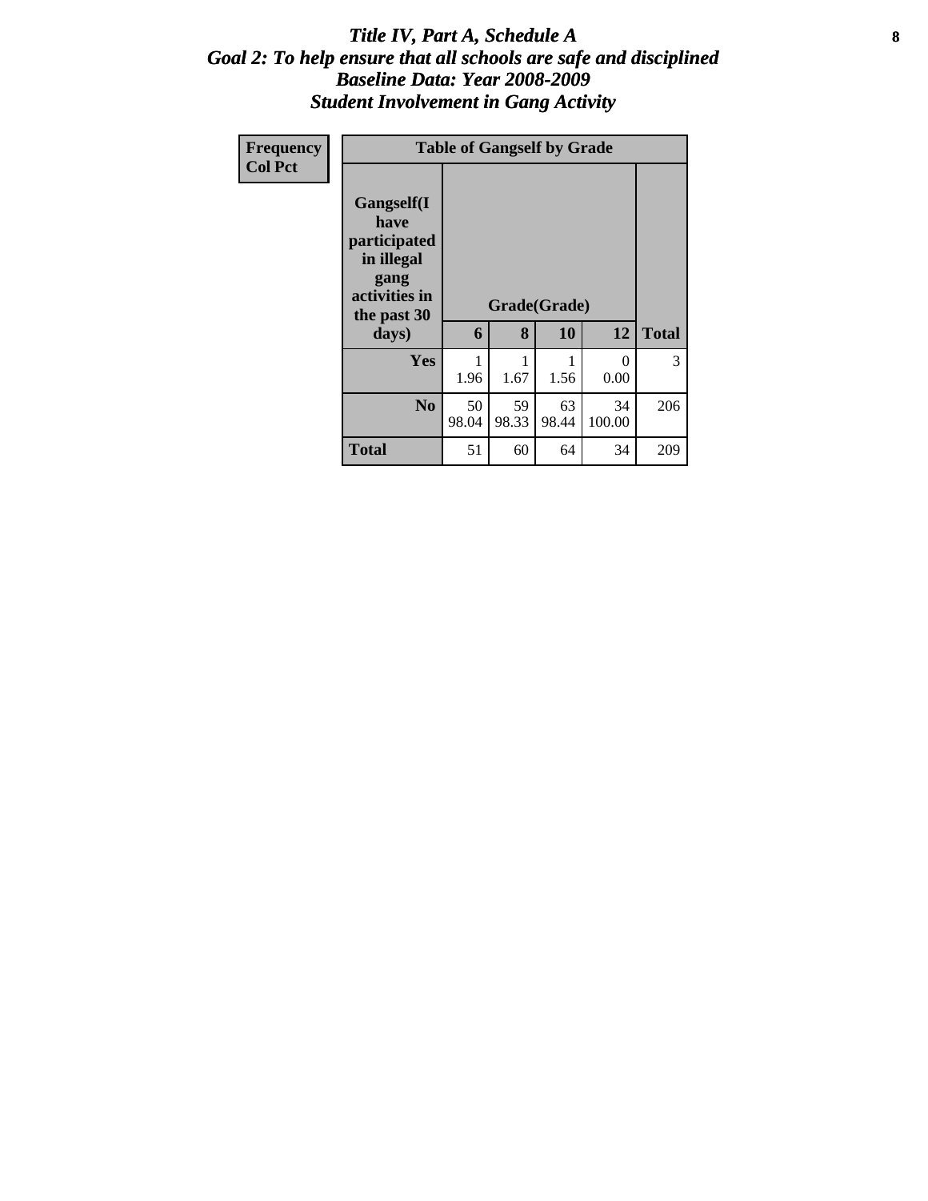# *Title IV, Part A, Schedule A*
## *Goal 2: To help ensure that all schools are safe and disciplined*
## *Baseline Data: Year 2008-2009*
## *Student Involvement in Gang Activity*

| Frequency<br>Col Pct | Table of Gangself by Grade | | | | |
|---|---|---|---|---|---|
| **Gangself(I have participated in illegal gang activities in the past 30 days)** | **Grade(Grade)** | | | | |
| | **6** | **8** | **10** | **12** | **Total** |
| **Yes** | 1<br>1.96 | 1<br>1.67 | 1<br>1.56 | 0<br>0.00 | 3 |
| **No** | 50<br>98.04 | 59<br>98.33 | 63<br>98.44 | 34<br>100.00 | 206 |
| **Total** | 51 | 60 | 64 | 34 | 209 |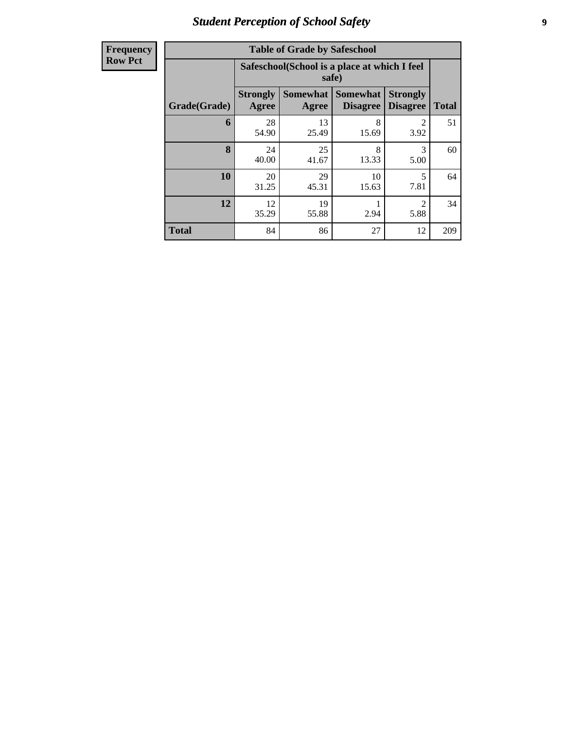| Frequency Row Pct | Table of Grade by Safeschool | | | | |
|---|---|---|---|---|---|
| | Safeschool(School is a place at which I feel safe) | | | | |
| Grade(Grade) | Strongly Agree | Somewhat Agree | Somewhat Disagree | Strongly Disagree | Total |
| 6 | 28<br>54.90 | 13<br>25.49 | 8<br>15.69 | 2<br>3.92 | 51 |
| 8 | 24<br>40.00 | 25<br>41.67 | 8<br>13.33 | 3<br>5.00 | 60 |
| 10 | 20<br>31.25 | 29<br>45.31 | 10<br>15.63 | 5<br>7.81 | 64 |
| 12 | 12<br>35.29 | 19<br>55.88 | 1<br>2.94 | 2<br>5.88 | 34 |
| Total | 84 | 86 | 27 | 12 | 209 |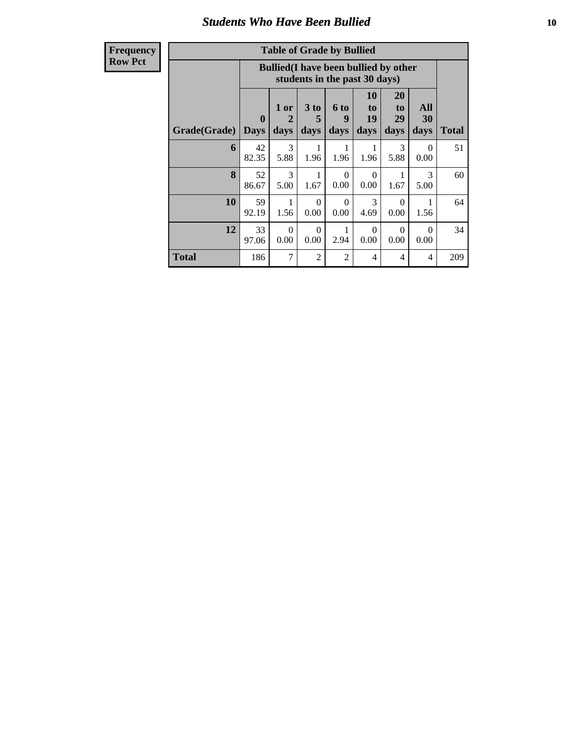# Students Who Have Been Bullied

**Frequency**
**Row Pct**

**Table of Grade by Bullied**

| Grade(Grade) | Bullied(I have been bullied by other students in the past 30 days) | | | | | | | Total |
|---|---|---|---|---|---|---|---|---|
| | 0 Days | 1 or 2 days | 3 to 5 days | 6 to 9 days | 10 to 19 days | 20 to 29 days | All 30 days | |
| **6** | 42<br>82.35 | 3<br>5.88 | 1<br>1.96 | 1<br>1.96 | 1<br>1.96 | 3<br>5.88 | 0<br>0.00 | 51 |
| **8** | 52<br>86.67 | 3<br>5.00 | 1<br>1.67 | 0<br>0.00 | 0<br>0.00 | 1<br>1.67 | 3<br>5.00 | 60 |
| **10** | 59<br>92.19 | 1<br>1.56 | 0<br>0.00 | 0<br>0.00 | 3<br>4.69 | 0<br>0.00 | 1<br>1.56 | 64 |
| **12** | 33<br>97.06 | 0<br>0.00 | 0<br>0.00 | 1<br>2.94 | 0<br>0.00 | 0<br>0.00 | 0<br>0.00 | 34 |
| **Total** | 186 | 7 | 2 | 2 | 4 | 4 | 4 | 209 |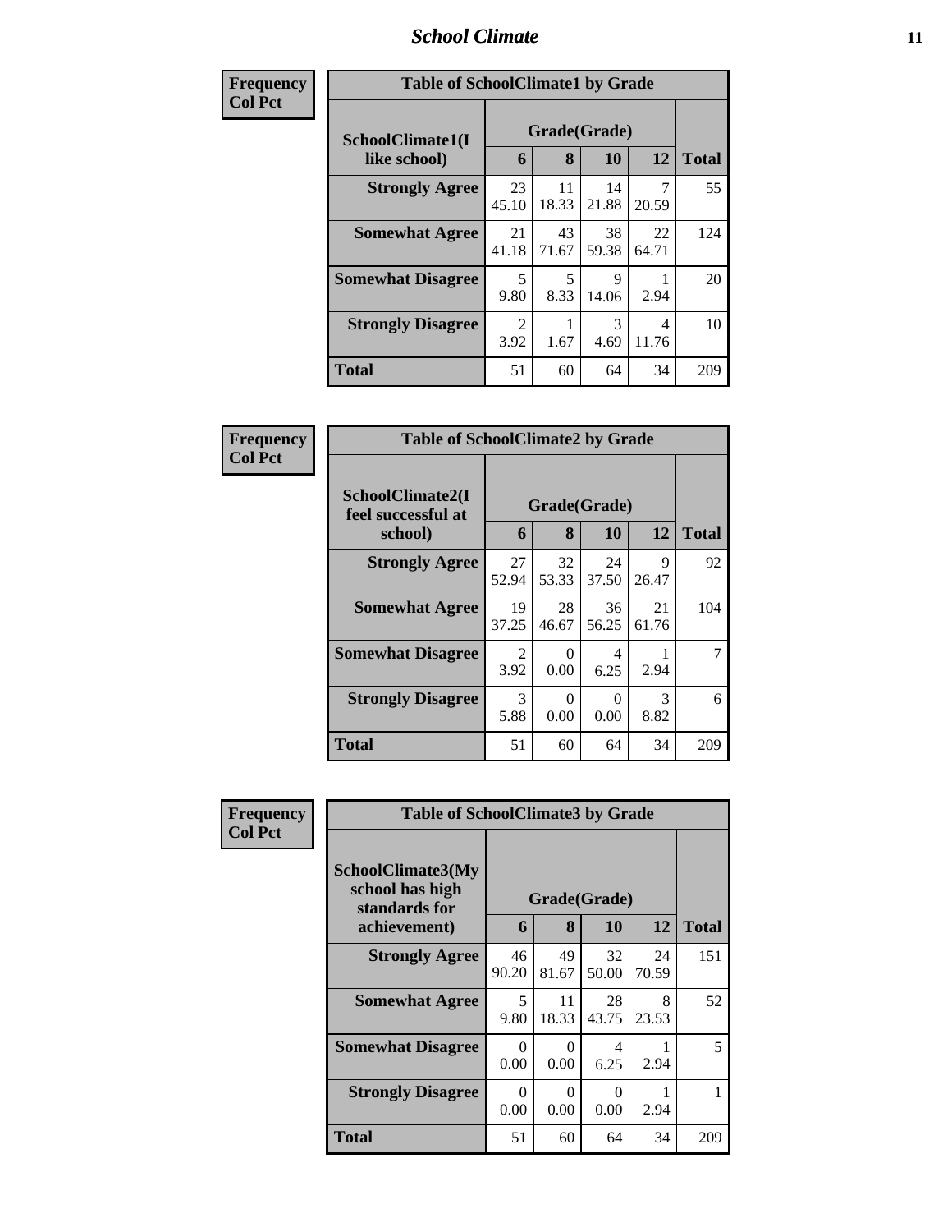| Frequency Col Pct | Table of SchoolClimate1 by Grade | | | | |
|---|---|---|---|---|---|
| SchoolClimate1(I like school) | Grade(Grade) | | | | |
| | 6 | 8 | 10 | 12 | Total |
| Strongly Agree | 23<br>45.10 | 11<br>18.33 | 14<br>21.88 | 7<br>20.59 | 55 |
| Somewhat Agree | 21<br>41.18 | 43<br>71.67 | 38<br>59.38 | 22<br>64.71 | 124 |
| Somewhat Disagree | 5<br>9.80 | 5<br>8.33 | 9<br>14.06 | 1<br>2.94 | 20 |
| Strongly Disagree | 2<br>3.92 | 1<br>1.67 | 3<br>4.69 | 4<br>11.76 | 10 |
| Total | 51 | 60 | 64 | 34 | 209 |

| Frequency Col Pct | Table of SchoolClimate2 by Grade | | | | |
|---|---|---|---|---|---|
| SchoolClimate2(I feel successful at school) | Grade(Grade) | | | | |
| | 6 | 8 | 10 | 12 | Total |
| Strongly Agree | 27<br>52.94 | 32<br>53.33 | 24<br>37.50 | 9<br>26.47 | 92 |
| Somewhat Agree | 19<br>37.25 | 28<br>46.67 | 36<br>56.25 | 21<br>61.76 | 104 |
| Somewhat Disagree | 2<br>3.92 | 0<br>0.00 | 4<br>6.25 | 1<br>2.94 | 7 |
| Strongly Disagree | 3<br>5.88 | 0<br>0.00 | 0<br>0.00 | 3<br>8.82 | 6 |
| Total | 51 | 60 | 64 | 34 | 209 |

| Frequency Col Pct | Table of SchoolClimate3 by Grade | | | | |
|---|---|---|---|---|---|
| SchoolClimate3(My school has high standards for achievement) | Grade(Grade) | | | | |
| | 6 | 8 | 10 | 12 | Total |
| Strongly Agree | 46<br>90.20 | 49<br>81.67 | 32<br>50.00 | 24<br>70.59 | 151 |
| Somewhat Agree | 5<br>9.80 | 11<br>18.33 | 28<br>43.75 | 8<br>23.53 | 52 |
| Somewhat Disagree | 0<br>0.00 | 0<br>0.00 | 4<br>6.25 | 1<br>2.94 | 5 |
| Strongly Disagree | 0<br>0.00 | 0<br>0.00 | 0<br>0.00 | 1<br>2.94 | 1 |
| Total | 51 | 60 | 64 | 34 | 209 |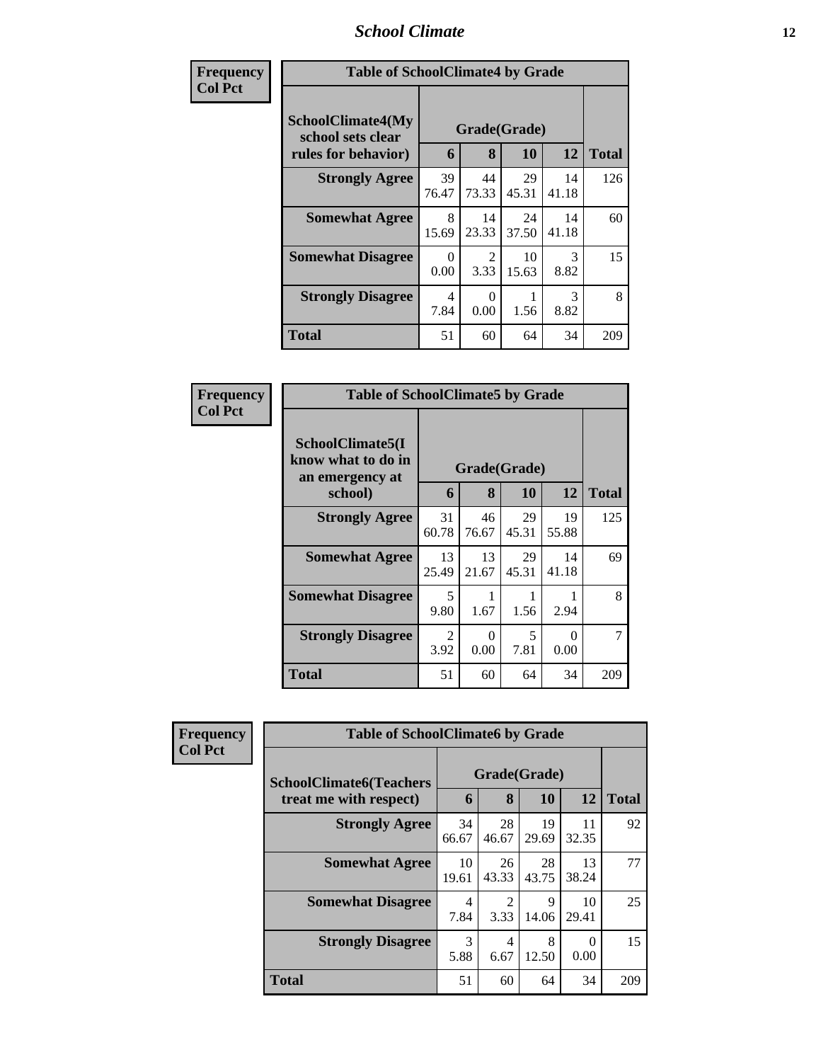# School Climate

**Frequency**
**Col Pct**

| Table of SchoolClimate4 by Grade | | | | | |
|---|---|---|---|---|---|
| SchoolClimate4(My school sets clear rules for behavior) | Grade(Grade) | | | | |
| | 6 | 8 | 10 | 12 | Total |
| **Strongly Agree** | 39<br>76.47 | 44<br>73.33 | 29<br>45.31 | 14<br>41.18 | 126 |
| **Somewhat Agree** | 8<br>15.69 | 14<br>23.33 | 24<br>37.50 | 14<br>41.18 | 60 |
| **Somewhat Disagree** | 0<br>0.00 | 2<br>3.33 | 10<br>15.63 | 3<br>8.82 | 15 |
| **Strongly Disagree** | 4<br>7.84 | 0<br>0.00 | 1<br>1.56 | 3<br>8.82 | 8 |
| **Total** | 51 | 60 | 64 | 34 | 209 |

**Frequency**
**Col Pct**

| Table of SchoolClimate5 by Grade | | | | | |
|---|---|---|---|---|---|
| SchoolClimate5(I know what to do in an emergency at school) | Grade(Grade) | | | | |
| | 6 | 8 | 10 | 12 | Total |
| **Strongly Agree** | 31<br>60.78 | 46<br>76.67 | 29<br>45.31 | 19<br>55.88 | 125 |
| **Somewhat Agree** | 13<br>25.49 | 13<br>21.67 | 29<br>45.31 | 14<br>41.18 | 69 |
| **Somewhat Disagree** | 5<br>9.80 | 1<br>1.67 | 1<br>1.56 | 1<br>2.94 | 8 |
| **Strongly Disagree** | 2<br>3.92 | 0<br>0.00 | 5<br>7.81 | 0<br>0.00 | 7 |
| **Total** | 51 | 60 | 64 | 34 | 209 |

**Frequency**
**Col Pct**

| Table of SchoolClimate6 by Grade | | | | | |
|---|---|---|---|---|---|
| SchoolClimate6(Teachers treat me with respect) | Grade(Grade) | | | | |
| | 6 | 8 | 10 | 12 | Total |
| **Strongly Agree** | 34<br>66.67 | 28<br>46.67 | 19<br>29.69 | 11<br>32.35 | 92 |
| **Somewhat Agree** | 10<br>19.61 | 26<br>43.33 | 28<br>43.75 | 13<br>38.24 | 77 |
| **Somewhat Disagree** | 4<br>7.84 | 2<br>3.33 | 9<br>14.06 | 10<br>29.41 | 25 |
| **Strongly Disagree** | 3<br>5.88 | 4<br>6.67 | 8<br>12.50 | 0<br>0.00 | 15 |
| **Total** | 51 | 60 | 64 | 34 | 209 |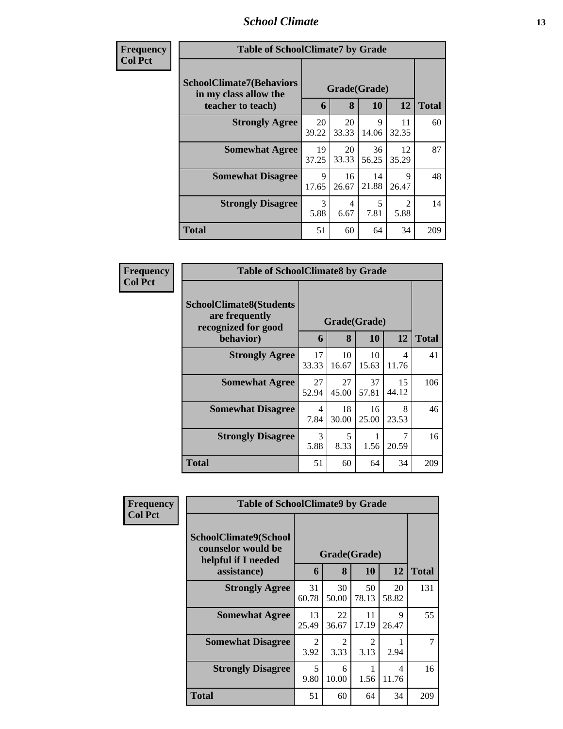| Frequency<br>Col Pct | Table of SchoolClimate7 by Grade | | | | |
|---|---|---|---|---|---|
| SchoolClimate7(Behaviors in my class allow the teacher to teach) | Grade(Grade) | | | | |
| | 6 | 8 | 10 | 12 | Total |
| Strongly Agree | 20<br>39.22 | 20<br>33.33 | 9<br>14.06 | 11<br>32.35 | 60 |
| Somewhat Agree | 19<br>37.25 | 20<br>33.33 | 36<br>56.25 | 12<br>35.29 | 87 |
| Somewhat Disagree | 9<br>17.65 | 16<br>26.67 | 14<br>21.88 | 9<br>26.47 | 48 |
| Strongly Disagree | 3<br>5.88 | 4<br>6.67 | 5<br>7.81 | 2<br>5.88 | 14 |
| Total | 51 | 60 | 64 | 34 | 209 |

| Frequency<br>Col Pct | Table of SchoolClimate8 by Grade | | | | |
|---|---|---|---|---|---|
| SchoolClimate8(Students are frequently recognized for good behavior) | Grade(Grade) | | | | |
| | 6 | 8 | 10 | 12 | Total |
| Strongly Agree | 17<br>33.33 | 10<br>16.67 | 10<br>15.63 | 4<br>11.76 | 41 |
| Somewhat Agree | 27<br>52.94 | 27<br>45.00 | 37<br>57.81 | 15<br>44.12 | 106 |
| Somewhat Disagree | 4<br>7.84 | 18<br>30.00 | 16<br>25.00 | 8<br>23.53 | 46 |
| Strongly Disagree | 3<br>5.88 | 5<br>8.33 | 1<br>1.56 | 7<br>20.59 | 16 |
| Total | 51 | 60 | 64 | 34 | 209 |

| Frequency<br>Col Pct | Table of SchoolClimate9 by Grade | | | | |
|---|---|---|---|---|---|
| SchoolClimate9(School counselor would be helpful if I needed assistance) | Grade(Grade) | | | | |
| | 6 | 8 | 10 | 12 | Total |
| Strongly Agree | 31<br>60.78 | 30<br>50.00 | 50<br>78.13 | 20<br>58.82 | 131 |
| Somewhat Agree | 13<br>25.49 | 22<br>36.67 | 11<br>17.19 | 9<br>26.47 | 55 |
| Somewhat Disagree | 2<br>3.92 | 2<br>3.33 | 2<br>3.13 | 1<br>2.94 | 7 |
| Strongly Disagree | 5<br>9.80 | 6<br>10.00 | 1<br>1.56 | 4<br>11.76 | 16 |
| Total | 51 | 60 | 64 | 34 | 209 |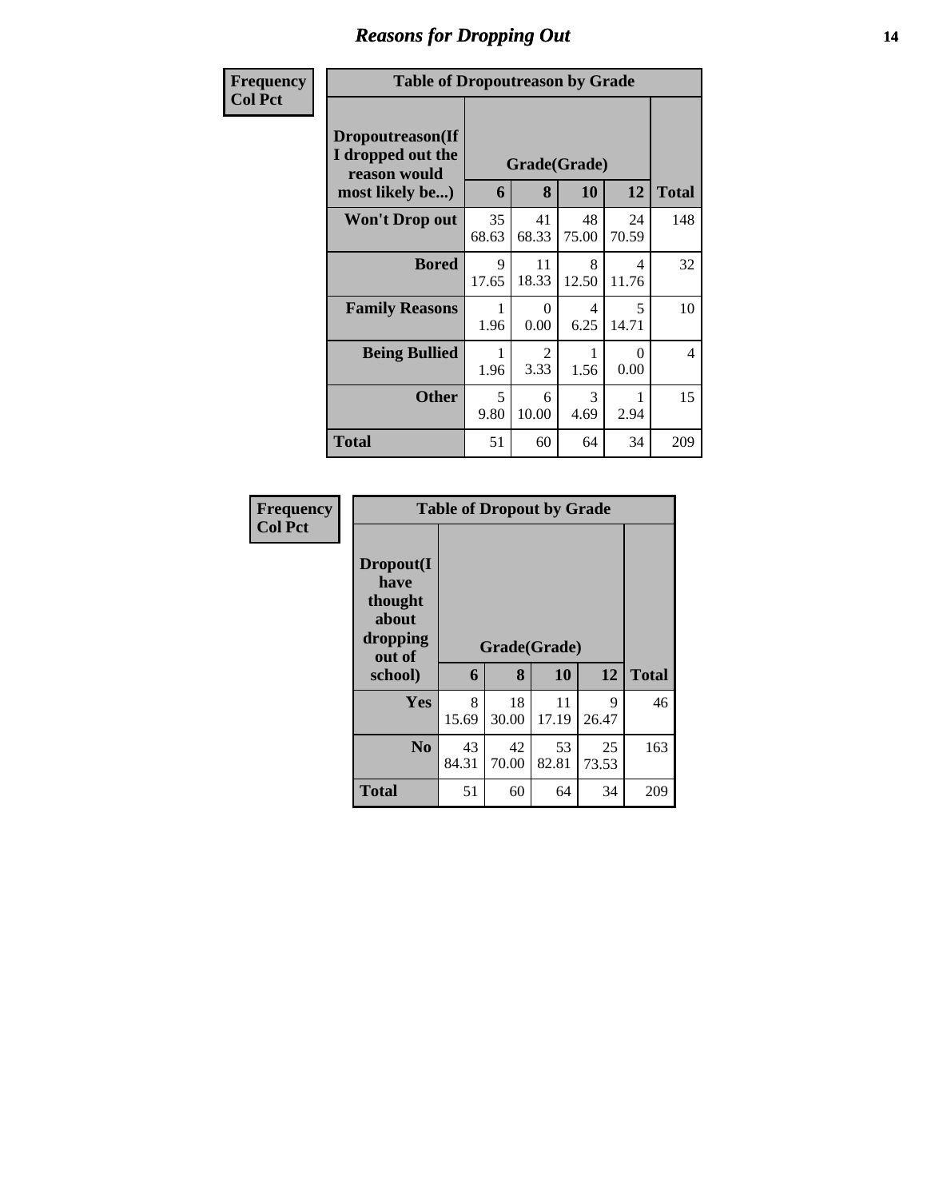# Reasons for Dropping Out

**Frequency**
**Col Pct**

**Table of Dropoutreason by Grade**

| Dropoutreason(If I dropped out the reason would most likely be...) | Grade(Grade) | | | | |
|---|---|---|---|---|---|
| | **6** | **8** | **10** | **12** | **Total** |
| **Won't Drop out** | 35<br>68.63 | 41<br>68.33 | 48<br>75.00 | 24<br>70.59 | 148 |
| **Bored** | 9<br>17.65 | 11<br>18.33 | 8<br>12.50 | 4<br>11.76 | 32 |
| **Family Reasons** | 1<br>1.96 | 0<br>0.00 | 4<br>6.25 | 5<br>14.71 | 10 |
| **Being Bullied** | 1<br>1.96 | 2<br>3.33 | 1<br>1.56 | 0<br>0.00 | 4 |
| **Other** | 5<br>9.80 | 6<br>10.00 | 3<br>4.69 | 1<br>2.94 | 15 |
| **Total** | 51 | 60 | 64 | 34 | 209 |

**Frequency**
**Col Pct**

**Table of Dropout by Grade**

| Dropout(I have thought about dropping out of school) | Grade(Grade) | | | | |
|---|---|---|---|---|---|
| | **6** | **8** | **10** | **12** | **Total** |
| **Yes** | 8<br>15.69 | 18<br>30.00 | 11<br>17.19 | 9<br>26.47 | 46 |
| **No** | 43<br>84.31 | 42<br>70.00 | 53<br>82.81 | 25<br>73.53 | 163 |
| **Total** | 51 | 60 | 64 | 34 | 209 |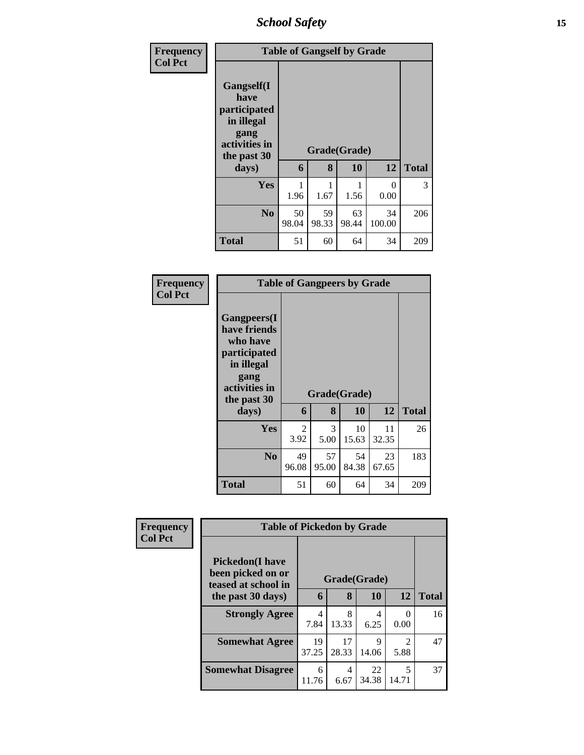| Frequency<br>Col Pct |
|---|

**Table of Gangself by Grade**

| Gangself(I have participated in illegal gang activities in the past 30 days) | Grade(Grade) | | | | Total |
|---|---|---|---|---|---|
| | 6 | 8 | 10 | 12 | |
| **Yes** | 1<br>1.96 | 1<br>1.67 | 1<br>1.56 | 0<br>0.00 | 3 |
| **No** | 50<br>98.04 | 59<br>98.33 | 63<br>98.44 | 34<br>100.00 | 206 |
| **Total** | 51 | 60 | 64 | 34 | 209 |

| Frequency<br>Col Pct |
|---|

**Table of Gangpeers by Grade**

| Gangpeers(I have friends who have participated in illegal gang activities in the past 30 days) | Grade(Grade) | | | | Total |
|---|---|---|---|---|---|
| | 6 | 8 | 10 | 12 | |
| **Yes** | 2<br>3.92 | 3<br>5.00 | 10<br>15.63 | 11<br>32.35 | 26 |
| **No** | 49<br>96.08 | 57<br>95.00 | 54<br>84.38 | 23<br>67.65 | 183 |
| **Total** | 51 | 60 | 64 | 34 | 209 |

| Frequency<br>Col Pct |
|---|

**Table of Pickedon by Grade**

| Pickedon(I have been picked on or teased at school in the past 30 days) | Grade(Grade) | | | | Total |
|---|---|---|---|---|---|
| | 6 | 8 | 10 | 12 | |
| **Strongly Agree** | 4<br>7.84 | 8<br>13.33 | 4<br>6.25 | 0<br>0.00 | 16 |
| **Somewhat Agree** | 19<br>37.25 | 17<br>28.33 | 9<br>14.06 | 2<br>5.88 | 47 |
| **Somewhat Disagree** | 6<br>11.76 | 4<br>6.67 | 22<br>34.38 | 5<br>14.71 | 37 |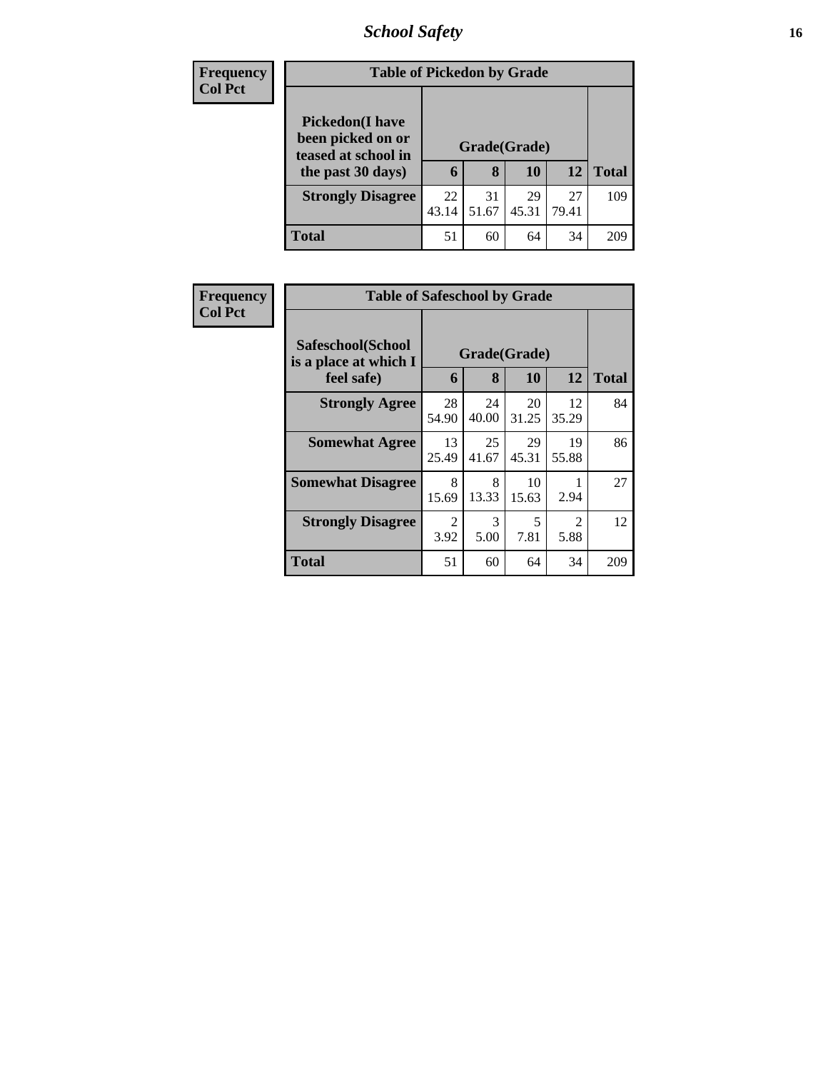| Frequency |
|---|
| Col Pct |

**Table of Pickedon by Grade**

| Pickedon(I have been picked on or teased at school in the past 30 days) | Grade(Grade) | | | | Total |
|---|---|---|---|---|---|
| | 6 | 8 | 10 | 12 | |
| **Strongly Disagree** | 22<br>43.14 | 31<br>51.67 | 29<br>45.31 | 27<br>79.41 | 109 |
| **Total** | 51 | 60 | 64 | 34 | 209 |

| Frequency |
|---|
| Col Pct |

**Table of Safeschool by Grade**

| Safeschool(School is a place at which I feel safe) | Grade(Grade) | | | | Total |
|---|---|---|---|---|---|
| | 6 | 8 | 10 | 12 | |
| **Strongly Agree** | 28<br>54.90 | 24<br>40.00 | 20<br>31.25 | 12<br>35.29 | 84 |
| **Somewhat Agree** | 13<br>25.49 | 25<br>41.67 | 29<br>45.31 | 19<br>55.88 | 86 |
| **Somewhat Disagree** | 8<br>15.69 | 8<br>13.33 | 10<br>15.63 | 1<br>2.94 | 27 |
| **Strongly Disagree** | 2<br>3.92 | 3<br>5.00 | 5<br>7.81 | 2<br>5.88 | 12 |
| **Total** | 51 | 60 | 64 | 34 | 209 |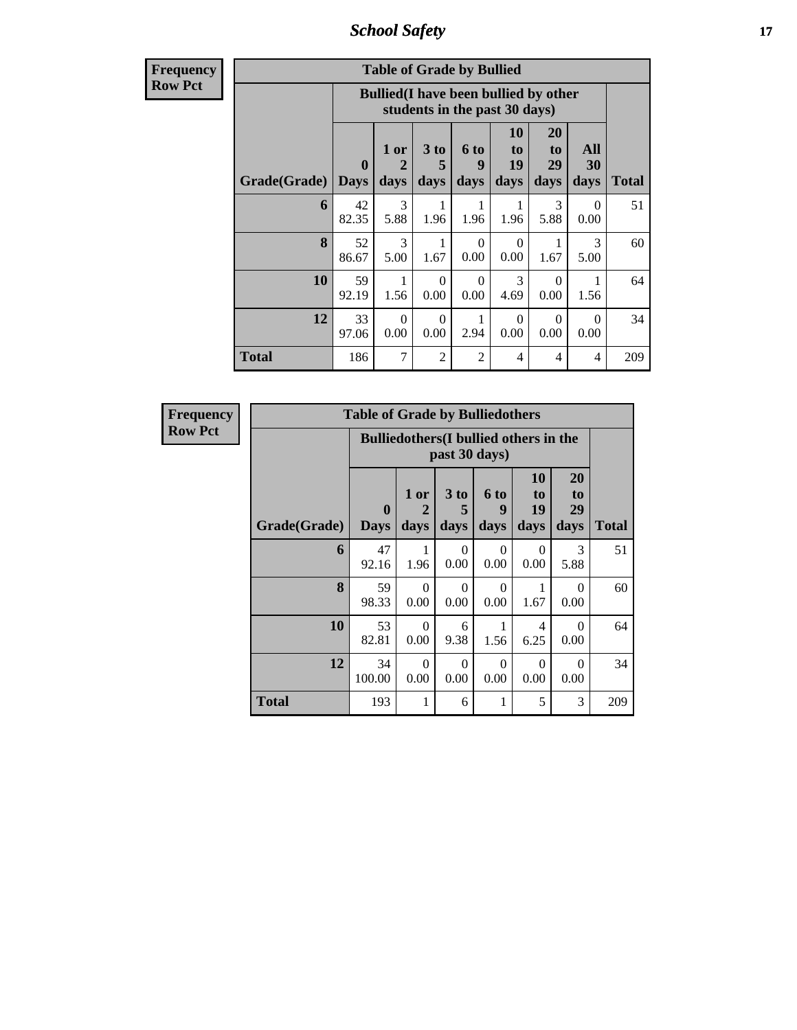| Frequency |
|---|
| Row Pct |

**Table of Grade by Bullied**

| Grade(Grade) | Bullied(I have been bullied by other students in the past 30 days) | | | | | | | Total |
|---|---|---|---|---|---|---|---|---|
| | 0 Days | 1 or 2 days | 3 to 5 days | 6 to 9 days | 10 to 19 days | 20 to 29 days | All 30 days | |
| 6 | 42<br>82.35 | 3<br>5.88 | 1<br>1.96 | 1<br>1.96 | 1<br>1.96 | 3<br>5.88 | 0<br>0.00 | 51 |
| 8 | 52<br>86.67 | 3<br>5.00 | 1<br>1.67 | 0<br>0.00 | 0<br>0.00 | 1<br>1.67 | 3<br>5.00 | 60 |
| 10 | 59<br>92.19 | 1<br>1.56 | 0<br>0.00 | 0<br>0.00 | 3<br>4.69 | 0<br>0.00 | 1<br>1.56 | 64 |
| 12 | 33<br>97.06 | 0<br>0.00 | 0<br>0.00 | 1<br>2.94 | 0<br>0.00 | 0<br>0.00 | 0<br>0.00 | 34 |
| Total | 186 | 7 | 2 | 2 | 4 | 4 | 4 | 209 |

| Frequency |
|---|
| Row Pct |

**Table of Grade by Bulliedothers**

| Grade(Grade) | Bulliedothers(I bullied others in the past 30 days) | | | | | | Total |
|---|---|---|---|---|---|---|---|
| | 0 Days | 1 or 2 days | 3 to 5 days | 6 to 9 days | 10 to 19 days | 20 to 29 days | |
| 6 | 47<br>92.16 | 1<br>1.96 | 0<br>0.00 | 0<br>0.00 | 0<br>0.00 | 3<br>5.88 | 51 |
| 8 | 59<br>98.33 | 0<br>0.00 | 0<br>0.00 | 0<br>0.00 | 1<br>1.67 | 0<br>0.00 | 60 |
| 10 | 53<br>82.81 | 0<br>0.00 | 6<br>9.38 | 1<br>1.56 | 4<br>6.25 | 0<br>0.00 | 64 |
| 12 | 34<br>100.00 | 0<br>0.00 | 0<br>0.00 | 0<br>0.00 | 0<br>0.00 | 0<br>0.00 | 34 |
| Total | 193 | 1 | 6 | 1 | 5 | 3 | 209 |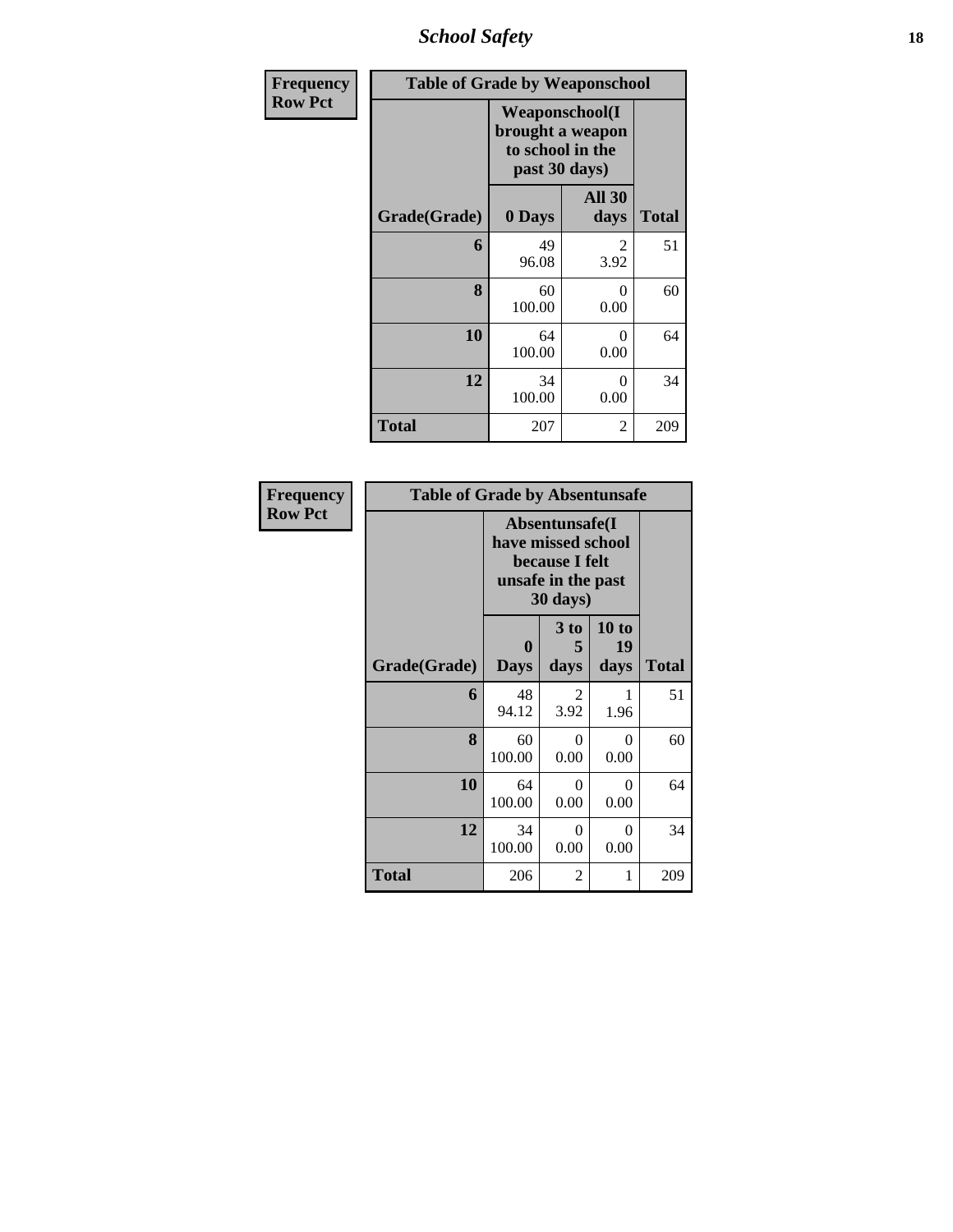| Frequency<br>Row Pct |
|---|

| Table of Grade by Weaponschool | | | |
|---|---|---|---|
| | Weaponschool(I brought a weapon to school in the past 30 days) | | |
| Grade(Grade) | 0 Days | All 30 days | Total |
| 6 | 49<br>96.08 | 2<br>3.92 | 51 |
| 8 | 60<br>100.00 | 0<br>0.00 | 60 |
| 10 | 64<br>100.00 | 0<br>0.00 | 64 |
| 12 | 34<br>100.00 | 0<br>0.00 | 34 |
| Total | 207 | 2 | 209 |

| Frequency<br>Row Pct |
|---|

| Table of Grade by Absentunsafe | | | | |
|---|---|---|---|---|
| | Absentunsafe(I have missed school because I felt unsafe in the past 30 days) | | | |
| Grade(Grade) | 0 Days | 3 to 5 days | 10 to 19 days | Total |
| 6 | 48<br>94.12 | 2<br>3.92 | 1<br>1.96 | 51 |
| 8 | 60<br>100.00 | 0<br>0.00 | 0<br>0.00 | 60 |
| 10 | 64<br>100.00 | 0<br>0.00 | 0<br>0.00 | 64 |
| 12 | 34<br>100.00 | 0<br>0.00 | 0<br>0.00 | 34 |
| Total | 206 | 2 | 1 | 209 |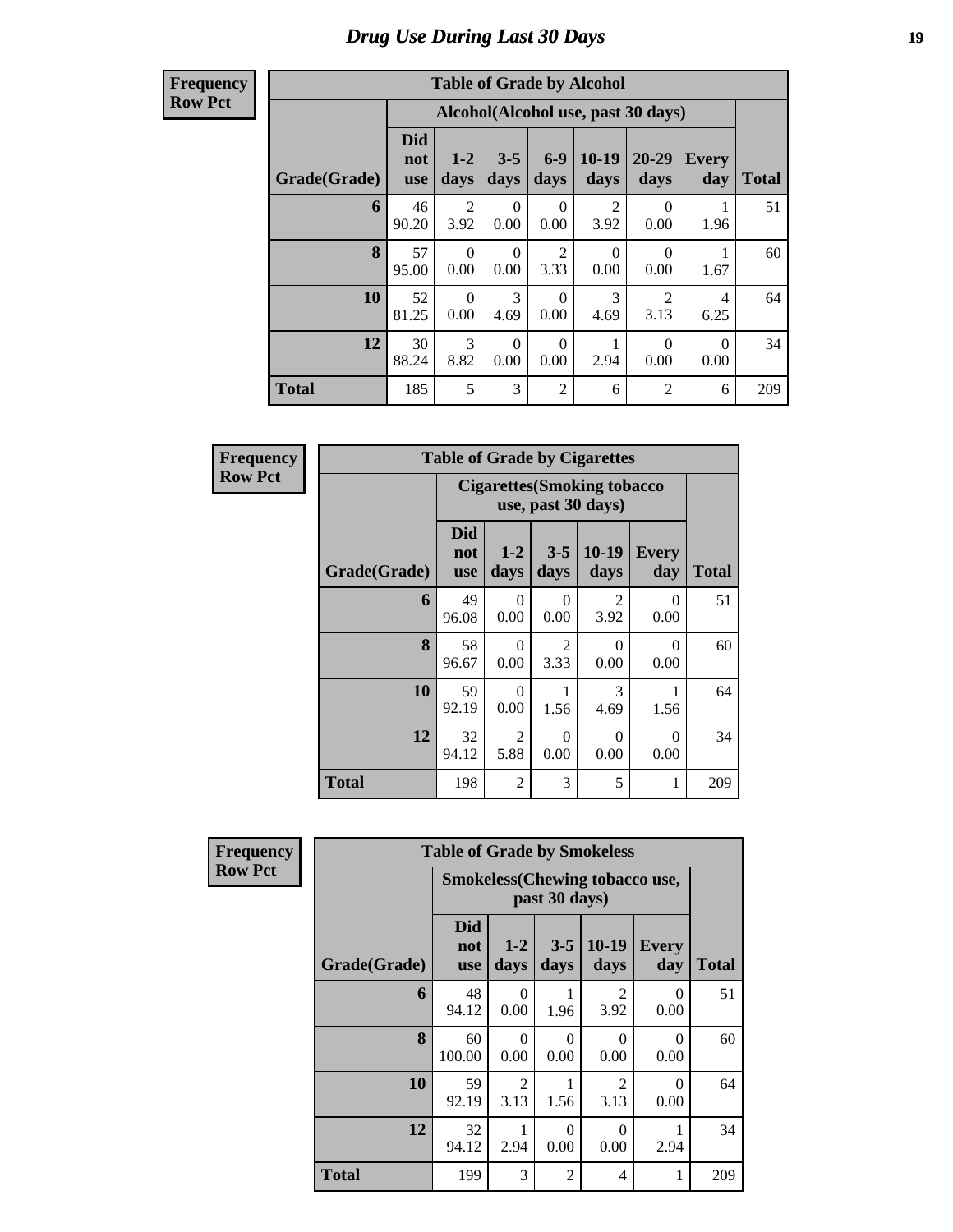# Drug Use During Last 30 Days

**Frequency**
**Row Pct**

| Table of Grade by Alcohol | | | | | | | | |
|---|---|---|---|---|---|---|---|---|
| | Alcohol(Alcohol use, past 30 days) | | | | | | | |
| Grade(Grade) | Did not use | 1-2 days | 3-5 days | 6-9 days | 10-19 days | 20-29 days | Every day | Total |
| 6 | 46<br>90.20 | 2<br>3.92 | 0<br>0.00 | 0<br>0.00 | 2<br>3.92 | 0<br>0.00 | 1<br>1.96 | 51 |
| 8 | 57<br>95.00 | 0<br>0.00 | 0<br>0.00 | 2<br>3.33 | 0<br>0.00 | 0<br>0.00 | 1<br>1.67 | 60 |
| 10 | 52<br>81.25 | 0<br>0.00 | 3<br>4.69 | 0<br>0.00 | 3<br>4.69 | 2<br>3.13 | 4<br>6.25 | 64 |
| 12 | 30<br>88.24 | 3<br>8.82 | 0<br>0.00 | 0<br>0.00 | 1<br>2.94 | 0<br>0.00 | 0<br>0.00 | 34 |
| Total | 185 | 5 | 3 | 2 | 6 | 2 | 6 | 209 |

**Frequency**
**Row Pct**

| Table of Grade by Cigarettes | | | | | | |
|---|---|---|---|---|---|---|
| | Cigarettes(Smoking tobacco use, past 30 days) | | | | | |
| Grade(Grade) | Did not use | 1-2 days | 3-5 days | 10-19 days | Every day | Total |
| 6 | 49<br>96.08 | 0<br>0.00 | 0<br>0.00 | 2<br>3.92 | 0<br>0.00 | 51 |
| 8 | 58<br>96.67 | 0<br>0.00 | 2<br>3.33 | 0<br>0.00 | 0<br>0.00 | 60 |
| 10 | 59<br>92.19 | 0<br>0.00 | 1<br>1.56 | 3<br>4.69 | 1<br>1.56 | 64 |
| 12 | 32<br>94.12 | 2<br>5.88 | 0<br>0.00 | 0<br>0.00 | 0<br>0.00 | 34 |
| Total | 198 | 2 | 3 | 5 | 1 | 209 |

**Frequency**
**Row Pct**

| Table of Grade by Smokeless | | | | | | |
|---|---|---|---|---|---|---|
| | Smokeless(Chewing tobacco use, past 30 days) | | | | | |
| Grade(Grade) | Did not use | 1-2 days | 3-5 days | 10-19 days | Every day | Total |
| 6 | 48<br>94.12 | 0<br>0.00 | 1<br>1.96 | 2<br>3.92 | 0<br>0.00 | 51 |
| 8 | 60<br>100.00 | 0<br>0.00 | 0<br>0.00 | 0<br>0.00 | 0<br>0.00 | 60 |
| 10 | 59<br>92.19 | 2<br>3.13 | 1<br>1.56 | 2<br>3.13 | 0<br>0.00 | 64 |
| 12 | 32<br>94.12 | 1<br>2.94 | 0<br>0.00 | 0<br>0.00 | 1<br>2.94 | 34 |
| Total | 199 | 3 | 2 | 4 | 1 | 209 |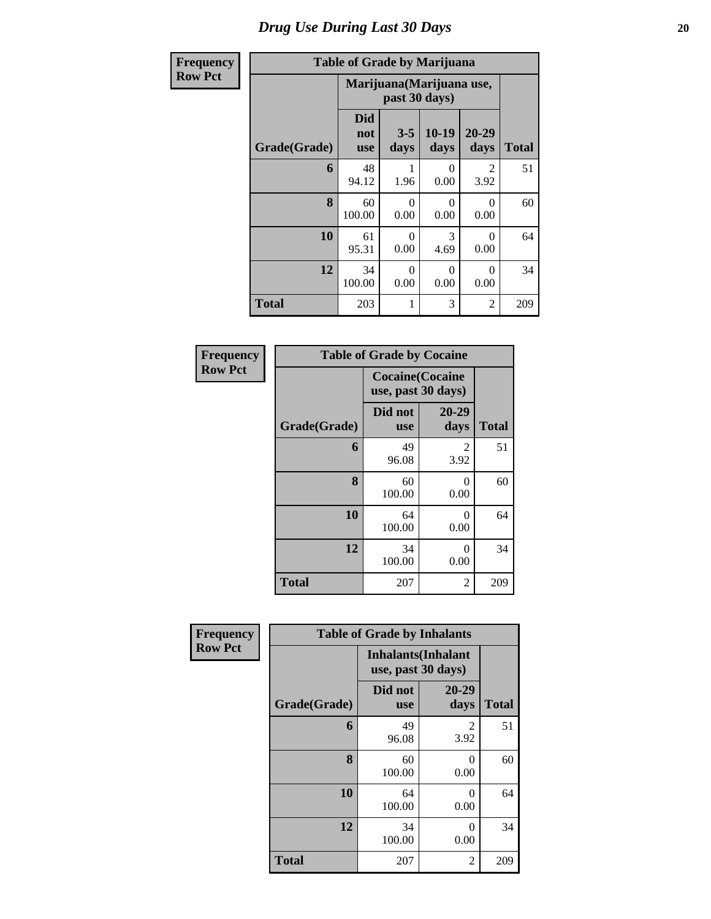# Drug Use During Last 30 Days

**Frequency**
**Row Pct**

| Table of Grade by Marijuana | | | | | |
|---|---|---|---|---|---|
| | Marijuana(Marijuana use, past 30 days) | | | | |
| Grade(Grade) | Did not use | 3-5 days | 10-19 days | 20-29 days | Total |
| 6 | 48<br>94.12 | 1<br>1.96 | 0<br>0.00 | 2<br>3.92 | 51 |
| 8 | 60<br>100.00 | 0<br>0.00 | 0<br>0.00 | 0<br>0.00 | 60 |
| 10 | 61<br>95.31 | 0<br>0.00 | 3<br>4.69 | 0<br>0.00 | 64 |
| 12 | 34<br>100.00 | 0<br>0.00 | 0<br>0.00 | 0<br>0.00 | 34 |
| Total | 203 | 1 | 3 | 2 | 209 |

**Frequency**
**Row Pct**

| Table of Grade by Cocaine | | | |
|---|---|---|---|
| | Cocaine(Cocaine use, past 30 days) | | |
| Grade(Grade) | Did not use | 20-29 days | Total |
| 6 | 49<br>96.08 | 2<br>3.92 | 51 |
| 8 | 60<br>100.00 | 0<br>0.00 | 60 |
| 10 | 64<br>100.00 | 0<br>0.00 | 64 |
| 12 | 34<br>100.00 | 0<br>0.00 | 34 |
| Total | 207 | 2 | 209 |

**Frequency**
**Row Pct**

| Table of Grade by Inhalants | | | |
|---|---|---|---|
| | Inhalants(Inhalant use, past 30 days) | | |
| Grade(Grade) | Did not use | 20-29 days | Total |
| 6 | 49<br>96.08 | 2<br>3.92 | 51 |
| 8 | 60<br>100.00 | 0<br>0.00 | 60 |
| 10 | 64<br>100.00 | 0<br>0.00 | 64 |
| 12 | 34<br>100.00 | 0<br>0.00 | 34 |
| Total | 207 | 2 | 209 |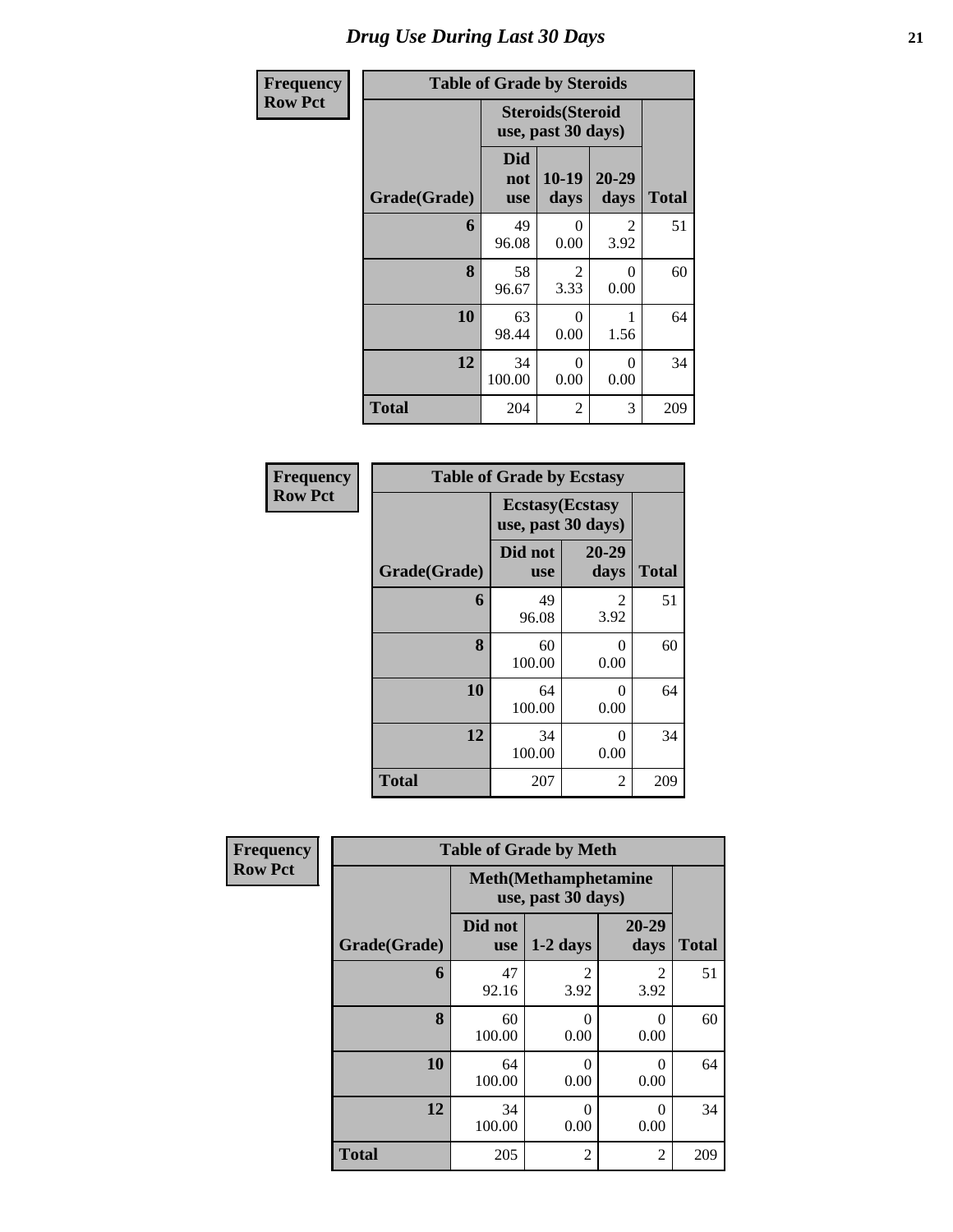# Drug Use During Last 30 Days

| Frequency<br>Row Pct |
|---|

**Table of Grade by Steroids**

| Grade(Grade) | Steroids(Steroid use, past 30 days) | | | Total |
|---|---|---|---|---|
| | Did not use | 10-19 days | 20-29 days | |
| **6** | 49<br>96.08 | 0<br>0.00 | 2<br>3.92 | 51 |
| **8** | 58<br>96.67 | 2<br>3.33 | 0<br>0.00 | 60 |
| **10** | 63<br>98.44 | 0<br>0.00 | 1<br>1.56 | 64 |
| **12** | 34<br>100.00 | 0<br>0.00 | 0<br>0.00 | 34 |
| **Total** | 204 | 2 | 3 | 209 |

| Frequency<br>Row Pct |
|---|

**Table of Grade by Ecstasy**

| Grade(Grade) | Ecstasy(Ecstasy use, past 30 days) | | Total |
|---|---|---|---|
| | Did not use | 20-29 days | |
| **6** | 49<br>96.08 | 2<br>3.92 | 51 |
| **8** | 60<br>100.00 | 0<br>0.00 | 60 |
| **10** | 64<br>100.00 | 0<br>0.00 | 64 |
| **12** | 34<br>100.00 | 0<br>0.00 | 34 |
| **Total** | 207 | 2 | 209 |

| Frequency<br>Row Pct |
|---|

**Table of Grade by Meth**

| Grade(Grade) | Meth(Methamphetamine use, past 30 days) | | | Total |
|---|---|---|---|---|
| | Did not use | 1-2 days | 20-29 days | |
| **6** | 47<br>92.16 | 2<br>3.92 | 2<br>3.92 | 51 |
| **8** | 60<br>100.00 | 0<br>0.00 | 0<br>0.00 | 60 |
| **10** | 64<br>100.00 | 0<br>0.00 | 0<br>0.00 | 64 |
| **12** | 34<br>100.00 | 0<br>0.00 | 0<br>0.00 | 34 |
| **Total** | 205 | 2 | 2 | 209 |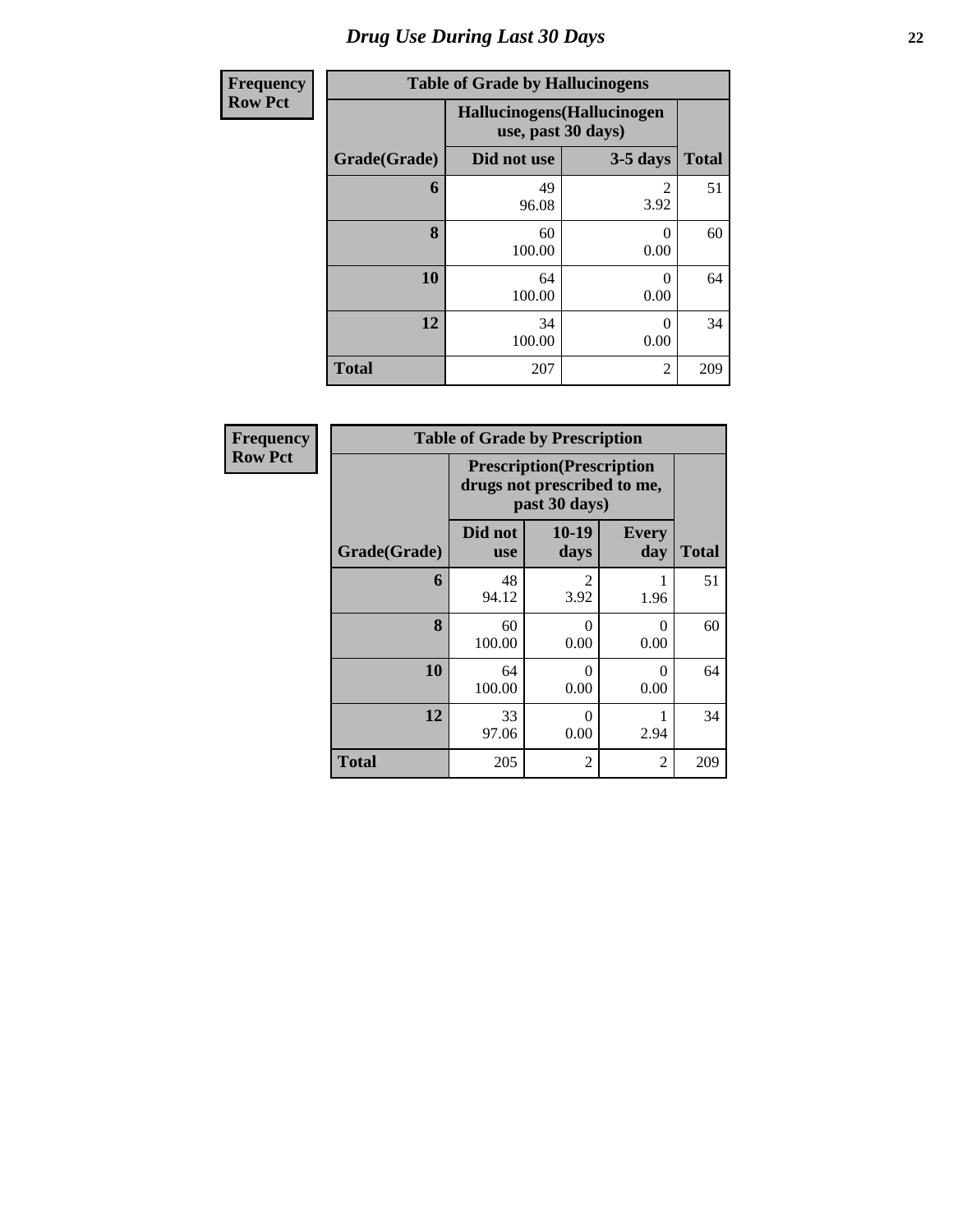# Drug Use During Last 30 Days

**Frequency**
**Row Pct**

| Table of Grade by Hallucinogens | | | |
|---|---|---|---|
| | Hallucinogens(Hallucinogen use, past 30 days) | | |
| Grade(Grade) | Did not use | 3-5 days | Total |
| 6 | 49<br>96.08 | 2<br>3.92 | 51 |
| 8 | 60<br>100.00 | 0<br>0.00 | 60 |
| 10 | 64<br>100.00 | 0<br>0.00 | 64 |
| 12 | 34<br>100.00 | 0<br>0.00 | 34 |
| Total | 207 | 2 | 209 |

**Frequency**
**Row Pct**

| Table of Grade by Prescription | | | | |
|---|---|---|---|---|
| | Prescription(Prescription drugs not prescribed to me, past 30 days) | | | |
| Grade(Grade) | Did not use | 10-19 days | Every day | Total |
| 6 | 48<br>94.12 | 2<br>3.92 | 1<br>1.96 | 51 |
| 8 | 60<br>100.00 | 0<br>0.00 | 0<br>0.00 | 60 |
| 10 | 64<br>100.00 | 0<br>0.00 | 0<br>0.00 | 64 |
| 12 | 33<br>97.06 | 0<br>0.00 | 1<br>2.94 | 34 |
| Total | 205 | 2 | 2 | 209 |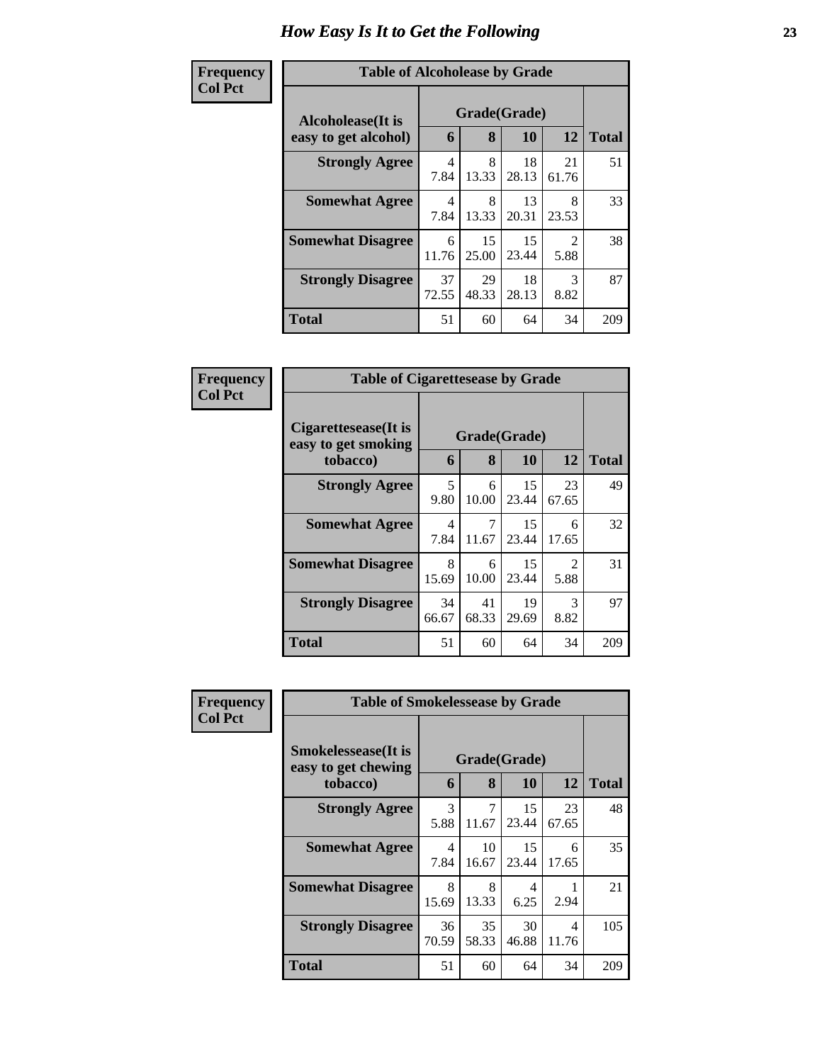# How Easy Is It to Get the Following

**Frequency**
**Col Pct**

**Table of Alcoholease by Grade**

| Alcoholease(It is easy to get alcohol) | Grade(Grade) | | | | Total |
|---|---|---|---|---|---|
| | 6 | 8 | 10 | 12 | |
| **Strongly Agree** | 4<br>7.84 | 8<br>13.33 | 18<br>28.13 | 21<br>61.76 | 51 |
| **Somewhat Agree** | 4<br>7.84 | 8<br>13.33 | 13<br>20.31 | 8<br>23.53 | 33 |
| **Somewhat Disagree** | 6<br>11.76 | 15<br>25.00 | 15<br>23.44 | 2<br>5.88 | 38 |
| **Strongly Disagree** | 37<br>72.55 | 29<br>48.33 | 18<br>28.13 | 3<br>8.82 | 87 |
| **Total** | 51 | 60 | 64 | 34 | 209 |

**Frequency**
**Col Pct**

**Table of Cigarettesease by Grade**

| Cigarettesease(It is easy to get smoking tobacco) | Grade(Grade) | | | | Total |
|---|---|---|---|---|---|
| | 6 | 8 | 10 | 12 | |
| **Strongly Agree** | 5<br>9.80 | 6<br>10.00 | 15<br>23.44 | 23<br>67.65 | 49 |
| **Somewhat Agree** | 4<br>7.84 | 7<br>11.67 | 15<br>23.44 | 6<br>17.65 | 32 |
| **Somewhat Disagree** | 8<br>15.69 | 6<br>10.00 | 15<br>23.44 | 2<br>5.88 | 31 |
| **Strongly Disagree** | 34<br>66.67 | 41<br>68.33 | 19<br>29.69 | 3<br>8.82 | 97 |
| **Total** | 51 | 60 | 64 | 34 | 209 |

**Frequency**
**Col Pct**

**Table of Smokelessease by Grade**

| Smokelessease(It is easy to get chewing tobacco) | Grade(Grade) | | | | Total |
|---|---|---|---|---|---|
| | 6 | 8 | 10 | 12 | |
| **Strongly Agree** | 3<br>5.88 | 7<br>11.67 | 15<br>23.44 | 23<br>67.65 | 48 |
| **Somewhat Agree** | 4<br>7.84 | 10<br>16.67 | 15<br>23.44 | 6<br>17.65 | 35 |
| **Somewhat Disagree** | 8<br>15.69 | 8<br>13.33 | 4<br>6.25 | 1<br>2.94 | 21 |
| **Strongly Disagree** | 36<br>70.59 | 35<br>58.33 | 30<br>46.88 | 4<br>11.76 | 105 |
| **Total** | 51 | 60 | 64 | 34 | 209 |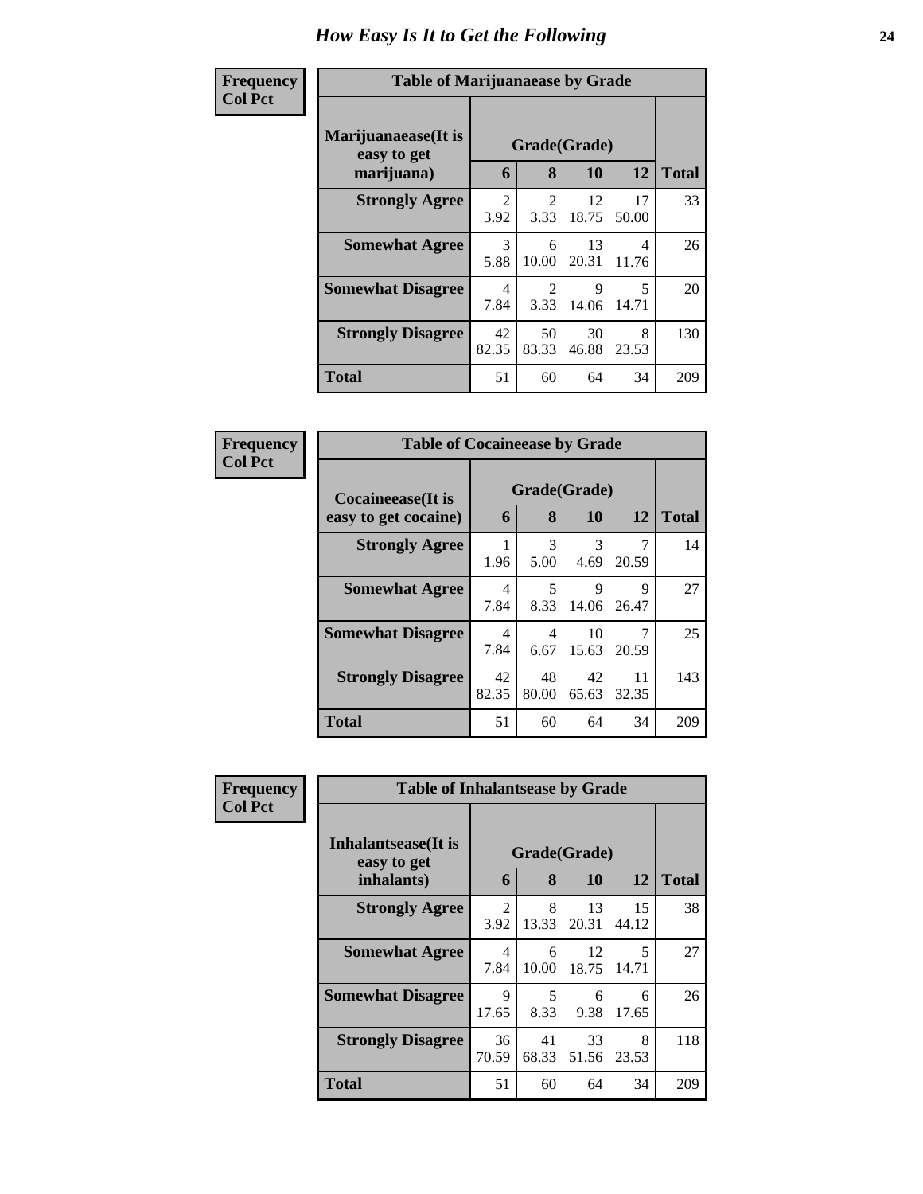# How Easy Is It to Get the Following

**Frequency**
**Col Pct**

**Table of Marijuanaease by Grade**

| Marijuanaease(It is easy to get marijuana) | Grade(Grade) | | | | Total |
|---|---|---|---|---|---|
| | 6 | 8 | 10 | 12 | |
| **Strongly Agree** | 2<br>3.92 | 2<br>3.33 | 12<br>18.75 | 17<br>50.00 | 33 |
| **Somewhat Agree** | 3<br>5.88 | 6<br>10.00 | 13<br>20.31 | 4<br>11.76 | 26 |
| **Somewhat Disagree** | 4<br>7.84 | 2<br>3.33 | 9<br>14.06 | 5<br>14.71 | 20 |
| **Strongly Disagree** | 42<br>82.35 | 50<br>83.33 | 30<br>46.88 | 8<br>23.53 | 130 |
| **Total** | 51 | 60 | 64 | 34 | 209 |

**Frequency**
**Col Pct**

**Table of Cocaineease by Grade**

| Cocaineease(It is easy to get cocaine) | Grade(Grade) | | | | Total |
|---|---|---|---|---|---|
| | 6 | 8 | 10 | 12 | |
| **Strongly Agree** | 1<br>1.96 | 3<br>5.00 | 3<br>4.69 | 7<br>20.59 | 14 |
| **Somewhat Agree** | 4<br>7.84 | 5<br>8.33 | 9<br>14.06 | 9<br>26.47 | 27 |
| **Somewhat Disagree** | 4<br>7.84 | 4<br>6.67 | 10<br>15.63 | 7<br>20.59 | 25 |
| **Strongly Disagree** | 42<br>82.35 | 48<br>80.00 | 42<br>65.63 | 11<br>32.35 | 143 |
| **Total** | 51 | 60 | 64 | 34 | 209 |

**Frequency**
**Col Pct**

**Table of Inhalantsease by Grade**

| Inhalantsease(It is easy to get inhalants) | Grade(Grade) | | | | Total |
|---|---|---|---|---|---|
| | 6 | 8 | 10 | 12 | |
| **Strongly Agree** | 2<br>3.92 | 8<br>13.33 | 13<br>20.31 | 15<br>44.12 | 38 |
| **Somewhat Agree** | 4<br>7.84 | 6<br>10.00 | 12<br>18.75 | 5<br>14.71 | 27 |
| **Somewhat Disagree** | 9<br>17.65 | 5<br>8.33 | 6<br>9.38 | 6<br>17.65 | 26 |
| **Strongly Disagree** | 36<br>70.59 | 41<br>68.33 | 33<br>51.56 | 8<br>23.53 | 118 |
| **Total** | 51 | 60 | 64 | 34 | 209 |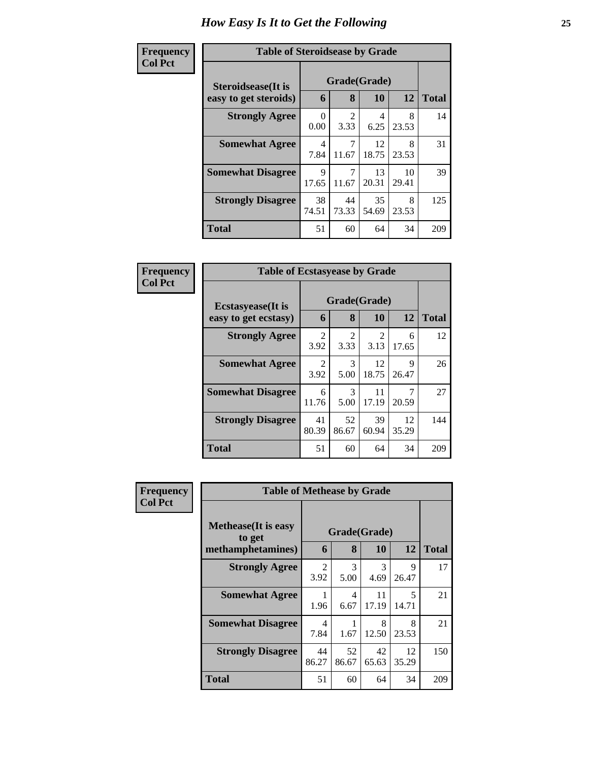# How Easy Is It to Get the Following

**Frequency**
**Col Pct**

**Table of Steroidsease by Grade**

| Steroidsease(It is easy to get steroids) | Grade(Grade) | | | | Total |
|---|---|---|---|---|---|
| | 6 | 8 | 10 | 12 | |
| **Strongly Agree** | 0<br>0.00 | 2<br>3.33 | 4<br>6.25 | 8<br>23.53 | 14 |
| **Somewhat Agree** | 4<br>7.84 | 7<br>11.67 | 12<br>18.75 | 8<br>23.53 | 31 |
| **Somewhat Disagree** | 9<br>17.65 | 7<br>11.67 | 13<br>20.31 | 10<br>29.41 | 39 |
| **Strongly Disagree** | 38<br>74.51 | 44<br>73.33 | 35<br>54.69 | 8<br>23.53 | 125 |
| **Total** | 51 | 60 | 64 | 34 | 209 |

**Frequency**
**Col Pct**

**Table of Ecstasyease by Grade**

| Ecstasyease(It is easy to get ecstasy) | Grade(Grade) | | | | Total |
|---|---|---|---|---|---|
| | 6 | 8 | 10 | 12 | |
| **Strongly Agree** | 2<br>3.92 | 2<br>3.33 | 2<br>3.13 | 6<br>17.65 | 12 |
| **Somewhat Agree** | 2<br>3.92 | 3<br>5.00 | 12<br>18.75 | 9<br>26.47 | 26 |
| **Somewhat Disagree** | 6<br>11.76 | 3<br>5.00 | 11<br>17.19 | 7<br>20.59 | 27 |
| **Strongly Disagree** | 41<br>80.39 | 52<br>86.67 | 39<br>60.94 | 12<br>35.29 | 144 |
| **Total** | 51 | 60 | 64 | 34 | 209 |

**Frequency**
**Col Pct**

**Table of Methease by Grade**

| Methease(It is easy to get methamphetamines) | Grade(Grade) | | | | Total |
|---|---|---|---|---|---|
| | 6 | 8 | 10 | 12 | |
| **Strongly Agree** | 2<br>3.92 | 3<br>5.00 | 3<br>4.69 | 9<br>26.47 | 17 |
| **Somewhat Agree** | 1<br>1.96 | 4<br>6.67 | 11<br>17.19 | 5<br>14.71 | 21 |
| **Somewhat Disagree** | 4<br>7.84 | 1<br>1.67 | 8<br>12.50 | 8<br>23.53 | 21 |
| **Strongly Disagree** | 44<br>86.27 | 52<br>86.67 | 42<br>65.63 | 12<br>35.29 | 150 |
| **Total** | 51 | 60 | 64 | 34 | 209 |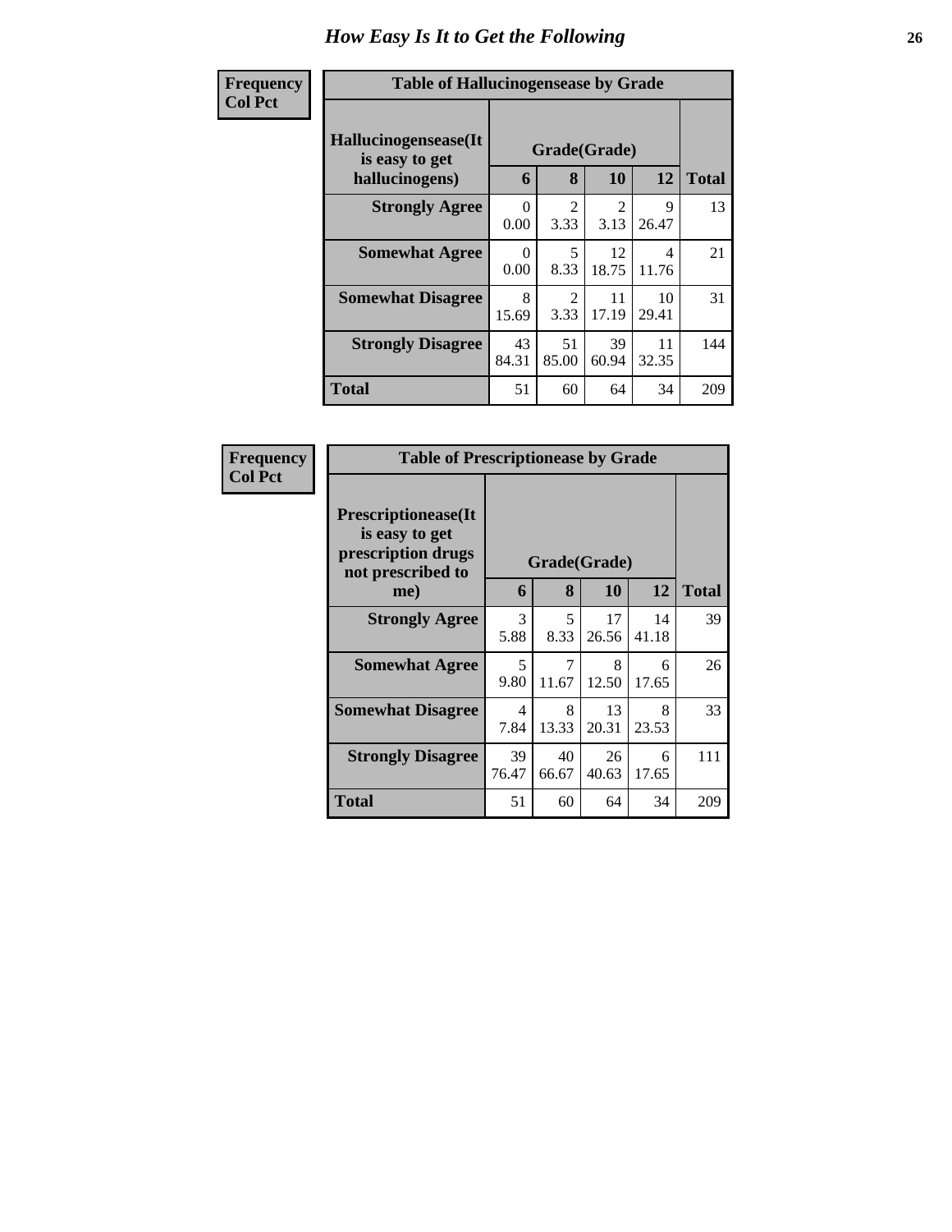# How Easy Is It to Get the Following

| Frequency Col Pct |
|---|

**Table of Hallucinogensease by Grade**

| Hallucinogensease(It is easy to get hallucinogens) | Grade(Grade) 6 | 8 | 10 | 12 | Total |
|---|---|---|---|---|---|
| **Strongly Agree** | 0<br>0.00 | 2<br>3.33 | 2<br>3.13 | 9<br>26.47 | 13 |
| **Somewhat Agree** | 0<br>0.00 | 5<br>8.33 | 12<br>18.75 | 4<br>11.76 | 21 |
| **Somewhat Disagree** | 8<br>15.69 | 2<br>3.33 | 11<br>17.19 | 10<br>29.41 | 31 |
| **Strongly Disagree** | 43<br>84.31 | 51<br>85.00 | 39<br>60.94 | 11<br>32.35 | 144 |
| **Total** | 51 | 60 | 64 | 34 | 209 |

| Frequency Col Pct |
|---|

**Table of Prescriptionease by Grade**

| Prescriptionease(It is easy to get prescription drugs not prescribed to me) | Grade(Grade) 6 | 8 | 10 | 12 | Total |
|---|---|---|---|---|---|
| **Strongly Agree** | 3<br>5.88 | 5<br>8.33 | 17<br>26.56 | 14<br>41.18 | 39 |
| **Somewhat Agree** | 5<br>9.80 | 7<br>11.67 | 8<br>12.50 | 6<br>17.65 | 26 |
| **Somewhat Disagree** | 4<br>7.84 | 8<br>13.33 | 13<br>20.31 | 8<br>23.53 | 33 |
| **Strongly Disagree** | 39<br>76.47 | 40<br>66.67 | 26<br>40.63 | 6<br>17.65 | 111 |
| **Total** | 51 | 60 | 64 | 34 | 209 |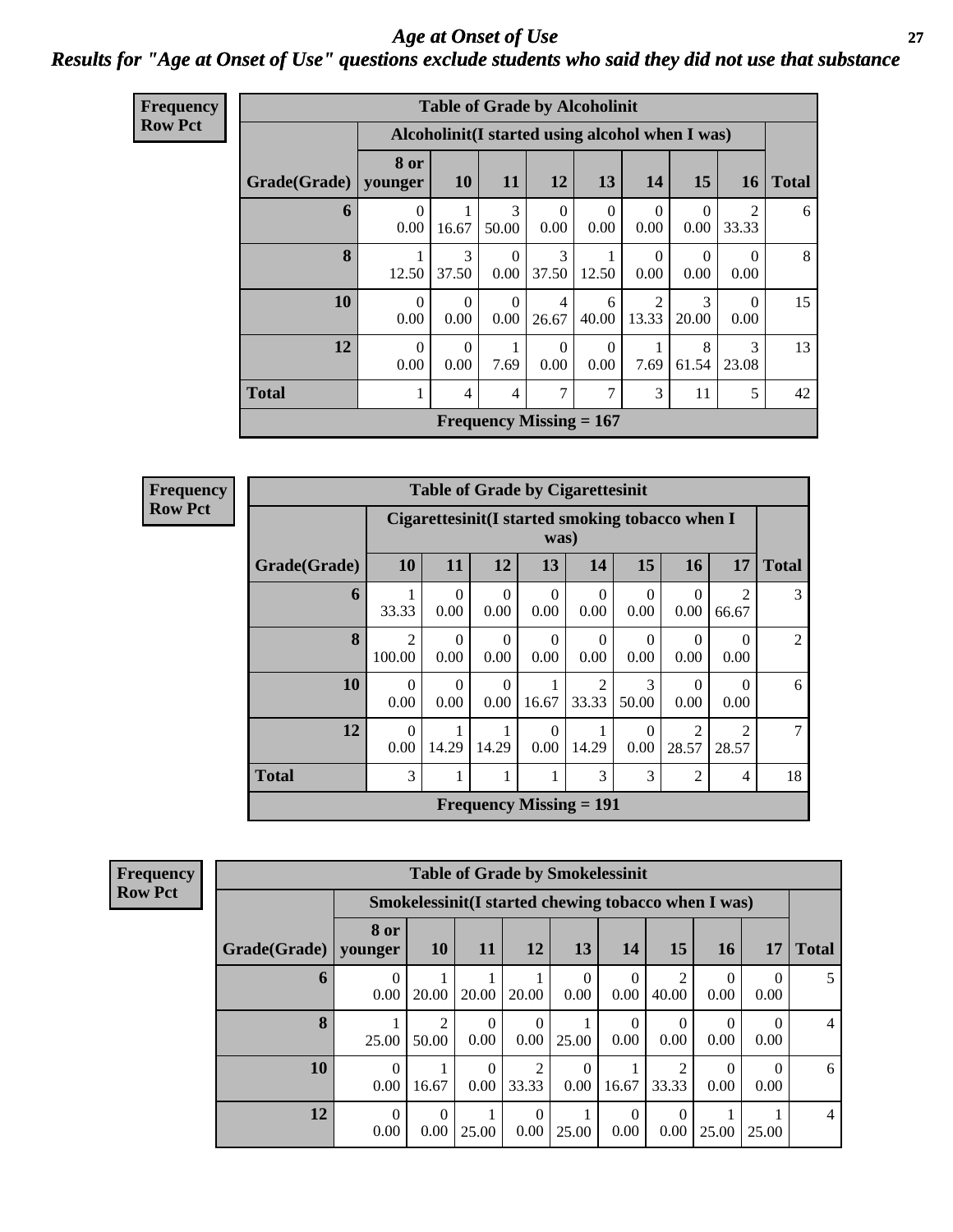# *Age at Onset of Use*

## *Results for "Age at Onset of Use" questions exclude students who said they did not use that substance*

**Frequency**
**Row Pct**

| Table of Grade by Alcoholinit | | | | | | | | | |
|---|---|---|---|---|---|---|---|---|---|
| | Alcoholinit(I started using alcohol when I was) | | | | | | | | |
| Grade(Grade) | 8 or younger | 10 | 11 | 12 | 13 | 14 | 15 | 16 | Total |
| 6 | 0<br>0.00 | 1<br>16.67 | 3<br>50.00 | 0<br>0.00 | 0<br>0.00 | 0<br>0.00 | 0<br>0.00 | 2<br>33.33 | 6 |
| 8 | 1<br>12.50 | 3<br>37.50 | 0<br>0.00 | 3<br>37.50 | 1<br>12.50 | 0<br>0.00 | 0<br>0.00 | 0<br>0.00 | 8 |
| 10 | 0<br>0.00 | 0<br>0.00 | 0<br>0.00 | 4<br>26.67 | 6<br>40.00 | 2<br>13.33 | 3<br>20.00 | 0<br>0.00 | 15 |
| 12 | 0<br>0.00 | 0<br>0.00 | 1<br>7.69 | 0<br>0.00 | 0<br>0.00 | 1<br>7.69 | 8<br>61.54 | 3<br>23.08 | 13 |
| Total | 1 | 4 | 4 | 7 | 7 | 3 | 11 | 5 | 42 |
| Frequency Missing = 167 | | | | | | | | | |

**Frequency**
**Row Pct**

| Table of Grade by Cigarettesinit | | | | | | | | | |
|---|---|---|---|---|---|---|---|---|---|
| | Cigarettesinit(I started smoking tobacco when I was) | | | | | | | | |
| Grade(Grade) | 10 | 11 | 12 | 13 | 14 | 15 | 16 | 17 | Total |
| 6 | 1<br>33.33 | 0<br>0.00 | 0<br>0.00 | 0<br>0.00 | 0<br>0.00 | 0<br>0.00 | 0<br>0.00 | 2<br>66.67 | 3 |
| 8 | 2<br>100.00 | 0<br>0.00 | 0<br>0.00 | 0<br>0.00 | 0<br>0.00 | 0<br>0.00 | 0<br>0.00 | 0<br>0.00 | 2 |
| 10 | 0<br>0.00 | 0<br>0.00 | 0<br>0.00 | 1<br>16.67 | 2<br>33.33 | 3<br>50.00 | 0<br>0.00 | 0<br>0.00 | 6 |
| 12 | 0<br>0.00 | 1<br>14.29 | 1<br>14.29 | 0<br>0.00 | 1<br>14.29 | 0<br>0.00 | 2<br>28.57 | 2<br>28.57 | 7 |
| Total | 3 | 1 | 1 | 1 | 3 | 3 | 2 | 4 | 18 |
| Frequency Missing = 191 | | | | | | | | | |

**Frequency**
**Row Pct**

| Table of Grade by Smokelessinit | | | | | | | | | | |
|---|---|---|---|---|---|---|---|---|---|---|
| | Smokelessinit(I started chewing tobacco when I was) | | | | | | | | | |
| Grade(Grade) | 8 or younger | 10 | 11 | 12 | 13 | 14 | 15 | 16 | 17 | Total |
| 6 | 0<br>0.00 | 1<br>20.00 | 1<br>20.00 | 1<br>20.00 | 0<br>0.00 | 0<br>0.00 | 2<br>40.00 | 0<br>0.00 | 0<br>0.00 | 5 |
| 8 | 1<br>25.00 | 2<br>50.00 | 0<br>0.00 | 0<br>0.00 | 1<br>25.00 | 0<br>0.00 | 0<br>0.00 | 0<br>0.00 | 0<br>0.00 | 4 |
| 10 | 0<br>0.00 | 1<br>16.67 | 0<br>0.00 | 2<br>33.33 | 0<br>0.00 | 1<br>16.67 | 2<br>33.33 | 0<br>0.00 | 0<br>0.00 | 6 |
| 12 | 0<br>0.00 | 0<br>0.00 | 1<br>25.00 | 0<br>0.00 | 1<br>25.00 | 0<br>0.00 | 0<br>0.00 | 1<br>25.00 | 1<br>25.00 | 4 |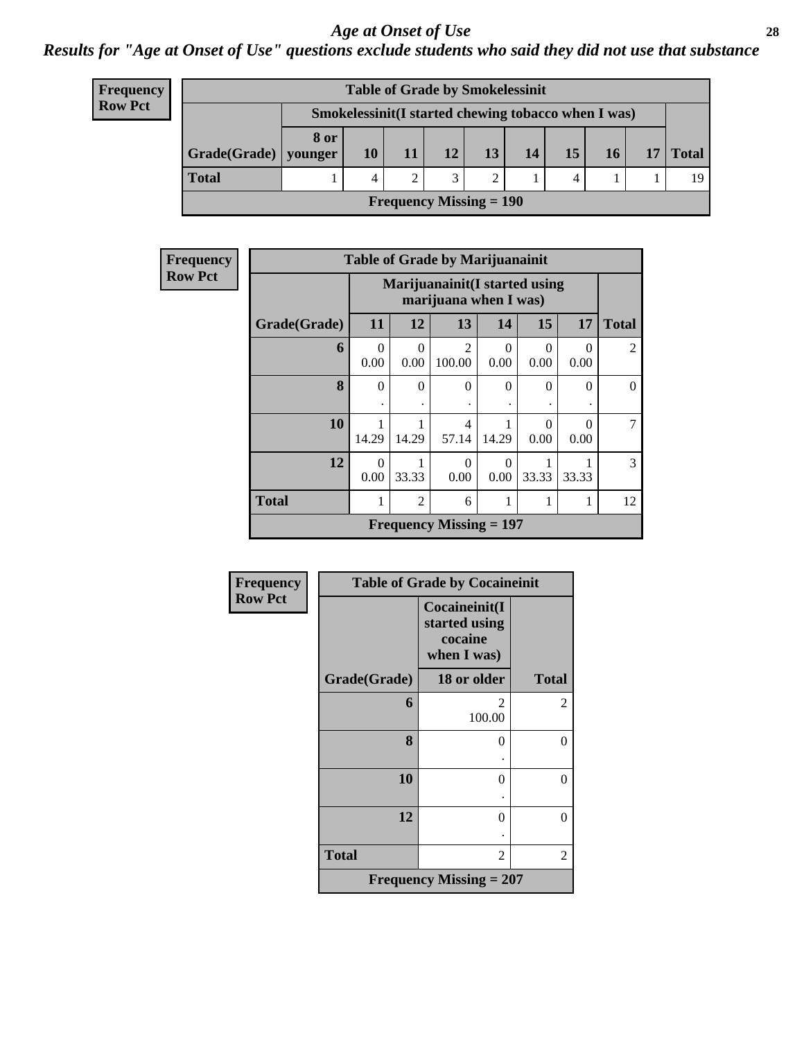# *Age at Onset of Use*

***Results for "Age at Onset of Use" questions exclude students who said they did not use that substance***

**Frequency**
**Row Pct**

| Table of Grade by Smokelessinit | | | | | | | | | | |
|---|---|---|---|---|---|---|---|---|---|---|
| | Smokelessinit(I started chewing tobacco when I was) | | | | | | | | | |
| Grade(Grade) | 8 or younger | 10 | 11 | 12 | 13 | 14 | 15 | 16 | 17 | Total |
| Total | 1 | 4 | 2 | 3 | 2 | 1 | 4 | 1 | 1 | 19 |
| Frequency Missing = 190 | | | | | | | | | | |

**Frequency**
**Row Pct**

| Table of Grade by Marijuanainit | | | | | | | |
|---|---|---|---|---|---|---|---|
| | Marijuanainit(I started using marijuana when I was) | | | | | | |
| Grade(Grade) | 11 | 12 | 13 | 14 | 15 | 17 | Total |
| 6 | 0<br>0.00 | 0<br>0.00 | 2<br>100.00 | 0<br>0.00 | 0<br>0.00 | 0<br>0.00 | 2 |
| 8 | 0<br>. | 0<br>. | 0<br>. | 0<br>. | 0<br>. | 0<br>. | 0 |
| 10 | 1<br>14.29 | 1<br>14.29 | 4<br>57.14 | 1<br>14.29 | 0<br>0.00 | 0<br>0.00 | 7 |
| 12 | 0<br>0.00 | 1<br>33.33 | 0<br>0.00 | 0<br>0.00 | 1<br>33.33 | 1<br>33.33 | 3 |
| Total | 1 | 2 | 6 | 1 | 1 | 1 | 12 |
| Frequency Missing = 197 | | | | | | | |

**Frequency**
**Row Pct**

| Table of Grade by Cocaineinit | | |
|---|---|---|
| | Cocaineinit(I started using cocaine when I was) | |
| Grade(Grade) | 18 or older | Total |
| 6 | 2<br>100.00 | 2 |
| 8 | 0<br>. | 0 |
| 10 | 0<br>. | 0 |
| 12 | 0<br>. | 0 |
| Total | 2 | 2 |
| Frequency Missing = 207 | | |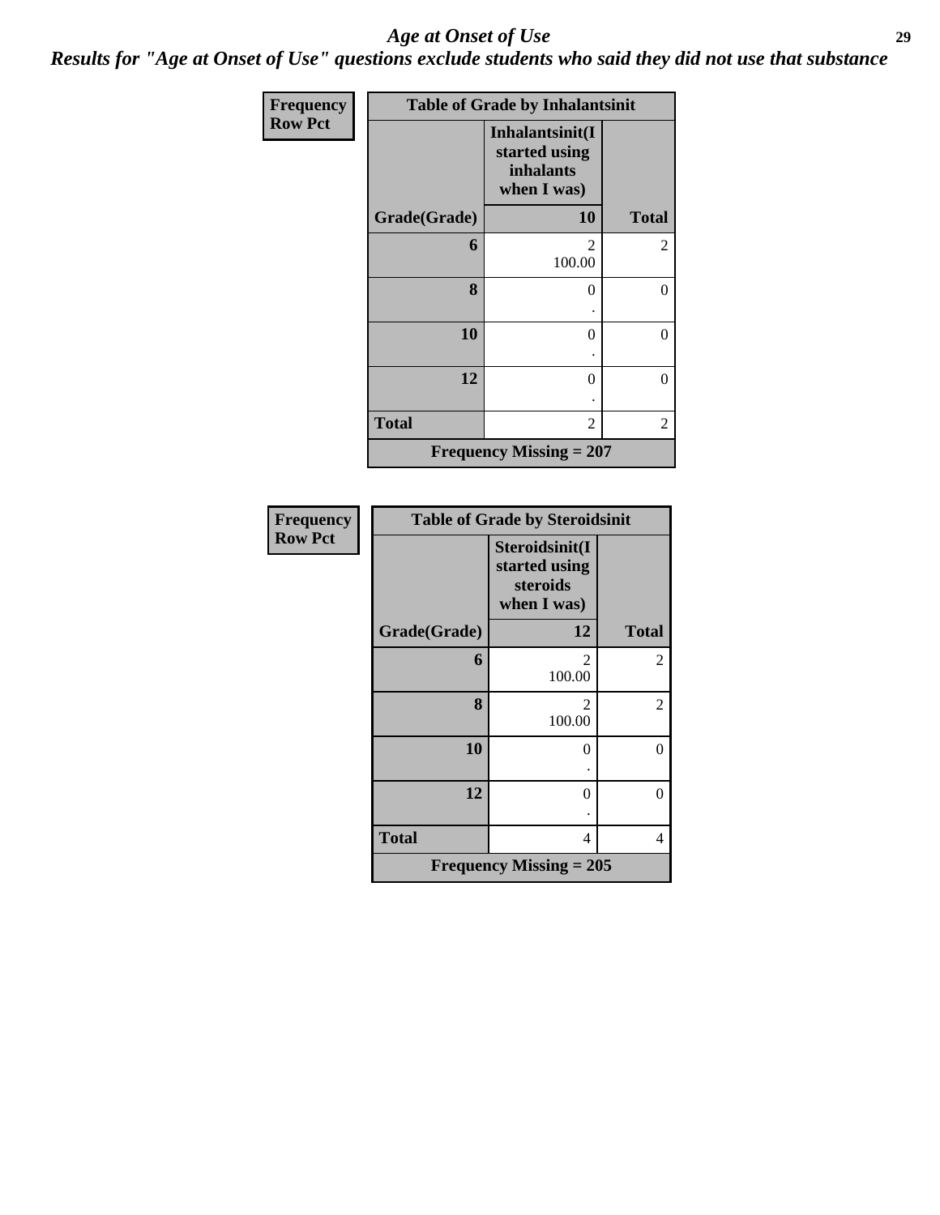# *Age at Onset of Use*

***Results for "Age at Onset of Use" questions exclude students who said they did not use that substance***

**Frequency**
**Row Pct**

| Table of Grade by Inhalantsinit | | |
|---|---|---|
| | **Inhalantsinit(I started using inhalants when I was)** | |
| **Grade(Grade)** | **10** | **Total** |
| **6** | 2<br>100.00 | 2 |
| **8** | 0<br>. | 0 |
| **10** | 0<br>. | 0 |
| **12** | 0<br>. | 0 |
| **Total** | 2 | 2 |
| **Frequency Missing = 207** | | |

**Frequency**
**Row Pct**

| Table of Grade by Steroidsinit | | |
|---|---|---|
| | **Steroidsinit(I started using steroids when I was)** | |
| **Grade(Grade)** | **12** | **Total** |
| **6** | 2<br>100.00 | 2 |
| **8** | 2<br>100.00 | 2 |
| **10** | 0<br>. | 0 |
| **12** | 0<br>. | 0 |
| **Total** | 4 | 4 |
| **Frequency Missing = 205** | | |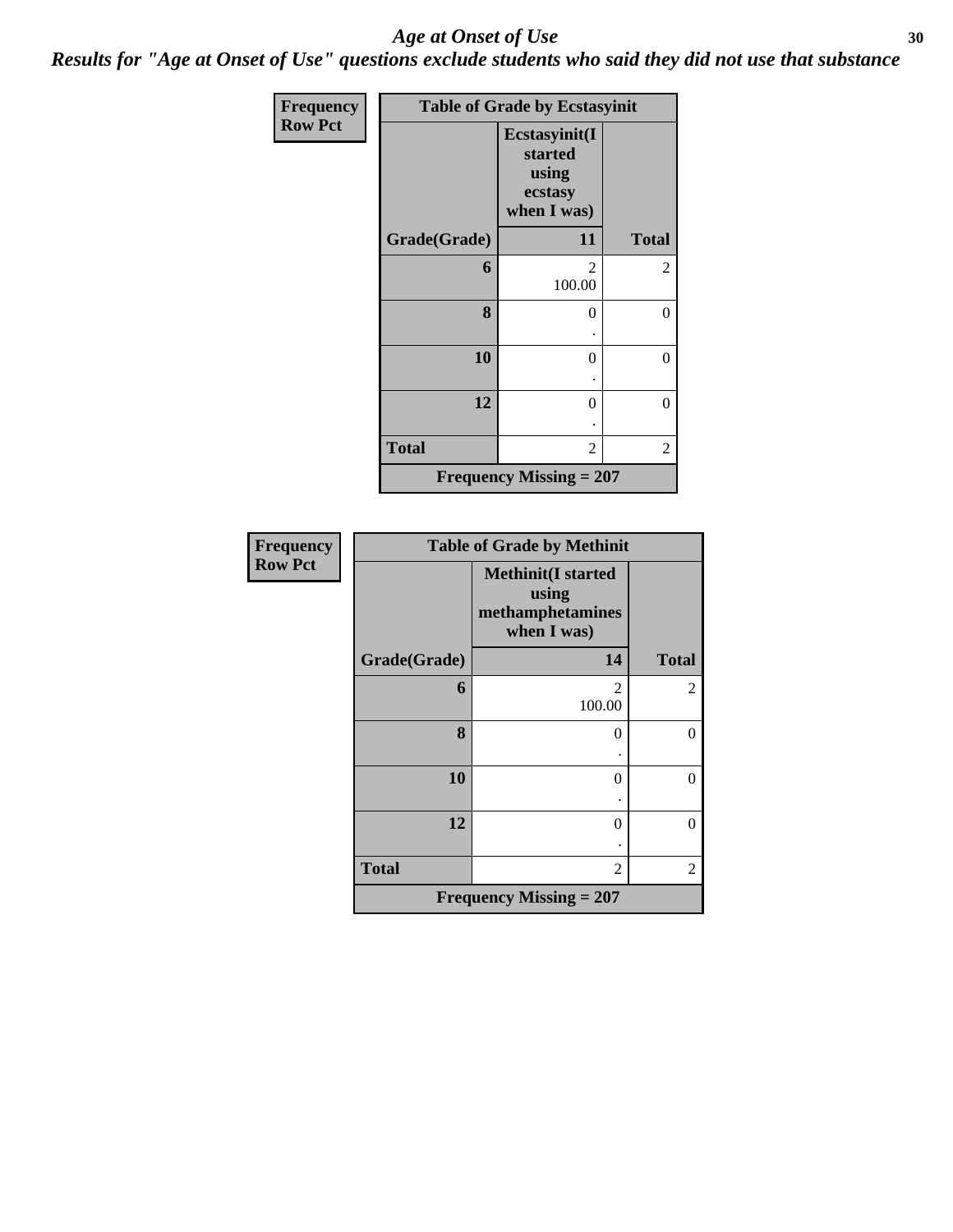# *Age at Onset of Use*

***Results for "Age at Onset of Use" questions exclude students who said they did not use that substance***

**Frequency**
**Row Pct**

**Table of Grade by Ecstasyinit**

| Grade(Grade) | Ecstasyinit(I started using ecstasy when I was) 11 | Total |
|---|---|---|
| **6** | 2<br>100.00 | 2 |
| **8** | 0<br>. | 0 |
| **10** | 0<br>. | 0 |
| **12** | 0<br>. | 0 |
| **Total** | 2 | 2 |

**Frequency Missing = 207**

**Frequency**
**Row Pct**

**Table of Grade by Methinit**

| Grade(Grade) | Methinit(I started using methamphetamines when I was) 14 | Total |
|---|---|---|
| **6** | 2<br>100.00 | 2 |
| **8** | 0<br>. | 0 |
| **10** | 0<br>. | 0 |
| **12** | 0<br>. | 0 |
| **Total** | 2 | 2 |

**Frequency Missing = 207**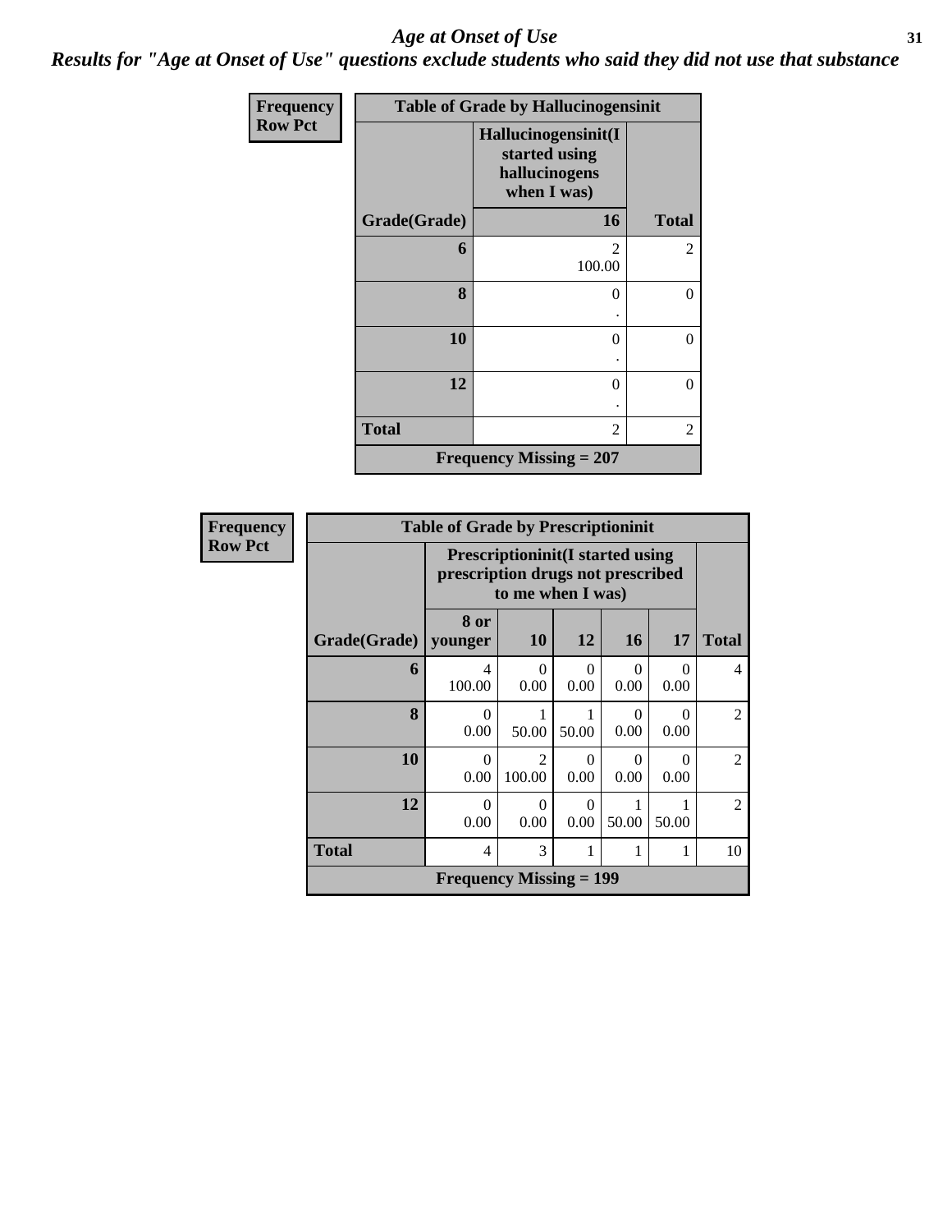## *Age at Onset of Use*

***Results for "Age at Onset of Use" questions exclude students who said they did not use that substance***

**Frequency**
**Row Pct**

**Table of Grade by Hallucinogensinit**

| Grade(Grade) | Hallucinogensinit(I started using hallucinogens when I was) 16 | Total |
|---|---|---|
| **6** | 2<br>100.00 | 2 |
| **8** | 0<br>. | 0 |
| **10** | 0<br>. | 0 |
| **12** | 0<br>. | 0 |
| **Total** | 2 | 2 |

**Frequency Missing = 207**

**Frequency**
**Row Pct**

**Table of Grade by Prescriptioninit**

| | Prescriptioninit(I started using prescription drugs not prescribed to me when I was) | | | | | |
|---|---|---|---|---|---|---|
| **Grade(Grade)** | **8 or younger** | **10** | **12** | **16** | **17** | **Total** |
| **6** | 4<br>100.00 | 0<br>0.00 | 0<br>0.00 | 0<br>0.00 | 0<br>0.00 | 4 |
| **8** | 0<br>0.00 | 1<br>50.00 | 1<br>50.00 | 0<br>0.00 | 0<br>0.00 | 2 |
| **10** | 0<br>0.00 | 2<br>100.00 | 0<br>0.00 | 0<br>0.00 | 0<br>0.00 | 2 |
| **12** | 0<br>0.00 | 0<br>0.00 | 0<br>0.00 | 1<br>50.00 | 1<br>50.00 | 2 |
| **Total** | 4 | 3 | 1 | 1 | 1 | 10 |

**Frequency Missing = 199**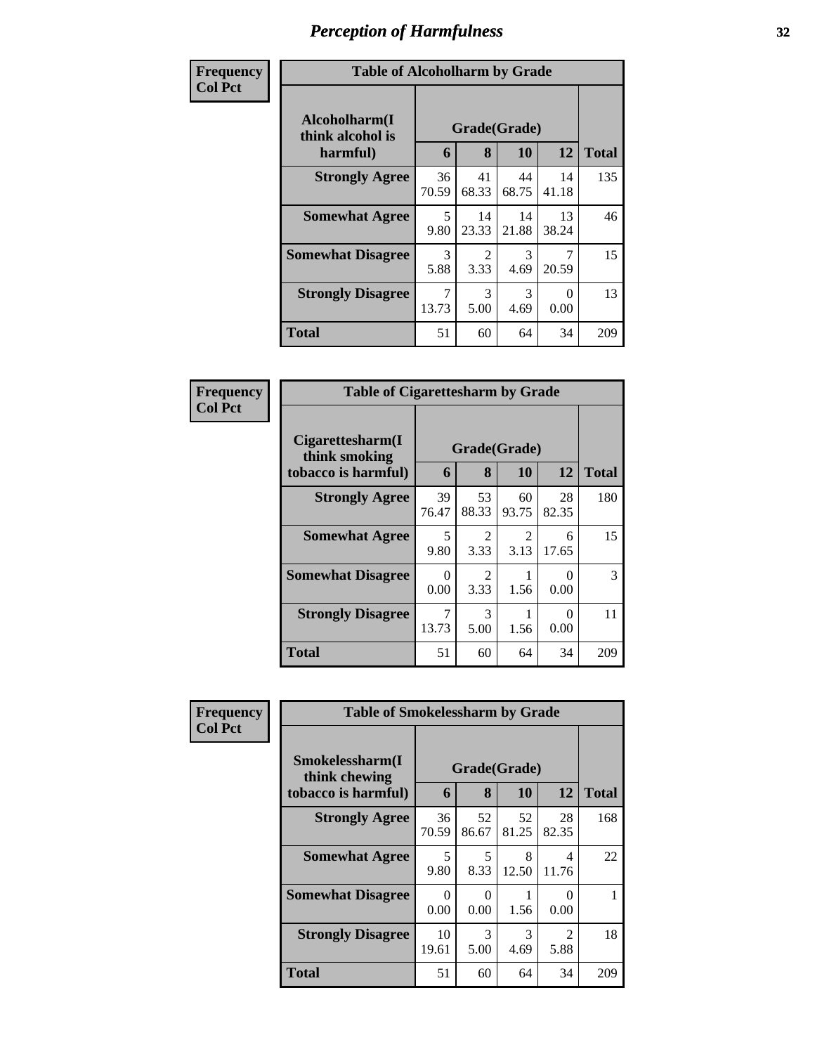# Perception of Harmfulness

**Frequency**
**Col Pct**

**Table of Alcoholharm by Grade**

| Alcoholharm(I think alcohol is harmful) | Grade(Grade) | | | | Total |
|---|---|---|---|---|---|
| | 6 | 8 | 10 | 12 | |
| **Strongly Agree** | 36<br>70.59 | 41<br>68.33 | 44<br>68.75 | 14<br>41.18 | 135 |
| **Somewhat Agree** | 5<br>9.80 | 14<br>23.33 | 14<br>21.88 | 13<br>38.24 | 46 |
| **Somewhat Disagree** | 3<br>5.88 | 2<br>3.33 | 3<br>4.69 | 7<br>20.59 | 15 |
| **Strongly Disagree** | 7<br>13.73 | 3<br>5.00 | 3<br>4.69 | 0<br>0.00 | 13 |
| **Total** | 51 | 60 | 64 | 34 | 209 |

**Frequency**
**Col Pct**

**Table of Cigarettesharm by Grade**

| Cigarettesharm(I think smoking tobacco is harmful) | Grade(Grade) | | | | Total |
|---|---|---|---|---|---|
| | 6 | 8 | 10 | 12 | |
| **Strongly Agree** | 39<br>76.47 | 53<br>88.33 | 60<br>93.75 | 28<br>82.35 | 180 |
| **Somewhat Agree** | 5<br>9.80 | 2<br>3.33 | 2<br>3.13 | 6<br>17.65 | 15 |
| **Somewhat Disagree** | 0<br>0.00 | 2<br>3.33 | 1<br>1.56 | 0<br>0.00 | 3 |
| **Strongly Disagree** | 7<br>13.73 | 3<br>5.00 | 1<br>1.56 | 0<br>0.00 | 11 |
| **Total** | 51 | 60 | 64 | 34 | 209 |

**Frequency**
**Col Pct**

**Table of Smokelessharm by Grade**

| Smokelessharm(I think chewing tobacco is harmful) | Grade(Grade) | | | | Total |
|---|---|---|---|---|---|
| | 6 | 8 | 10 | 12 | |
| **Strongly Agree** | 36<br>70.59 | 52<br>86.67 | 52<br>81.25 | 28<br>82.35 | 168 |
| **Somewhat Agree** | 5<br>9.80 | 5<br>8.33 | 8<br>12.50 | 4<br>11.76 | 22 |
| **Somewhat Disagree** | 0<br>0.00 | 0<br>0.00 | 1<br>1.56 | 0<br>0.00 | 1 |
| **Strongly Disagree** | 10<br>19.61 | 3<br>5.00 | 3<br>4.69 | 2<br>5.88 | 18 |
| **Total** | 51 | 60 | 64 | 34 | 209 |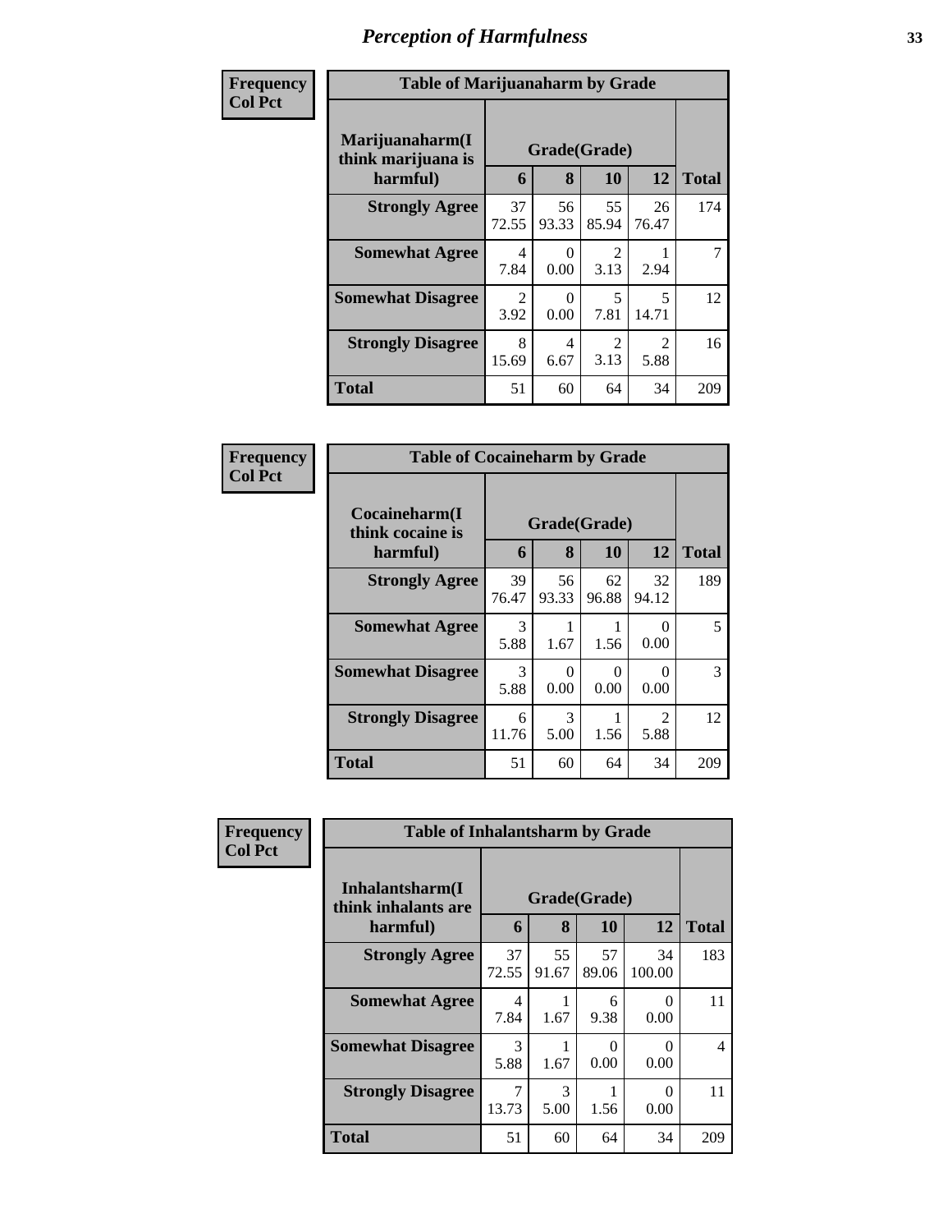# Perception of Harmfulness

**Frequency**
**Col Pct**

| Table of Marijuanaharm by Grade | | | | | |
|---|---|---|---|---|---|
| Marijuanaharm(I think marijuana is harmful) | Grade(Grade) | | | | |
| | 6 | 8 | 10 | 12 | Total |
| **Strongly Agree** | 37<br>72.55 | 56<br>93.33 | 55<br>85.94 | 26<br>76.47 | 174 |
| **Somewhat Agree** | 4<br>7.84 | 0<br>0.00 | 2<br>3.13 | 1<br>2.94 | 7 |
| **Somewhat Disagree** | 2<br>3.92 | 0<br>0.00 | 5<br>7.81 | 5<br>14.71 | 12 |
| **Strongly Disagree** | 8<br>15.69 | 4<br>6.67 | 2<br>3.13 | 2<br>5.88 | 16 |
| **Total** | 51 | 60 | 64 | 34 | 209 |

**Frequency**
**Col Pct**

| Table of Cocaineharm by Grade | | | | | |
|---|---|---|---|---|---|
| Cocaineharm(I think cocaine is harmful) | Grade(Grade) | | | | |
| | 6 | 8 | 10 | 12 | Total |
| **Strongly Agree** | 39<br>76.47 | 56<br>93.33 | 62<br>96.88 | 32<br>94.12 | 189 |
| **Somewhat Agree** | 3<br>5.88 | 1<br>1.67 | 1<br>1.56 | 0<br>0.00 | 5 |
| **Somewhat Disagree** | 3<br>5.88 | 0<br>0.00 | 0<br>0.00 | 0<br>0.00 | 3 |
| **Strongly Disagree** | 6<br>11.76 | 3<br>5.00 | 1<br>1.56 | 2<br>5.88 | 12 |
| **Total** | 51 | 60 | 64 | 34 | 209 |

**Frequency**
**Col Pct**

| Table of Inhalantsharm by Grade | | | | | |
|---|---|---|---|---|---|
| Inhalantsharm(I think inhalants are harmful) | Grade(Grade) | | | | |
| | 6 | 8 | 10 | 12 | Total |
| **Strongly Agree** | 37<br>72.55 | 55<br>91.67 | 57<br>89.06 | 34<br>100.00 | 183 |
| **Somewhat Agree** | 4<br>7.84 | 1<br>1.67 | 6<br>9.38 | 0<br>0.00 | 11 |
| **Somewhat Disagree** | 3<br>5.88 | 1<br>1.67 | 0<br>0.00 | 0<br>0.00 | 4 |
| **Strongly Disagree** | 7<br>13.73 | 3<br>5.00 | 1<br>1.56 | 0<br>0.00 | 11 |
| **Total** | 51 | 60 | 64 | 34 | 209 |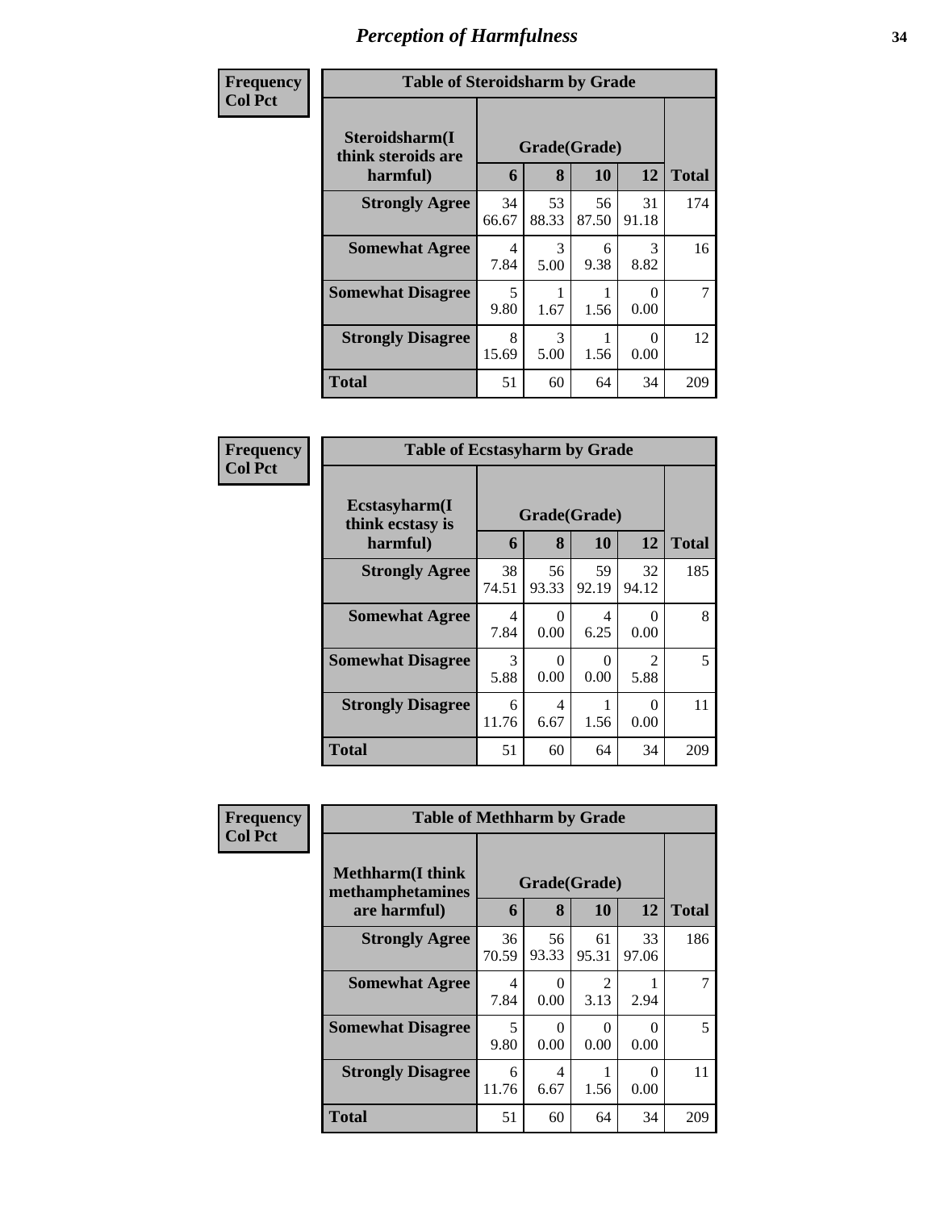# Perception of Harmfulness

**Frequency**
**Col Pct**

| Table of Steroidsharm by Grade | | | | | |
|---|---|---|---|---|---|
| Steroidsharm(I think steroids are harmful) | Grade(Grade) | | | | |
| | 6 | 8 | 10 | 12 | Total |
| **Strongly Agree** | 34<br>66.67 | 53<br>88.33 | 56<br>87.50 | 31<br>91.18 | 174 |
| **Somewhat Agree** | 4<br>7.84 | 3<br>5.00 | 6<br>9.38 | 3<br>8.82 | 16 |
| **Somewhat Disagree** | 5<br>9.80 | 1<br>1.67 | 1<br>1.56 | 0<br>0.00 | 7 |
| **Strongly Disagree** | 8<br>15.69 | 3<br>5.00 | 1<br>1.56 | 0<br>0.00 | 12 |
| **Total** | 51 | 60 | 64 | 34 | 209 |

**Frequency**
**Col Pct**

| Table of Ecstasyharm by Grade | | | | | |
|---|---|---|---|---|---|
| Ecstasyharm(I think ecstasy is harmful) | Grade(Grade) | | | | |
| | 6 | 8 | 10 | 12 | Total |
| **Strongly Agree** | 38<br>74.51 | 56<br>93.33 | 59<br>92.19 | 32<br>94.12 | 185 |
| **Somewhat Agree** | 4<br>7.84 | 0<br>0.00 | 4<br>6.25 | 0<br>0.00 | 8 |
| **Somewhat Disagree** | 3<br>5.88 | 0<br>0.00 | 0<br>0.00 | 2<br>5.88 | 5 |
| **Strongly Disagree** | 6<br>11.76 | 4<br>6.67 | 1<br>1.56 | 0<br>0.00 | 11 |
| **Total** | 51 | 60 | 64 | 34 | 209 |

**Frequency**
**Col Pct**

| Table of Methharm by Grade | | | | | |
|---|---|---|---|---|---|
| Methharm(I think methamphetamines are harmful) | Grade(Grade) | | | | |
| | 6 | 8 | 10 | 12 | Total |
| **Strongly Agree** | 36<br>70.59 | 56<br>93.33 | 61<br>95.31 | 33<br>97.06 | 186 |
| **Somewhat Agree** | 4<br>7.84 | 0<br>0.00 | 2<br>3.13 | 1<br>2.94 | 7 |
| **Somewhat Disagree** | 5<br>9.80 | 0<br>0.00 | 0<br>0.00 | 0<br>0.00 | 5 |
| **Strongly Disagree** | 6<br>11.76 | 4<br>6.67 | 1<br>1.56 | 0<br>0.00 | 11 |
| **Total** | 51 | 60 | 64 | 34 | 209 |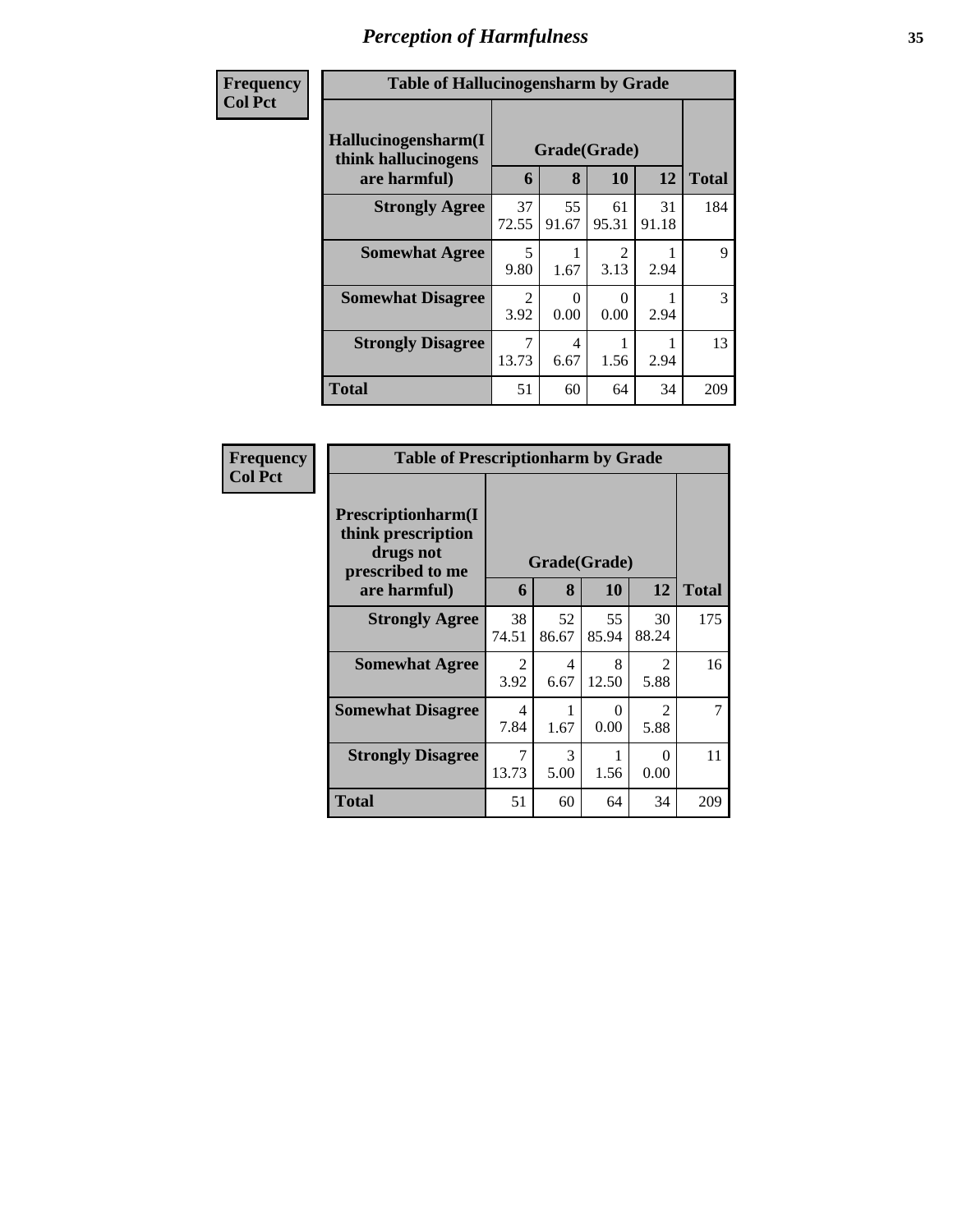# Perception of Harmfulness

| Frequency Col Pct |
|---|

**Table of Hallucinogensharm by Grade**

| Hallucinogensharm(I think hallucinogens are harmful) | Grade(Grade) | | | | Total |
|---|---|---|---|---|---|
| | 6 | 8 | 10 | 12 | |
| **Strongly Agree** | 37<br>72.55 | 55<br>91.67 | 61<br>95.31 | 31<br>91.18 | 184 |
| **Somewhat Agree** | 5<br>9.80 | 1<br>1.67 | 2<br>3.13 | 1<br>2.94 | 9 |
| **Somewhat Disagree** | 2<br>3.92 | 0<br>0.00 | 0<br>0.00 | 1<br>2.94 | 3 |
| **Strongly Disagree** | 7<br>13.73 | 4<br>6.67 | 1<br>1.56 | 1<br>2.94 | 13 |
| **Total** | 51 | 60 | 64 | 34 | 209 |

| Frequency Col Pct |
|---|

**Table of Prescriptionharm by Grade**

| Prescriptionharm(I think prescription drugs not prescribed to me are harmful) | Grade(Grade) | | | | Total |
|---|---|---|---|---|---|
| | 6 | 8 | 10 | 12 | |
| **Strongly Agree** | 38<br>74.51 | 52<br>86.67 | 55<br>85.94 | 30<br>88.24 | 175 |
| **Somewhat Agree** | 2<br>3.92 | 4<br>6.67 | 8<br>12.50 | 2<br>5.88 | 16 |
| **Somewhat Disagree** | 4<br>7.84 | 1<br>1.67 | 0<br>0.00 | 2<br>5.88 | 7 |
| **Strongly Disagree** | 7<br>13.73 | 3<br>5.00 | 1<br>1.56 | 0<br>0.00 | 11 |
| **Total** | 51 | 60 | 64 | 34 | 209 |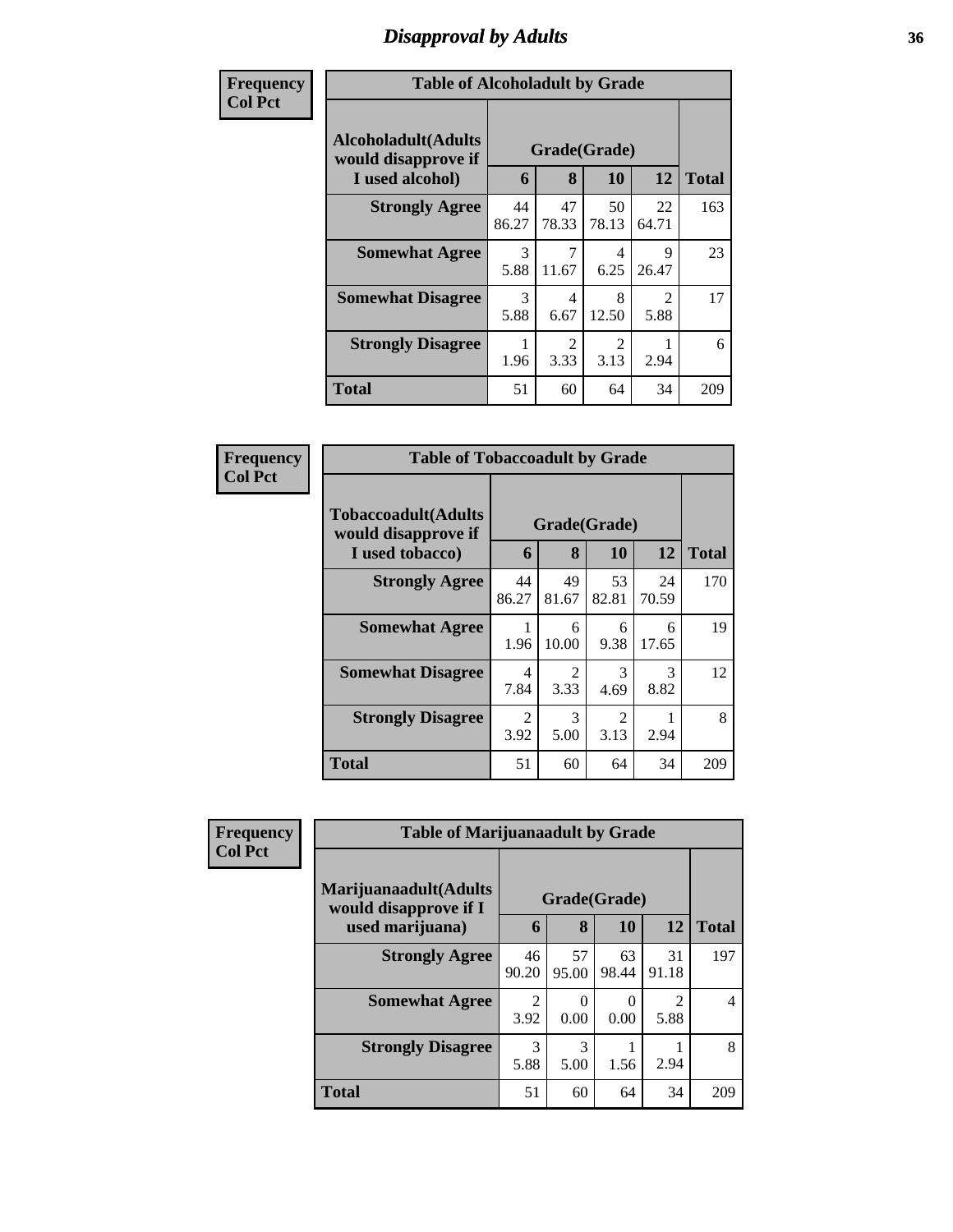# Disapproval by Adults

**Frequency**
**Col Pct**

| Table of Alcoholadult by Grade | | | | | |
|---|---|---|---|---|---|
| Alcoholadult(Adults would disapprove if I used alcohol) | Grade(Grade) | | | | Total |
| | 6 | 8 | 10 | 12 | |
| Strongly Agree | 44<br>86.27 | 47<br>78.33 | 50<br>78.13 | 22<br>64.71 | 163 |
| Somewhat Agree | 3<br>5.88 | 7<br>11.67 | 4<br>6.25 | 9<br>26.47 | 23 |
| Somewhat Disagree | 3<br>5.88 | 4<br>6.67 | 8<br>12.50 | 2<br>5.88 | 17 |
| Strongly Disagree | 1<br>1.96 | 2<br>3.33 | 2<br>3.13 | 1<br>2.94 | 6 |
| Total | 51 | 60 | 64 | 34 | 209 |

**Frequency**
**Col Pct**

| Table of Tobaccoadult by Grade | | | | | |
|---|---|---|---|---|---|
| Tobaccoadult(Adults would disapprove if I used tobacco) | Grade(Grade) | | | | Total |
| | 6 | 8 | 10 | 12 | |
| Strongly Agree | 44<br>86.27 | 49<br>81.67 | 53<br>82.81 | 24<br>70.59 | 170 |
| Somewhat Agree | 1<br>1.96 | 6<br>10.00 | 6<br>9.38 | 6<br>17.65 | 19 |
| Somewhat Disagree | 4<br>7.84 | 2<br>3.33 | 3<br>4.69 | 3<br>8.82 | 12 |
| Strongly Disagree | 2<br>3.92 | 3<br>5.00 | 2<br>3.13 | 1<br>2.94 | 8 |
| Total | 51 | 60 | 64 | 34 | 209 |

**Frequency**
**Col Pct**

| Table of Marijuanaadult by Grade | | | | | |
|---|---|---|---|---|---|
| Marijuanaadult(Adults would disapprove if I used marijuana) | Grade(Grade) | | | | Total |
| | 6 | 8 | 10 | 12 | |
| Strongly Agree | 46<br>90.20 | 57<br>95.00 | 63<br>98.44 | 31<br>91.18 | 197 |
| Somewhat Agree | 2<br>3.92 | 0<br>0.00 | 0<br>0.00 | 2<br>5.88 | 4 |
| Strongly Disagree | 3<br>5.88 | 3<br>5.00 | 1<br>1.56 | 1<br>2.94 | 8 |
| Total | 51 | 60 | 64 | 34 | 209 |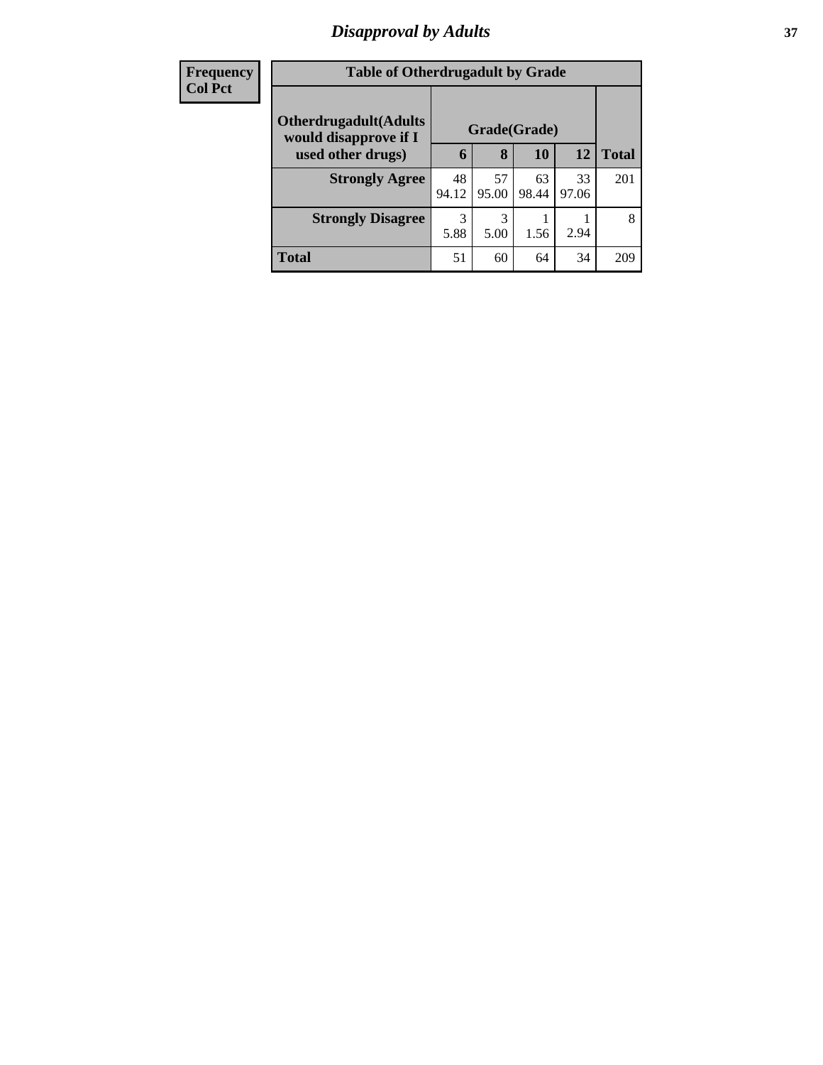## Disapproval by Adults

| Frequency<br>Col Pct | Table of Otherdrugadult by Grade | | | | |
|---|---|---|---|---|---|
| **Otherdrugadult(Adults would disapprove if I used other drugs)** | **Grade(Grade)** | | | | |
| | **6** | **8** | **10** | **12** | **Total** |
| **Strongly Agree** | 48<br>94.12 | 57<br>95.00 | 63<br>98.44 | 33<br>97.06 | 201 |
| **Strongly Disagree** | 3<br>5.88 | 3<br>5.00 | 1<br>1.56 | 1<br>2.94 | 8 |
| **Total** | 51 | 60 | 64 | 34 | 209 |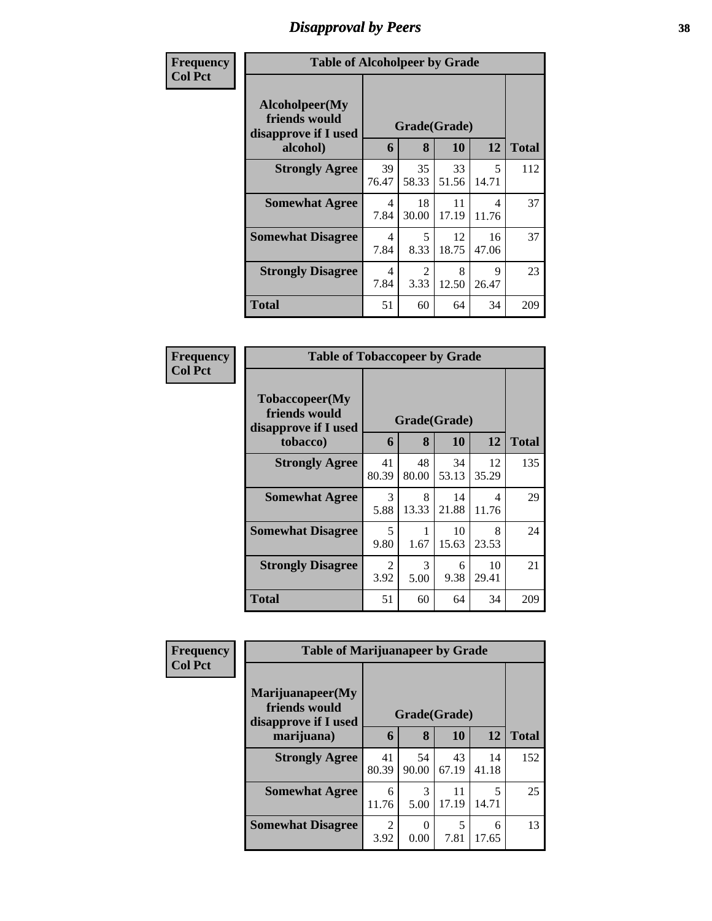# Disapproval by Peers

| Frequency Col Pct | Table of Alcoholpeer by Grade | | | | |
|---|---|---|---|---|---|
| Alcoholpeer(My friends would disapprove if I used alcohol) | Grade(Grade) | | | | Total |
| | 6 | 8 | 10 | 12 | |
| Strongly Agree | 39<br>76.47 | 35<br>58.33 | 33<br>51.56 | 5<br>14.71 | 112 |
| Somewhat Agree | 4<br>7.84 | 18<br>30.00 | 11<br>17.19 | 4<br>11.76 | 37 |
| Somewhat Disagree | 4<br>7.84 | 5<br>8.33 | 12<br>18.75 | 16<br>47.06 | 37 |
| Strongly Disagree | 4<br>7.84 | 2<br>3.33 | 8<br>12.50 | 9<br>26.47 | 23 |
| Total | 51 | 60 | 64 | 34 | 209 |

| Frequency Col Pct | Table of Tobaccopeer by Grade | | | | |
|---|---|---|---|---|---|
| Tobaccopeer(My friends would disapprove if I used tobacco) | Grade(Grade) | | | | Total |
| | 6 | 8 | 10 | 12 | |
| Strongly Agree | 41<br>80.39 | 48<br>80.00 | 34<br>53.13 | 12<br>35.29 | 135 |
| Somewhat Agree | 3<br>5.88 | 8<br>13.33 | 14<br>21.88 | 4<br>11.76 | 29 |
| Somewhat Disagree | 5<br>9.80 | 1<br>1.67 | 10<br>15.63 | 8<br>23.53 | 24 |
| Strongly Disagree | 2<br>3.92 | 3<br>5.00 | 6<br>9.38 | 10<br>29.41 | 21 |
| Total | 51 | 60 | 64 | 34 | 209 |

| Frequency Col Pct | Table of Marijuanapeer by Grade | | | | |
|---|---|---|---|---|---|
| Marijuanapeer(My friends would disapprove if I used marijuana) | Grade(Grade) | | | | Total |
| | 6 | 8 | 10 | 12 | |
| Strongly Agree | 41<br>80.39 | 54<br>90.00 | 43<br>67.19 | 14<br>41.18 | 152 |
| Somewhat Agree | 6<br>11.76 | 3<br>5.00 | 11<br>17.19 | 5<br>14.71 | 25 |
| Somewhat Disagree | 2<br>3.92 | 0<br>0.00 | 5<br>7.81 | 6<br>17.65 | 13 |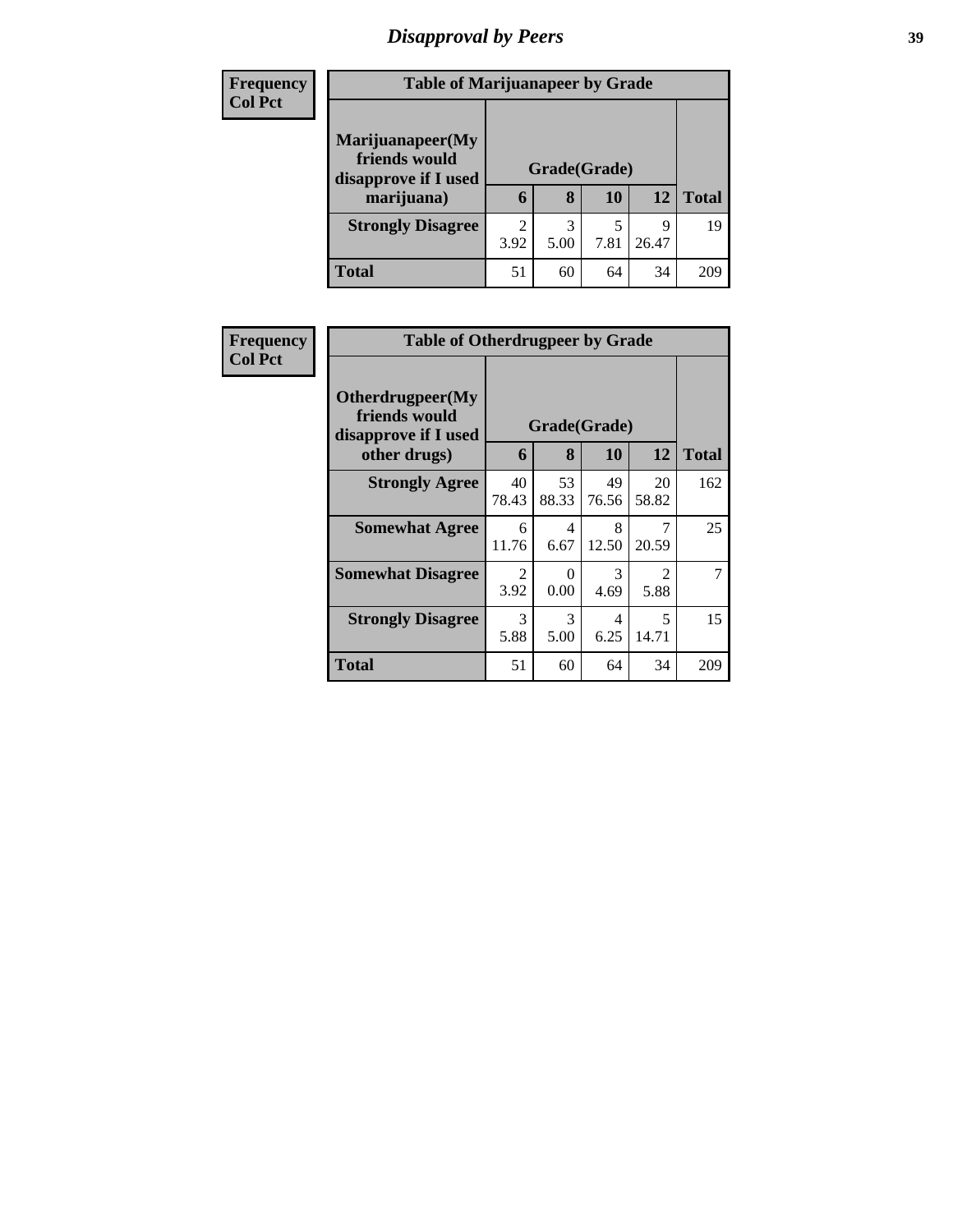# Disapproval by Peers

Frequency
Col Pct

**Table of Marijuanapeer by Grade**

| Marijuanapeer(My friends would disapprove if I used marijuana) | Grade(Grade) | | | | Total |
|---|---|---|---|---|---|
| | 6 | 8 | 10 | 12 | |
| **Strongly Disagree** | 2<br>3.92 | 3<br>5.00 | 5<br>7.81 | 9<br>26.47 | 19 |
| **Total** | 51 | 60 | 64 | 34 | 209 |

Frequency
Col Pct

**Table of Otherdrugpeer by Grade**

| Otherdrugpeer(My friends would disapprove if I used other drugs) | Grade(Grade) | | | | Total |
|---|---|---|---|---|---|
| | 6 | 8 | 10 | 12 | |
| **Strongly Agree** | 40<br>78.43 | 53<br>88.33 | 49<br>76.56 | 20<br>58.82 | 162 |
| **Somewhat Agree** | 6<br>11.76 | 4<br>6.67 | 8<br>12.50 | 7<br>20.59 | 25 |
| **Somewhat Disagree** | 2<br>3.92 | 0<br>0.00 | 3<br>4.69 | 2<br>5.88 | 7 |
| **Strongly Disagree** | 3<br>5.88 | 3<br>5.00 | 4<br>6.25 | 5<br>14.71 | 15 |
| **Total** | 51 | 60 | 64 | 34 | 209 |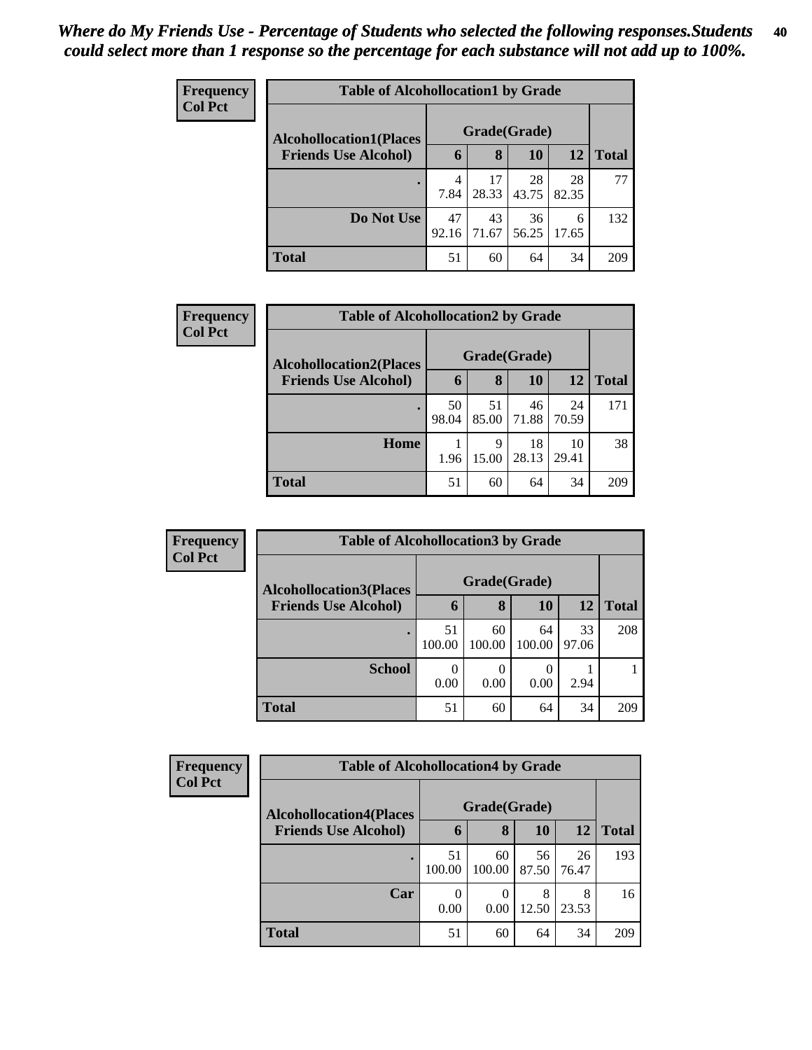*Where do My Friends Use - Percentage of Students who selected the following responses.Students could select more than 1 response so the percentage for each substance will not add up to 100%.*

**Frequency**
**Col Pct**

| Table of Alcohollocation1 by Grade | | | | | |
|---|---|---|---|---|---|
| **Alcohollocation1(Places Friends Use Alcohol)** | **Grade(Grade)** | | | | **Total** |
| | **6** | **8** | **10** | **12** | |
| **.** | 4<br>7.84 | 17<br>28.33 | 28<br>43.75 | 28<br>82.35 | 77 |
| **Do Not Use** | 47<br>92.16 | 43<br>71.67 | 36<br>56.25 | 6<br>17.65 | 132 |
| **Total** | 51 | 60 | 64 | 34 | 209 |

**Frequency**
**Col Pct**

| Table of Alcohollocation2 by Grade | | | | | |
|---|---|---|---|---|---|
| **Alcohollocation2(Places Friends Use Alcohol)** | **Grade(Grade)** | | | | **Total** |
| | **6** | **8** | **10** | **12** | |
| **.** | 50<br>98.04 | 51<br>85.00 | 46<br>71.88 | 24<br>70.59 | 171 |
| **Home** | 1<br>1.96 | 9<br>15.00 | 18<br>28.13 | 10<br>29.41 | 38 |
| **Total** | 51 | 60 | 64 | 34 | 209 |

**Frequency**
**Col Pct**

| Table of Alcohollocation3 by Grade | | | | | |
|---|---|---|---|---|---|
| **Alcohollocation3(Places Friends Use Alcohol)** | **Grade(Grade)** | | | | **Total** |
| | **6** | **8** | **10** | **12** | |
| **.** | 51<br>100.00 | 60<br>100.00 | 64<br>100.00 | 33<br>97.06 | 208 |
| **School** | 0<br>0.00 | 0<br>0.00 | 0<br>0.00 | 1<br>2.94 | 1 |
| **Total** | 51 | 60 | 64 | 34 | 209 |

**Frequency**
**Col Pct**

| Table of Alcohollocation4 by Grade | | | | | |
|---|---|---|---|---|---|
| **Alcohollocation4(Places Friends Use Alcohol)** | **Grade(Grade)** | | | | **Total** |
| | **6** | **8** | **10** | **12** | |
| **.** | 51<br>100.00 | 60<br>100.00 | 56<br>87.50 | 26<br>76.47 | 193 |
| **Car** | 0<br>0.00 | 0<br>0.00 | 8<br>12.50 | 8<br>23.53 | 16 |
| **Total** | 51 | 60 | 64 | 34 | 209 |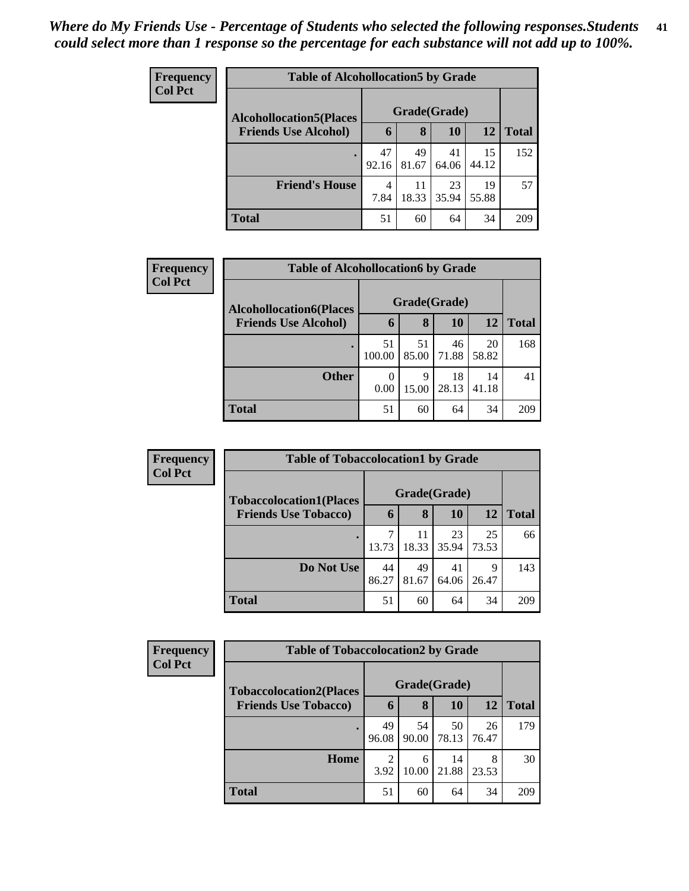*Where do My Friends Use - Percentage of Students who selected the following responses.Students could select more than 1 response so the percentage for each substance will not add up to 100%.*

**Frequency**
**Col Pct**

| Table of Alcohollocation5 by Grade | | | | | |
|---|---|---|---|---|---|
| **Alcohollocation5(Places Friends Use Alcohol)** | **Grade(Grade)** | | | | |
| | **6** | **8** | **10** | **12** | **Total** |
| **.** | 47<br>92.16 | 49<br>81.67 | 41<br>64.06 | 15<br>44.12 | 152 |
| **Friend's House** | 4<br>7.84 | 11<br>18.33 | 23<br>35.94 | 19<br>55.88 | 57 |
| **Total** | 51 | 60 | 64 | 34 | 209 |

**Frequency**
**Col Pct**

| Table of Alcohollocation6 by Grade | | | | | |
|---|---|---|---|---|---|
| **Alcohollocation6(Places Friends Use Alcohol)** | **Grade(Grade)** | | | | |
| | **6** | **8** | **10** | **12** | **Total** |
| **.** | 51<br>100.00 | 51<br>85.00 | 46<br>71.88 | 20<br>58.82 | 168 |
| **Other** | 0<br>0.00 | 9<br>15.00 | 18<br>28.13 | 14<br>41.18 | 41 |
| **Total** | 51 | 60 | 64 | 34 | 209 |

**Frequency**
**Col Pct**

| Table of Tobaccolocation1 by Grade | | | | | |
|---|---|---|---|---|---|
| **Tobaccolocation1(Places Friends Use Tobacco)** | **Grade(Grade)** | | | | |
| | **6** | **8** | **10** | **12** | **Total** |
| **.** | 7<br>13.73 | 11<br>18.33 | 23<br>35.94 | 25<br>73.53 | 66 |
| **Do Not Use** | 44<br>86.27 | 49<br>81.67 | 41<br>64.06 | 9<br>26.47 | 143 |
| **Total** | 51 | 60 | 64 | 34 | 209 |

**Frequency**
**Col Pct**

| Table of Tobaccolocation2 by Grade | | | | | |
|---|---|---|---|---|---|
| **Tobaccolocation2(Places Friends Use Tobacco)** | **Grade(Grade)** | | | | |
| | **6** | **8** | **10** | **12** | **Total** |
| **.** | 49<br>96.08 | 54<br>90.00 | 50<br>78.13 | 26<br>76.47 | 179 |
| **Home** | 2<br>3.92 | 6<br>10.00 | 14<br>21.88 | 8<br>23.53 | 30 |
| **Total** | 51 | 60 | 64 | 34 | 209 |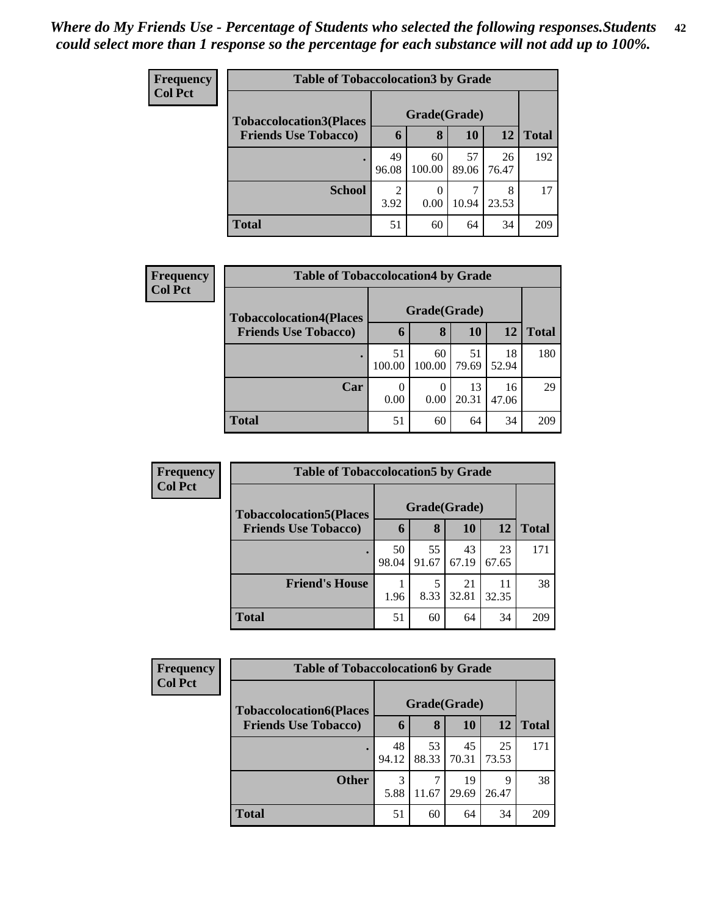*Where do My Friends Use - Percentage of Students who selected the following responses.Students could select more than 1 response so the percentage for each substance will not add up to 100%.*

**Frequency**
**Col Pct**

| Table of Tobaccolocation3 by Grade | | | | | |
|---|---|---|---|---|---|
| **Tobaccolocation3(Places Friends Use Tobacco)** | **Grade(Grade)** | | | | |
| | **6** | **8** | **10** | **12** | **Total** |
| **.** | 49<br>96.08 | 60<br>100.00 | 57<br>89.06 | 26<br>76.47 | 192 |
| **School** | 2<br>3.92 | 0<br>0.00 | 7<br>10.94 | 8<br>23.53 | 17 |
| **Total** | 51 | 60 | 64 | 34 | 209 |

**Frequency**
**Col Pct**

| Table of Tobaccolocation4 by Grade | | | | | |
|---|---|---|---|---|---|
| **Tobaccolocation4(Places Friends Use Tobacco)** | **Grade(Grade)** | | | | |
| | **6** | **8** | **10** | **12** | **Total** |
| **.** | 51<br>100.00 | 60<br>100.00 | 51<br>79.69 | 18<br>52.94 | 180 |
| **Car** | 0<br>0.00 | 0<br>0.00 | 13<br>20.31 | 16<br>47.06 | 29 |
| **Total** | 51 | 60 | 64 | 34 | 209 |

**Frequency**
**Col Pct**

| Table of Tobaccolocation5 by Grade | | | | | |
|---|---|---|---|---|---|
| **Tobaccolocation5(Places Friends Use Tobacco)** | **Grade(Grade)** | | | | |
| | **6** | **8** | **10** | **12** | **Total** |
| **.** | 50<br>98.04 | 55<br>91.67 | 43<br>67.19 | 23<br>67.65 | 171 |
| **Friend's House** | 1<br>1.96 | 5<br>8.33 | 21<br>32.81 | 11<br>32.35 | 38 |
| **Total** | 51 | 60 | 64 | 34 | 209 |

**Frequency**
**Col Pct**

| Table of Tobaccolocation6 by Grade | | | | | |
|---|---|---|---|---|---|
| **Tobaccolocation6(Places Friends Use Tobacco)** | **Grade(Grade)** | | | | |
| | **6** | **8** | **10** | **12** | **Total** |
| **.** | 48<br>94.12 | 53<br>88.33 | 45<br>70.31 | 25<br>73.53 | 171 |
| **Other** | 3<br>5.88 | 7<br>11.67 | 19<br>29.69 | 9<br>26.47 | 38 |
| **Total** | 51 | 60 | 64 | 34 | 209 |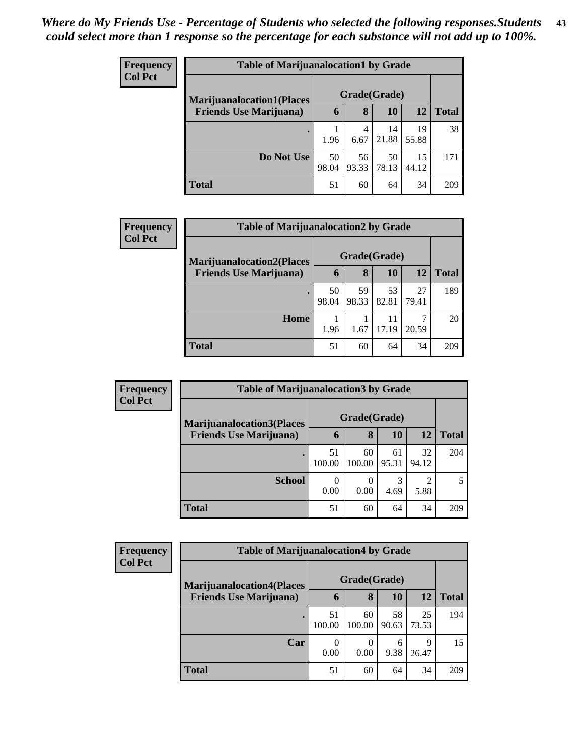*Where do My Friends Use - Percentage of Students who selected the following responses.Students could select more than 1 response so the percentage for each substance will not add up to 100%.*

**Frequency**
**Col Pct**

| Table of Marijuanalocation1 by Grade | | | | | |
|---|---|---|---|---|---|
| **Marijuanalocation1(Places Friends Use Marijuana)** | **Grade(Grade)** | | | | **Total** |
| | **6** | **8** | **10** | **12** | |
| **.** | 1<br>1.96 | 4<br>6.67 | 14<br>21.88 | 19<br>55.88 | 38 |
| **Do Not Use** | 50<br>98.04 | 56<br>93.33 | 50<br>78.13 | 15<br>44.12 | 171 |
| **Total** | 51 | 60 | 64 | 34 | 209 |

**Frequency**
**Col Pct**

| Table of Marijuanalocation2 by Grade | | | | | |
|---|---|---|---|---|---|
| **Marijuanalocation2(Places Friends Use Marijuana)** | **Grade(Grade)** | | | | **Total** |
| | **6** | **8** | **10** | **12** | |
| **.** | 50<br>98.04 | 59<br>98.33 | 53<br>82.81 | 27<br>79.41 | 189 |
| **Home** | 1<br>1.96 | 1<br>1.67 | 11<br>17.19 | 7<br>20.59 | 20 |
| **Total** | 51 | 60 | 64 | 34 | 209 |

**Frequency**
**Col Pct**

| Table of Marijuanalocation3 by Grade | | | | | |
|---|---|---|---|---|---|
| **Marijuanalocation3(Places Friends Use Marijuana)** | **Grade(Grade)** | | | | **Total** |
| | **6** | **8** | **10** | **12** | |
| **.** | 51<br>100.00 | 60<br>100.00 | 61<br>95.31 | 32<br>94.12 | 204 |
| **School** | 0<br>0.00 | 0<br>0.00 | 3<br>4.69 | 2<br>5.88 | 5 |
| **Total** | 51 | 60 | 64 | 34 | 209 |

**Frequency**
**Col Pct**

| Table of Marijuanalocation4 by Grade | | | | | |
|---|---|---|---|---|---|
| **Marijuanalocation4(Places Friends Use Marijuana)** | **Grade(Grade)** | | | | **Total** |
| | **6** | **8** | **10** | **12** | |
| **.** | 51<br>100.00 | 60<br>100.00 | 58<br>90.63 | 25<br>73.53 | 194 |
| **Car** | 0<br>0.00 | 0<br>0.00 | 6<br>9.38 | 9<br>26.47 | 15 |
| **Total** | 51 | 60 | 64 | 34 | 209 |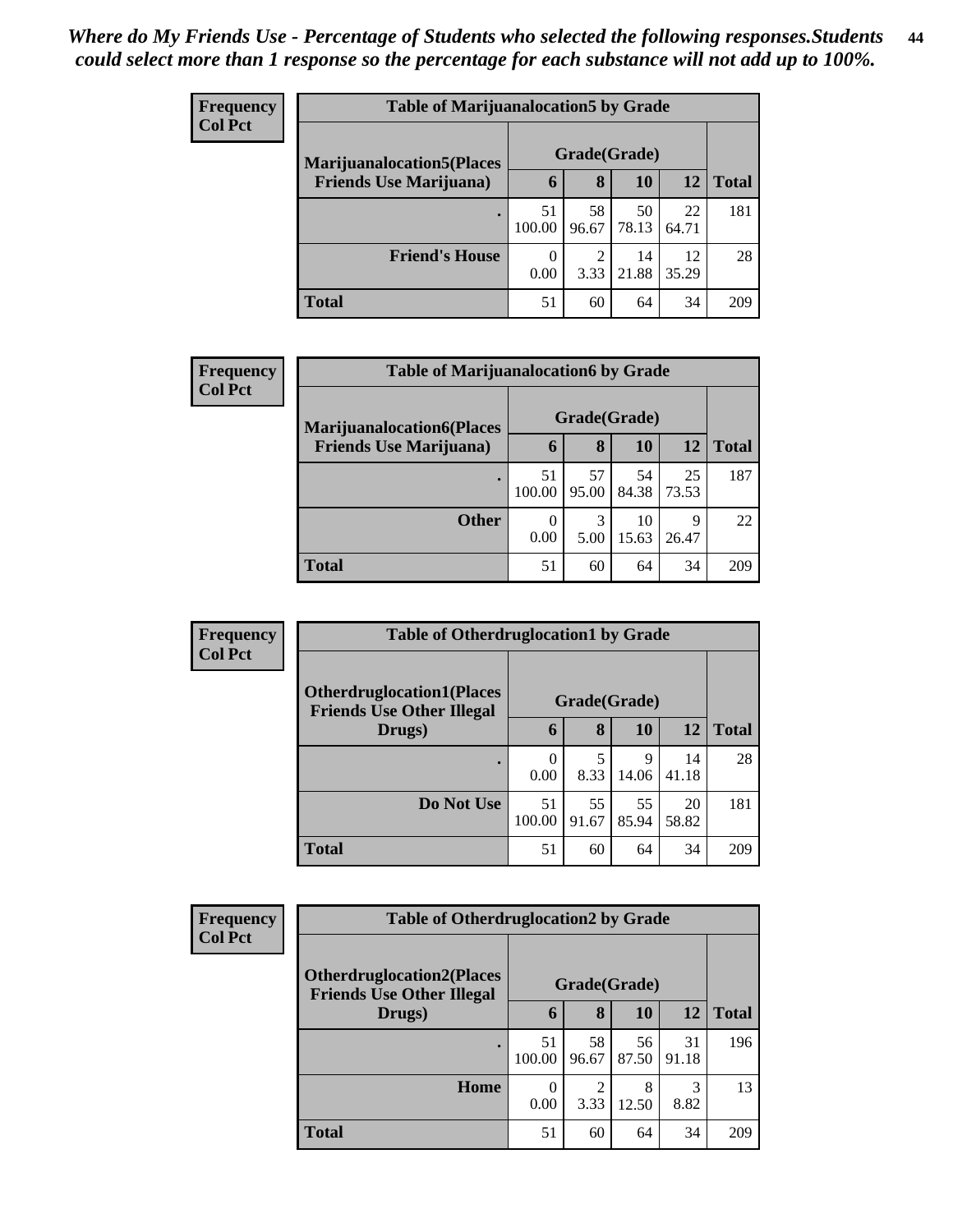*Where do My Friends Use - Percentage of Students who selected the following responses.Students could select more than 1 response so the percentage for each substance will not add up to 100%.*

**Frequency**
**Col Pct**

| Table of Marijuanalocation5 by Grade | | | | | |
|---|---|---|---|---|---|
| **Marijuanalocation5(Places Friends Use Marijuana)** | **Grade(Grade)** | | | | **Total** |
| | **6** | **8** | **10** | **12** | |
| **.** | 51<br>100.00 | 58<br>96.67 | 50<br>78.13 | 22<br>64.71 | 181 |
| **Friend's House** | 0<br>0.00 | 2<br>3.33 | 14<br>21.88 | 12<br>35.29 | 28 |
| **Total** | 51 | 60 | 64 | 34 | 209 |

**Frequency**
**Col Pct**

| Table of Marijuanalocation6 by Grade | | | | | |
|---|---|---|---|---|---|
| **Marijuanalocation6(Places Friends Use Marijuana)** | **Grade(Grade)** | | | | **Total** |
| | **6** | **8** | **10** | **12** | |
| **.** | 51<br>100.00 | 57<br>95.00 | 54<br>84.38 | 25<br>73.53 | 187 |
| **Other** | 0<br>0.00 | 3<br>5.00 | 10<br>15.63 | 9<br>26.47 | 22 |
| **Total** | 51 | 60 | 64 | 34 | 209 |

**Frequency**
**Col Pct**

| Table of Otherdruglocation1 by Grade | | | | | |
|---|---|---|---|---|---|
| **Otherdruglocation1(Places Friends Use Other Illegal Drugs)** | **Grade(Grade)** | | | | **Total** |
| | **6** | **8** | **10** | **12** | |
| **.** | 0<br>0.00 | 5<br>8.33 | 9<br>14.06 | 14<br>41.18 | 28 |
| **Do Not Use** | 51<br>100.00 | 55<br>91.67 | 55<br>85.94 | 20<br>58.82 | 181 |
| **Total** | 51 | 60 | 64 | 34 | 209 |

**Frequency**
**Col Pct**

| Table of Otherdruglocation2 by Grade | | | | | |
|---|---|---|---|---|---|
| **Otherdruglocation2(Places Friends Use Other Illegal Drugs)** | **Grade(Grade)** | | | | **Total** |
| | **6** | **8** | **10** | **12** | |
| **.** | 51<br>100.00 | 58<br>96.67 | 56<br>87.50 | 31<br>91.18 | 196 |
| **Home** | 0<br>0.00 | 2<br>3.33 | 8<br>12.50 | 3<br>8.82 | 13 |
| **Total** | 51 | 60 | 64 | 34 | 209 |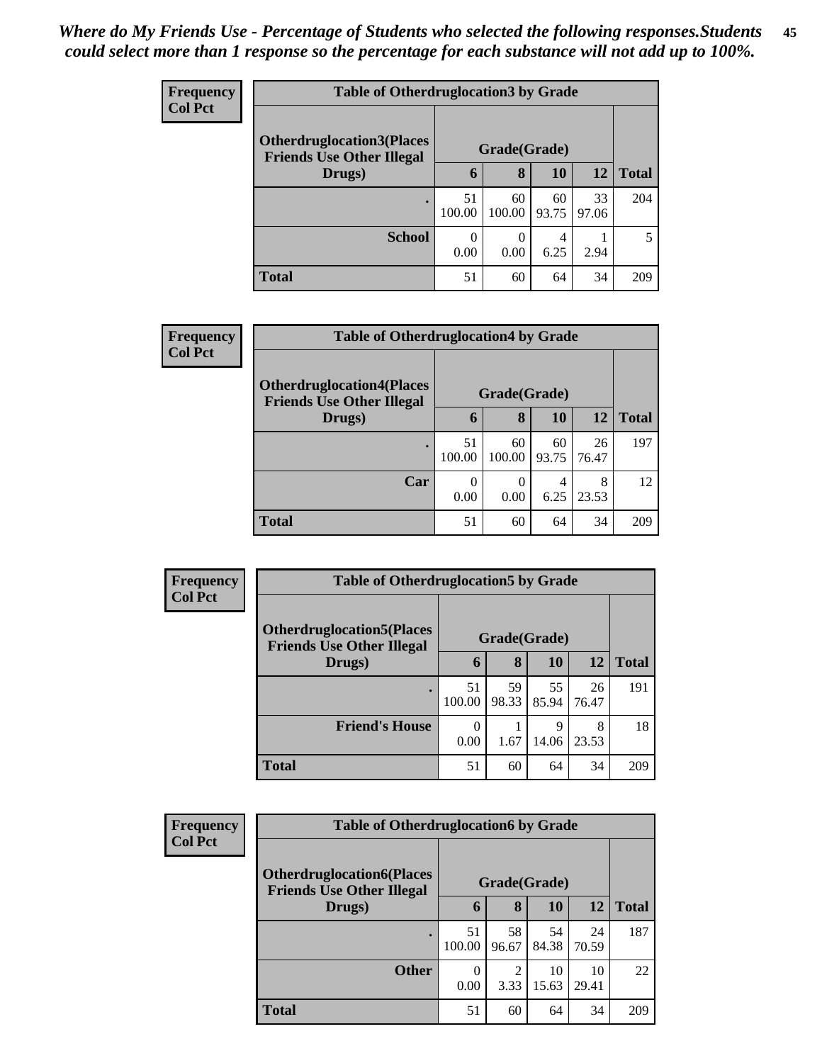*Where do My Friends Use - Percentage of Students who selected the following responses.Students could select more than 1 response so the percentage for each substance will not add up to 100%.*

**Frequency**
**Col Pct**

| Table of Otherdruglocation3 by Grade | | | | | |
|---|---|---|---|---|---|
| **Otherdruglocation3(Places Friends Use Other Illegal Drugs)** | **Grade(Grade)** | | | | |
| | **6** | **8** | **10** | **12** | **Total** |
| **.** | 51<br>100.00 | 60<br>100.00 | 60<br>93.75 | 33<br>97.06 | 204 |
| **School** | 0<br>0.00 | 0<br>0.00 | 4<br>6.25 | 1<br>2.94 | 5 |
| **Total** | 51 | 60 | 64 | 34 | 209 |

**Frequency**
**Col Pct**

| Table of Otherdruglocation4 by Grade | | | | | |
|---|---|---|---|---|---|
| **Otherdruglocation4(Places Friends Use Other Illegal Drugs)** | **Grade(Grade)** | | | | |
| | **6** | **8** | **10** | **12** | **Total** |
| **.** | 51<br>100.00 | 60<br>100.00 | 60<br>93.75 | 26<br>76.47 | 197 |
| **Car** | 0<br>0.00 | 0<br>0.00 | 4<br>6.25 | 8<br>23.53 | 12 |
| **Total** | 51 | 60 | 64 | 34 | 209 |

**Frequency**
**Col Pct**

| Table of Otherdruglocation5 by Grade | | | | | |
|---|---|---|---|---|---|
| **Otherdruglocation5(Places Friends Use Other Illegal Drugs)** | **Grade(Grade)** | | | | |
| | **6** | **8** | **10** | **12** | **Total** |
| **.** | 51<br>100.00 | 59<br>98.33 | 55<br>85.94 | 26<br>76.47 | 191 |
| **Friend's House** | 0<br>0.00 | 1<br>1.67 | 9<br>14.06 | 8<br>23.53 | 18 |
| **Total** | 51 | 60 | 64 | 34 | 209 |

**Frequency**
**Col Pct**

| Table of Otherdruglocation6 by Grade | | | | | |
|---|---|---|---|---|---|
| **Otherdruglocation6(Places Friends Use Other Illegal Drugs)** | **Grade(Grade)** | | | | |
| | **6** | **8** | **10** | **12** | **Total** |
| **.** | 51<br>100.00 | 58<br>96.67 | 54<br>84.38 | 24<br>70.59 | 187 |
| **Other** | 0<br>0.00 | 2<br>3.33 | 10<br>15.63 | 10<br>29.41 | 22 |
| **Total** | 51 | 60 | 64 | 34 | 209 |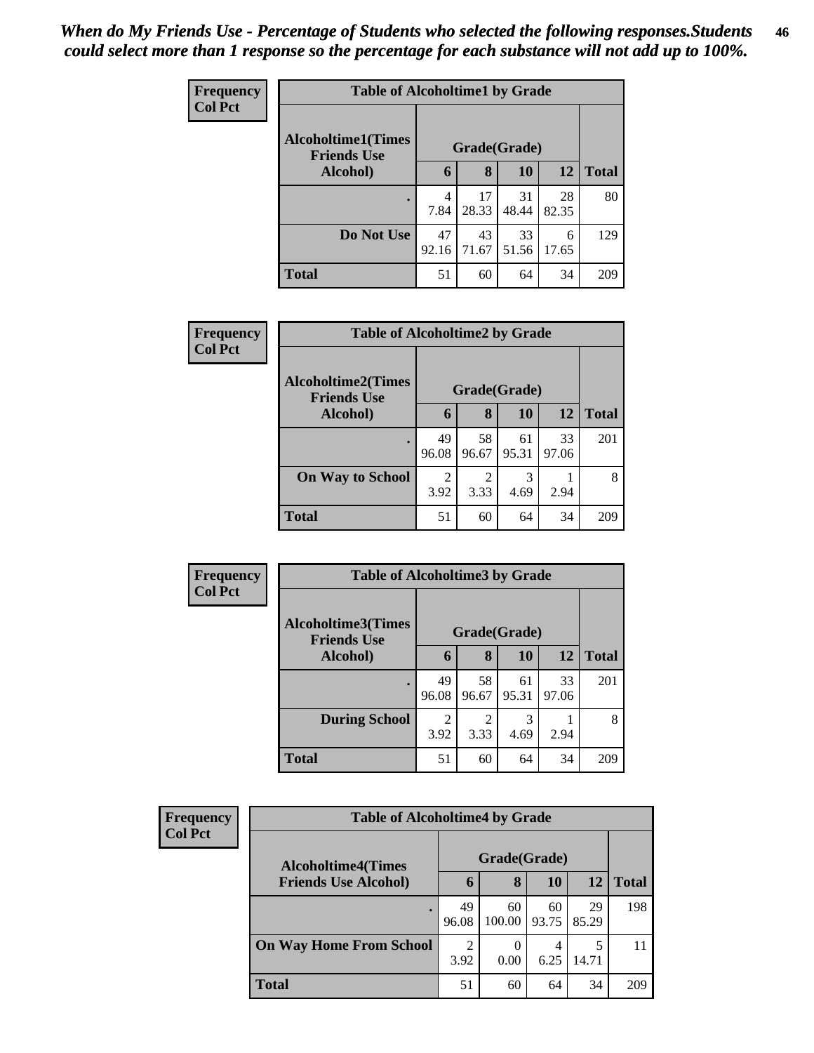*When do My Friends Use - Percentage of Students who selected the following responses.Students could select more than 1 response so the percentage for each substance will not add up to 100%.*

**Frequency**
**Col Pct**

| Table of Alcoholtime1 by Grade | | | | | |
|---|---|---|---|---|---|
| **Alcoholtime1(Times Friends Use Alcohol)** | **Grade(Grade)** | | | | |
| | **6** | **8** | **10** | **12** | **Total** |
| **.** | 4<br>7.84 | 17<br>28.33 | 31<br>48.44 | 28<br>82.35 | 80 |
| **Do Not Use** | 47<br>92.16 | 43<br>71.67 | 33<br>51.56 | 6<br>17.65 | 129 |
| **Total** | 51 | 60 | 64 | 34 | 209 |

**Frequency**
**Col Pct**

| Table of Alcoholtime2 by Grade | | | | | |
|---|---|---|---|---|---|
| **Alcoholtime2(Times Friends Use Alcohol)** | **Grade(Grade)** | | | | |
| | **6** | **8** | **10** | **12** | **Total** |
| **.** | 49<br>96.08 | 58<br>96.67 | 61<br>95.31 | 33<br>97.06 | 201 |
| **On Way to School** | 2<br>3.92 | 2<br>3.33 | 3<br>4.69 | 1<br>2.94 | 8 |
| **Total** | 51 | 60 | 64 | 34 | 209 |

**Frequency**
**Col Pct**

| Table of Alcoholtime3 by Grade | | | | | |
|---|---|---|---|---|---|
| **Alcoholtime3(Times Friends Use Alcohol)** | **Grade(Grade)** | | | | |
| | **6** | **8** | **10** | **12** | **Total** |
| **.** | 49<br>96.08 | 58<br>96.67 | 61<br>95.31 | 33<br>97.06 | 201 |
| **During School** | 2<br>3.92 | 2<br>3.33 | 3<br>4.69 | 1<br>2.94 | 8 |
| **Total** | 51 | 60 | 64 | 34 | 209 |

**Frequency**
**Col Pct**

| Table of Alcoholtime4 by Grade | | | | | |
|---|---|---|---|---|---|
| **Alcoholtime4(Times Friends Use Alcohol)** | **Grade(Grade)** | | | | |
| | **6** | **8** | **10** | **12** | **Total** |
| **.** | 49<br>96.08 | 60<br>100.00 | 60<br>93.75 | 29<br>85.29 | 198 |
| **On Way Home From School** | 2<br>3.92 | 0<br>0.00 | 4<br>6.25 | 5<br>14.71 | 11 |
| **Total** | 51 | 60 | 64 | 34 | 209 |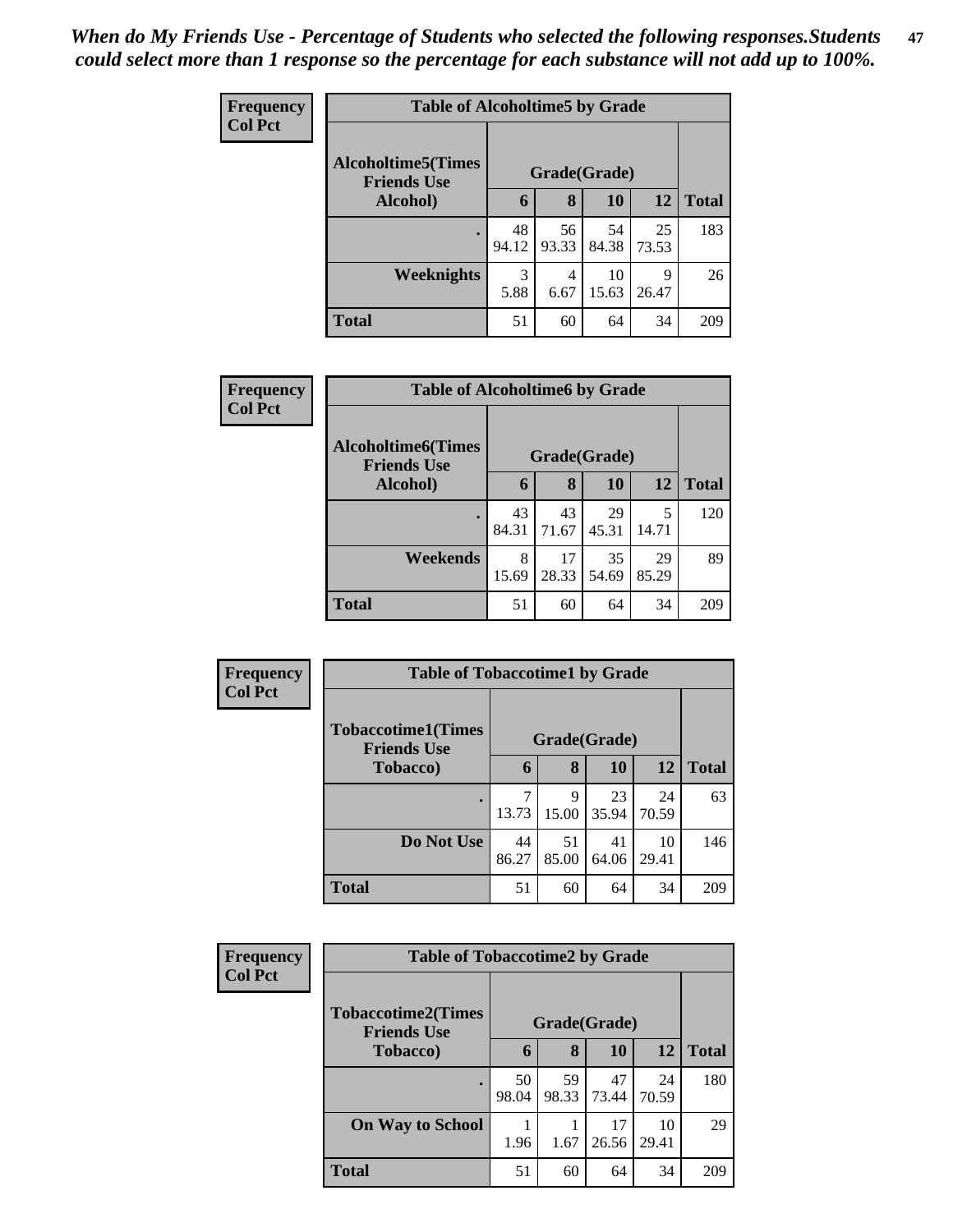*When do My Friends Use - Percentage of Students who selected the following responses.Students could select more than 1 response so the percentage for each substance will not add up to 100%.*

**Frequency**
**Col Pct**

**Table of Alcoholtime5 by Grade**

| Alcoholtime5(Times Friends Use Alcohol) | Grade(Grade) | | | | Total |
|---|---|---|---|---|---|
| | 6 | 8 | 10 | 12 | |
| . | 48<br>94.12 | 56<br>93.33 | 54<br>84.38 | 25<br>73.53 | 183 |
| Weeknights | 3<br>5.88 | 4<br>6.67 | 10<br>15.63 | 9<br>26.47 | 26 |
| Total | 51 | 60 | 64 | 34 | 209 |

**Frequency**
**Col Pct**

**Table of Alcoholtime6 by Grade**

| Alcoholtime6(Times Friends Use Alcohol) | Grade(Grade) | | | | Total |
|---|---|---|---|---|---|
| | 6 | 8 | 10 | 12 | |
| . | 43<br>84.31 | 43<br>71.67 | 29<br>45.31 | 5<br>14.71 | 120 |
| Weekends | 8<br>15.69 | 17<br>28.33 | 35<br>54.69 | 29<br>85.29 | 89 |
| Total | 51 | 60 | 64 | 34 | 209 |

**Frequency**
**Col Pct**

**Table of Tobaccotime1 by Grade**

| Tobaccotime1(Times Friends Use Tobacco) | Grade(Grade) | | | | Total |
|---|---|---|---|---|---|
| | 6 | 8 | 10 | 12 | |
| . | 7<br>13.73 | 9<br>15.00 | 23<br>35.94 | 24<br>70.59 | 63 |
| Do Not Use | 44<br>86.27 | 51<br>85.00 | 41<br>64.06 | 10<br>29.41 | 146 |
| Total | 51 | 60 | 64 | 34 | 209 |

**Frequency**
**Col Pct**

**Table of Tobaccotime2 by Grade**

| Tobaccotime2(Times Friends Use Tobacco) | Grade(Grade) | | | | Total |
|---|---|---|---|---|---|
| | 6 | 8 | 10 | 12 | |
| . | 50<br>98.04 | 59<br>98.33 | 47<br>73.44 | 24<br>70.59 | 180 |
| On Way to School | 1<br>1.96 | 1<br>1.67 | 17<br>26.56 | 10<br>29.41 | 29 |
| Total | 51 | 60 | 64 | 34 | 209 |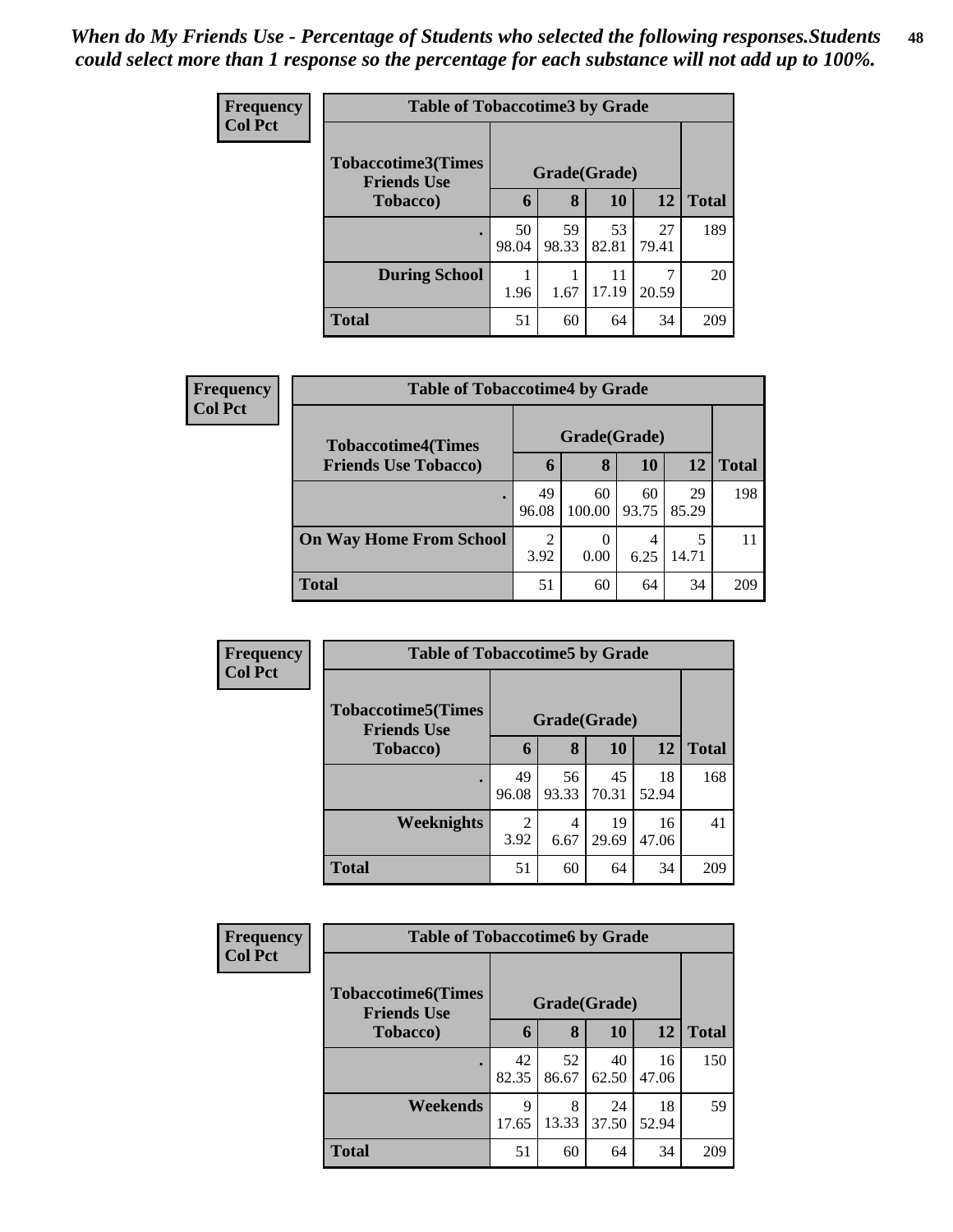*When do My Friends Use - Percentage of Students who selected the following responses.Students could select more than 1 response so the percentage for each substance will not add up to 100%.*

**Frequency**
**Col Pct**

| Table of Tobaccotime3 by Grade | | | | | |
|---|---|---|---|---|---|
| **Tobaccotime3(Times Friends Use Tobacco)** | **Grade(Grade)** | | | | **Total** |
| | **6** | **8** | **10** | **12** | |
| **.** | 50<br>98.04 | 59<br>98.33 | 53<br>82.81 | 27<br>79.41 | 189 |
| **During School** | 1<br>1.96 | 1<br>1.67 | 11<br>17.19 | 7<br>20.59 | 20 |
| **Total** | 51 | 60 | 64 | 34 | 209 |

**Frequency**
**Col Pct**

| Table of Tobaccotime4 by Grade | | | | | |
|---|---|---|---|---|---|
| **Tobaccotime4(Times Friends Use Tobacco)** | **Grade(Grade)** | | | | **Total** |
| | **6** | **8** | **10** | **12** | |
| **.** | 49<br>96.08 | 60<br>100.00 | 60<br>93.75 | 29<br>85.29 | 198 |
| **On Way Home From School** | 2<br>3.92 | 0<br>0.00 | 4<br>6.25 | 5<br>14.71 | 11 |
| **Total** | 51 | 60 | 64 | 34 | 209 |

**Frequency**
**Col Pct**

| Table of Tobaccotime5 by Grade | | | | | |
|---|---|---|---|---|---|
| **Tobaccotime5(Times Friends Use Tobacco)** | **Grade(Grade)** | | | | **Total** |
| | **6** | **8** | **10** | **12** | |
| **.** | 49<br>96.08 | 56<br>93.33 | 45<br>70.31 | 18<br>52.94 | 168 |
| **Weeknights** | 2<br>3.92 | 4<br>6.67 | 19<br>29.69 | 16<br>47.06 | 41 |
| **Total** | 51 | 60 | 64 | 34 | 209 |

**Frequency**
**Col Pct**

| Table of Tobaccotime6 by Grade | | | | | |
|---|---|---|---|---|---|
| **Tobaccotime6(Times Friends Use Tobacco)** | **Grade(Grade)** | | | | **Total** |
| | **6** | **8** | **10** | **12** | |
| **.** | 42<br>82.35 | 52<br>86.67 | 40<br>62.50 | 16<br>47.06 | 150 |
| **Weekends** | 9<br>17.65 | 8<br>13.33 | 24<br>37.50 | 18<br>52.94 | 59 |
| **Total** | 51 | 60 | 64 | 34 | 209 |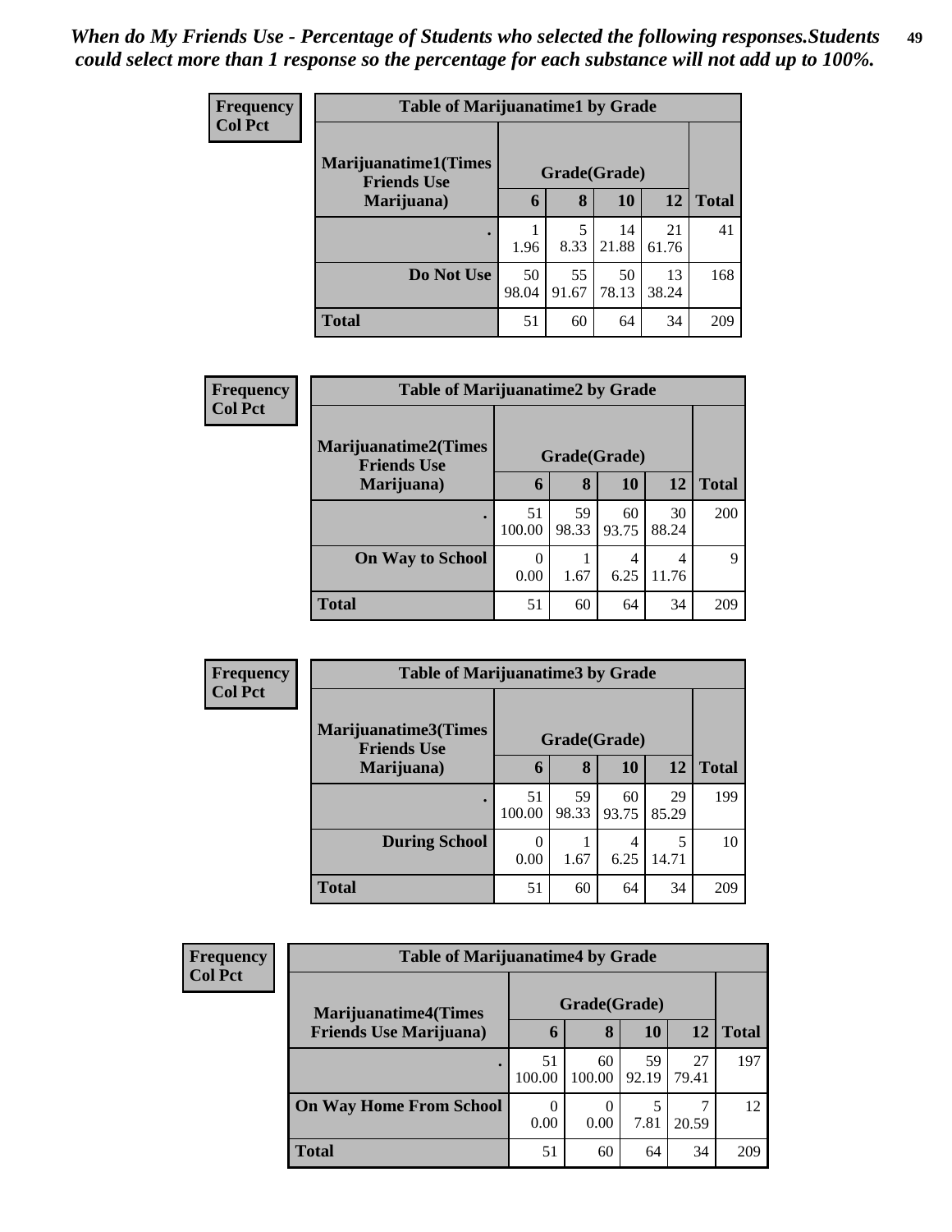*When do My Friends Use - Percentage of Students who selected the following responses.Students could select more than 1 response so the percentage for each substance will not add up to 100%.*

**Frequency**
**Col Pct**

| Table of Marijuanatime1 by Grade | | | | | |
|---|---|---|---|---|---|
| **Marijuanatime1(Times Friends Use Marijuana)** | **Grade(Grade)** | | | | |
| | **6** | **8** | **10** | **12** | **Total** |
| **.** | 1<br>1.96 | 5<br>8.33 | 14<br>21.88 | 21<br>61.76 | 41 |
| **Do Not Use** | 50<br>98.04 | 55<br>91.67 | 50<br>78.13 | 13<br>38.24 | 168 |
| **Total** | 51 | 60 | 64 | 34 | 209 |

**Frequency**
**Col Pct**

| Table of Marijuanatime2 by Grade | | | | | |
|---|---|---|---|---|---|
| **Marijuanatime2(Times Friends Use Marijuana)** | **Grade(Grade)** | | | | |
| | **6** | **8** | **10** | **12** | **Total** |
| **.** | 51<br>100.00 | 59<br>98.33 | 60<br>93.75 | 30<br>88.24 | 200 |
| **On Way to School** | 0<br>0.00 | 1<br>1.67 | 4<br>6.25 | 4<br>11.76 | 9 |
| **Total** | 51 | 60 | 64 | 34 | 209 |

**Frequency**
**Col Pct**

| Table of Marijuanatime3 by Grade | | | | | |
|---|---|---|---|---|---|
| **Marijuanatime3(Times Friends Use Marijuana)** | **Grade(Grade)** | | | | |
| | **6** | **8** | **10** | **12** | **Total** |
| **.** | 51<br>100.00 | 59<br>98.33 | 60<br>93.75 | 29<br>85.29 | 199 |
| **During School** | 0<br>0.00 | 1<br>1.67 | 4<br>6.25 | 5<br>14.71 | 10 |
| **Total** | 51 | 60 | 64 | 34 | 209 |

**Frequency**
**Col Pct**

| Table of Marijuanatime4 by Grade | | | | | |
|---|---|---|---|---|---|
| **Marijuanatime4(Times Friends Use Marijuana)** | **Grade(Grade)** | | | | |
| | **6** | **8** | **10** | **12** | **Total** |
| **.** | 51<br>100.00 | 60<br>100.00 | 59<br>92.19 | 27<br>79.41 | 197 |
| **On Way Home From School** | 0<br>0.00 | 0<br>0.00 | 5<br>7.81 | 7<br>20.59 | 12 |
| **Total** | 51 | 60 | 64 | 34 | 209 |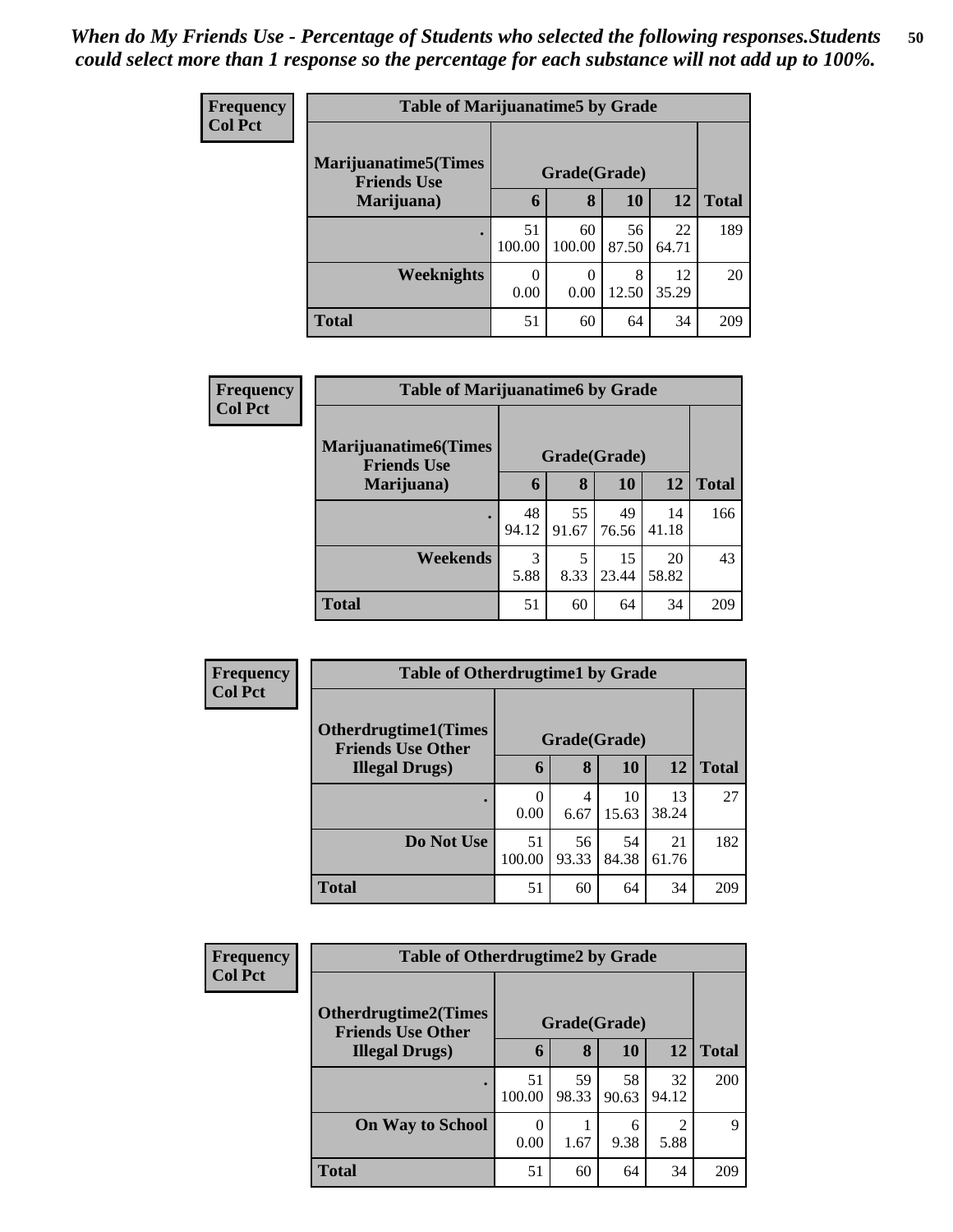*When do My Friends Use - Percentage of Students who selected the following responses.Students could select more than 1 response so the percentage for each substance will not add up to 100%.*

**Frequency**
**Col Pct**

**Table of Marijuanatime5 by Grade**

| Marijuanatime5(Times Friends Use Marijuana) | Grade(Grade) | | | | Total |
|---|---|---|---|---|---|
| | 6 | 8 | 10 | 12 | |
| . | 51<br>100.00 | 60<br>100.00 | 56<br>87.50 | 22<br>64.71 | 189 |
| Weeknights | 0<br>0.00 | 0<br>0.00 | 8<br>12.50 | 12<br>35.29 | 20 |
| Total | 51 | 60 | 64 | 34 | 209 |

**Frequency**
**Col Pct**

**Table of Marijuanatime6 by Grade**

| Marijuanatime6(Times Friends Use Marijuana) | Grade(Grade) | | | | Total |
|---|---|---|---|---|---|
| | 6 | 8 | 10 | 12 | |
| . | 48<br>94.12 | 55<br>91.67 | 49<br>76.56 | 14<br>41.18 | 166 |
| Weekends | 3<br>5.88 | 5<br>8.33 | 15<br>23.44 | 20<br>58.82 | 43 |
| Total | 51 | 60 | 64 | 34 | 209 |

**Frequency**
**Col Pct**

**Table of Otherdrugtime1 by Grade**

| Otherdrugtime1(Times Friends Use Other Illegal Drugs) | Grade(Grade) | | | | Total |
|---|---|---|---|---|---|
| | 6 | 8 | 10 | 12 | |
| . | 0<br>0.00 | 4<br>6.67 | 10<br>15.63 | 13<br>38.24 | 27 |
| Do Not Use | 51<br>100.00 | 56<br>93.33 | 54<br>84.38 | 21<br>61.76 | 182 |
| Total | 51 | 60 | 64 | 34 | 209 |

**Frequency**
**Col Pct**

**Table of Otherdrugtime2 by Grade**

| Otherdrugtime2(Times Friends Use Other Illegal Drugs) | Grade(Grade) | | | | Total |
|---|---|---|---|---|---|
| | 6 | 8 | 10 | 12 | |
| . | 51<br>100.00 | 59<br>98.33 | 58<br>90.63 | 32<br>94.12 | 200 |
| On Way to School | 0<br>0.00 | 1<br>1.67 | 6<br>9.38 | 2<br>5.88 | 9 |
| Total | 51 | 60 | 64 | 34 | 209 |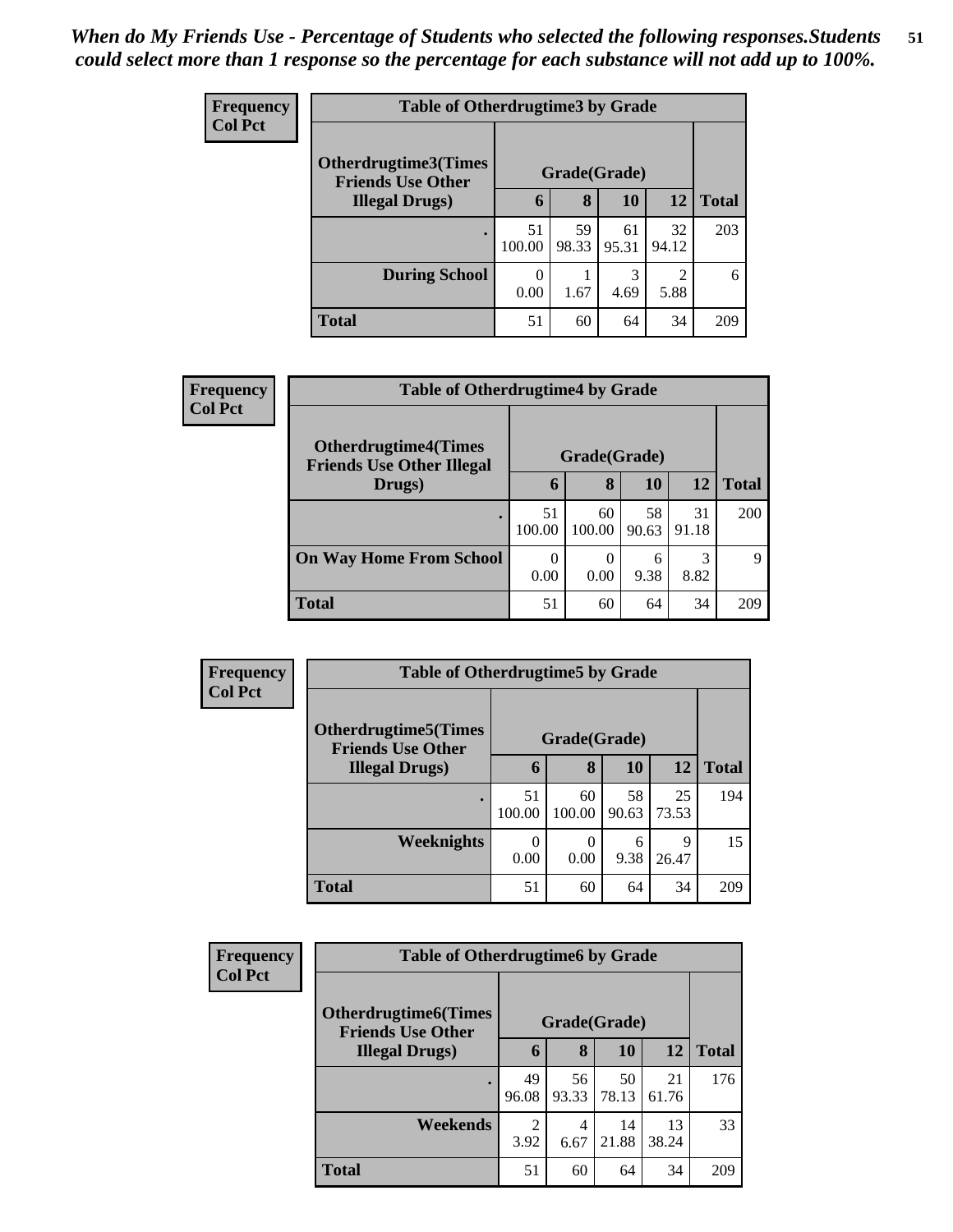*When do My Friends Use - Percentage of Students who selected the following responses.Students could select more than 1 response so the percentage for each substance will not add up to 100%.*

**Frequency**
**Col Pct**

| Table of Otherdrugtime3 by Grade | | | | | |
|---|---|---|---|---|---|
| **Otherdrugtime3(Times Friends Use Other Illegal Drugs)** | **Grade(Grade)** | | | | |
| | **6** | **8** | **10** | **12** | **Total** |
| **.** | 51<br>100.00 | 59<br>98.33 | 61<br>95.31 | 32<br>94.12 | 203 |
| **During School** | 0<br>0.00 | 1<br>1.67 | 3<br>4.69 | 2<br>5.88 | 6 |
| **Total** | 51 | 60 | 64 | 34 | 209 |

**Frequency**
**Col Pct**

| Table of Otherdrugtime4 by Grade | | | | | |
|---|---|---|---|---|---|
| **Otherdrugtime4(Times Friends Use Other Illegal Drugs)** | **Grade(Grade)** | | | | |
| | **6** | **8** | **10** | **12** | **Total** |
| **.** | 51<br>100.00 | 60<br>100.00 | 58<br>90.63 | 31<br>91.18 | 200 |
| **On Way Home From School** | 0<br>0.00 | 0<br>0.00 | 6<br>9.38 | 3<br>8.82 | 9 |
| **Total** | 51 | 60 | 64 | 34 | 209 |

**Frequency**
**Col Pct**

| Table of Otherdrugtime5 by Grade | | | | | |
|---|---|---|---|---|---|
| **Otherdrugtime5(Times Friends Use Other Illegal Drugs)** | **Grade(Grade)** | | | | |
| | **6** | **8** | **10** | **12** | **Total** |
| **.** | 51<br>100.00 | 60<br>100.00 | 58<br>90.63 | 25<br>73.53 | 194 |
| **Weeknights** | 0<br>0.00 | 0<br>0.00 | 6<br>9.38 | 9<br>26.47 | 15 |
| **Total** | 51 | 60 | 64 | 34 | 209 |

**Frequency**
**Col Pct**

| Table of Otherdrugtime6 by Grade | | | | | |
|---|---|---|---|---|---|
| **Otherdrugtime6(Times Friends Use Other Illegal Drugs)** | **Grade(Grade)** | | | | |
| | **6** | **8** | **10** | **12** | **Total** |
| **.** | 49<br>96.08 | 56<br>93.33 | 50<br>78.13 | 21<br>61.76 | 176 |
| **Weekends** | 2<br>3.92 | 4<br>6.67 | 14<br>21.88 | 13<br>38.24 | 33 |
| **Total** | 51 | 60 | 64 | 34 | 209 |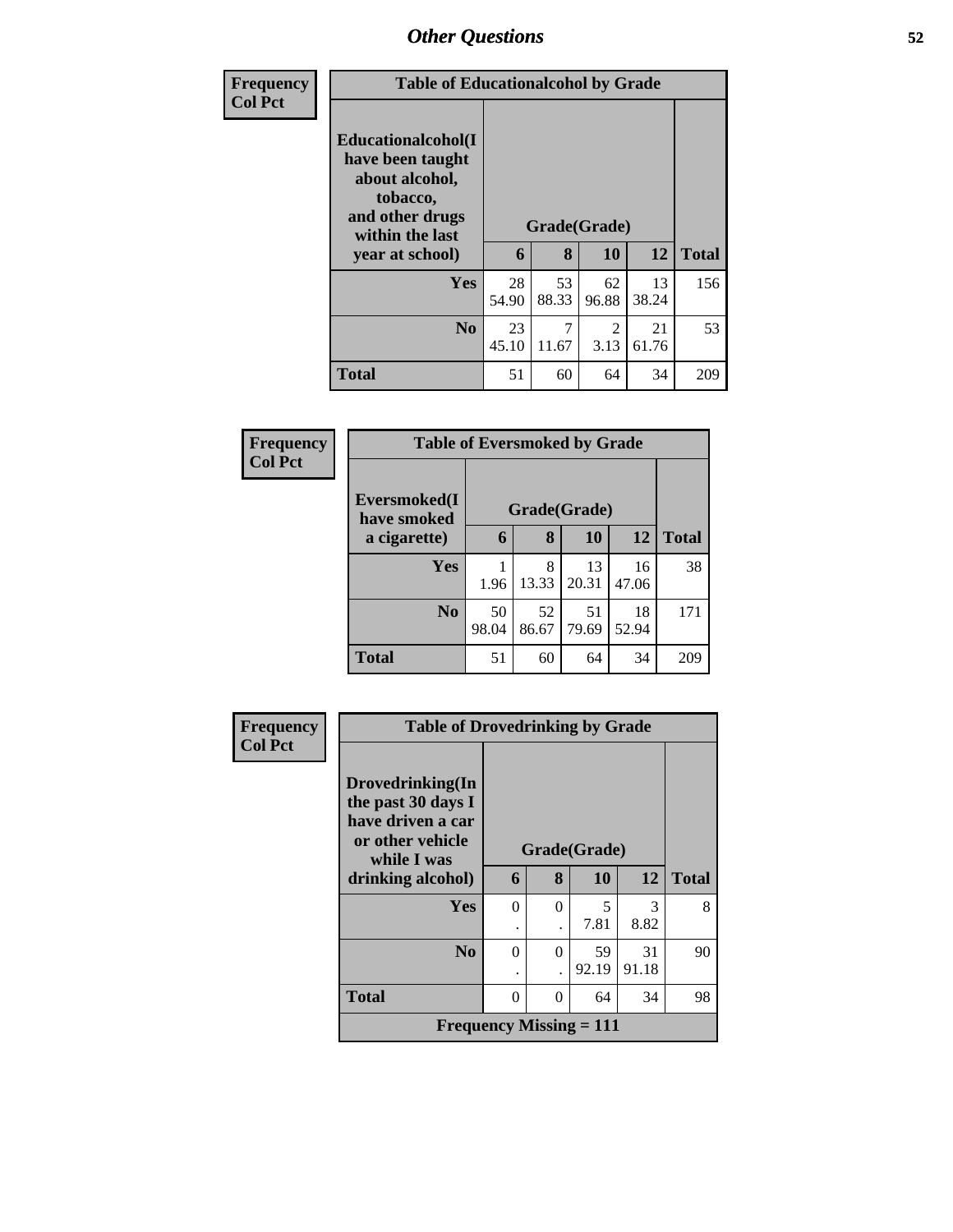## Other Questions

**Frequency**
**Col Pct**

**Table of Educationalcohol by Grade**

| Educationalcohol(I have been taught about alcohol, tobacco, and other drugs within the last year at school) | Grade(Grade) | | | | Total |
|---|---|---|---|---|---|
| | 6 | 8 | 10 | 12 | |
| **Yes** | 28<br>54.90 | 53<br>88.33 | 62<br>96.88 | 13<br>38.24 | 156 |
| **No** | 23<br>45.10 | 7<br>11.67 | 2<br>3.13 | 21<br>61.76 | 53 |
| **Total** | 51 | 60 | 64 | 34 | 209 |

**Frequency**
**Col Pct**

**Table of Eversmoked by Grade**

| Eversmoked(I have smoked a cigarette) | Grade(Grade) | | | | Total |
|---|---|---|---|---|---|
| | 6 | 8 | 10 | 12 | |
| **Yes** | 1<br>1.96 | 8<br>13.33 | 13<br>20.31 | 16<br>47.06 | 38 |
| **No** | 50<br>98.04 | 52<br>86.67 | 51<br>79.69 | 18<br>52.94 | 171 |
| **Total** | 51 | 60 | 64 | 34 | 209 |

**Frequency**
**Col Pct**

**Table of Drovedrinking by Grade**

| Drovedrinking(In the past 30 days I have driven a car or other vehicle while I was drinking alcohol) | Grade(Grade) | | | | Total |
|---|---|---|---|---|---|
| | 6 | 8 | 10 | 12 | |
| **Yes** | 0<br>. | 0<br>. | 5<br>7.81 | 3<br>8.82 | 8 |
| **No** | 0<br>. | 0<br>. | 59<br>92.19 | 31<br>91.18 | 90 |
| **Total** | 0 | 0 | 64 | 34 | 98 |
| **Frequency Missing = 111** | | | | | |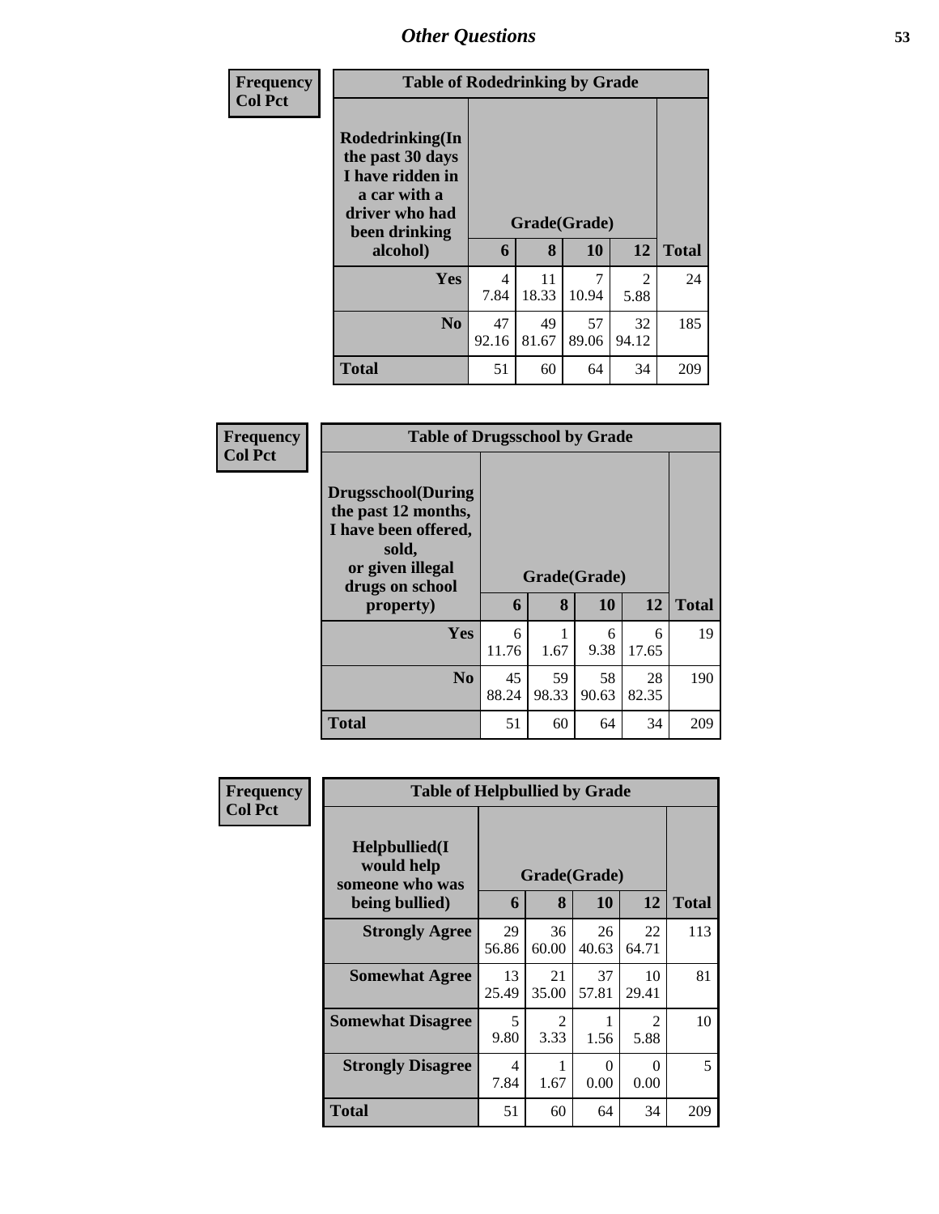| Frequency |
|---|
| Col Pct |

**Table of Rodedrinking by Grade**

| Rodedrinking(In the past 30 days I have ridden in a car with a driver who had been drinking alcohol) | Grade(Grade) | | | | Total |
|---|---|---|---|---|---|
| | 6 | 8 | 10 | 12 | |
| Yes | 4<br>7.84 | 11<br>18.33 | 7<br>10.94 | 2<br>5.88 | 24 |
| No | 47<br>92.16 | 49<br>81.67 | 57<br>89.06 | 32<br>94.12 | 185 |
| Total | 51 | 60 | 64 | 34 | 209 |

| Frequency |
|---|
| Col Pct |

**Table of Drugsschool by Grade**

| Drugsschool(During the past 12 months, I have been offered, sold, or given illegal drugs on school property) | Grade(Grade) | | | | Total |
|---|---|---|---|---|---|
| | 6 | 8 | 10 | 12 | |
| Yes | 6<br>11.76 | 1<br>1.67 | 6<br>9.38 | 6<br>17.65 | 19 |
| No | 45<br>88.24 | 59<br>98.33 | 58<br>90.63 | 28<br>82.35 | 190 |
| Total | 51 | 60 | 64 | 34 | 209 |

| Frequency |
|---|
| Col Pct |

**Table of Helpbullied by Grade**

| Helpbullied(I would help someone who was being bullied) | Grade(Grade) | | | | Total |
|---|---|---|---|---|---|
| | 6 | 8 | 10 | 12 | |
| Strongly Agree | 29<br>56.86 | 36<br>60.00 | 26<br>40.63 | 22<br>64.71 | 113 |
| Somewhat Agree | 13<br>25.49 | 21<br>35.00 | 37<br>57.81 | 10<br>29.41 | 81 |
| Somewhat Disagree | 5<br>9.80 | 2<br>3.33 | 1<br>1.56 | 2<br>5.88 | 10 |
| Strongly Disagree | 4<br>7.84 | 1<br>1.67 | 0<br>0.00 | 0<br>0.00 | 5 |
| Total | 51 | 60 | 64 | 34 | 209 |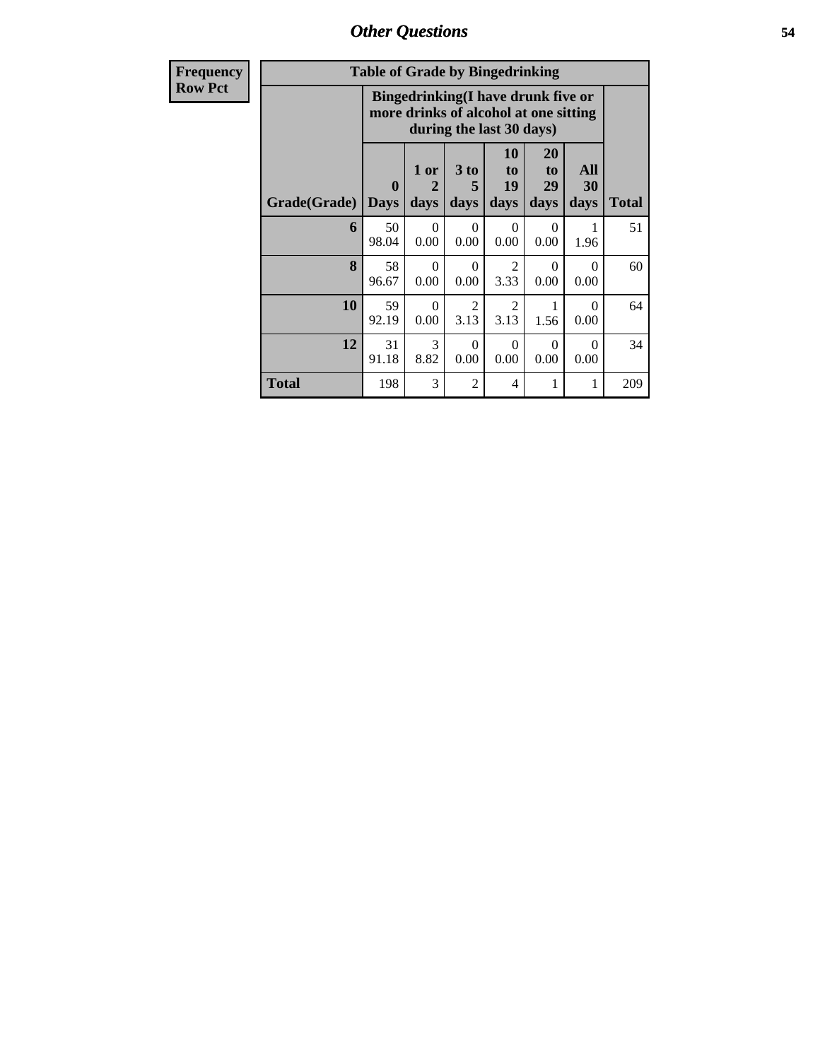## Other Questions

| Frequency<br>Row Pct |
|---|

**Table of Grade by Bingedrinking**

| | Bingedrinking(I have drunk five or more drinks of alcohol at one sitting during the last 30 days) | | | | | | |
|---|---|---|---|---|---|---|---|
| Grade(Grade) | 0 Days | 1 or 2 days | 3 to 5 days | 10 to 19 days | 20 to 29 days | All 30 days | Total |
| **6** | 50<br>98.04 | 0<br>0.00 | 0<br>0.00 | 0<br>0.00 | 0<br>0.00 | 1<br>1.96 | 51 |
| **8** | 58<br>96.67 | 0<br>0.00 | 0<br>0.00 | 2<br>3.33 | 0<br>0.00 | 0<br>0.00 | 60 |
| **10** | 59<br>92.19 | 0<br>0.00 | 2<br>3.13 | 2<br>3.13 | 1<br>1.56 | 0<br>0.00 | 64 |
| **12** | 31<br>91.18 | 3<br>8.82 | 0<br>0.00 | 0<br>0.00 | 0<br>0.00 | 0<br>0.00 | 34 |
| **Total** | 198 | 3 | 2 | 4 | 1 | 1 | 209 |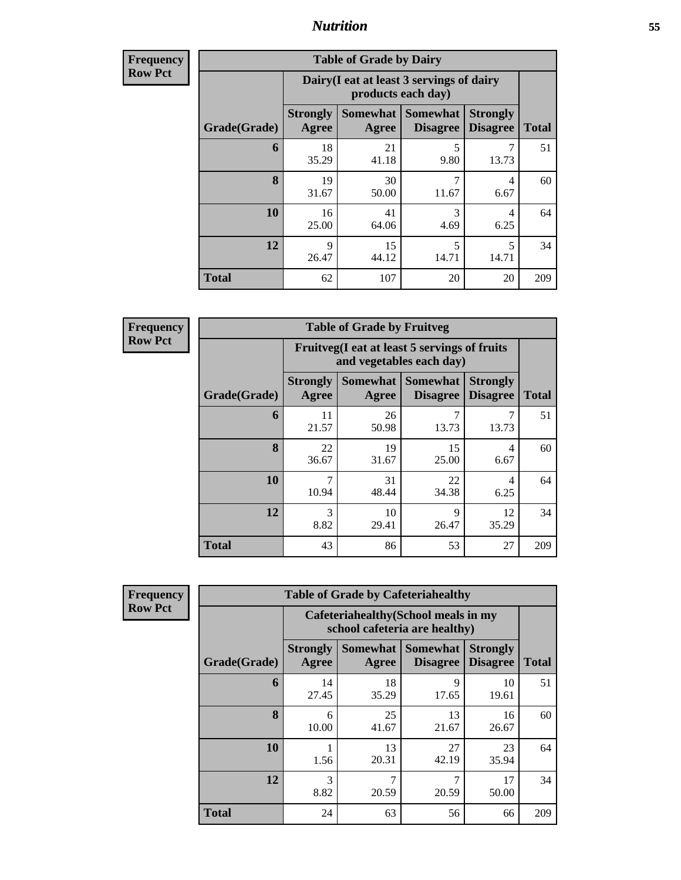# Nutrition

**Frequency**
**Row Pct**

| Table of Grade by Dairy | | | | | |
|---|---|---|---|---|---|
| | Dairy(I eat at least 3 servings of dairy products each day) | | | | |
| Grade(Grade) | Strongly Agree | Somewhat Agree | Somewhat Disagree | Strongly Disagree | Total |
| **6** | 18<br>35.29 | 21<br>41.18 | 5<br>9.80 | 7<br>13.73 | 51 |
| **8** | 19<br>31.67 | 30<br>50.00 | 7<br>11.67 | 4<br>6.67 | 60 |
| **10** | 16<br>25.00 | 41<br>64.06 | 3<br>4.69 | 4<br>6.25 | 64 |
| **12** | 9<br>26.47 | 15<br>44.12 | 5<br>14.71 | 5<br>14.71 | 34 |
| **Total** | 62 | 107 | 20 | 20 | 209 |

**Frequency**
**Row Pct**

| Table of Grade by Fruitveg | | | | | |
|---|---|---|---|---|---|
| | Fruitveg(I eat at least 5 servings of fruits and vegetables each day) | | | | |
| Grade(Grade) | Strongly Agree | Somewhat Agree | Somewhat Disagree | Strongly Disagree | Total |
| **6** | 11<br>21.57 | 26<br>50.98 | 7<br>13.73 | 7<br>13.73 | 51 |
| **8** | 22<br>36.67 | 19<br>31.67 | 15<br>25.00 | 4<br>6.67 | 60 |
| **10** | 7<br>10.94 | 31<br>48.44 | 22<br>34.38 | 4<br>6.25 | 64 |
| **12** | 3<br>8.82 | 10<br>29.41 | 9<br>26.47 | 12<br>35.29 | 34 |
| **Total** | 43 | 86 | 53 | 27 | 209 |

**Frequency**
**Row Pct**

| Table of Grade by Cafeteriahealthy | | | | | |
|---|---|---|---|---|---|
| | Cafeteriahealthy(School meals in my school cafeteria are healthy) | | | | |
| Grade(Grade) | Strongly Agree | Somewhat Agree | Somewhat Disagree | Strongly Disagree | Total |
| **6** | 14<br>27.45 | 18<br>35.29 | 9<br>17.65 | 10<br>19.61 | 51 |
| **8** | 6<br>10.00 | 25<br>41.67 | 13<br>21.67 | 16<br>26.67 | 60 |
| **10** | 1<br>1.56 | 13<br>20.31 | 27<br>42.19 | 23<br>35.94 | 64 |
| **12** | 3<br>8.82 | 7<br>20.59 | 7<br>20.59 | 17<br>50.00 | 34 |
| **Total** | 24 | 63 | 56 | 66 | 209 |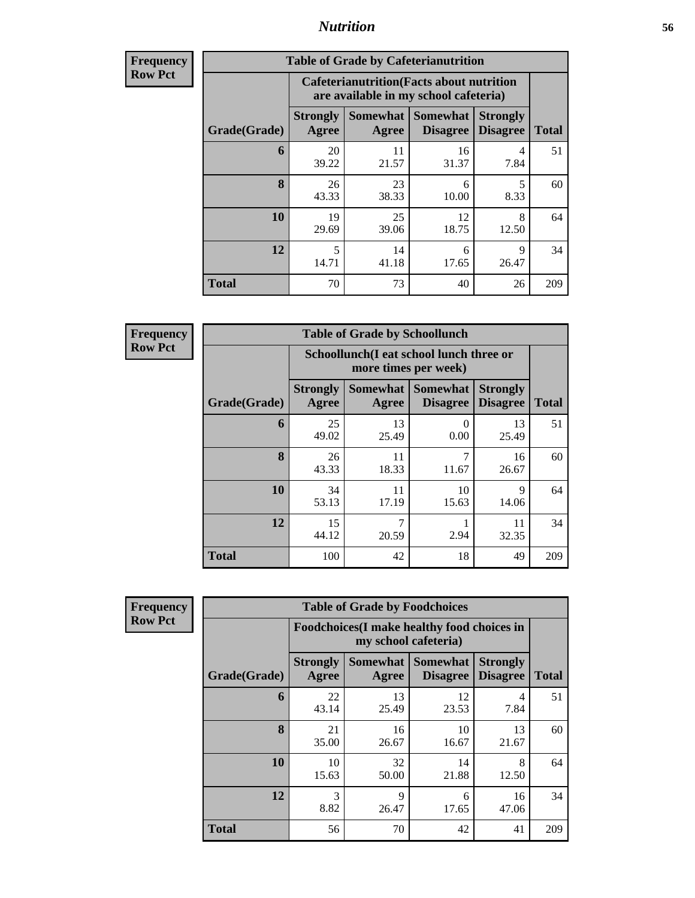# Nutrition

**Frequency**
**Row Pct**

| Table of Grade by Cafeterianutrition | | | | | |
|---|---|---|---|---|---|
| | Cafeterianutrition(Facts about nutrition are available in my school cafeteria) | | | | |
| Grade(Grade) | Strongly Agree | Somewhat Agree | Somewhat Disagree | Strongly Disagree | Total |
| 6 | 20<br>39.22 | 11<br>21.57 | 16<br>31.37 | 4<br>7.84 | 51 |
| 8 | 26<br>43.33 | 23<br>38.33 | 6<br>10.00 | 5<br>8.33 | 60 |
| 10 | 19<br>29.69 | 25<br>39.06 | 12<br>18.75 | 8<br>12.50 | 64 |
| 12 | 5<br>14.71 | 14<br>41.18 | 6<br>17.65 | 9<br>26.47 | 34 |
| Total | 70 | 73 | 40 | 26 | 209 |

**Frequency**
**Row Pct**

| Table of Grade by Schoollunch | | | | | |
|---|---|---|---|---|---|
| | Schoollunch(I eat school lunch three or more times per week) | | | | |
| Grade(Grade) | Strongly Agree | Somewhat Agree | Somewhat Disagree | Strongly Disagree | Total |
| 6 | 25<br>49.02 | 13<br>25.49 | 0<br>0.00 | 13<br>25.49 | 51 |
| 8 | 26<br>43.33 | 11<br>18.33 | 7<br>11.67 | 16<br>26.67 | 60 |
| 10 | 34<br>53.13 | 11<br>17.19 | 10<br>15.63 | 9<br>14.06 | 64 |
| 12 | 15<br>44.12 | 7<br>20.59 | 1<br>2.94 | 11<br>32.35 | 34 |
| Total | 100 | 42 | 18 | 49 | 209 |

**Frequency**
**Row Pct**

| Table of Grade by Foodchoices | | | | | |
|---|---|---|---|---|---|
| | Foodchoices(I make healthy food choices in my school cafeteria) | | | | |
| Grade(Grade) | Strongly Agree | Somewhat Agree | Somewhat Disagree | Strongly Disagree | Total |
| 6 | 22<br>43.14 | 13<br>25.49 | 12<br>23.53 | 4<br>7.84 | 51 |
| 8 | 21<br>35.00 | 16<br>26.67 | 10<br>16.67 | 13<br>21.67 | 60 |
| 10 | 10<br>15.63 | 32<br>50.00 | 14<br>21.88 | 8<br>12.50 | 64 |
| 12 | 3<br>8.82 | 9<br>26.47 | 6<br>17.65 | 16<br>47.06 | 34 |
| Total | 56 | 70 | 42 | 41 | 209 |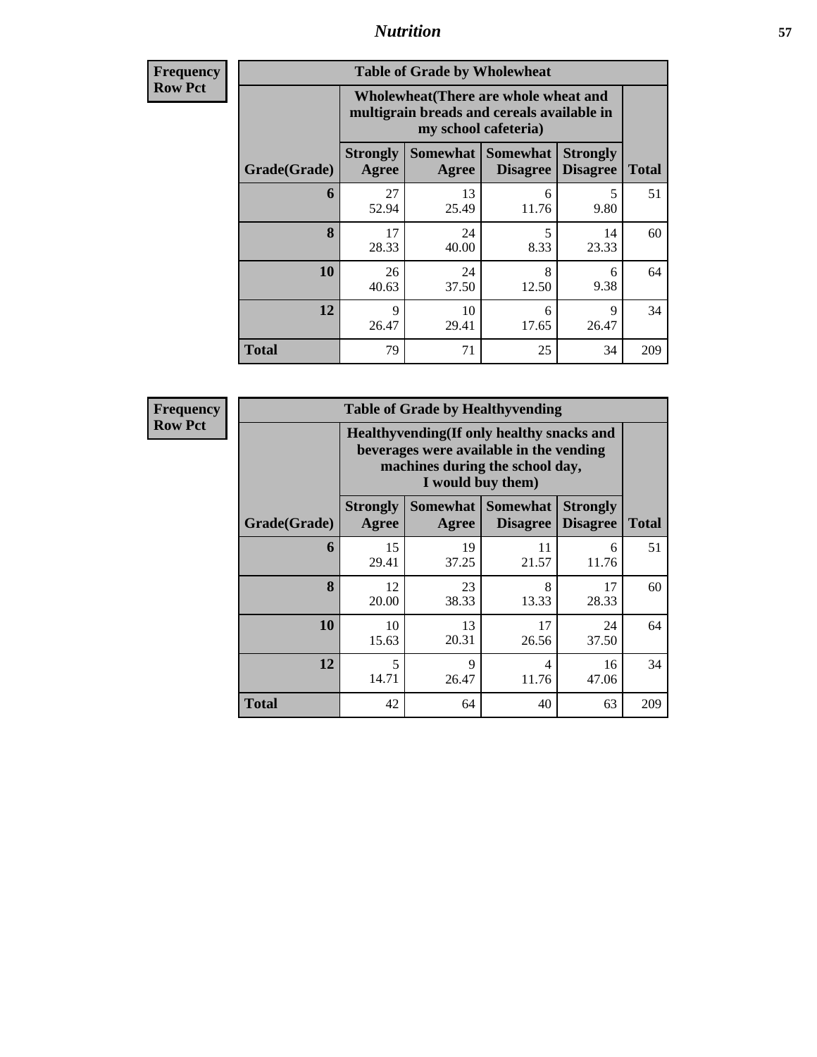## Nutrition

**Frequency Row Pct**

| Table of Grade by Wholewheat | | | | | |
|---|---|---|---|---|---|
| | Wholewheat(There are whole wheat and multigrain breads and cereals available in my school cafeteria) | | | | |
| Grade(Grade) | Strongly Agree | Somewhat Agree | Somewhat Disagree | Strongly Disagree | Total |
| 6 | 27<br>52.94 | 13<br>25.49 | 6<br>11.76 | 5<br>9.80 | 51 |
| 8 | 17<br>28.33 | 24<br>40.00 | 5<br>8.33 | 14<br>23.33 | 60 |
| 10 | 26<br>40.63 | 24<br>37.50 | 8<br>12.50 | 6<br>9.38 | 64 |
| 12 | 9<br>26.47 | 10<br>29.41 | 6<br>17.65 | 9<br>26.47 | 34 |
| Total | 79 | 71 | 25 | 34 | 209 |

**Frequency Row Pct**

| Table of Grade by Healthyvending | | | | | |
|---|---|---|---|---|---|
| | Healthyvending(If only healthy snacks and beverages were available in the vending machines during the school day, I would buy them) | | | | |
| Grade(Grade) | Strongly Agree | Somewhat Agree | Somewhat Disagree | Strongly Disagree | Total |
| 6 | 15<br>29.41 | 19<br>37.25 | 11<br>21.57 | 6<br>11.76 | 51 |
| 8 | 12<br>20.00 | 23<br>38.33 | 8<br>13.33 | 17<br>28.33 | 60 |
| 10 | 10<br>15.63 | 13<br>20.31 | 17<br>26.56 | 24<br>37.50 | 64 |
| 12 | 5<br>14.71 | 9<br>26.47 | 4<br>11.76 | 16<br>47.06 | 34 |
| Total | 42 | 64 | 40 | 63 | 209 |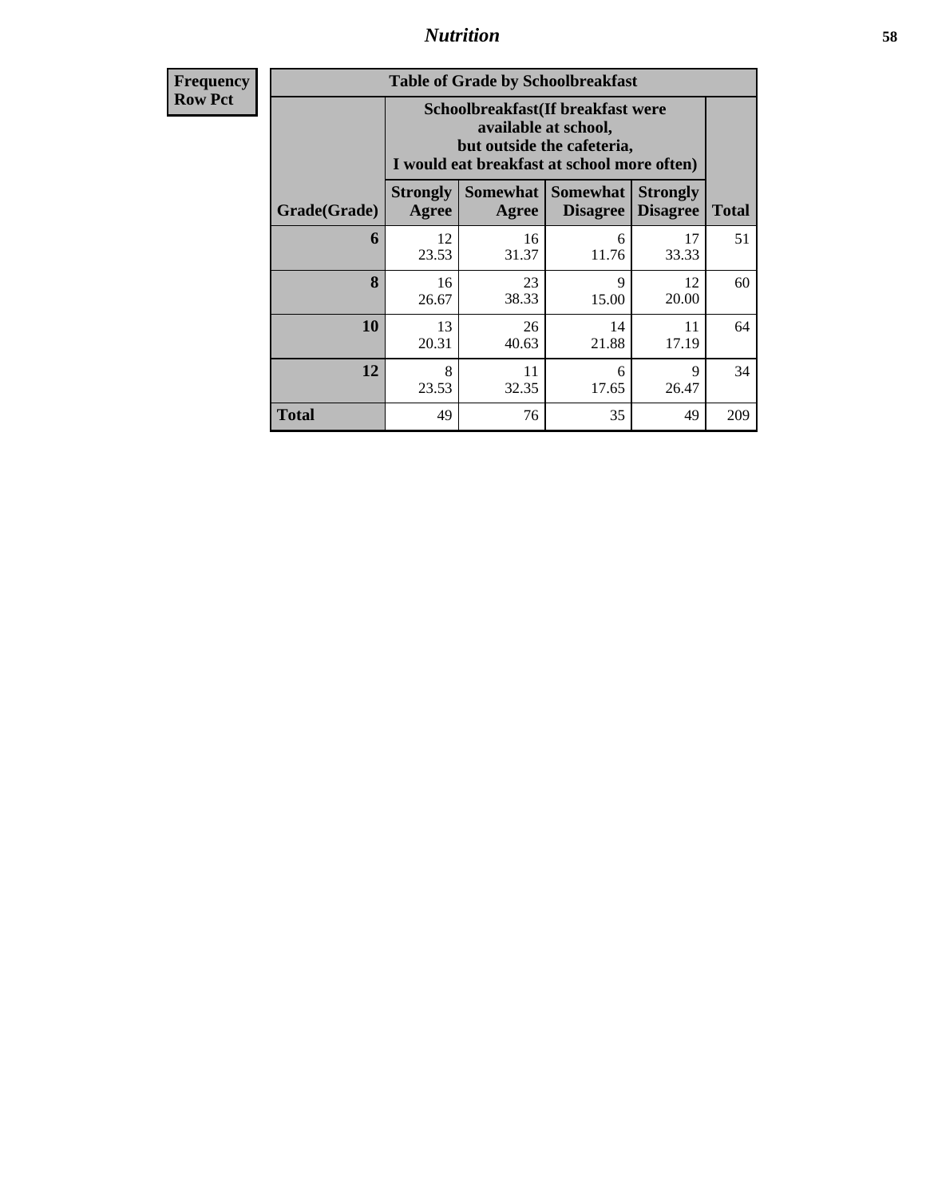| Frequency<br>Row Pct |
|---|

**Table of Grade by Schoolbreakfast**

| Grade(Grade) | Schoolbreakfast(If breakfast were available at school, but outside the cafeteria, I would eat breakfast at school more often) | | | | Total |
|---|---|---|---|---|---|
| | Strongly Agree | Somewhat Agree | Somewhat Disagree | Strongly Disagree | |
| 6 | 12<br>23.53 | 16<br>31.37 | 6<br>11.76 | 17<br>33.33 | 51 |
| 8 | 16<br>26.67 | 23<br>38.33 | 9<br>15.00 | 12<br>20.00 | 60 |
| 10 | 13<br>20.31 | 26<br>40.63 | 14<br>21.88 | 11<br>17.19 | 64 |
| 12 | 8<br>23.53 | 11<br>32.35 | 6<br>17.65 | 9<br>26.47 | 34 |
| Total | 49 | 76 | 35 | 49 | 209 |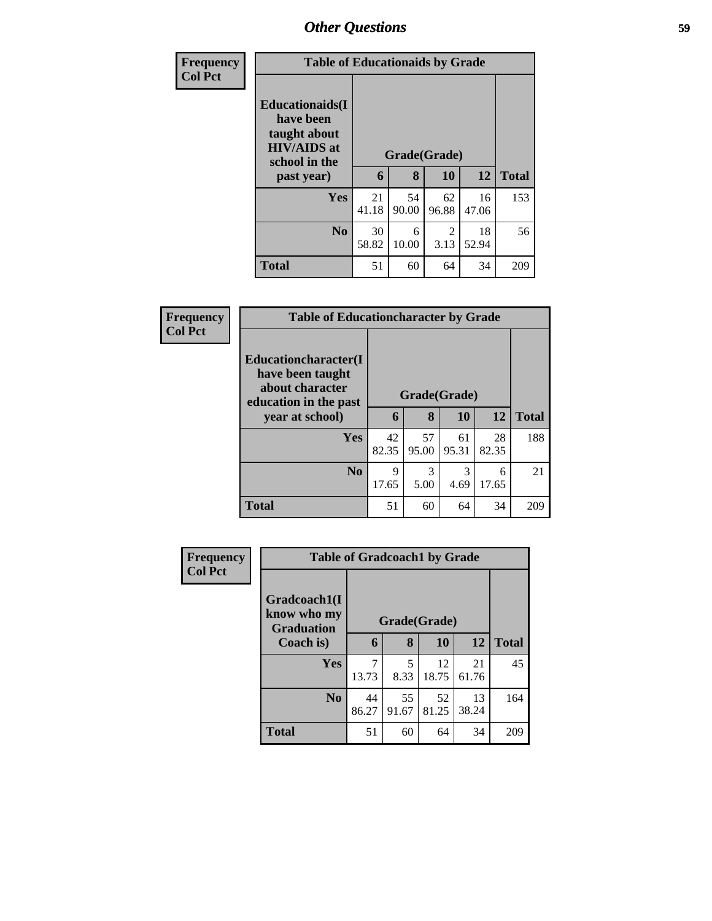## Other Questions

| Frequency<br>Col Pct | Table of Educationaids by Grade | | | | |
|---|---|---|---|---|---|
| **Educationaids(I have been taught about HIV/AIDS at school in the past year)** | **Grade(Grade)** | | | | |
| | **6** | **8** | **10** | **12** | **Total** |
| **Yes** | 21<br>41.18 | 54<br>90.00 | 62<br>96.88 | 16<br>47.06 | 153 |
| **No** | 30<br>58.82 | 6<br>10.00 | 2<br>3.13 | 18<br>52.94 | 56 |
| **Total** | 51 | 60 | 64 | 34 | 209 |

| Frequency<br>Col Pct | Table of Educationcharacter by Grade | | | | |
|---|---|---|---|---|---|
| **Educationcharacter(I have been taught about character education in the past year at school)** | **Grade(Grade)** | | | | |
| | **6** | **8** | **10** | **12** | **Total** |
| **Yes** | 42<br>82.35 | 57<br>95.00 | 61<br>95.31 | 28<br>82.35 | 188 |
| **No** | 9<br>17.65 | 3<br>5.00 | 3<br>4.69 | 6<br>17.65 | 21 |
| **Total** | 51 | 60 | 64 | 34 | 209 |

| Frequency<br>Col Pct | Table of Gradcoach1 by Grade | | | | |
|---|---|---|---|---|---|
| **Gradcoach1(I know who my Graduation Coach is)** | **Grade(Grade)** | | | | |
| | **6** | **8** | **10** | **12** | **Total** |
| **Yes** | 7<br>13.73 | 5<br>8.33 | 12<br>18.75 | 21<br>61.76 | 45 |
| **No** | 44<br>86.27 | 55<br>91.67 | 52<br>81.25 | 13<br>38.24 | 164 |
| **Total** | 51 | 60 | 64 | 34 | 209 |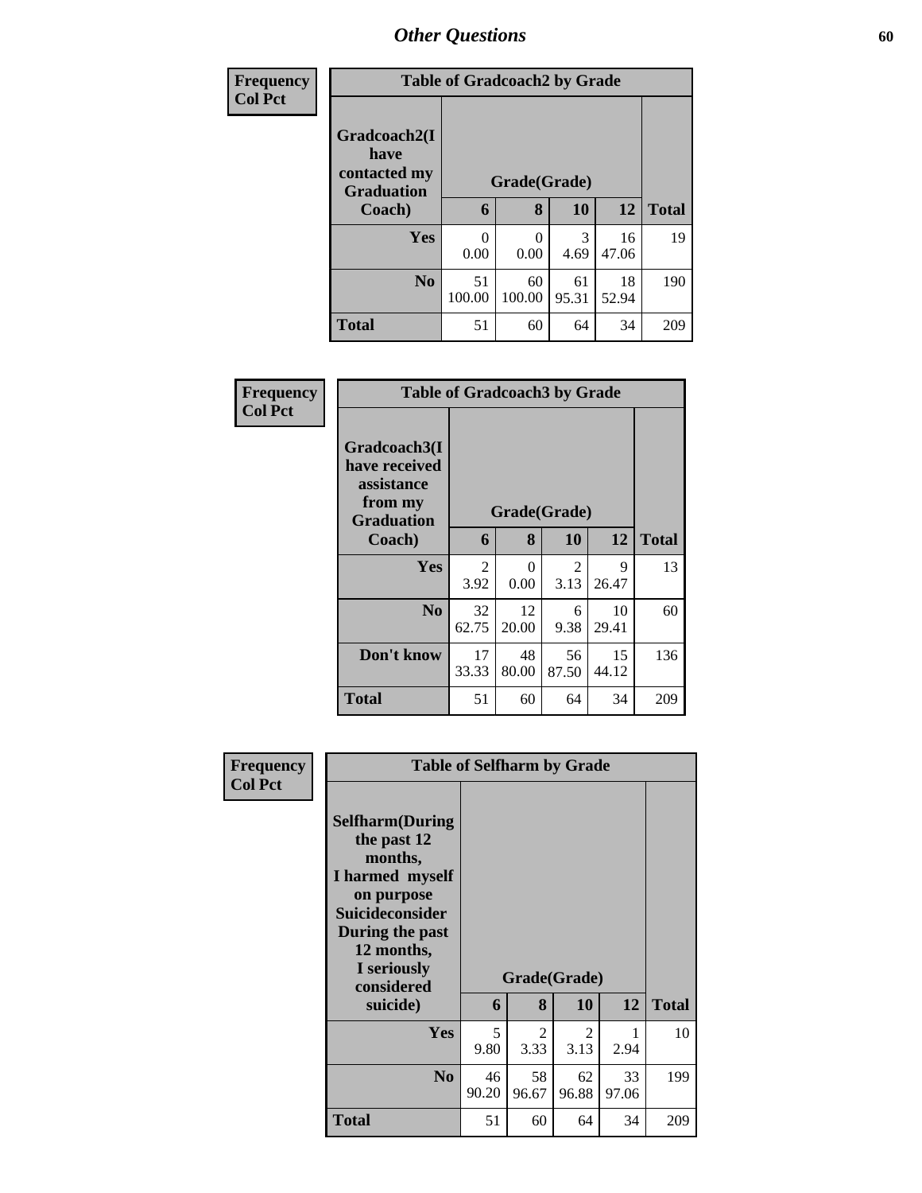## Other Questions

**Frequency**
**Col Pct**

| Table of Gradcoach2 by Grade | | | | | |
|---|---|---|---|---|---|
| Gradcoach2(I have contacted my Graduation Coach) | Grade(Grade) | | | | |
| | 6 | 8 | 10 | 12 | Total |
| Yes | 0<br>0.00 | 0<br>0.00 | 3<br>4.69 | 16<br>47.06 | 19 |
| No | 51<br>100.00 | 60<br>100.00 | 61<br>95.31 | 18<br>52.94 | 190 |
| Total | 51 | 60 | 64 | 34 | 209 |

**Frequency**
**Col Pct**

| Table of Gradcoach3 by Grade | | | | | |
|---|---|---|---|---|---|
| Gradcoach3(I have received assistance from my Graduation Coach) | Grade(Grade) | | | | |
| | 6 | 8 | 10 | 12 | Total |
| Yes | 2<br>3.92 | 0<br>0.00 | 2<br>3.13 | 9<br>26.47 | 13 |
| No | 32<br>62.75 | 12<br>20.00 | 6<br>9.38 | 10<br>29.41 | 60 |
| Don't know | 17<br>33.33 | 48<br>80.00 | 56<br>87.50 | 15<br>44.12 | 136 |
| Total | 51 | 60 | 64 | 34 | 209 |

**Frequency**
**Col Pct**

| Table of Selfharm by Grade | | | | | |
|---|---|---|---|---|---|
| Selfharm(During the past 12 months, I harmed myself on purpose Suicideconsider During the past 12 months, I seriously considered suicide) | Grade(Grade) | | | | |
| | 6 | 8 | 10 | 12 | Total |
| Yes | 5<br>9.80 | 2<br>3.33 | 2<br>3.13 | 1<br>2.94 | 10 |
| No | 46<br>90.20 | 58<br>96.67 | 62<br>96.88 | 33<br>97.06 | 199 |
| Total | 51 | 60 | 64 | 34 | 209 |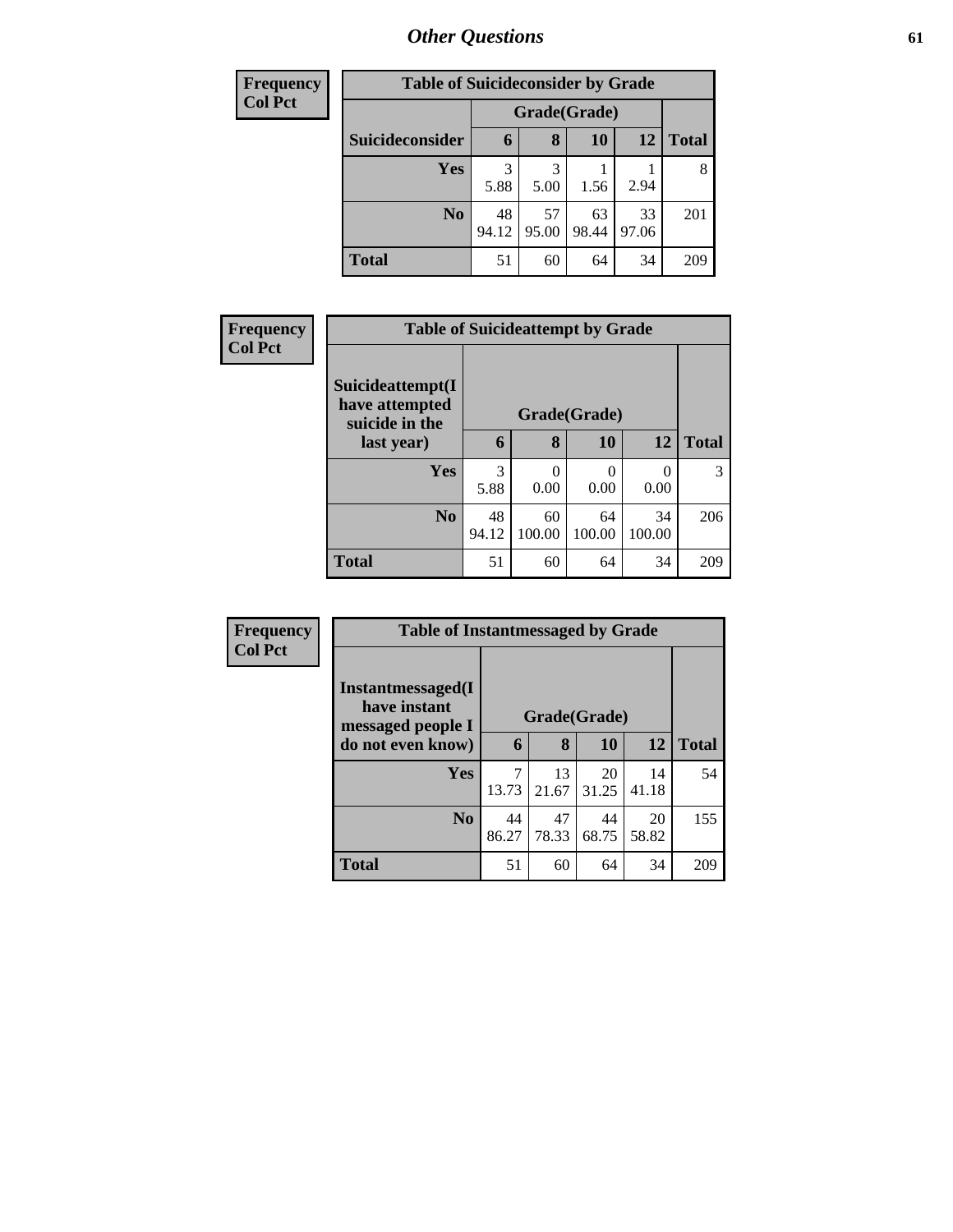| Frequency<br>Col Pct |
|---|

**Table of Suicideconsider by Grade**

| Suicideconsider | Grade(Grade) | | | | Total |
|---|---|---|---|---|---|
| | 6 | 8 | 10 | 12 | |
| Yes | 3<br>5.88 | 3<br>5.00 | 1<br>1.56 | 1<br>2.94 | 8 |
| No | 48<br>94.12 | 57<br>95.00 | 63<br>98.44 | 33<br>97.06 | 201 |
| Total | 51 | 60 | 64 | 34 | 209 |

| Frequency<br>Col Pct |
|---|

**Table of Suicideattempt by Grade**

| Suicideattempt(I have attempted suicide in the last year) | Grade(Grade) | | | | Total |
|---|---|---|---|---|---|
| | 6 | 8 | 10 | 12 | |
| Yes | 3<br>5.88 | 0<br>0.00 | 0<br>0.00 | 0<br>0.00 | 3 |
| No | 48<br>94.12 | 60<br>100.00 | 64<br>100.00 | 34<br>100.00 | 206 |
| Total | 51 | 60 | 64 | 34 | 209 |

| Frequency<br>Col Pct |
|---|

**Table of Instantmessaged by Grade**

| Instantmessaged(I have instant messaged people I do not even know) | Grade(Grade) | | | | Total |
|---|---|---|---|---|---|
| | 6 | 8 | 10 | 12 | |
| Yes | 7<br>13.73 | 13<br>21.67 | 20<br>31.25 | 14<br>41.18 | 54 |
| No | 44<br>86.27 | 47<br>78.33 | 44<br>68.75 | 20<br>58.82 | 155 |
| Total | 51 | 60 | 64 | 34 | 209 |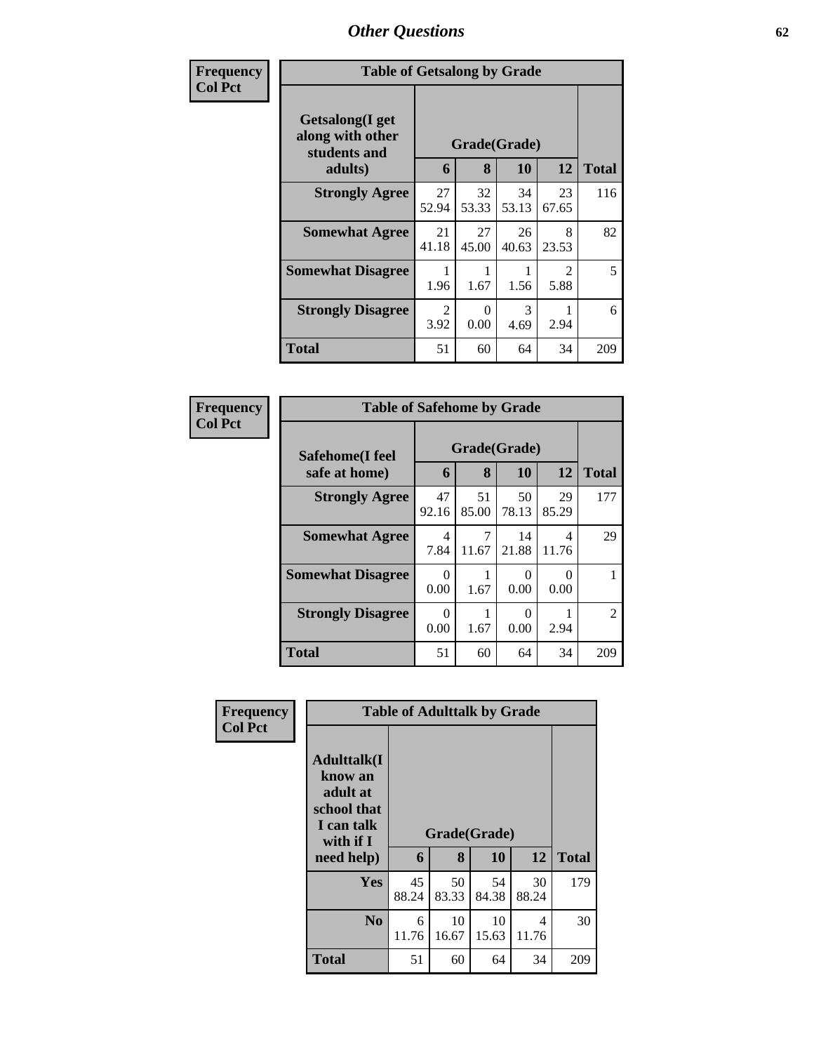## Other Questions

**Frequency**
**Col Pct**

**Table of Getsalong by Grade**

| Getsalong(I get along with other students and adults) | Grade(Grade) | | | | Total |
|---|---|---|---|---|---|
| | 6 | 8 | 10 | 12 | |
| **Strongly Agree** | 27<br>52.94 | 32<br>53.33 | 34<br>53.13 | 23<br>67.65 | 116 |
| **Somewhat Agree** | 21<br>41.18 | 27<br>45.00 | 26<br>40.63 | 8<br>23.53 | 82 |
| **Somewhat Disagree** | 1<br>1.96 | 1<br>1.67 | 1<br>1.56 | 2<br>5.88 | 5 |
| **Strongly Disagree** | 2<br>3.92 | 0<br>0.00 | 3<br>4.69 | 1<br>2.94 | 6 |
| **Total** | 51 | 60 | 64 | 34 | 209 |

**Frequency**
**Col Pct**

**Table of Safehome by Grade**

| Safehome(I feel safe at home) | Grade(Grade) | | | | Total |
|---|---|---|---|---|---|
| | 6 | 8 | 10 | 12 | |
| **Strongly Agree** | 47<br>92.16 | 51<br>85.00 | 50<br>78.13 | 29<br>85.29 | 177 |
| **Somewhat Agree** | 4<br>7.84 | 7<br>11.67 | 14<br>21.88 | 4<br>11.76 | 29 |
| **Somewhat Disagree** | 0<br>0.00 | 1<br>1.67 | 0<br>0.00 | 0<br>0.00 | 1 |
| **Strongly Disagree** | 0<br>0.00 | 1<br>1.67 | 0<br>0.00 | 1<br>2.94 | 2 |
| **Total** | 51 | 60 | 64 | 34 | 209 |

**Frequency**
**Col Pct**

**Table of Adulttalk by Grade**

| Adulttalk(I know an adult at school that I can talk with if I need help) | Grade(Grade) | | | | Total |
|---|---|---|---|---|---|
| | 6 | 8 | 10 | 12 | |
| **Yes** | 45<br>88.24 | 50<br>83.33 | 54<br>84.38 | 30<br>88.24 | 179 |
| **No** | 6<br>11.76 | 10<br>16.67 | 10<br>15.63 | 4<br>11.76 | 30 |
| **Total** | 51 | 60 | 64 | 34 | 209 |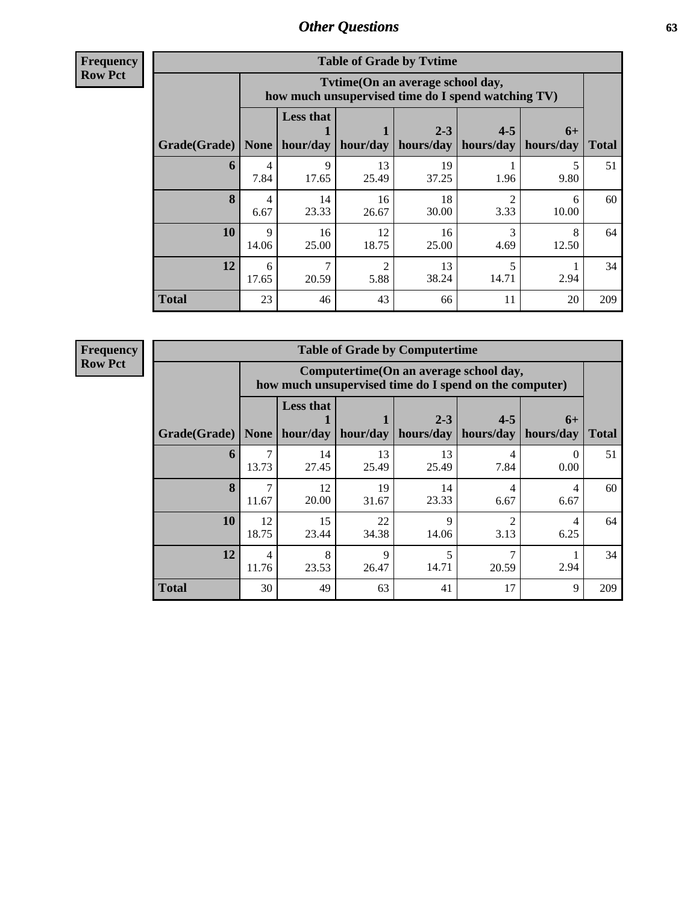## Other Questions

**Frequency**
**Row Pct**

**Table of Grade by Tvtime**

| Grade(Grade) | Tvtime(On an average school day, how much unsupervised time do I spend watching TV) | | | | | | Total |
|---|---|---|---|---|---|---|---|
| | None | Less that 1 hour/day | 1 hour/day | 2-3 hours/day | 4-5 hours/day | 6+ hours/day | |
| **6** | 4<br>7.84 | 9<br>17.65 | 13<br>25.49 | 19<br>37.25 | 1<br>1.96 | 5<br>9.80 | 51 |
| **8** | 4<br>6.67 | 14<br>23.33 | 16<br>26.67 | 18<br>30.00 | 2<br>3.33 | 6<br>10.00 | 60 |
| **10** | 9<br>14.06 | 16<br>25.00 | 12<br>18.75 | 16<br>25.00 | 3<br>4.69 | 8<br>12.50 | 64 |
| **12** | 6<br>17.65 | 7<br>20.59 | 2<br>5.88 | 13<br>38.24 | 5<br>14.71 | 1<br>2.94 | 34 |
| **Total** | 23 | 46 | 43 | 66 | 11 | 20 | 209 |

**Frequency**
**Row Pct**

**Table of Grade by Computertime**

| Grade(Grade) | Computertime(On an average school day, how much unsupervised time do I spend on the computer) | | | | | | Total |
|---|---|---|---|---|---|---|---|
| | None | Less that 1 hour/day | 1 hour/day | 2-3 hours/day | 4-5 hours/day | 6+ hours/day | |
| **6** | 7<br>13.73 | 14<br>27.45 | 13<br>25.49 | 13<br>25.49 | 4<br>7.84 | 0<br>0.00 | 51 |
| **8** | 7<br>11.67 | 12<br>20.00 | 19<br>31.67 | 14<br>23.33 | 4<br>6.67 | 4<br>6.67 | 60 |
| **10** | 12<br>18.75 | 15<br>23.44 | 22<br>34.38 | 9<br>14.06 | 2<br>3.13 | 4<br>6.25 | 64 |
| **12** | 4<br>11.76 | 8<br>23.53 | 9<br>26.47 | 5<br>14.71 | 7<br>20.59 | 1<br>2.94 | 34 |
| **Total** | 30 | 49 | 63 | 41 | 17 | 9 | 209 |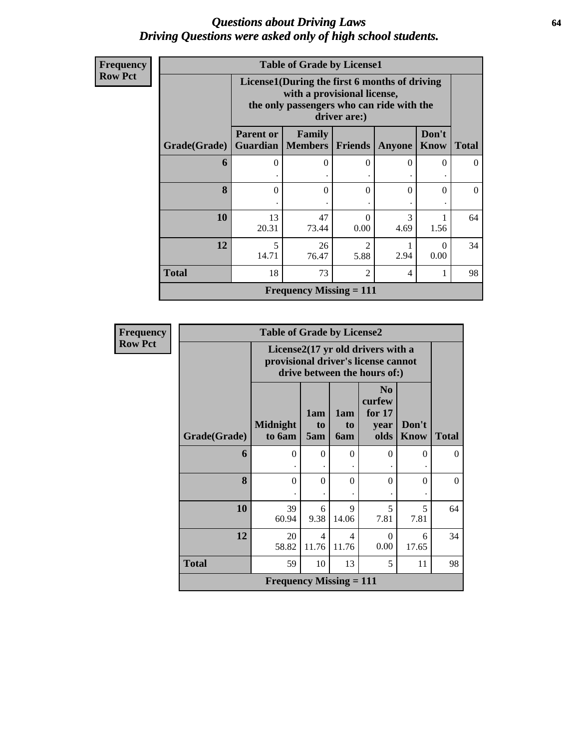## *Questions about Driving Laws*
## *Driving Questions were asked only of high school students.*

**Frequency**
**Row Pct**

**Table of Grade by License1**

| Grade(Grade) | License1(During the first 6 months of driving with a provisional license, the only passengers who can ride with the driver are:) | | | | | Total |
|---|---|---|---|---|---|---|
| | Parent or Guardian | Family Members | Friends | Anyone | Don't Know | |
| 6 | 0<br>. | 0<br>. | 0<br>. | 0<br>. | 0<br>. | 0 |
| 8 | 0<br>. | 0<br>. | 0<br>. | 0<br>. | 0<br>. | 0 |
| 10 | 13<br>20.31 | 47<br>73.44 | 0<br>0.00 | 3<br>4.69 | 1<br>1.56 | 64 |
| 12 | 5<br>14.71 | 26<br>76.47 | 2<br>5.88 | 1<br>2.94 | 0<br>0.00 | 34 |
| Total | 18 | 73 | 2 | 4 | 1 | 98 |
| Frequency Missing = 111 | | | | | | |

**Frequency**
**Row Pct**

**Table of Grade by License2**

| Grade(Grade) | License2(17 yr old drivers with a provisional driver's license cannot drive between the hours of:) | | | | | Total |
|---|---|---|---|---|---|---|
| | Midnight to 6am | 1am to 5am | 1am to 6am | No curfew for 17 year olds | Don't Know | |
| 6 | 0<br>. | 0<br>. | 0<br>. | 0<br>. | 0<br>. | 0 |
| 8 | 0<br>. | 0<br>. | 0<br>. | 0<br>. | 0<br>. | 0 |
| 10 | 39<br>60.94 | 6<br>9.38 | 9<br>14.06 | 5<br>7.81 | 5<br>7.81 | 64 |
| 12 | 20<br>58.82 | 4<br>11.76 | 4<br>11.76 | 0<br>0.00 | 6<br>17.65 | 34 |
| Total | 59 | 10 | 13 | 5 | 11 | 98 |
| Frequency Missing = 111 | | | | | | |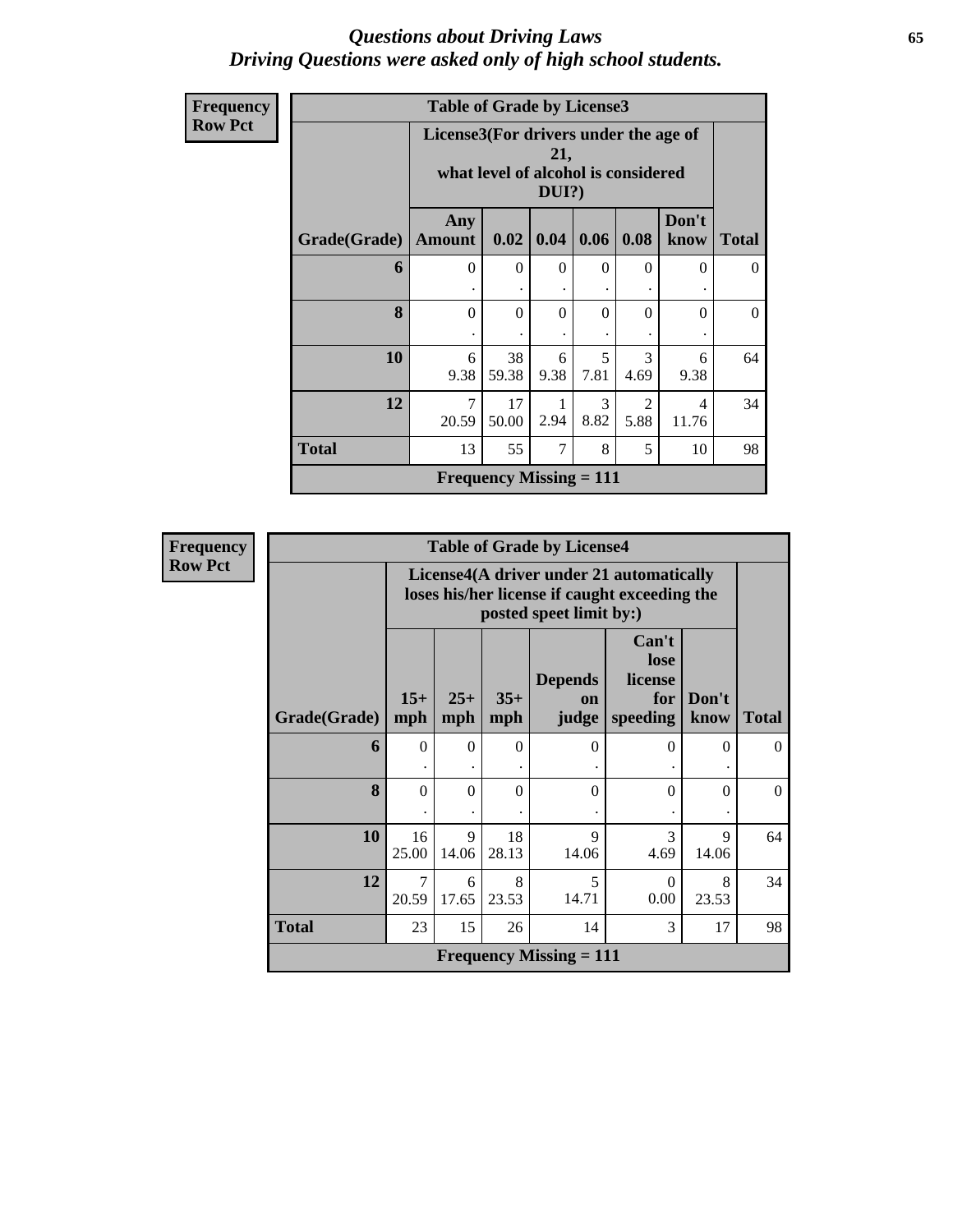*Questions about Driving Laws*
*Driving Questions were asked only of high school students.*

**Frequency**
**Row Pct**

| Table of Grade by License3 | | | | | | | |
|---|---|---|---|---|---|---|---|
| | License3(For drivers under the age of 21, what level of alcohol is considered DUI?) | | | | | | |
| Grade(Grade) | Any Amount | 0.02 | 0.04 | 0.06 | 0.08 | Don't know | Total |
| 6 | 0 . | 0 . | 0 . | 0 . | 0 . | 0 . | 0 |
| 8 | 0 . | 0 . | 0 . | 0 . | 0 . | 0 . | 0 |
| 10 | 6 9.38 | 38 59.38 | 6 9.38 | 5 7.81 | 3 4.69 | 6 9.38 | 64 |
| 12 | 7 20.59 | 17 50.00 | 1 2.94 | 3 8.82 | 2 5.88 | 4 11.76 | 34 |
| Total | 13 | 55 | 7 | 8 | 5 | 10 | 98 |
| Frequency Missing = 111 | | | | | | | |

**Frequency**
**Row Pct**

| Table of Grade by License4 | | | | | | | |
|---|---|---|---|---|---|---|---|
| | License4(A driver under 21 automatically loses his/her license if caught exceeding the posted speet limit by:) | | | | | | |
| Grade(Grade) | 15+ mph | 25+ mph | 35+ mph | Depends on judge | Can't lose license for speeding | Don't know | Total |
| 6 | 0 . | 0 . | 0 . | 0 . | 0 . | 0 . | 0 |
| 8 | 0 . | 0 . | 0 . | 0 . | 0 . | 0 . | 0 |
| 10 | 16 25.00 | 9 14.06 | 18 28.13 | 9 14.06 | 3 4.69 | 9 14.06 | 64 |
| 12 | 7 20.59 | 6 17.65 | 8 23.53 | 5 14.71 | 0 0.00 | 8 23.53 | 34 |
| Total | 23 | 15 | 26 | 14 | 3 | 17 | 98 |
| Frequency Missing = 111 | | | | | | | |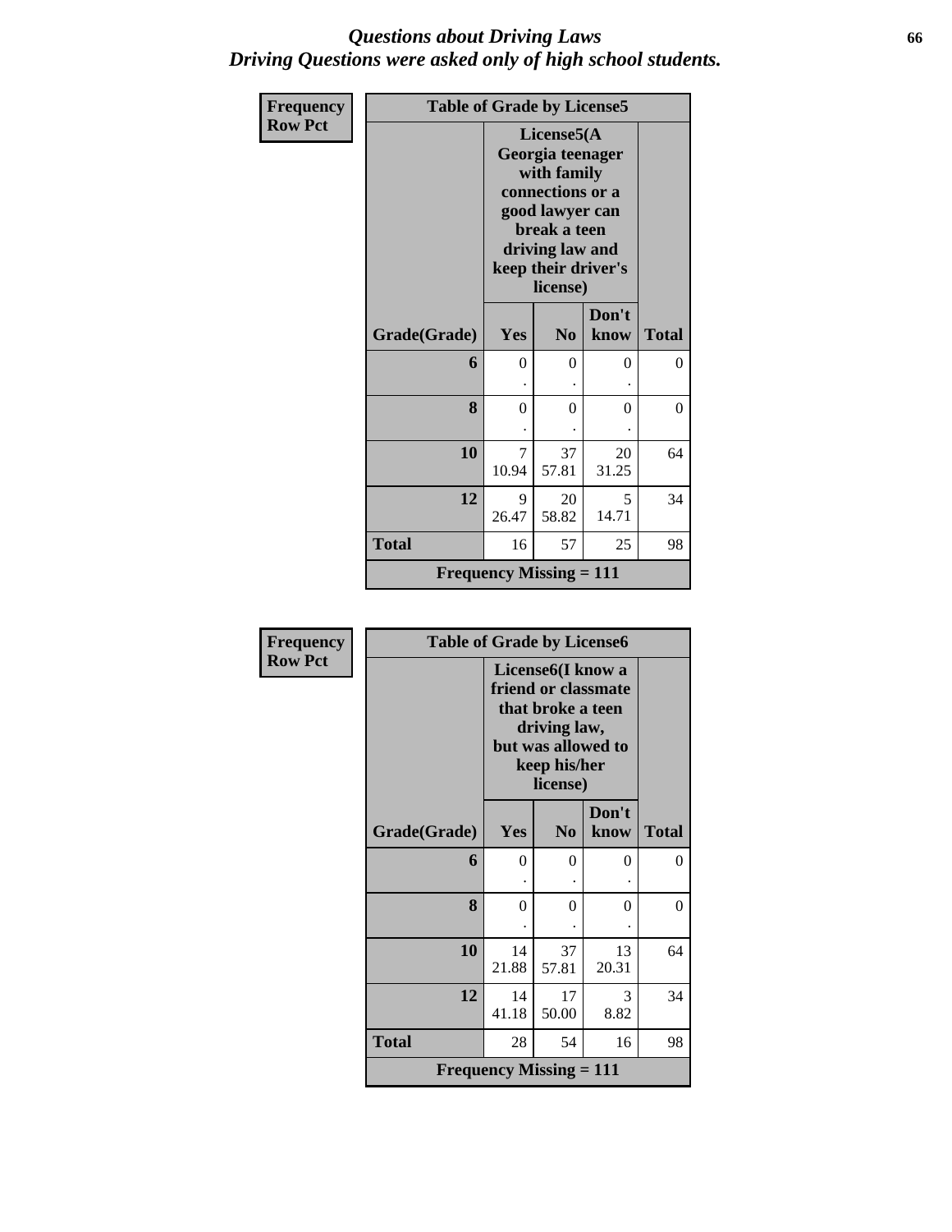# *Questions about Driving Laws*
## *Driving Questions were asked only of high school students.*

**Frequency**
**Row Pct**

| **Table of Grade by License5** | | | | |
|---|---|---|---|---|
| | **License5(A Georgia teenager with family connections or a good lawyer can break a teen driving law and keep their driver's license)** | | | |
| **Grade(Grade)** | **Yes** | **No** | **Don't know** | **Total** |
| **6** | 0<br>. | 0<br>. | 0<br>. | 0 |
| **8** | 0<br>. | 0<br>. | 0<br>. | 0 |
| **10** | 7<br>10.94 | 37<br>57.81 | 20<br>31.25 | 64 |
| **12** | 9<br>26.47 | 20<br>58.82 | 5<br>14.71 | 34 |
| **Total** | 16 | 57 | 25 | 98 |
| **Frequency Missing = 111** | | | | |

**Frequency**
**Row Pct**

| **Table of Grade by License6** | | | | |
|---|---|---|---|---|
| | **License6(I know a friend or classmate that broke a teen driving law, but was allowed to keep his/her license)** | | | |
| **Grade(Grade)** | **Yes** | **No** | **Don't know** | **Total** |
| **6** | 0<br>. | 0<br>. | 0<br>. | 0 |
| **8** | 0<br>. | 0<br>. | 0<br>. | 0 |
| **10** | 14<br>21.88 | 37<br>57.81 | 13<br>20.31 | 64 |
| **12** | 14<br>41.18 | 17<br>50.00 | 3<br>8.82 | 34 |
| **Total** | 28 | 54 | 16 | 98 |
| **Frequency Missing = 111** | | | | |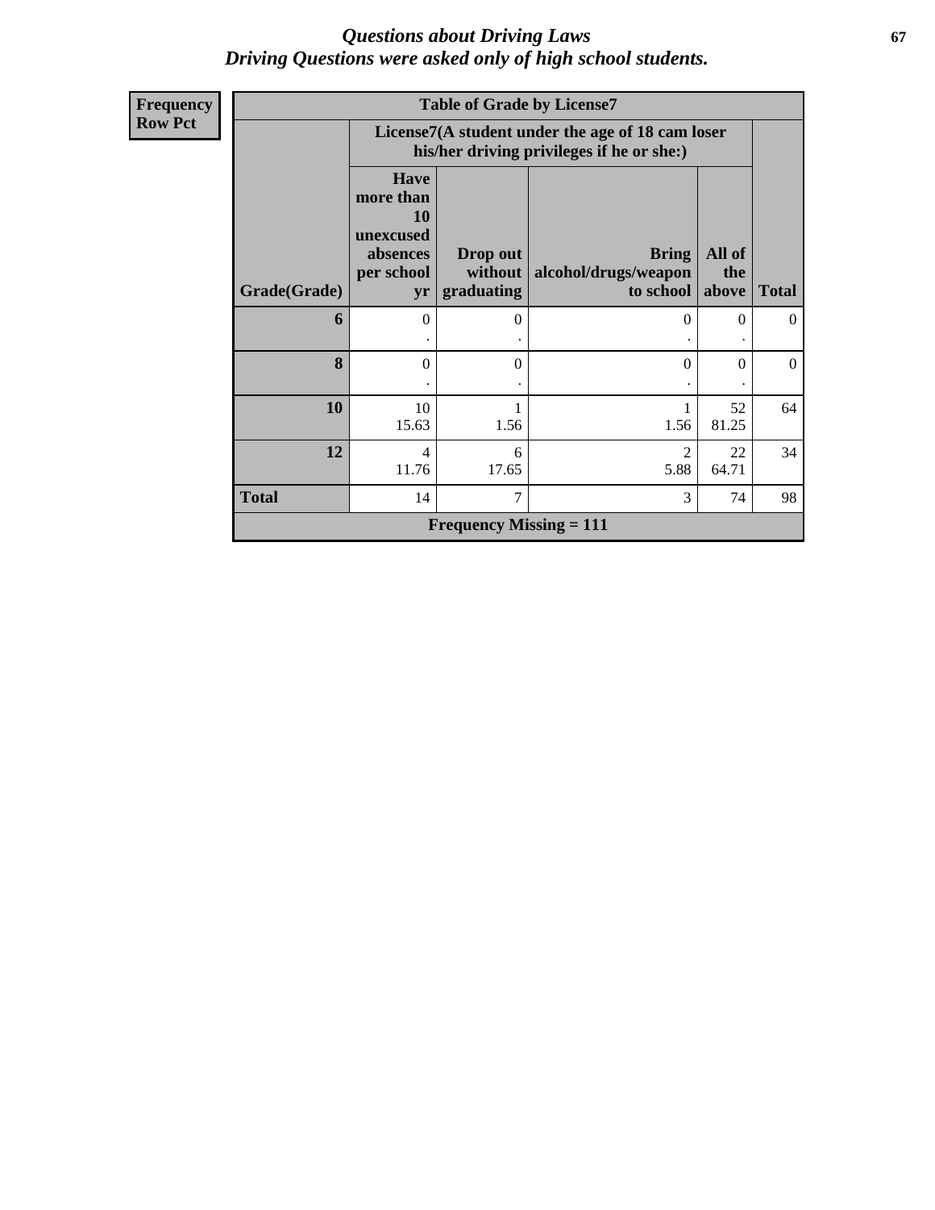## *Questions about Driving Laws*
## *Driving Questions were asked only of high school students.*

**Frequency**
**Row Pct**

| Table of Grade by License7 | | | | | |
|---|---|---|---|---|---|
| | License7(A student under the age of 18 cam loser his/her driving privileges if he or she:) | | | | |
| Grade(Grade) | Have more than 10 unexcused absences per school yr | Drop out without graduating | Bring alcohol/drugs/weapon to school | All of the above | Total |
| 6 | 0<br>. | 0<br>. | 0<br>. | 0<br>. | 0 |
| 8 | 0<br>. | 0<br>. | 0<br>. | 0<br>. | 0 |
| 10 | 10<br>15.63 | 1<br>1.56 | 1<br>1.56 | 52<br>81.25 | 64 |
| 12 | 4<br>11.76 | 6<br>17.65 | 2<br>5.88 | 22<br>64.71 | 34 |
| Total | 14 | 7 | 3 | 74 | 98 |
| Frequency Missing = 111 | | | | | |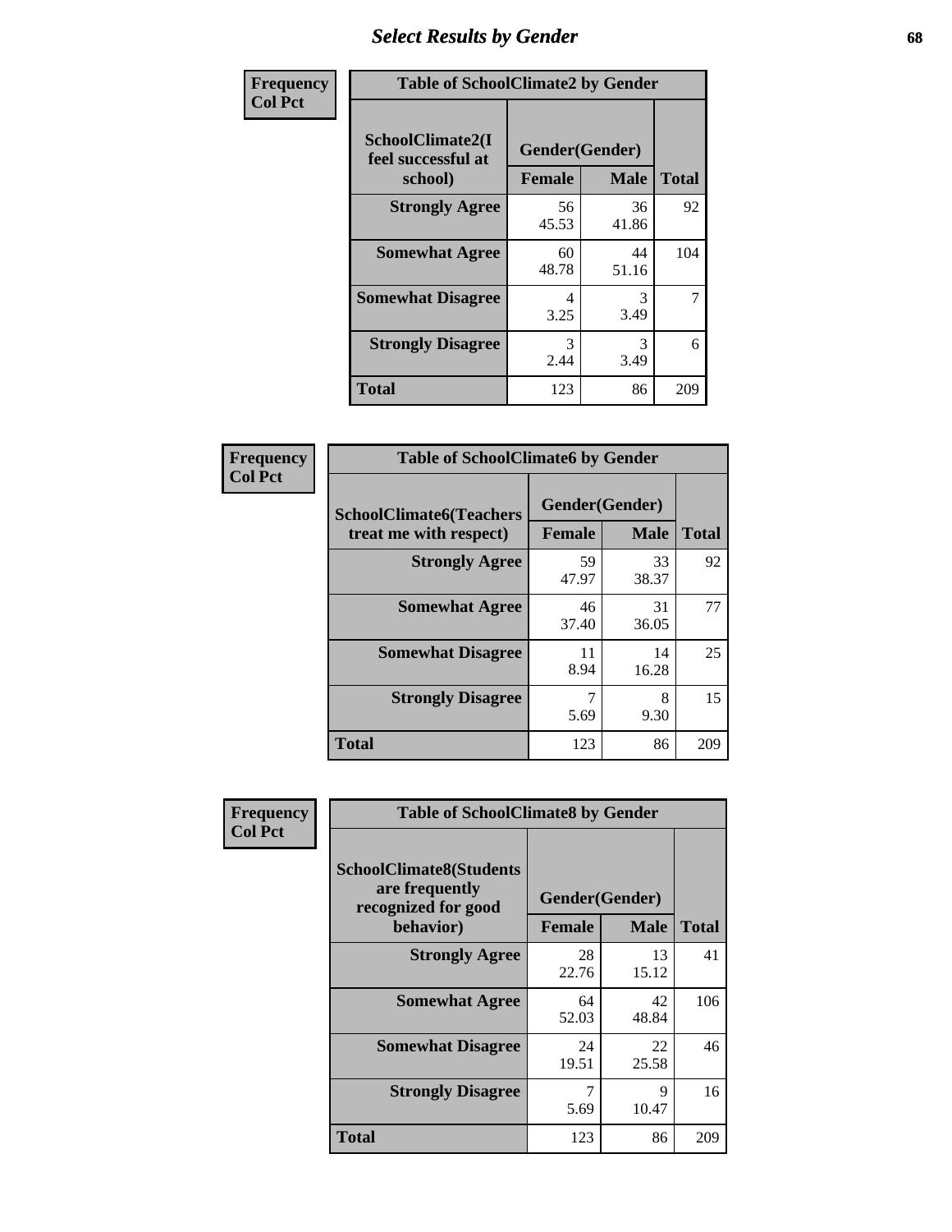# Select Results by Gender

| Frequency<br>Col Pct | | | |
|---|---|---|---|

**Table of SchoolClimate2 by Gender**

| SchoolClimate2(I feel successful at school) | Gender(Gender) | | |
|---|---|---|---|
| | Female | Male | Total |
| Strongly Agree | 56<br>45.53 | 36<br>41.86 | 92 |
| Somewhat Agree | 60<br>48.78 | 44<br>51.16 | 104 |
| Somewhat Disagree | 4<br>3.25 | 3<br>3.49 | 7 |
| Strongly Disagree | 3<br>2.44 | 3<br>3.49 | 6 |
| Total | 123 | 86 | 209 |

**Table of SchoolClimate6 by Gender**

| SchoolClimate6(Teachers treat me with respect) | Gender(Gender) | | |
|---|---|---|---|
| | Female | Male | Total |
| Strongly Agree | 59<br>47.97 | 33<br>38.37 | 92 |
| Somewhat Agree | 46<br>37.40 | 31<br>36.05 | 77 |
| Somewhat Disagree | 11<br>8.94 | 14<br>16.28 | 25 |
| Strongly Disagree | 7<br>5.69 | 8<br>9.30 | 15 |
| Total | 123 | 86 | 209 |

**Table of SchoolClimate8 by Gender**

| SchoolClimate8(Students are frequently recognized for good behavior) | Gender(Gender) | | |
|---|---|---|---|
| | Female | Male | Total |
| Strongly Agree | 28<br>22.76 | 13<br>15.12 | 41 |
| Somewhat Agree | 64<br>52.03 | 42<br>48.84 | 106 |
| Somewhat Disagree | 24<br>19.51 | 22<br>25.58 | 46 |
| Strongly Disagree | 7<br>5.69 | 9<br>10.47 | 16 |
| Total | 123 | 86 | 209 |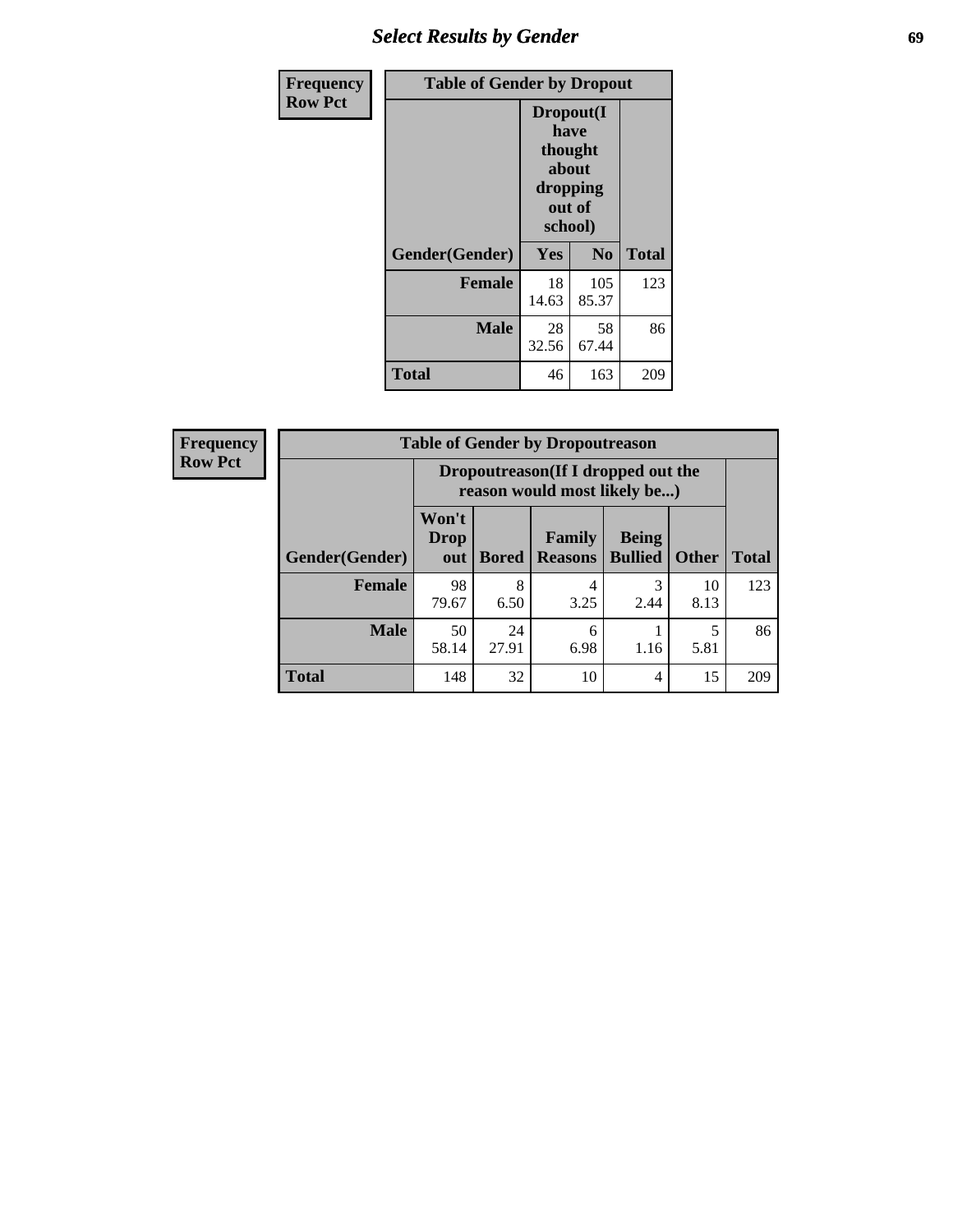| Frequency Row Pct | Table of Gender by Dropout | | |
|---|---|---|---|
| | Dropout(I have thought about dropping out of school) | | |
| Gender(Gender) | Yes | No | Total |
| Female | 18<br>14.63 | 105<br>85.37 | 123 |
| Male | 28<br>32.56 | 58<br>67.44 | 86 |
| Total | 46 | 163 | 209 |

| Frequency Row Pct | Table of Gender by Dropoutreason | | | | | |
|---|---|---|---|---|---|---|
| | Dropoutreason(If I dropped out the reason would most likely be...) | | | | | |
| Gender(Gender) | Won't Drop out | Bored | Family Reasons | Being Bullied | Other | Total |
| Female | 98<br>79.67 | 8<br>6.50 | 4<br>3.25 | 3<br>2.44 | 10<br>8.13 | 123 |
| Male | 50<br>58.14 | 24<br>27.91 | 6<br>6.98 | 1<br>1.16 | 5<br>5.81 | 86 |
| Total | 148 | 32 | 10 | 4 | 15 | 209 |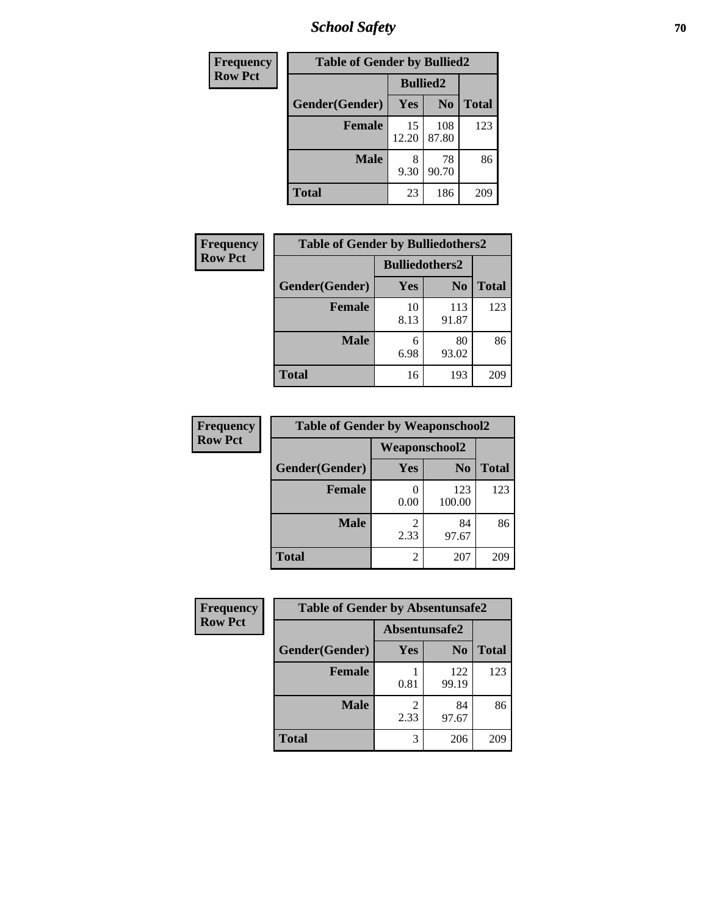| Frequency |
|---|
| Row Pct |

| Table of Gender by Bullied2 | | | |
|---|---|---|---|
| | Bullied2 | | |
| Gender(Gender) | Yes | No | Total |
| Female | 15<br>12.20 | 108<br>87.80 | 123 |
| Male | 8<br>9.30 | 78<br>90.70 | 86 |
| Total | 23 | 186 | 209 |

| Frequency |
|---|
| Row Pct |

| Table of Gender by Bulliedothers2 | | | |
|---|---|---|---|
| | Bulliedothers2 | | |
| Gender(Gender) | Yes | No | Total |
| Female | 10<br>8.13 | 113<br>91.87 | 123 |
| Male | 6<br>6.98 | 80<br>93.02 | 86 |
| Total | 16 | 193 | 209 |

| Frequency |
|---|
| Row Pct |

| Table of Gender by Weaponschool2 | | | |
|---|---|---|---|
| | Weaponschool2 | | |
| Gender(Gender) | Yes | No | Total |
| Female | 0<br>0.00 | 123<br>100.00 | 123 |
| Male | 2<br>2.33 | 84<br>97.67 | 86 |
| Total | 2 | 207 | 209 |

| Frequency |
|---|
| Row Pct |

| Table of Gender by Absentunsafe2 | | | |
|---|---|---|---|
| | Absentunsafe2 | | |
| Gender(Gender) | Yes | No | Total |
| Female | 1<br>0.81 | 122<br>99.19 | 123 |
| Male | 2<br>2.33 | 84<br>97.67 | 86 |
| Total | 3 | 206 | 209 |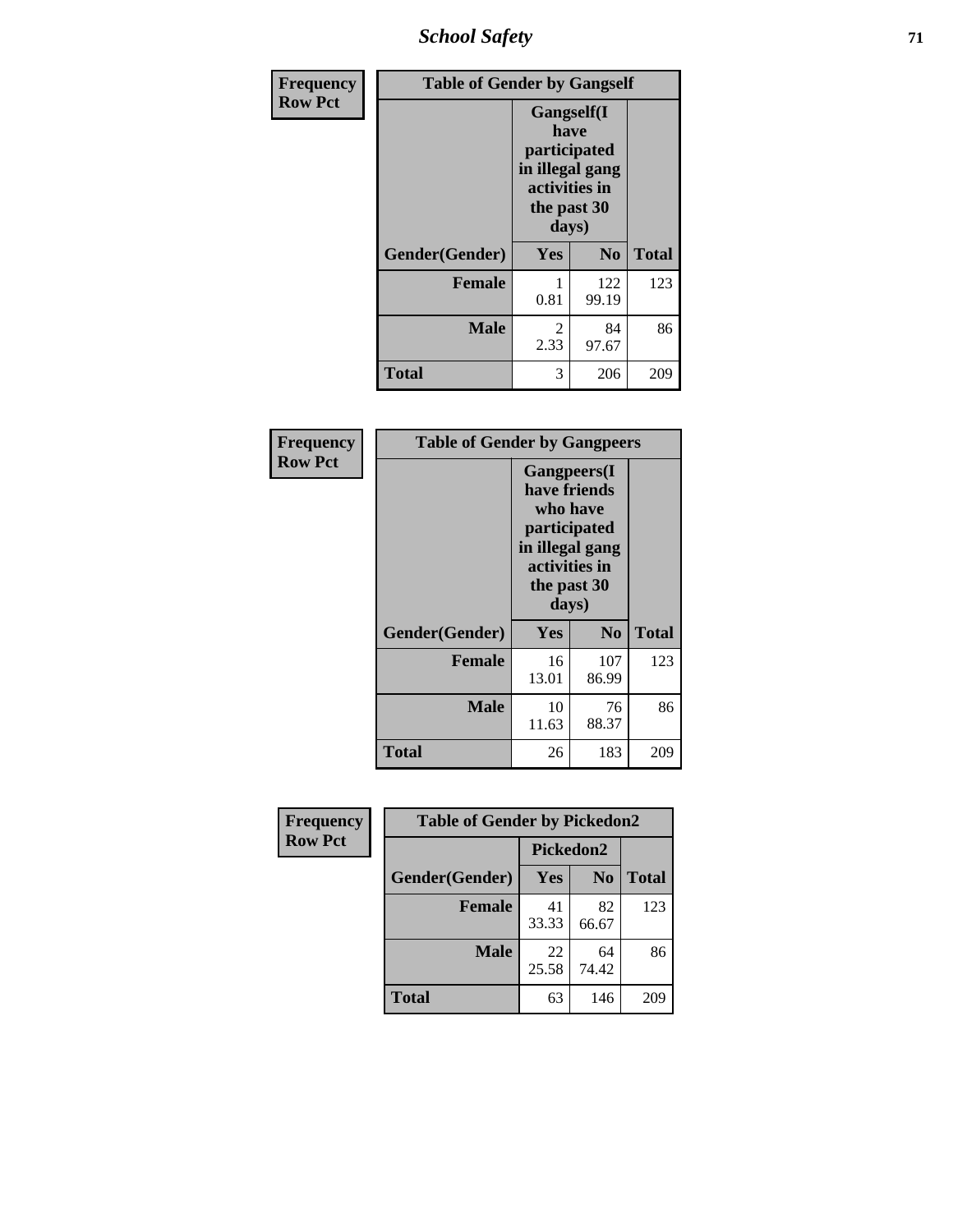| Frequency Row Pct | Table of Gender by Gangself | | |
|---|---|---|---|
| | Gangself(I have participated in illegal gang activities in the past 30 days) | | |
| Gender(Gender) | Yes | No | Total |
| Female | 1<br>0.81 | 122<br>99.19 | 123 |
| Male | 2<br>2.33 | 84<br>97.67 | 86 |
| Total | 3 | 206 | 209 |

| Frequency Row Pct | Table of Gender by Gangpeers | | |
|---|---|---|---|
| | Gangpeers(I have friends who have participated in illegal gang activities in the past 30 days) | | |
| Gender(Gender) | Yes | No | Total |
| Female | 16<br>13.01 | 107<br>86.99 | 123 |
| Male | 10<br>11.63 | 76<br>88.37 | 86 |
| Total | 26 | 183 | 209 |

| Frequency Row Pct | Table of Gender by Pickedon2 | | |
|---|---|---|---|
| | Pickedon2 | | |
| Gender(Gender) | Yes | No | Total |
| Female | 41<br>33.33 | 82<br>66.67 | 123 |
| Male | 22<br>25.58 | 64<br>74.42 | 86 |
| Total | 63 | 146 | 209 |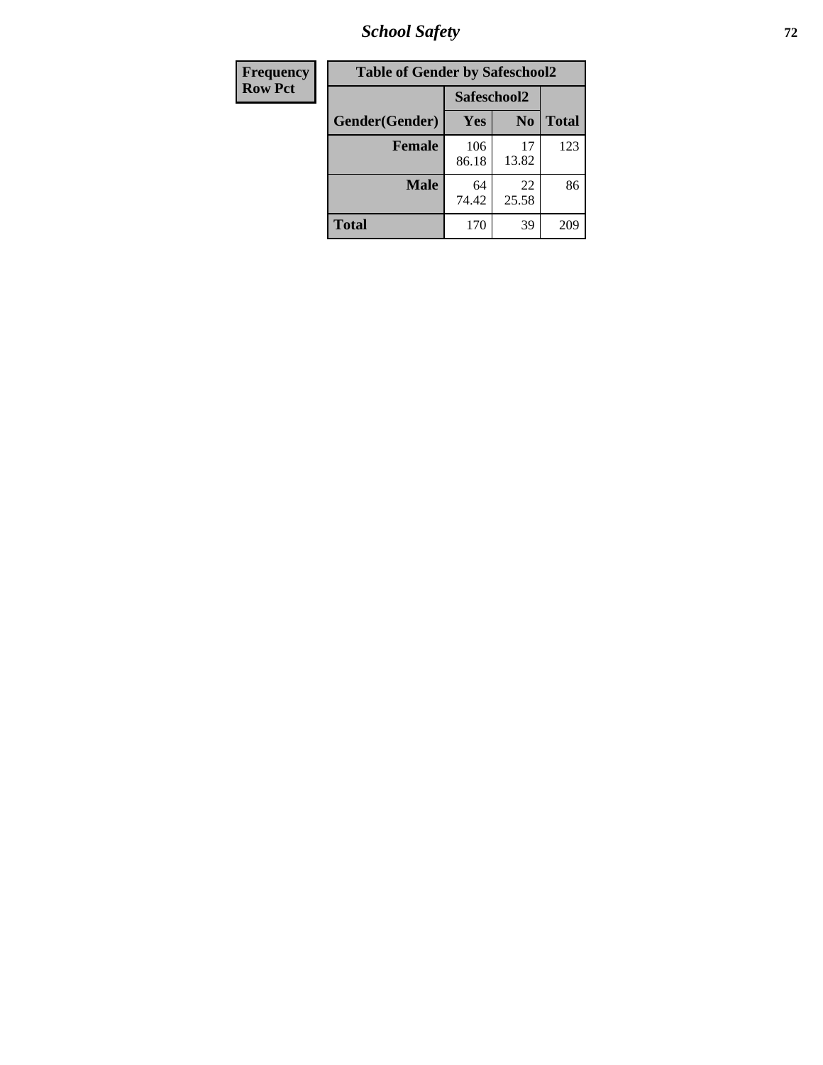| Frequency<br>Row Pct |
|---|

| Table of Gender by Safeschool2 | | | |
|---|---|---|---|
| | Safeschool2 | | |
| Gender(Gender) | Yes | No | Total |
| Female | 106<br>86.18 | 17<br>13.82 | 123 |
| Male | 64<br>74.42 | 22<br>25.58 | 86 |
| Total | 170 | 39 | 209 |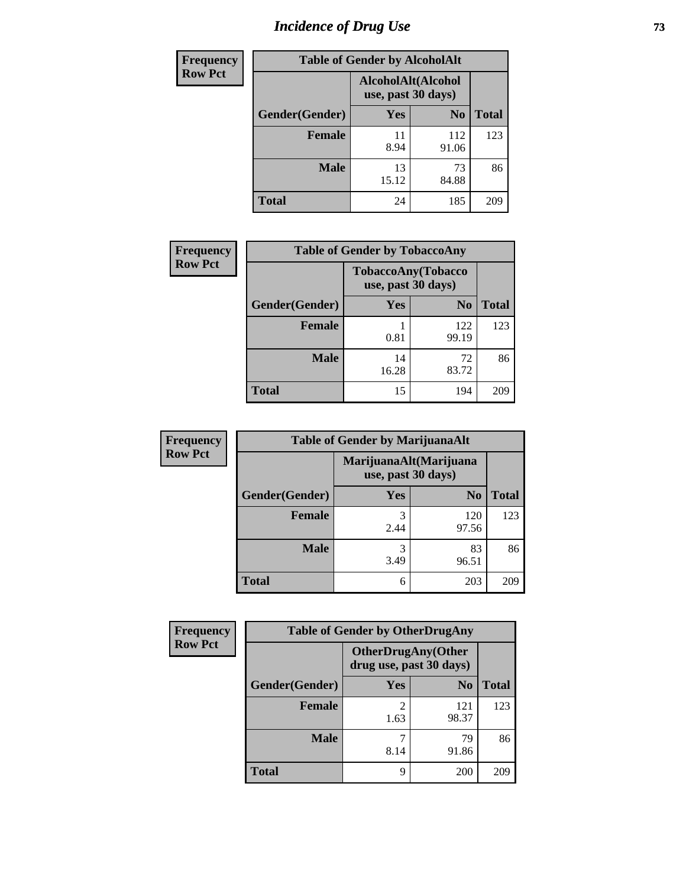# Incidence of Drug Use

**Frequency**
**Row Pct**

| Table of Gender by AlcoholAlt | | | |
|---|---|---|---|
| | AlcoholAlt(Alcohol use, past 30 days) | | |
| Gender(Gender) | Yes | No | Total |
| Female | 11<br>8.94 | 112<br>91.06 | 123 |
| Male | 13<br>15.12 | 73<br>84.88 | 86 |
| Total | 24 | 185 | 209 |

**Frequency**
**Row Pct**

| Table of Gender by TobaccoAny | | | |
|---|---|---|---|
| | TobaccoAny(Tobacco use, past 30 days) | | |
| Gender(Gender) | Yes | No | Total |
| Female | 1<br>0.81 | 122<br>99.19 | 123 |
| Male | 14<br>16.28 | 72<br>83.72 | 86 |
| Total | 15 | 194 | 209 |

**Frequency**
**Row Pct**

| Table of Gender by MarijuanaAlt | | | |
|---|---|---|---|
| | MarijuanaAlt(Marijuana use, past 30 days) | | |
| Gender(Gender) | Yes | No | Total |
| Female | 3<br>2.44 | 120<br>97.56 | 123 |
| Male | 3<br>3.49 | 83<br>96.51 | 86 |
| Total | 6 | 203 | 209 |

**Frequency**
**Row Pct**

| Table of Gender by OtherDrugAny | | | |
|---|---|---|---|
| | OtherDrugAny(Other drug use, past 30 days) | | |
| Gender(Gender) | Yes | No | Total |
| Female | 2<br>1.63 | 121<br>98.37 | 123 |
| Male | 7<br>8.14 | 79<br>91.86 | 86 |
| Total | 9 | 200 | 209 |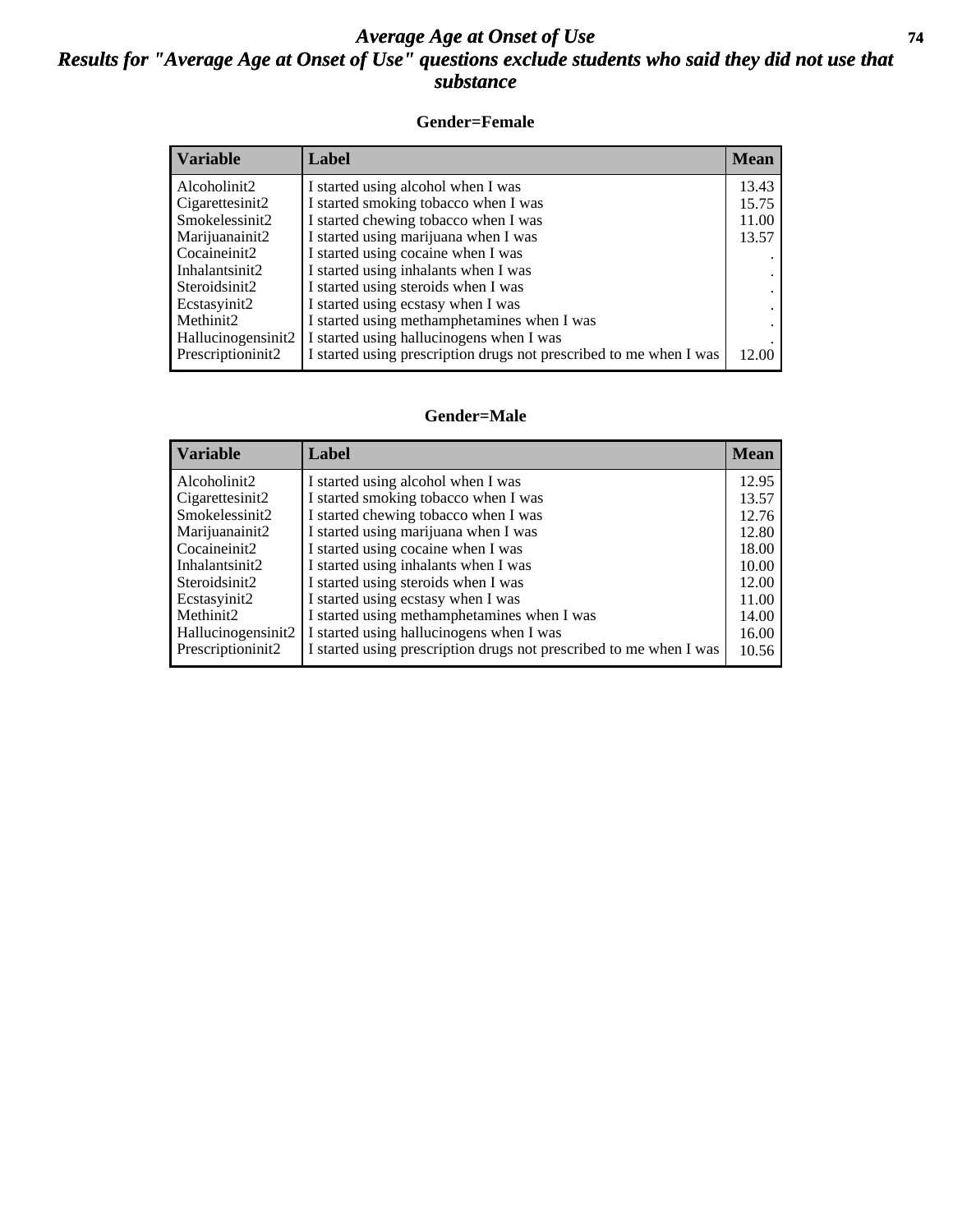# Average Age at Onset of Use

## Results for "Average Age at Onset of Use" questions exclude students who said they did not use that substance

### Gender=Female

| Variable | Label | Mean |
|---|---|---|
| Alcoholinit2 | I started using alcohol when I was | 13.43 |
| Cigarettesinit2 | I started smoking tobacco when I was | 15.75 |
| Smokelessinit2 | I started chewing tobacco when I was | 11.00 |
| Marijuanainit2 | I started using marijuana when I was | 13.57 |
| Cocaineinit2 | I started using cocaine when I was | . |
| Inhalantsinit2 | I started using inhalants when I was | . |
| Steroidsinit2 | I started using steroids when I was | . |
| Ecstasyinit2 | I started using ecstasy when I was | . |
| Methinit2 | I started using methamphetamines when I was | . |
| Hallucinogensinit2 | I started using hallucinogens when I was | . |
| Prescriptioninit2 | I started using prescription drugs not prescribed to me when I was | 12.00 |

### Gender=Male

| Variable | Label | Mean |
|---|---|---|
| Alcoholinit2 | I started using alcohol when I was | 12.95 |
| Cigarettesinit2 | I started smoking tobacco when I was | 13.57 |
| Smokelessinit2 | I started chewing tobacco when I was | 12.76 |
| Marijuanainit2 | I started using marijuana when I was | 12.80 |
| Cocaineinit2 | I started using cocaine when I was | 18.00 |
| Inhalantsinit2 | I started using inhalants when I was | 10.00 |
| Steroidsinit2 | I started using steroids when I was | 12.00 |
| Ecstasyinit2 | I started using ecstasy when I was | 11.00 |
| Methinit2 | I started using methamphetamines when I was | 14.00 |
| Hallucinogensinit2 | I started using hallucinogens when I was | 16.00 |
| Prescriptioninit2 | I started using prescription drugs not prescribed to me when I was | 10.56 |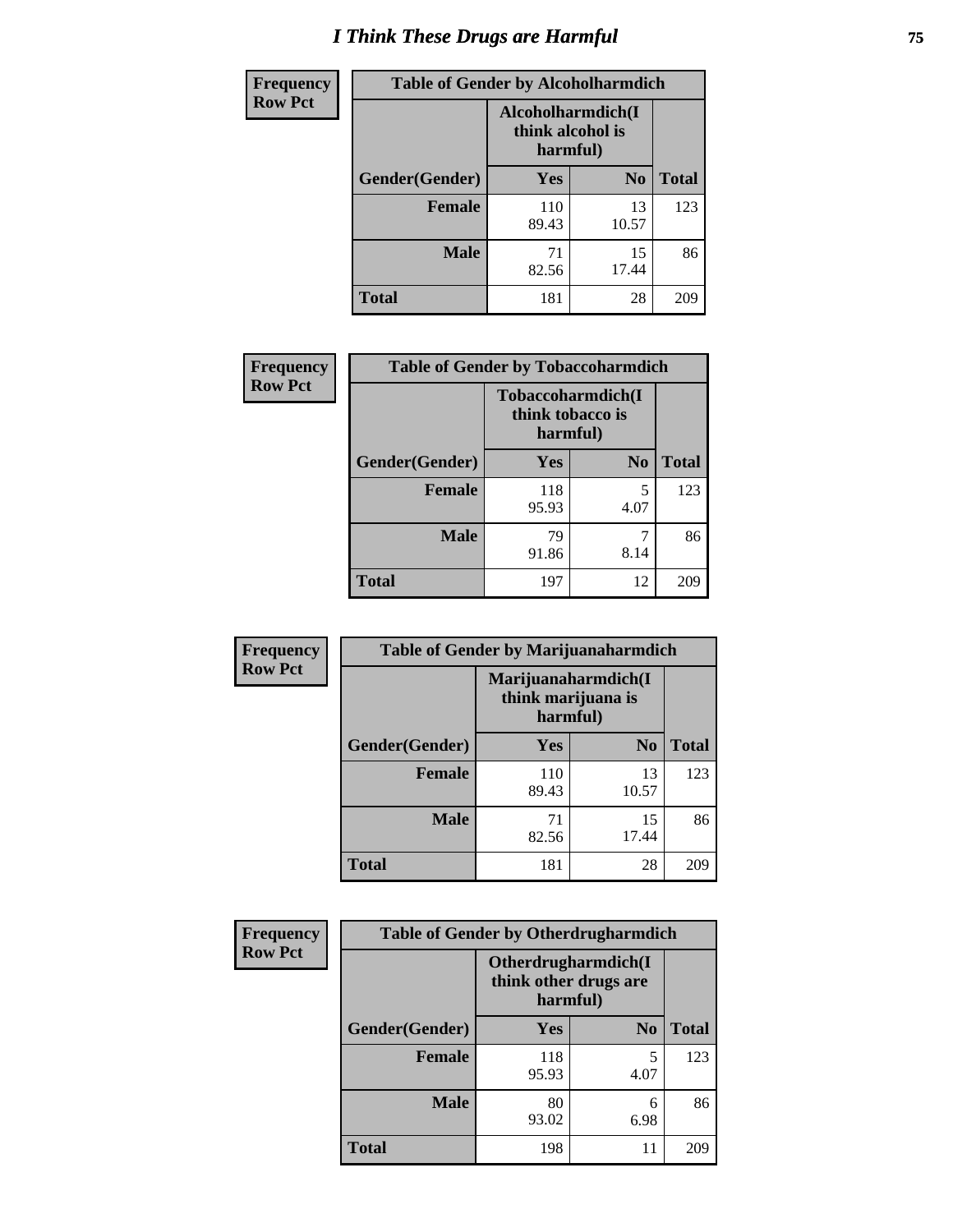# I Think These Drugs are Harmful

**Frequency**
**Row Pct**

| Table of Gender by Alcoholharmdich | | | |
|---|---|---|---|
| | Alcoholharmdich(I think alcohol is harmful) | | |
| Gender(Gender) | Yes | No | Total |
| Female | 110<br>89.43 | 13<br>10.57 | 123 |
| Male | 71<br>82.56 | 15<br>17.44 | 86 |
| Total | 181 | 28 | 209 |

**Frequency**
**Row Pct**

| Table of Gender by Tobaccoharmdich | | | |
|---|---|---|---|
| | Tobaccoharmdich(I think tobacco is harmful) | | |
| Gender(Gender) | Yes | No | Total |
| Female | 118<br>95.93 | 5<br>4.07 | 123 |
| Male | 79<br>91.86 | 7<br>8.14 | 86 |
| Total | 197 | 12 | 209 |

**Frequency**
**Row Pct**

| Table of Gender by Marijuanaharmdich | | | |
|---|---|---|---|
| | Marijuanaharmdich(I think marijuana is harmful) | | |
| Gender(Gender) | Yes | No | Total |
| Female | 110<br>89.43 | 13<br>10.57 | 123 |
| Male | 71<br>82.56 | 15<br>17.44 | 86 |
| Total | 181 | 28 | 209 |

**Frequency**
**Row Pct**

| Table of Gender by Otherdrugharmdich | | | |
|---|---|---|---|
| | Otherdrugharmdich(I think other drugs are harmful) | | |
| Gender(Gender) | Yes | No | Total |
| Female | 118<br>95.93 | 5<br>4.07 | 123 |
| Male | 80<br>93.02 | 6<br>6.98 | 86 |
| Total | 198 | 11 | 209 |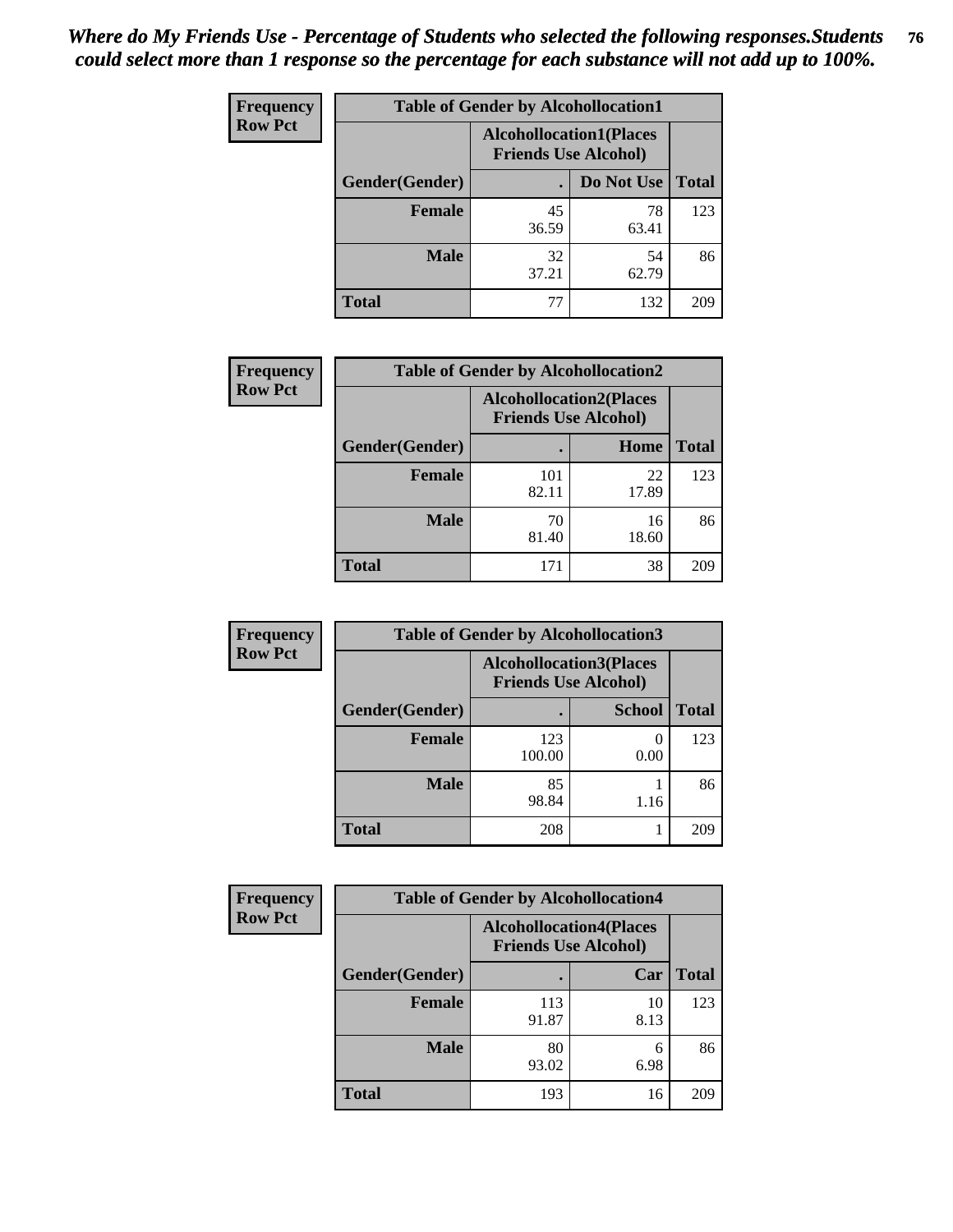*Where do My Friends Use - Percentage of Students who selected the following responses.Students could select more than 1 response so the percentage for each substance will not add up to 100%.*

**Frequency**
**Row Pct**

| Table of Gender by Alcohollocation1 | | | |
|---|---|---|---|
| | Alcohollocation1(Places Friends Use Alcohol) | | |
| Gender(Gender) | . | Do Not Use | Total |
| Female | 45<br>36.59 | 78<br>63.41 | 123 |
| Male | 32<br>37.21 | 54<br>62.79 | 86 |
| Total | 77 | 132 | 209 |

**Frequency**
**Row Pct**

| Table of Gender by Alcohollocation2 | | | |
|---|---|---|---|
| | Alcohollocation2(Places Friends Use Alcohol) | | |
| Gender(Gender) | . | Home | Total |
| Female | 101<br>82.11 | 22<br>17.89 | 123 |
| Male | 70<br>81.40 | 16<br>18.60 | 86 |
| Total | 171 | 38 | 209 |

**Frequency**
**Row Pct**

| Table of Gender by Alcohollocation3 | | | |
|---|---|---|---|
| | Alcohollocation3(Places Friends Use Alcohol) | | |
| Gender(Gender) | . | School | Total |
| Female | 123<br>100.00 | 0<br>0.00 | 123 |
| Male | 85<br>98.84 | 1<br>1.16 | 86 |
| Total | 208 | 1 | 209 |

**Frequency**
**Row Pct**

| Table of Gender by Alcohollocation4 | | | |
|---|---|---|---|
| | Alcohollocation4(Places Friends Use Alcohol) | | |
| Gender(Gender) | . | Car | Total |
| Female | 113<br>91.87 | 10<br>8.13 | 123 |
| Male | 80<br>93.02 | 6<br>6.98 | 86 |
| Total | 193 | 16 | 209 |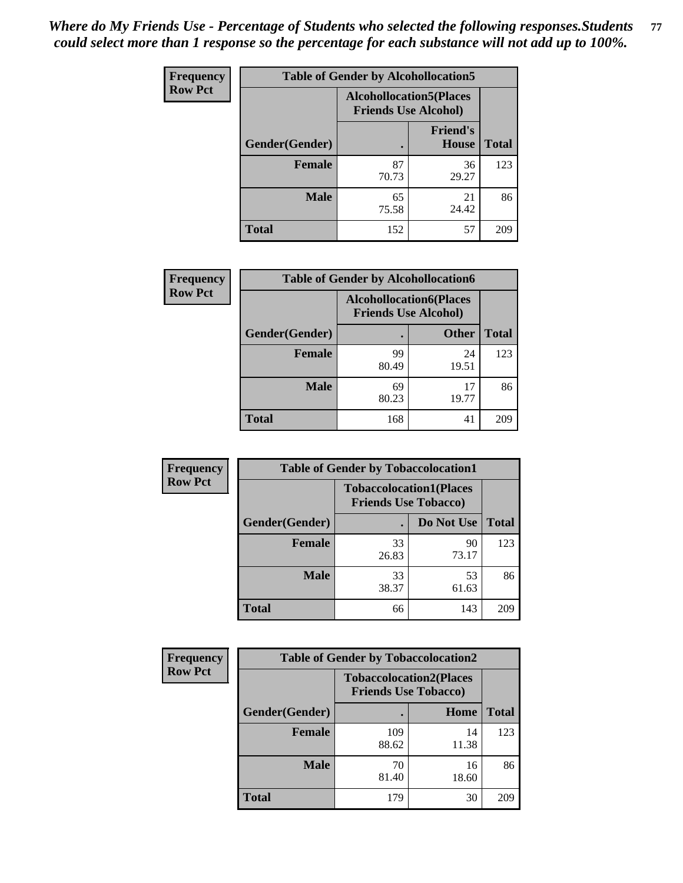*Where do My Friends Use - Percentage of Students who selected the following responses.Students could select more than 1 response so the percentage for each substance will not add up to 100%.*

**Frequency**
**Row Pct**

**Table of Gender by Alcohollocation5**

| Gender(Gender) | Alcohollocation5(Places Friends Use Alcohol) . | Alcohollocation5(Places Friends Use Alcohol) Friend's House | Total |
|---|---|---|---|
| **Female** | 87<br>70.73 | 36<br>29.27 | 123 |
| **Male** | 65<br>75.58 | 21<br>24.42 | 86 |
| **Total** | 152 | 57 | 209 |

**Frequency**
**Row Pct**

**Table of Gender by Alcohollocation6**

| Gender(Gender) | Alcohollocation6(Places Friends Use Alcohol) . | Alcohollocation6(Places Friends Use Alcohol) Other | Total |
|---|---|---|---|
| **Female** | 99<br>80.49 | 24<br>19.51 | 123 |
| **Male** | 69<br>80.23 | 17<br>19.77 | 86 |
| **Total** | 168 | 41 | 209 |

**Frequency**
**Row Pct**

**Table of Gender by Tobaccolocation1**

| Gender(Gender) | Tobaccolocation1(Places Friends Use Tobacco) . | Tobaccolocation1(Places Friends Use Tobacco) Do Not Use | Total |
|---|---|---|---|
| **Female** | 33<br>26.83 | 90<br>73.17 | 123 |
| **Male** | 33<br>38.37 | 53<br>61.63 | 86 |
| **Total** | 66 | 143 | 209 |

**Frequency**
**Row Pct**

**Table of Gender by Tobaccolocation2**

| Gender(Gender) | Tobaccolocation2(Places Friends Use Tobacco) . | Tobaccolocation2(Places Friends Use Tobacco) Home | Total |
|---|---|---|---|
| **Female** | 109<br>88.62 | 14<br>11.38 | 123 |
| **Male** | 70<br>81.40 | 16<br>18.60 | 86 |
| **Total** | 179 | 30 | 209 |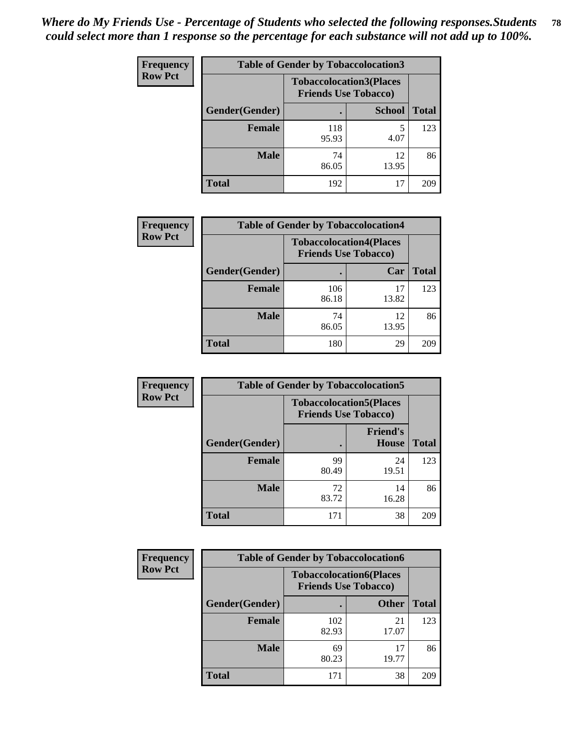*Where do My Friends Use - Percentage of Students who selected the following responses.Students could select more than 1 response so the percentage for each substance will not add up to 100%.*

**Frequency**
**Row Pct**

| Table of Gender by Tobaccolocation3 | | | |
|---|---|---|---|
| | Tobaccolocation3(Places Friends Use Tobacco) | | |
| Gender(Gender) | . | School | Total |
| Female | 118<br>95.93 | 5<br>4.07 | 123 |
| Male | 74<br>86.05 | 12<br>13.95 | 86 |
| Total | 192 | 17 | 209 |

**Frequency**
**Row Pct**

| Table of Gender by Tobaccolocation4 | | | |
|---|---|---|---|
| | Tobaccolocation4(Places Friends Use Tobacco) | | |
| Gender(Gender) | . | Car | Total |
| Female | 106<br>86.18 | 17<br>13.82 | 123 |
| Male | 74<br>86.05 | 12<br>13.95 | 86 |
| Total | 180 | 29 | 209 |

**Frequency**
**Row Pct**

| Table of Gender by Tobaccolocation5 | | | |
|---|---|---|---|
| | Tobaccolocation5(Places Friends Use Tobacco) | | |
| Gender(Gender) | . | Friend's House | Total |
| Female | 99<br>80.49 | 24<br>19.51 | 123 |
| Male | 72<br>83.72 | 14<br>16.28 | 86 |
| Total | 171 | 38 | 209 |

**Frequency**
**Row Pct**

| Table of Gender by Tobaccolocation6 | | | |
|---|---|---|---|
| | Tobaccolocation6(Places Friends Use Tobacco) | | |
| Gender(Gender) | . | Other | Total |
| Female | 102<br>82.93 | 21<br>17.07 | 123 |
| Male | 69<br>80.23 | 17<br>19.77 | 86 |
| Total | 171 | 38 | 209 |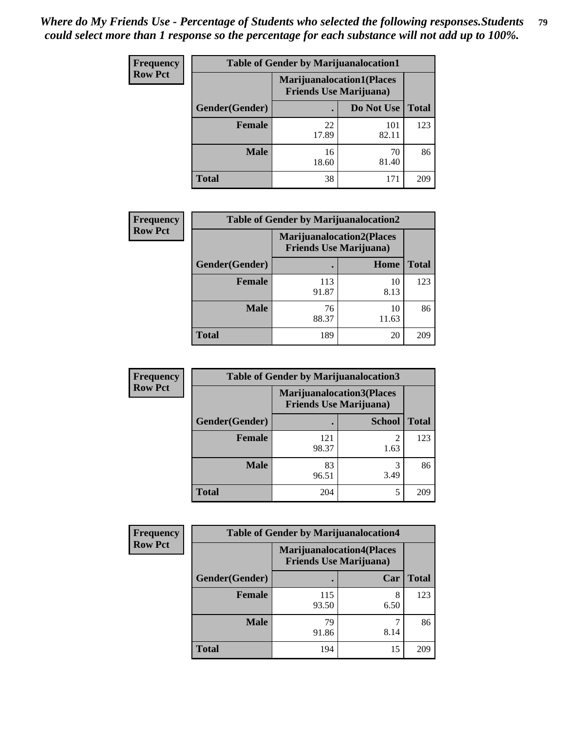*Where do My Friends Use - Percentage of Students who selected the following responses.Students could select more than 1 response so the percentage for each substance will not add up to 100%.*

**Frequency**
**Row Pct**

| Table of Gender by Marijuanalocation1 | | | |
|---|---|---|---|
| | Marijuanalocation1(Places Friends Use Marijuana) | | |
| Gender(Gender) | . | Do Not Use | Total |
| **Female** | 22<br>17.89 | 101<br>82.11 | 123 |
| **Male** | 16<br>18.60 | 70<br>81.40 | 86 |
| **Total** | 38 | 171 | 209 |

**Frequency**
**Row Pct**

| Table of Gender by Marijuanalocation2 | | | |
|---|---|---|---|
| | Marijuanalocation2(Places Friends Use Marijuana) | | |
| Gender(Gender) | . | Home | Total |
| **Female** | 113<br>91.87 | 10<br>8.13 | 123 |
| **Male** | 76<br>88.37 | 10<br>11.63 | 86 |
| **Total** | 189 | 20 | 209 |

**Frequency**
**Row Pct**

| Table of Gender by Marijuanalocation3 | | | |
|---|---|---|---|
| | Marijuanalocation3(Places Friends Use Marijuana) | | |
| Gender(Gender) | . | School | Total |
| **Female** | 121<br>98.37 | 2<br>1.63 | 123 |
| **Male** | 83<br>96.51 | 3<br>3.49 | 86 |
| **Total** | 204 | 5 | 209 |

**Frequency**
**Row Pct**

| Table of Gender by Marijuanalocation4 | | | |
|---|---|---|---|
| | Marijuanalocation4(Places Friends Use Marijuana) | | |
| Gender(Gender) | . | Car | Total |
| **Female** | 115<br>93.50 | 8<br>6.50 | 123 |
| **Male** | 79<br>91.86 | 7<br>8.14 | 86 |
| **Total** | 194 | 15 | 209 |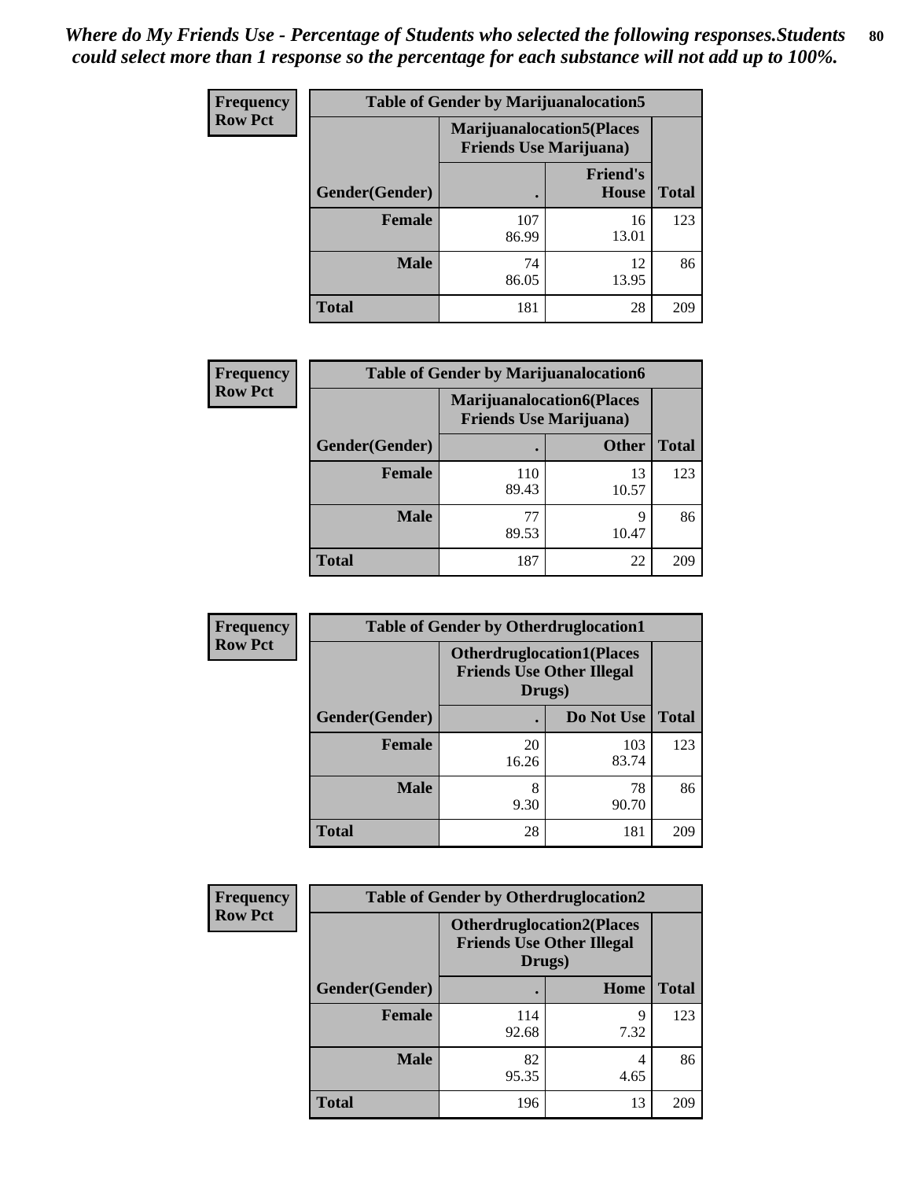*Where do My Friends Use - Percentage of Students who selected the following responses.Students could select more than 1 response so the percentage for each substance will not add up to 100%.*

**Frequency / Row Pct**

| Table of Gender by Marijuanalocation5 | | | |
|---|---|---|---|
| | Marijuanalocation5(Places Friends Use Marijuana) | | |
| Gender(Gender) | . | Friend's House | Total |
| **Female** | 107<br>86.99 | 16<br>13.01 | 123 |
| **Male** | 74<br>86.05 | 12<br>13.95 | 86 |
| **Total** | 181 | 28 | 209 |

**Frequency / Row Pct**

| Table of Gender by Marijuanalocation6 | | | |
|---|---|---|---|
| | Marijuanalocation6(Places Friends Use Marijuana) | | |
| Gender(Gender) | . | Other | Total |
| **Female** | 110<br>89.43 | 13<br>10.57 | 123 |
| **Male** | 77<br>89.53 | 9<br>10.47 | 86 |
| **Total** | 187 | 22 | 209 |

**Frequency / Row Pct**

| Table of Gender by Otherdruglocation1 | | | |
|---|---|---|---|
| | Otherdruglocation1(Places Friends Use Other Illegal Drugs) | | |
| Gender(Gender) | . | Do Not Use | Total |
| **Female** | 20<br>16.26 | 103<br>83.74 | 123 |
| **Male** | 8<br>9.30 | 78<br>90.70 | 86 |
| **Total** | 28 | 181 | 209 |

**Frequency / Row Pct**

| Table of Gender by Otherdruglocation2 | | | |
|---|---|---|---|
| | Otherdruglocation2(Places Friends Use Other Illegal Drugs) | | |
| Gender(Gender) | . | Home | Total |
| **Female** | 114<br>92.68 | 9<br>7.32 | 123 |
| **Male** | 82<br>95.35 | 4<br>4.65 | 86 |
| **Total** | 196 | 13 | 209 |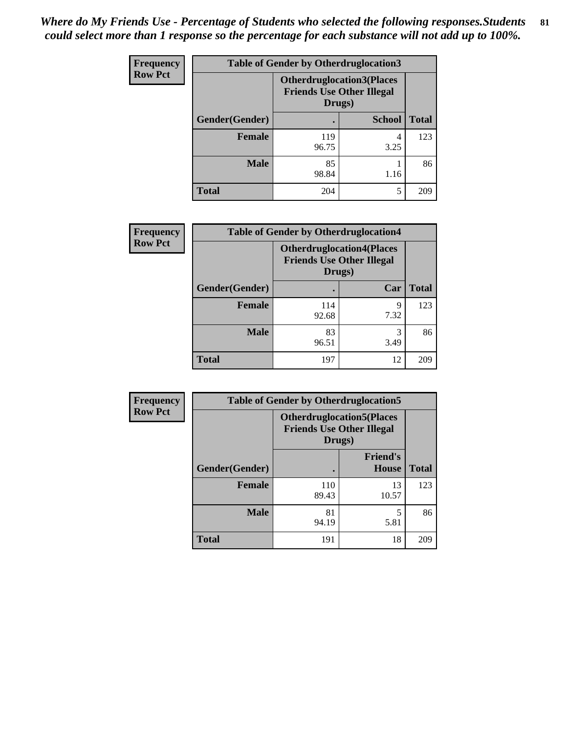*Where do My Friends Use - Percentage of Students who selected the following responses.Students could select more than 1 response so the percentage for each substance will not add up to 100%.*

**Frequency**
**Row Pct**

| Table of Gender by Otherdruglocation3 | | | |
|---|---|---|---|
| | Otherdruglocation3(Places Friends Use Other Illegal Drugs) | | |
| Gender(Gender) | . | School | Total |
| Female | 119<br>96.75 | 4<br>3.25 | 123 |
| Male | 85<br>98.84 | 1<br>1.16 | 86 |
| Total | 204 | 5 | 209 |

**Frequency**
**Row Pct**

| Table of Gender by Otherdruglocation4 | | | |
|---|---|---|---|
| | Otherdruglocation4(Places Friends Use Other Illegal Drugs) | | |
| Gender(Gender) | . | Car | Total |
| Female | 114<br>92.68 | 9<br>7.32 | 123 |
| Male | 83<br>96.51 | 3<br>3.49 | 86 |
| Total | 197 | 12 | 209 |

**Frequency**
**Row Pct**

| Table of Gender by Otherdruglocation5 | | | |
|---|---|---|---|
| | Otherdruglocation5(Places Friends Use Other Illegal Drugs) | | |
| Gender(Gender) | . | Friend's House | Total |
| Female | 110<br>89.43 | 13<br>10.57 | 123 |
| Male | 81<br>94.19 | 5<br>5.81 | 86 |
| Total | 191 | 18 | 209 |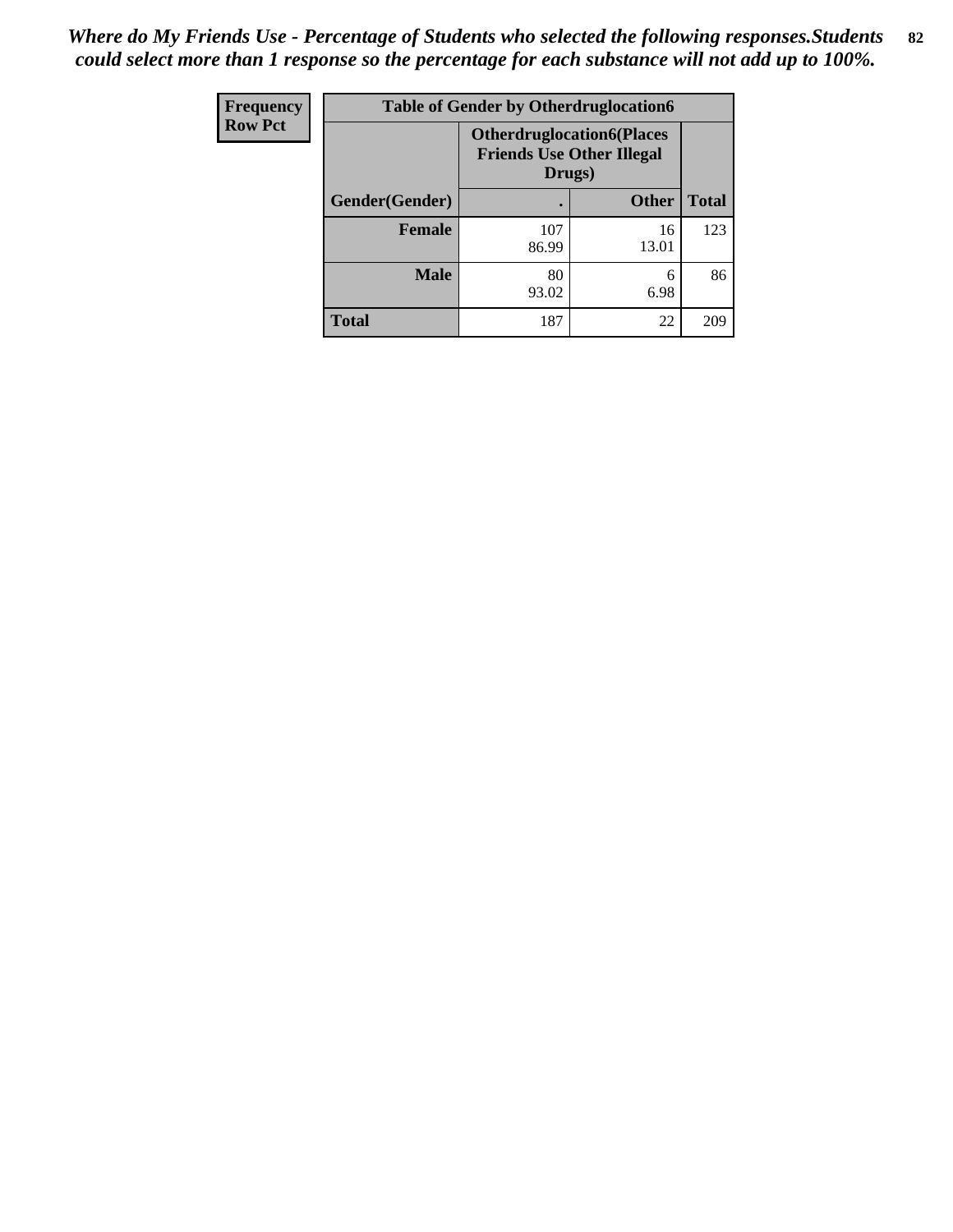*Where do My Friends Use - Percentage of Students who selected the following responses.Students could select more than 1 response so the percentage for each substance will not add up to 100%.*

| Frequency<br>Row Pct | Table of Gender by Otherdruglocation6 | | |
|---|---|---|---|
| | Otherdruglocation6(Places Friends Use Other Illegal Drugs) | | |
| Gender(Gender) | . | Other | Total |
| Female | 107<br>86.99 | 16<br>13.01 | 123 |
| Male | 80<br>93.02 | 6<br>6.98 | 86 |
| Total | 187 | 22 | 209 |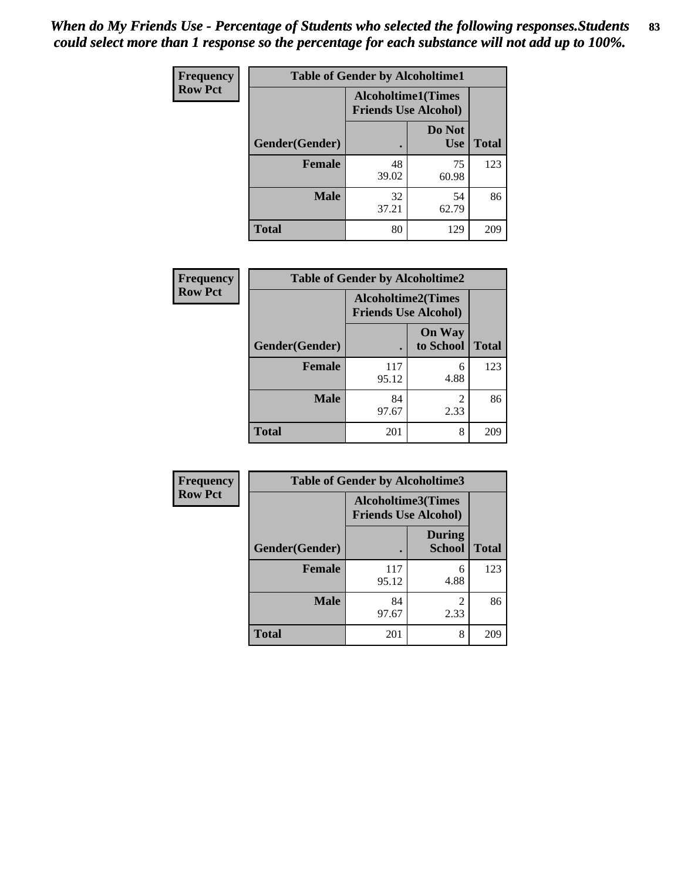*When do My Friends Use - Percentage of Students who selected the following responses.Students could select more than 1 response so the percentage for each substance will not add up to 100%.*

**Frequency**
**Row Pct**

| Table of Gender by Alcoholtime1 | | | |
|---|---|---|---|
| | Alcoholtime1(Times Friends Use Alcohol) | | |
| Gender(Gender) | . | Do Not Use | Total |
| **Female** | 48<br>39.02 | 75<br>60.98 | 123 |
| **Male** | 32<br>37.21 | 54<br>62.79 | 86 |
| **Total** | 80 | 129 | 209 |

**Frequency**
**Row Pct**

| Table of Gender by Alcoholtime2 | | | |
|---|---|---|---|
| | Alcoholtime2(Times Friends Use Alcohol) | | |
| Gender(Gender) | . | On Way to School | Total |
| **Female** | 117<br>95.12 | 6<br>4.88 | 123 |
| **Male** | 84<br>97.67 | 2<br>2.33 | 86 |
| **Total** | 201 | 8 | 209 |

**Frequency**
**Row Pct**

| Table of Gender by Alcoholtime3 | | | |
|---|---|---|---|
| | Alcoholtime3(Times Friends Use Alcohol) | | |
| Gender(Gender) | . | During School | Total |
| **Female** | 117<br>95.12 | 6<br>4.88 | 123 |
| **Male** | 84<br>97.67 | 2<br>2.33 | 86 |
| **Total** | 201 | 8 | 209 |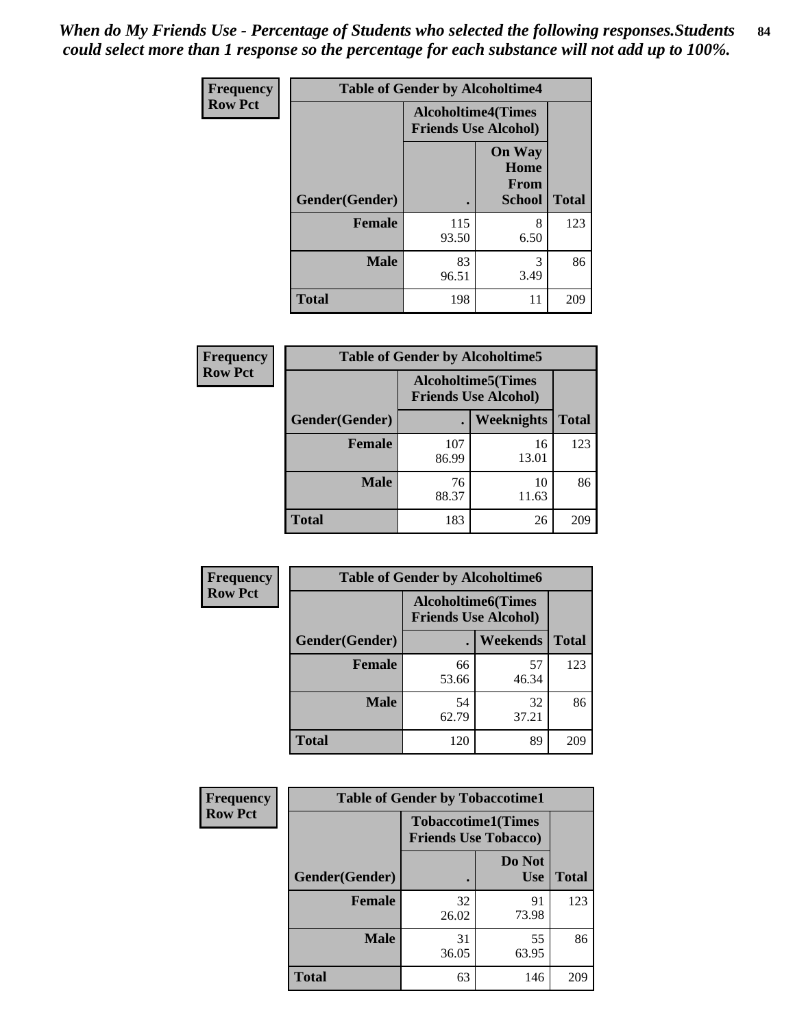*When do My Friends Use - Percentage of Students who selected the following responses.Students could select more than 1 response so the percentage for each substance will not add up to 100%.*

**Frequency**
**Row Pct**

| Table of Gender by Alcoholtime4 | | | |
|---|---|---|---|
| | Alcoholtime4(Times Friends Use Alcohol) | | |
| Gender(Gender) | . | On Way Home From School | Total |
| **Female** | 115<br>93.50 | 8<br>6.50 | 123 |
| **Male** | 83<br>96.51 | 3<br>3.49 | 86 |
| **Total** | 198 | 11 | 209 |

**Frequency**
**Row Pct**

| Table of Gender by Alcoholtime5 | | | |
|---|---|---|---|
| | Alcoholtime5(Times Friends Use Alcohol) | | |
| Gender(Gender) | . | Weeknights | Total |
| **Female** | 107<br>86.99 | 16<br>13.01 | 123 |
| **Male** | 76<br>88.37 | 10<br>11.63 | 86 |
| **Total** | 183 | 26 | 209 |

**Frequency**
**Row Pct**

| Table of Gender by Alcoholtime6 | | | |
|---|---|---|---|
| | Alcoholtime6(Times Friends Use Alcohol) | | |
| Gender(Gender) | . | Weekends | Total |
| **Female** | 66<br>53.66 | 57<br>46.34 | 123 |
| **Male** | 54<br>62.79 | 32<br>37.21 | 86 |
| **Total** | 120 | 89 | 209 |

**Frequency**
**Row Pct**

| Table of Gender by Tobaccotime1 | | | |
|---|---|---|---|
| | Tobaccotime1(Times Friends Use Tobacco) | | |
| Gender(Gender) | . | Do Not Use | Total |
| **Female** | 32<br>26.02 | 91<br>73.98 | 123 |
| **Male** | 31<br>36.05 | 55<br>63.95 | 86 |
| **Total** | 63 | 146 | 209 |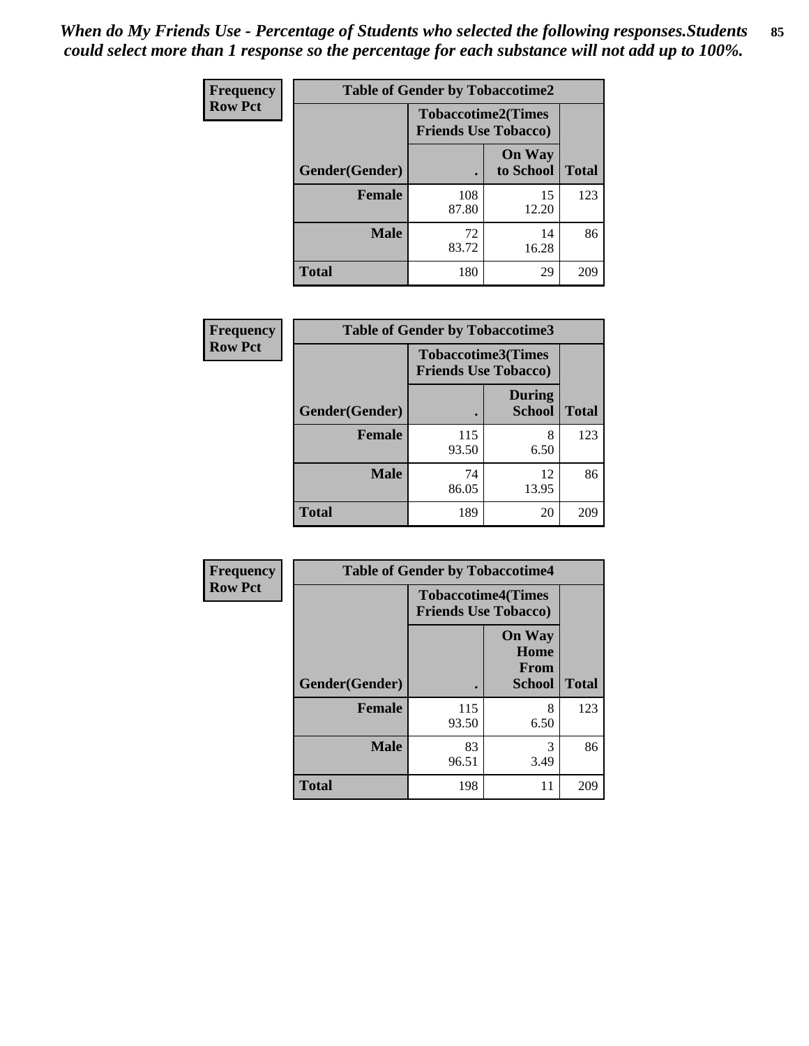*When do My Friends Use - Percentage of Students who selected the following responses.Students could select more than 1 response so the percentage for each substance will not add up to 100%.*

**Frequency**
**Row Pct**

| Table of Gender by Tobaccotime2 | | | |
|---|---|---|---|
| | Tobaccotime2(Times Friends Use Tobacco) | | |
| Gender(Gender) | . | On Way to School | Total |
| **Female** | 108<br>87.80 | 15<br>12.20 | 123 |
| **Male** | 72<br>83.72 | 14<br>16.28 | 86 |
| **Total** | 180 | 29 | 209 |

**Frequency**
**Row Pct**

| Table of Gender by Tobaccotime3 | | | |
|---|---|---|---|
| | Tobaccotime3(Times Friends Use Tobacco) | | |
| Gender(Gender) | . | During School | Total |
| **Female** | 115<br>93.50 | 8<br>6.50 | 123 |
| **Male** | 74<br>86.05 | 12<br>13.95 | 86 |
| **Total** | 189 | 20 | 209 |

**Frequency**
**Row Pct**

| Table of Gender by Tobaccotime4 | | | |
|---|---|---|---|
| | Tobaccotime4(Times Friends Use Tobacco) | | |
| Gender(Gender) | . | On Way Home From School | Total |
| **Female** | 115<br>93.50 | 8<br>6.50 | 123 |
| **Male** | 83<br>96.51 | 3<br>3.49 | 86 |
| **Total** | 198 | 11 | 209 |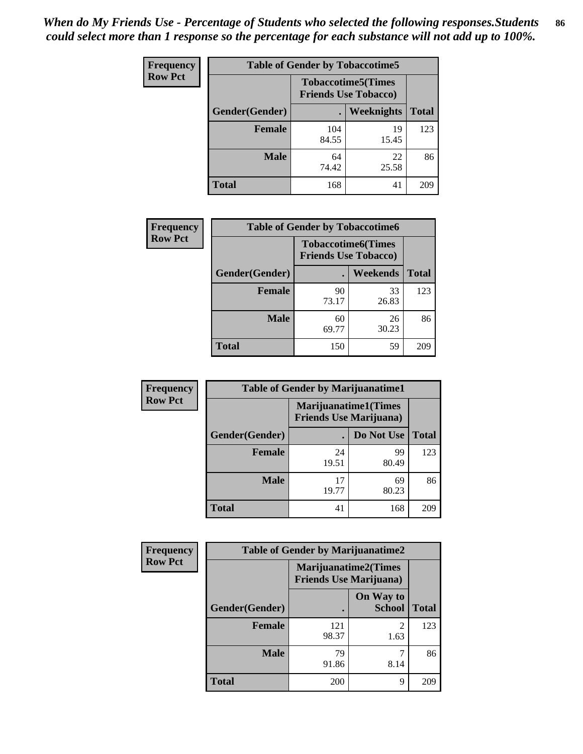*When do My Friends Use - Percentage of Students who selected the following responses.Students could select more than 1 response so the percentage for each substance will not add up to 100%.*

**Frequency**
**Row Pct**

| Table of Gender by Tobaccotime5 | | | |
|---|---|---|---|
| | Tobaccotime5(Times Friends Use Tobacco) | | |
| Gender(Gender) | . | Weeknights | Total |
| **Female** | 104<br>84.55 | 19<br>15.45 | 123 |
| **Male** | 64<br>74.42 | 22<br>25.58 | 86 |
| **Total** | 168 | 41 | 209 |

**Frequency**
**Row Pct**

| Table of Gender by Tobaccotime6 | | | |
|---|---|---|---|
| | Tobaccotime6(Times Friends Use Tobacco) | | |
| Gender(Gender) | . | Weekends | Total |
| **Female** | 90<br>73.17 | 33<br>26.83 | 123 |
| **Male** | 60<br>69.77 | 26<br>30.23 | 86 |
| **Total** | 150 | 59 | 209 |

**Frequency**
**Row Pct**

| Table of Gender by Marijuanatime1 | | | |
|---|---|---|---|
| | Marijuanatime1(Times Friends Use Marijuana) | | |
| Gender(Gender) | . | Do Not Use | Total |
| **Female** | 24<br>19.51 | 99<br>80.49 | 123 |
| **Male** | 17<br>19.77 | 69<br>80.23 | 86 |
| **Total** | 41 | 168 | 209 |

**Frequency**
**Row Pct**

| Table of Gender by Marijuanatime2 | | | |
|---|---|---|---|
| | Marijuanatime2(Times Friends Use Marijuana) | | |
| Gender(Gender) | . | On Way to School | Total |
| **Female** | 121<br>98.37 | 2<br>1.63 | 123 |
| **Male** | 79<br>91.86 | 7<br>8.14 | 86 |
| **Total** | 200 | 9 | 209 |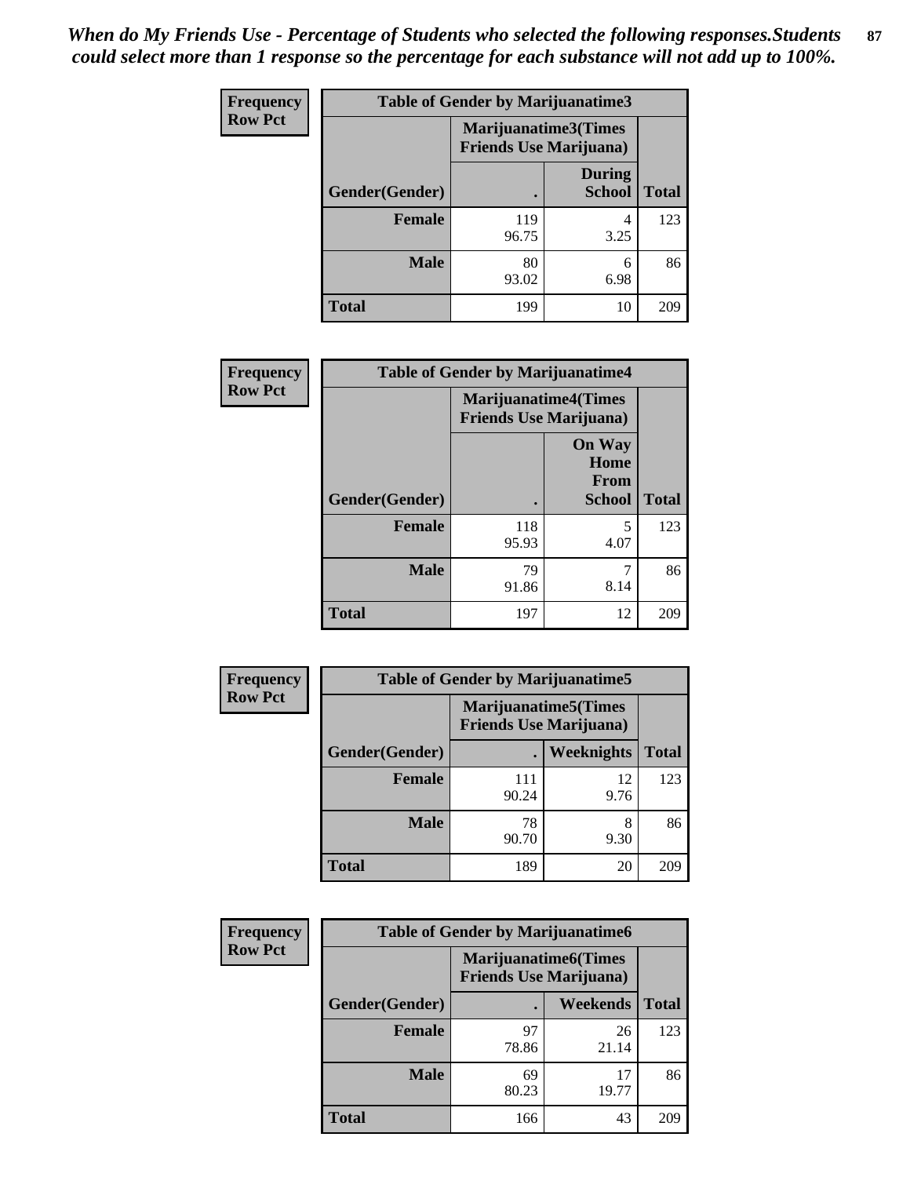*When do My Friends Use - Percentage of Students who selected the following responses.Students could select more than 1 response so the percentage for each substance will not add up to 100%.*

**Frequency**
**Row Pct**

| Table of Gender by Marijuanatime3 | | | |
|---|---|---|---|
| | Marijuanatime3(Times Friends Use Marijuana) | | |
| Gender(Gender) | . | During School | Total |
| **Female** | 119<br>96.75 | 4<br>3.25 | 123 |
| **Male** | 80<br>93.02 | 6<br>6.98 | 86 |
| **Total** | 199 | 10 | 209 |

**Frequency**
**Row Pct**

| Table of Gender by Marijuanatime4 | | | |
|---|---|---|---|
| | Marijuanatime4(Times Friends Use Marijuana) | | |
| Gender(Gender) | . | On Way Home From School | Total |
| **Female** | 118<br>95.93 | 5<br>4.07 | 123 |
| **Male** | 79<br>91.86 | 7<br>8.14 | 86 |
| **Total** | 197 | 12 | 209 |

**Frequency**
**Row Pct**

| Table of Gender by Marijuanatime5 | | | |
|---|---|---|---|
| | Marijuanatime5(Times Friends Use Marijuana) | | |
| Gender(Gender) | . | Weeknights | Total |
| **Female** | 111<br>90.24 | 12<br>9.76 | 123 |
| **Male** | 78<br>90.70 | 8<br>9.30 | 86 |
| **Total** | 189 | 20 | 209 |

**Frequency**
**Row Pct**

| Table of Gender by Marijuanatime6 | | | |
|---|---|---|---|
| | Marijuanatime6(Times Friends Use Marijuana) | | |
| Gender(Gender) | . | Weekends | Total |
| **Female** | 97<br>78.86 | 26<br>21.14 | 123 |
| **Male** | 69<br>80.23 | 17<br>19.77 | 86 |
| **Total** | 166 | 43 | 209 |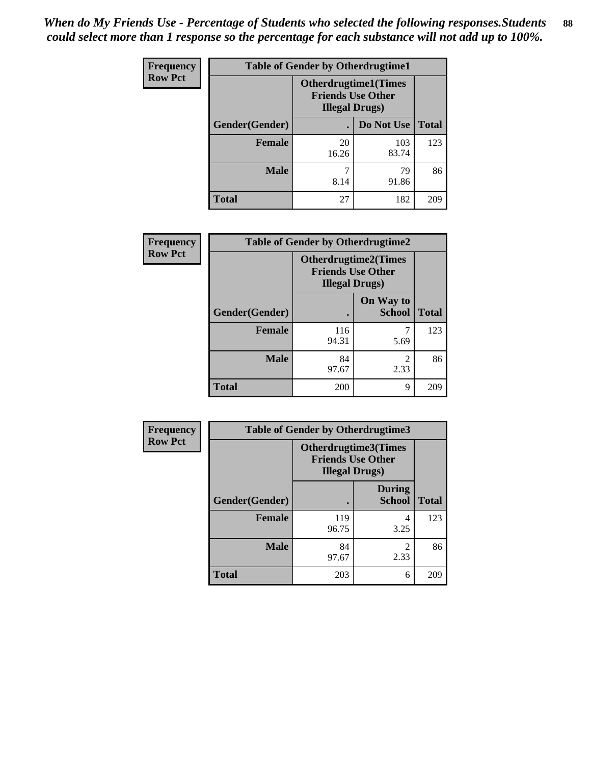*When do My Friends Use - Percentage of Students who selected the following responses.Students could select more than 1 response so the percentage for each substance will not add up to 100%.*

**Frequency**
**Row Pct**

| Table of Gender by Otherdrugtime1 | | | |
|---|---|---|---|
| | Otherdrugtime1(Times Friends Use Other Illegal Drugs) | | |
| Gender(Gender) | . | Do Not Use | Total |
| Female | 20<br>16.26 | 103<br>83.74 | 123 |
| Male | 7<br>8.14 | 79<br>91.86 | 86 |
| Total | 27 | 182 | 209 |

**Frequency**
**Row Pct**

| Table of Gender by Otherdrugtime2 | | | |
|---|---|---|---|
| | Otherdrugtime2(Times Friends Use Other Illegal Drugs) | | |
| Gender(Gender) | . | On Way to School | Total |
| Female | 116<br>94.31 | 7<br>5.69 | 123 |
| Male | 84<br>97.67 | 2<br>2.33 | 86 |
| Total | 200 | 9 | 209 |

**Frequency**
**Row Pct**

| Table of Gender by Otherdrugtime3 | | | |
|---|---|---|---|
| | Otherdrugtime3(Times Friends Use Other Illegal Drugs) | | |
| Gender(Gender) | . | During School | Total |
| Female | 119<br>96.75 | 4<br>3.25 | 123 |
| Male | 84<br>97.67 | 2<br>2.33 | 86 |
| Total | 203 | 6 | 209 |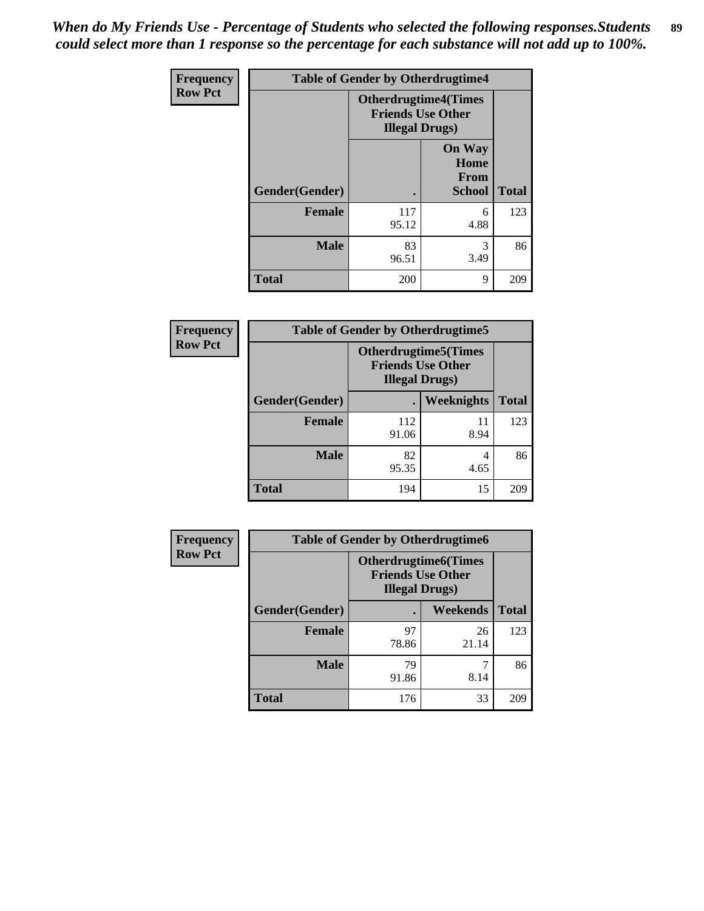*When do My Friends Use - Percentage of Students who selected the following responses.Students could select more than 1 response so the percentage for each substance will not add up to 100%.*

**Frequency**
**Row Pct**

| Table of Gender by Otherdrugtime4 | | | |
|---|---|---|---|
| | Otherdrugtime4(Times Friends Use Other Illegal Drugs) | | |
| Gender(Gender) | . | On Way Home From School | Total |
| Female | 117<br>95.12 | 6<br>4.88 | 123 |
| Male | 83<br>96.51 | 3<br>3.49 | 86 |
| Total | 200 | 9 | 209 |

**Frequency**
**Row Pct**

| Table of Gender by Otherdrugtime5 | | | |
|---|---|---|---|
| | Otherdrugtime5(Times Friends Use Other Illegal Drugs) | | |
| Gender(Gender) | . | Weeknights | Total |
| Female | 112<br>91.06 | 11<br>8.94 | 123 |
| Male | 82<br>95.35 | 4<br>4.65 | 86 |
| Total | 194 | 15 | 209 |

**Frequency**
**Row Pct**

| Table of Gender by Otherdrugtime6 | | | |
|---|---|---|---|
| | Otherdrugtime6(Times Friends Use Other Illegal Drugs) | | |
| Gender(Gender) | . | Weekends | Total |
| Female | 97<br>78.86 | 26<br>21.14 | 123 |
| Male | 79<br>91.86 | 7<br>8.14 | 86 |
| Total | 176 | 33 | 209 |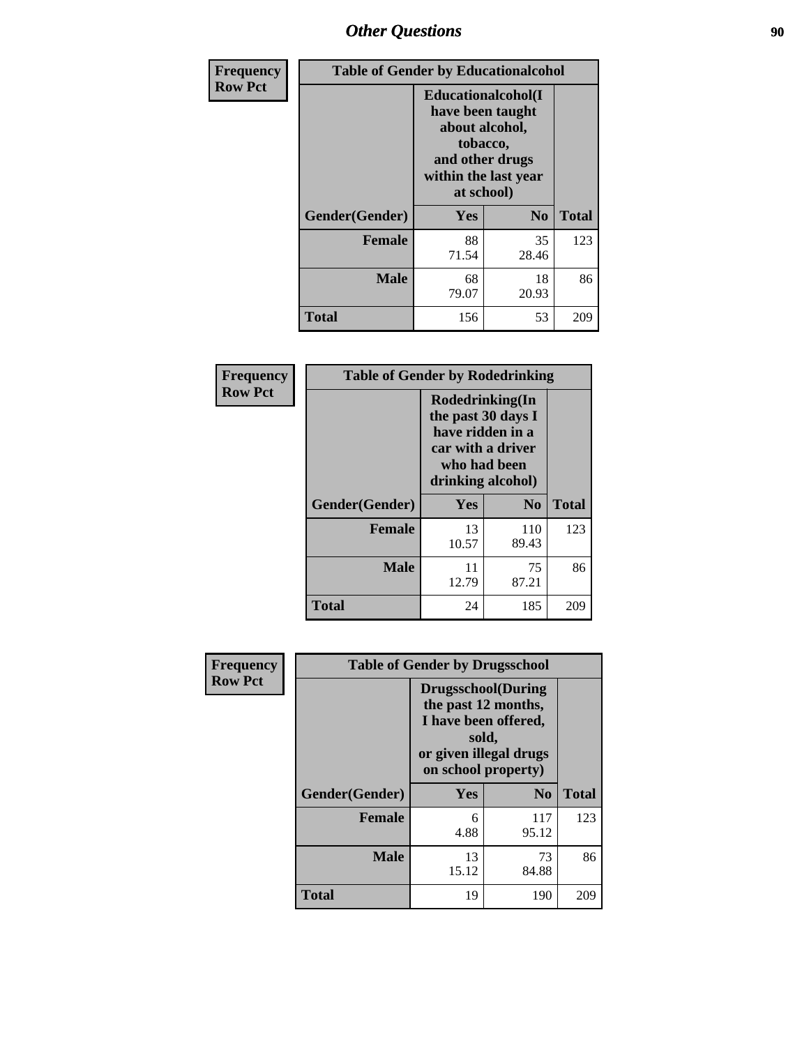## Other Questions

**Frequency**
**Row Pct**

| Table of Gender by Educationalcohol | | | |
|---|---|---|---|
| | Educationalcohol(I have been taught about alcohol, tobacco, and other drugs within the last year at school) | | |
| Gender(Gender) | Yes | No | Total |
| **Female** | 88<br>71.54 | 35<br>28.46 | 123 |
| **Male** | 68<br>79.07 | 18<br>20.93 | 86 |
| **Total** | 156 | 53 | 209 |

**Frequency**
**Row Pct**

| Table of Gender by Rodedrinking | | | |
|---|---|---|---|
| | Rodedrinking(In the past 30 days I have ridden in a car with a driver who had been drinking alcohol) | | |
| Gender(Gender) | Yes | No | Total |
| **Female** | 13<br>10.57 | 110<br>89.43 | 123 |
| **Male** | 11<br>12.79 | 75<br>87.21 | 86 |
| **Total** | 24 | 185 | 209 |

**Frequency**
**Row Pct**

| Table of Gender by Drugsschool | | | |
|---|---|---|---|
| | Drugsschool(During the past 12 months, I have been offered, sold, or given illegal drugs on school property) | | |
| Gender(Gender) | Yes | No | Total |
| **Female** | 6<br>4.88 | 117<br>95.12 | 123 |
| **Male** | 13<br>15.12 | 73<br>84.88 | 86 |
| **Total** | 19 | 190 | 209 |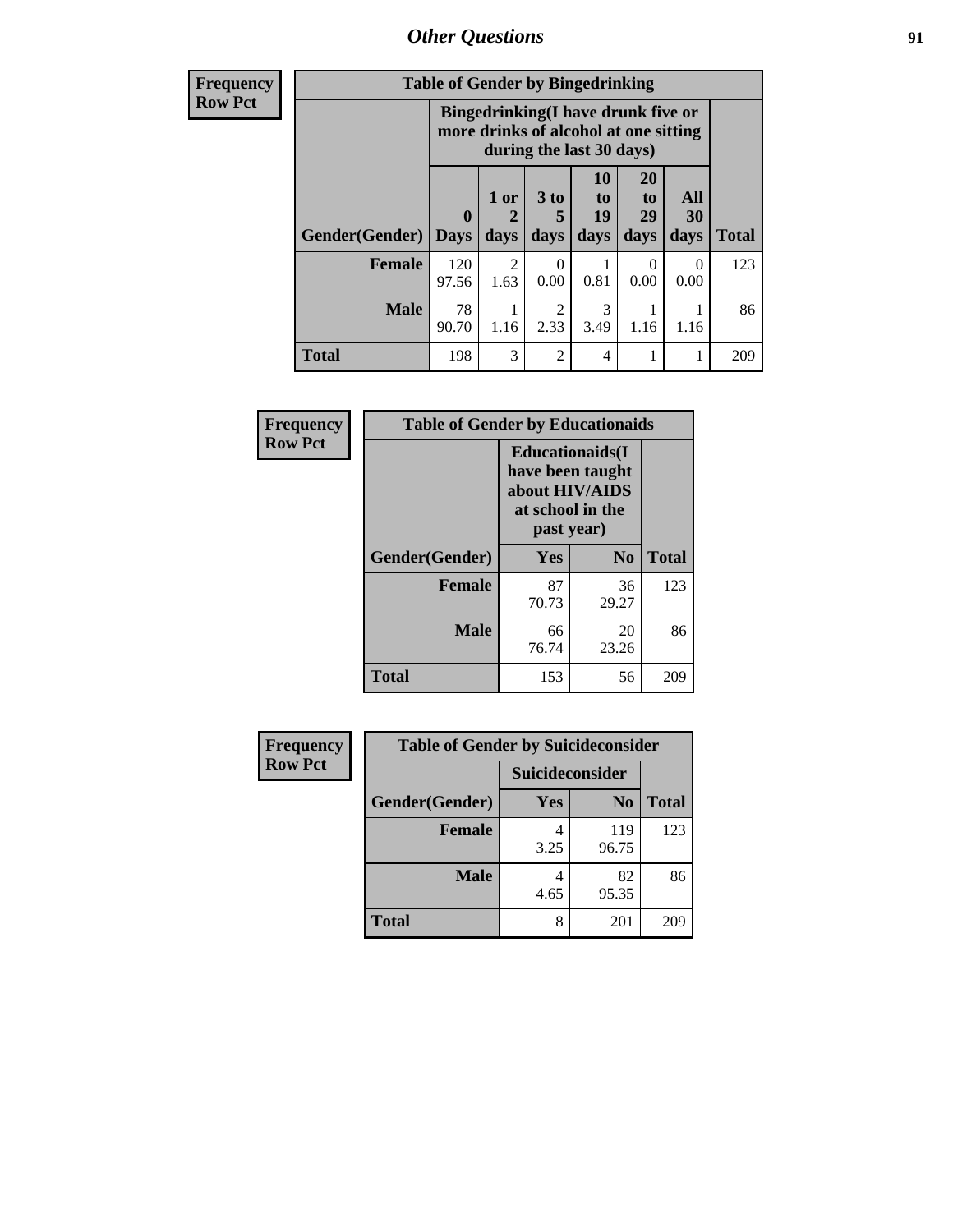| Frequency Row Pct | Table of Gender by Bingedrinking | | | | | | |
|---|---|---|---|---|---|---|---|
| | Bingedrinking(I have drunk five or more drinks of alcohol at one sitting during the last 30 days) | | | | | | |
| Gender(Gender) | 0 Days | 1 or 2 days | 3 to 5 days | 10 to 19 days | 20 to 29 days | All 30 days | Total |
| Female | 120<br>97.56 | 2<br>1.63 | 0<br>0.00 | 1<br>0.81 | 0<br>0.00 | 0<br>0.00 | 123 |
| Male | 78<br>90.70 | 1<br>1.16 | 2<br>2.33 | 3<br>3.49 | 1<br>1.16 | 1<br>1.16 | 86 |
| Total | 198 | 3 | 2 | 4 | 1 | 1 | 209 |

| Frequency Row Pct | Table of Gender by Educationaids | | |
|---|---|---|---|
| | Educationaids(I have been taught about HIV/AIDS at school in the past year) | | |
| Gender(Gender) | Yes | No | Total |
| Female | 87<br>70.73 | 36<br>29.27 | 123 |
| Male | 66<br>76.74 | 20<br>23.26 | 86 |
| Total | 153 | 56 | 209 |

| Frequency Row Pct | Table of Gender by Suicideconsider | | |
|---|---|---|---|
| | Suicideconsider | | |
| Gender(Gender) | Yes | No | Total |
| Female | 4<br>3.25 | 119<br>96.75 | 123 |
| Male | 4<br>4.65 | 82<br>95.35 | 86 |
| Total | 8 | 201 | 209 |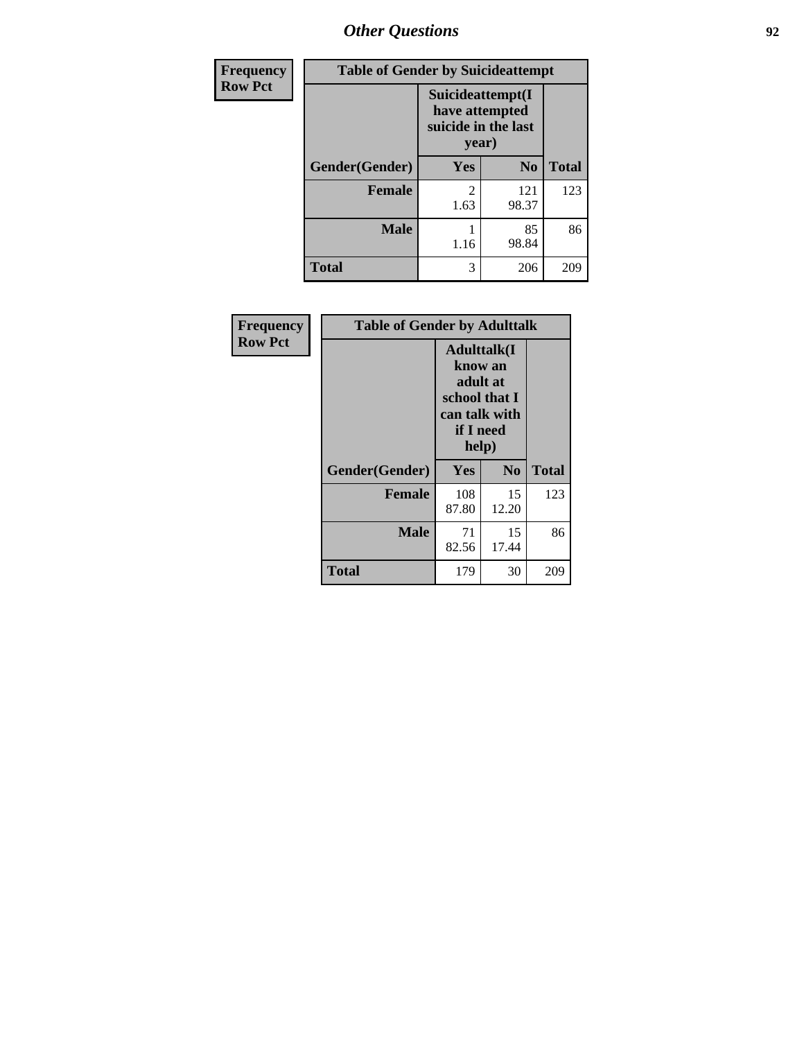| Frequency Row Pct | Table of Gender by Suicideattempt | | |
|---|---|---|---|
| | Suicideattempt(I have attempted suicide in the last year) | | |
| Gender(Gender) | Yes | No | Total |
| Female | 2<br>1.63 | 121<br>98.37 | 123 |
| Male | 1<br>1.16 | 85<br>98.84 | 86 |
| Total | 3 | 206 | 209 |

| Frequency Row Pct | Table of Gender by Adulttalk | | |
|---|---|---|---|
| | Adulttalk(I know an adult at school that I can talk with if I need help) | | |
| Gender(Gender) | Yes | No | Total |
| Female | 108<br>87.80 | 15<br>12.20 | 123 |
| Male | 71<br>82.56 | 15<br>17.44 | 86 |
| Total | 179 | 30 | 209 |